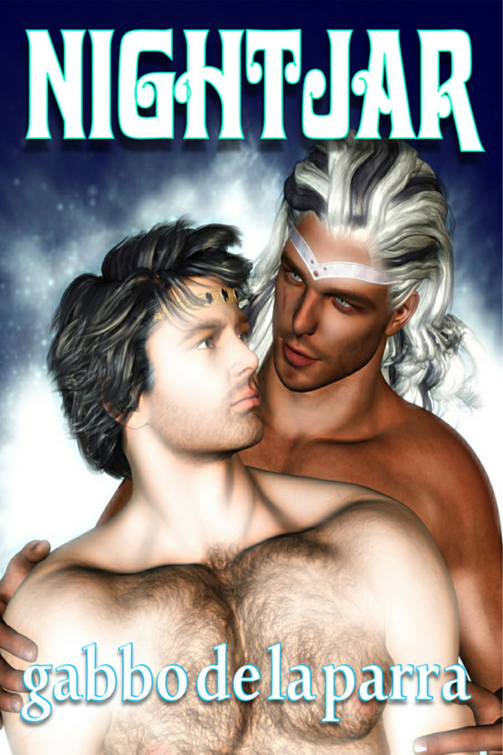# NIGHTJAR

gabbo de la parra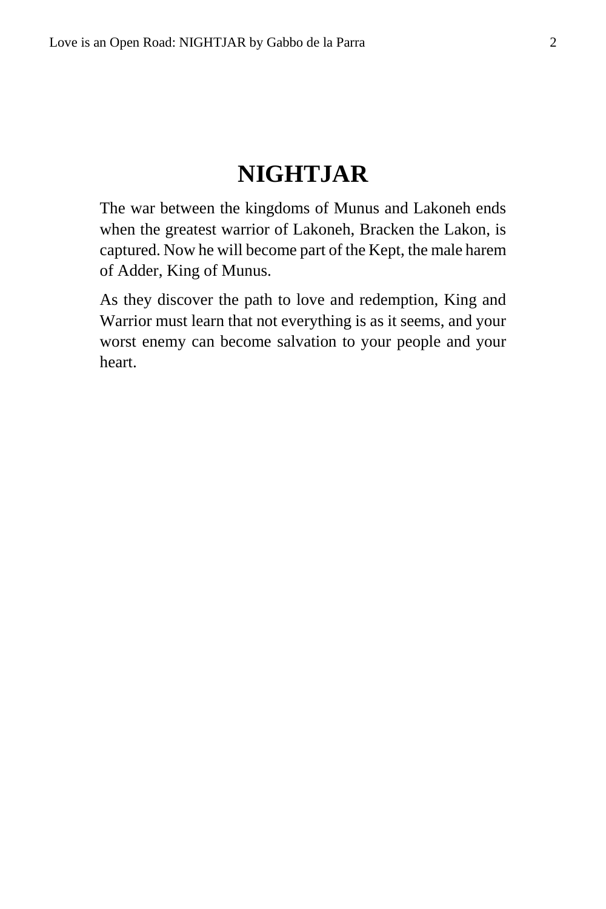# NIGHTJAR

The war between the kingdoms of Munus and Lakoneh ends when the greatest warrior of Lakoneh, Bracken the Lakon, is captured. Now he will become part of the Kept, the male harem of Adder, King of Munus.

As they discover the path to love and redemption, King and Warrior must learn that not everything is as it seems, and your worst enemy can become salvation to your people and your heart.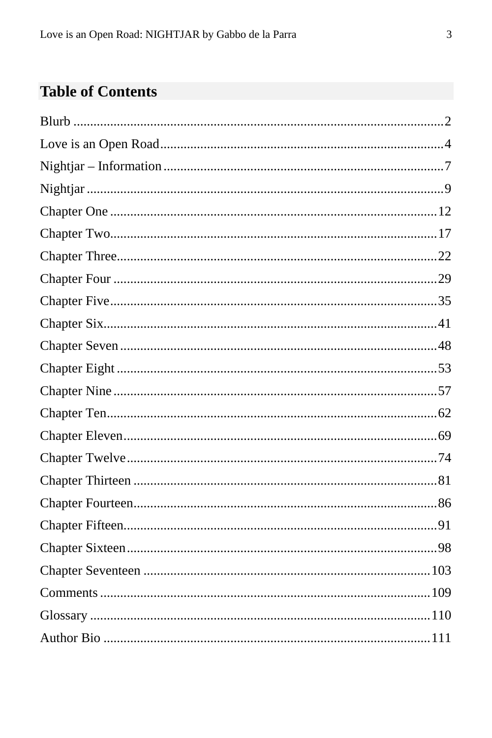## Table of Contents

Blurb ....................................................................................................2
Love is an Open Road..................................................................................4
Nightjar – Information..................................................................................7
Nightjar ....................................................................................................9
Chapter One ............................................................................................12
Chapter Two............................................................................................17
Chapter Three..........................................................................................22
Chapter Four ...........................................................................................29
Chapter Five............................................................................................35
Chapter Six..............................................................................................41
Chapter Seven .........................................................................................48
Chapter Eight ..........................................................................................53
Chapter Nine ...........................................................................................57
Chapter Ten.............................................................................................62
Chapter Eleven.........................................................................................69
Chapter Twelve........................................................................................74
Chapter Thirteen ......................................................................................81
Chapter Fourteen......................................................................................86
Chapter Fifteen.........................................................................................91
Chapter Sixteen........................................................................................98
Chapter Seventeen ..................................................................................103
Comments ..............................................................................................109
Glossary .................................................................................................110
Author Bio ..............................................................................................111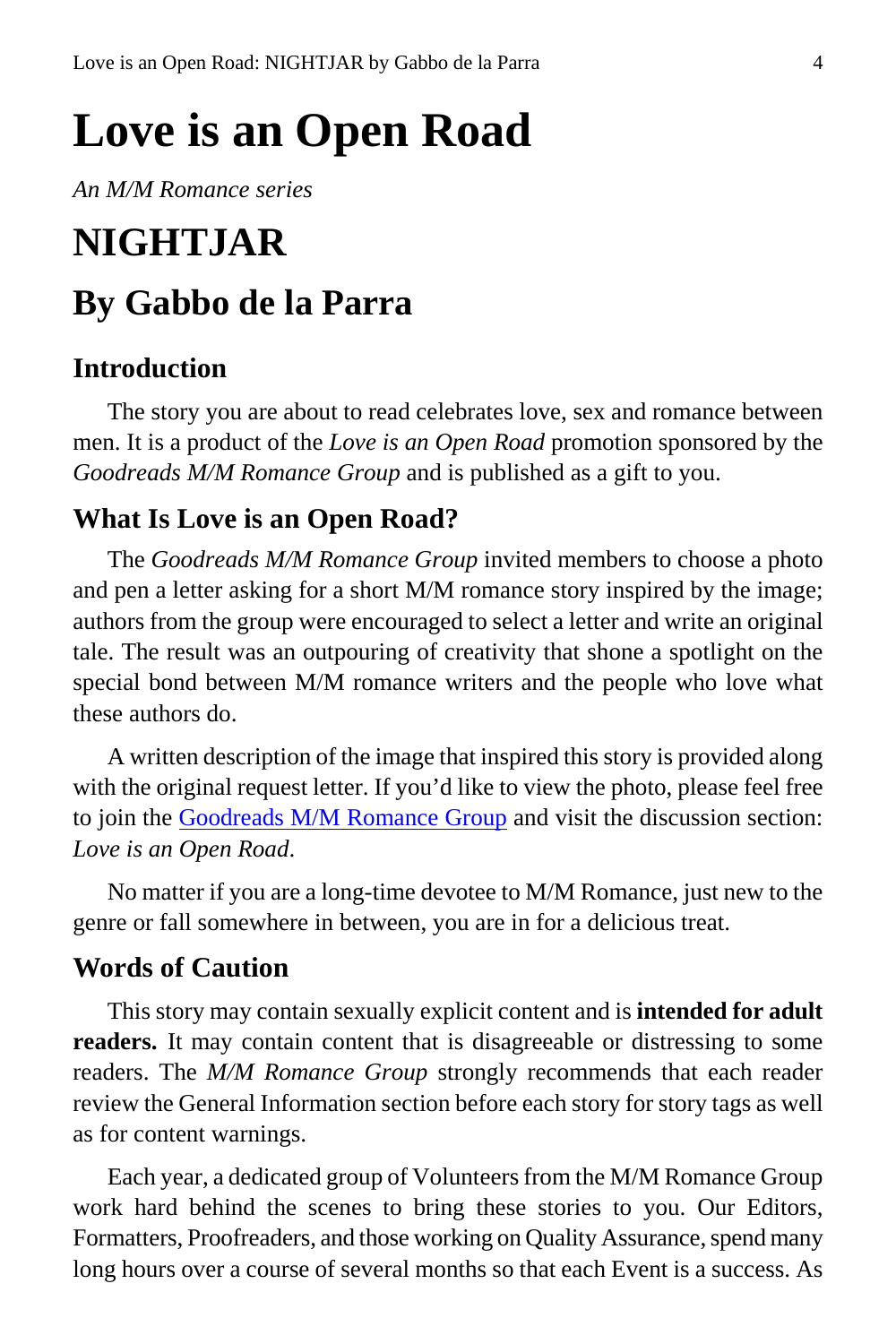# Love is an Open Road

*An M/M Romance series*

# NIGHTJAR

## By Gabbo de la Parra

### Introduction

The story you are about to read celebrates love, sex and romance between men. It is a product of the *Love is an Open Road* promotion sponsored by the *Goodreads M/M Romance Group* and is published as a gift to you.

### What Is Love is an Open Road?

The *Goodreads M/M Romance Group* invited members to choose a photo and pen a letter asking for a short M/M romance story inspired by the image; authors from the group were encouraged to select a letter and write an original tale. The result was an outpouring of creativity that shone a spotlight on the special bond between M/M romance writers and the people who love what these authors do.

A written description of the image that inspired this story is provided along with the original request letter. If you'd like to view the photo, please feel free to join the Goodreads M/M Romance Group and visit the discussion section: *Love is an Open Road*.

No matter if you are a long-time devotee to M/M Romance, just new to the genre or fall somewhere in between, you are in for a delicious treat.

### Words of Caution

This story may contain sexually explicit content and is **intended for adult readers.** It may contain content that is disagreeable or distressing to some readers. The *M/M Romance Group* strongly recommends that each reader review the General Information section before each story for story tags as well as for content warnings.

Each year, a dedicated group of Volunteers from the M/M Romance Group work hard behind the scenes to bring these stories to you. Our Editors, Formatters, Proofreaders, and those working on Quality Assurance, spend many long hours over a course of several months so that each Event is a success. As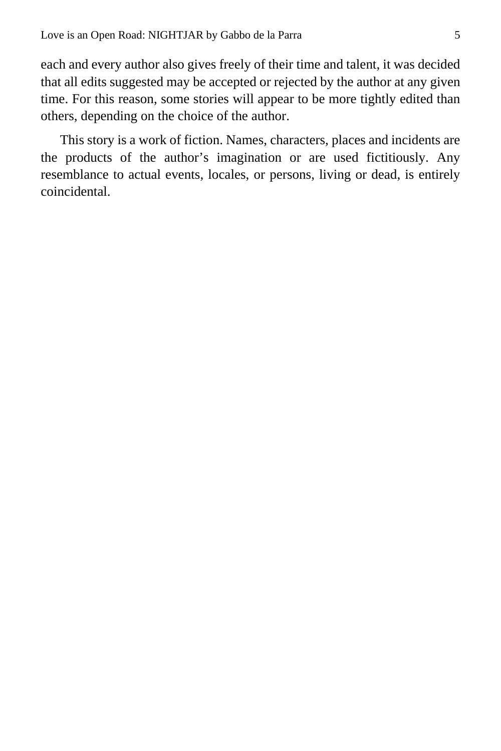each and every author also gives freely of their time and talent, it was decided that all edits suggested may be accepted or rejected by the author at any given time. For this reason, some stories will appear to be more tightly edited than others, depending on the choice of the author.

This story is a work of fiction. Names, characters, places and incidents are the products of the author's imagination or are used fictitiously. Any resemblance to actual events, locales, or persons, living or dead, is entirely coincidental.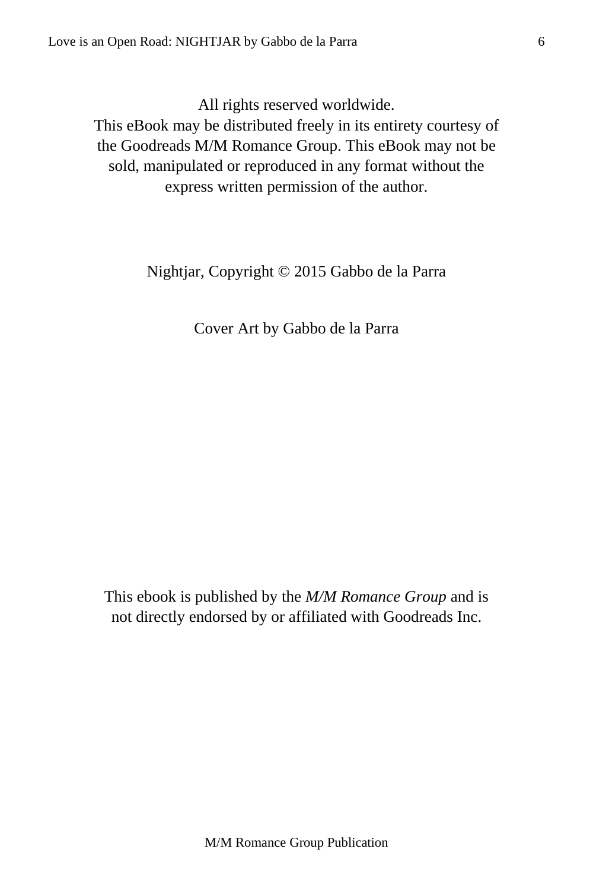All rights reserved worldwide.
This eBook may be distributed freely in its entirety courtesy of the Goodreads M/M Romance Group. This eBook may not be sold, manipulated or reproduced in any format without the express written permission of the author.

Nightjar, Copyright © 2015 Gabbo de la Parra

Cover Art by Gabbo de la Parra

This ebook is published by the *M/M Romance Group* and is not directly endorsed by or affiliated with Goodreads Inc.

M/M Romance Group Publication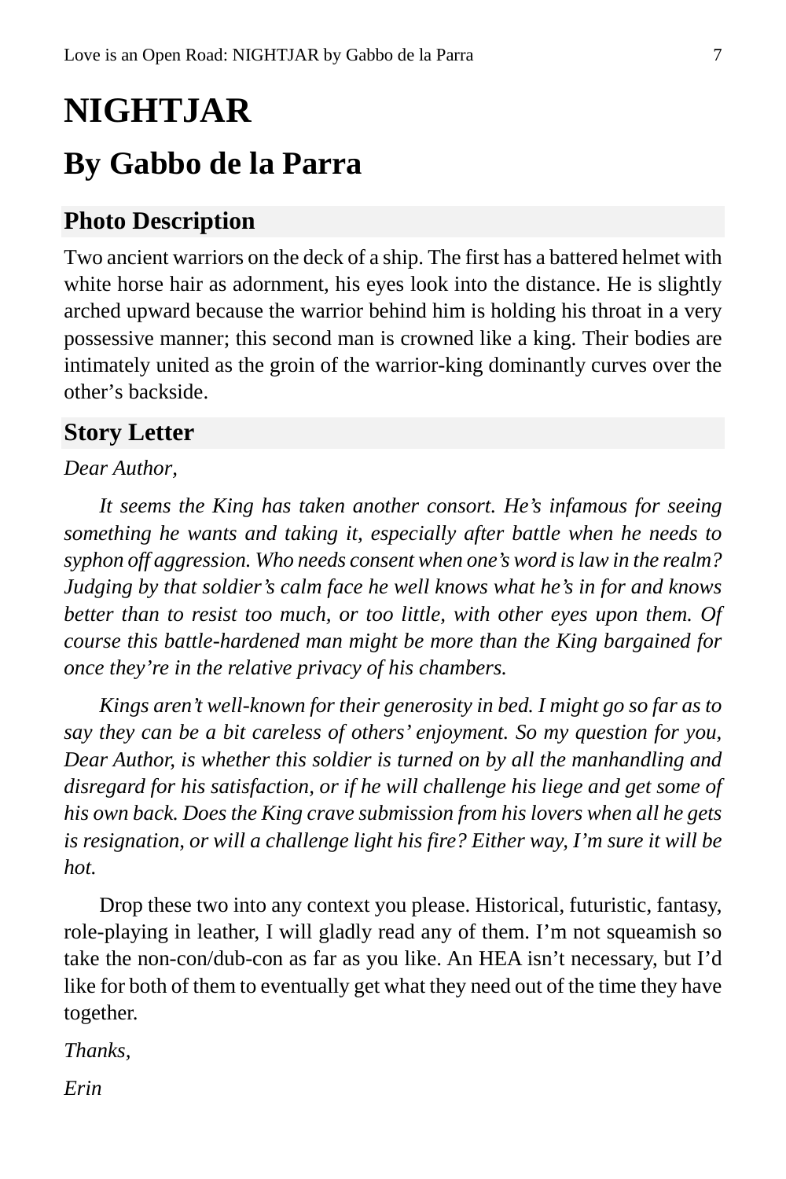# NIGHTJAR

## By Gabbo de la Parra

### Photo Description

Two ancient warriors on the deck of a ship. The first has a battered helmet with white horse hair as adornment, his eyes look into the distance. He is slightly arched upward because the warrior behind him is holding his throat in a very possessive manner; this second man is crowned like a king. Their bodies are intimately united as the groin of the warrior-king dominantly curves over the other's backside.

### Story Letter

*Dear Author,*

*It seems the King has taken another consort. He's infamous for seeing something he wants and taking it, especially after battle when he needs to syphon off aggression. Who needs consent when one's word is law in the realm? Judging by that soldier's calm face he well knows what he's in for and knows better than to resist too much, or too little, with other eyes upon them. Of course this battle-hardened man might be more than the King bargained for once they're in the relative privacy of his chambers.*

*Kings aren't well-known for their generosity in bed. I might go so far as to say they can be a bit careless of others' enjoyment. So my question for you, Dear Author, is whether this soldier is turned on by all the manhandling and disregard for his satisfaction, or if he will challenge his liege and get some of his own back. Does the King crave submission from his lovers when all he gets is resignation, or will a challenge light his fire? Either way, I'm sure it will be hot.*

Drop these two into any context you please. Historical, futuristic, fantasy, role-playing in leather, I will gladly read any of them. I'm not squeamish so take the non-con/dub-con as far as you like. An HEA isn't necessary, but I'd like for both of them to eventually get what they need out of the time they have together.

*Thanks,*

*Erin*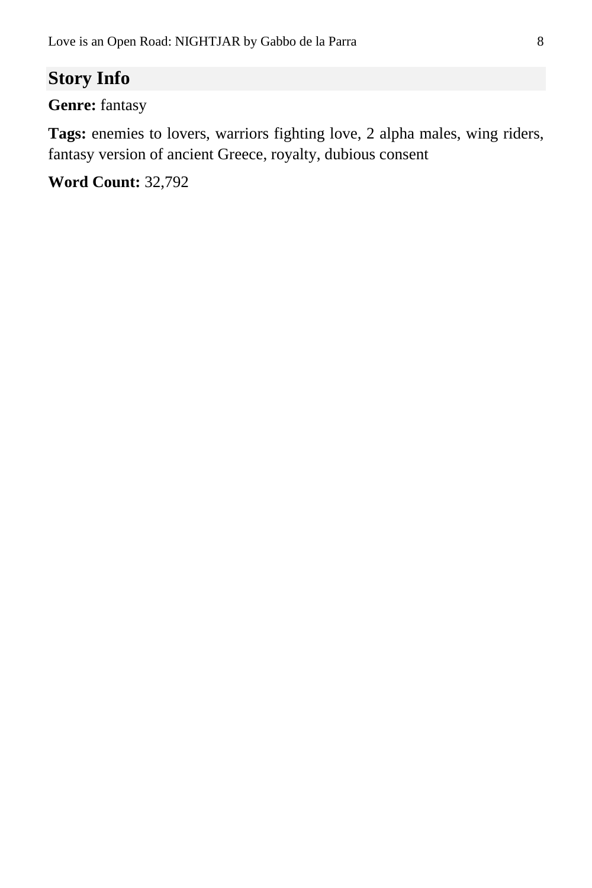## Story Info

**Genre:** fantasy

**Tags:** enemies to lovers, warriors fighting love, 2 alpha males, wing riders, fantasy version of ancient Greece, royalty, dubious consent

**Word Count:** 32,792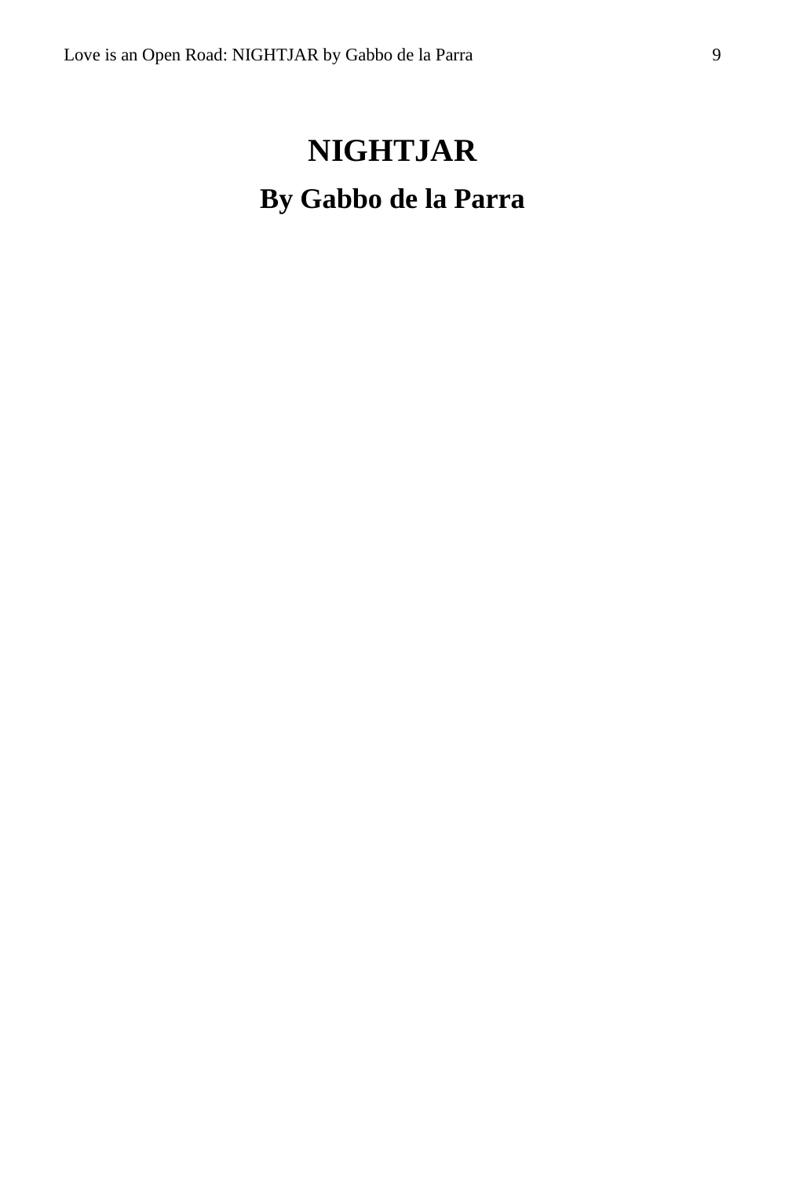# NIGHTJAR

## By Gabbo de la Parra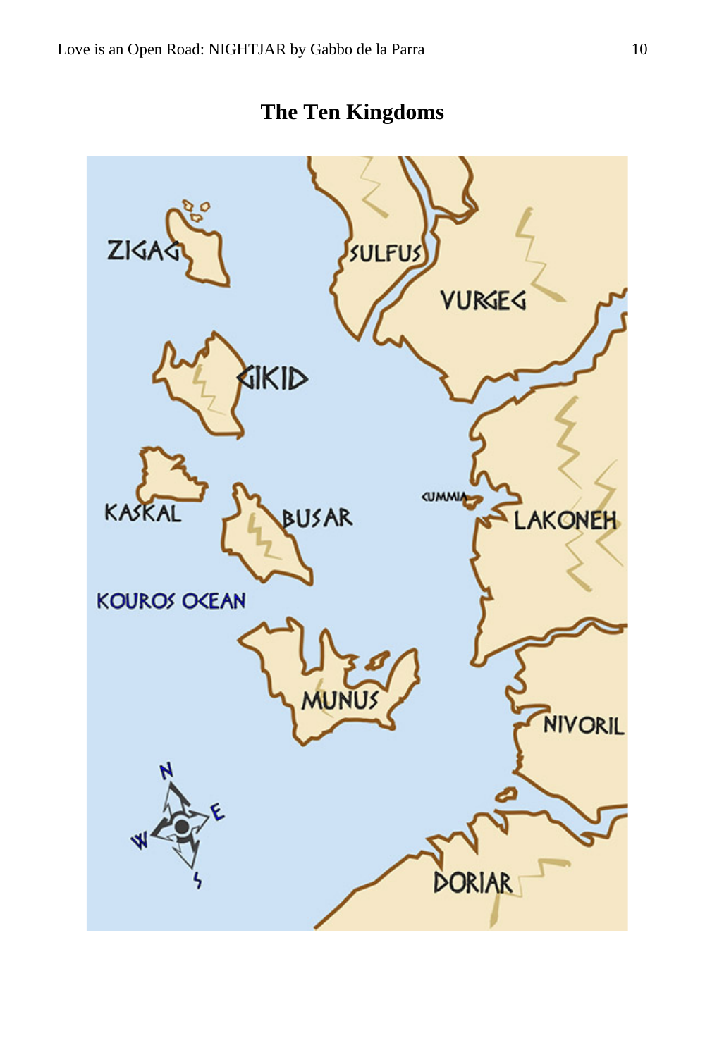# The Ten Kingdoms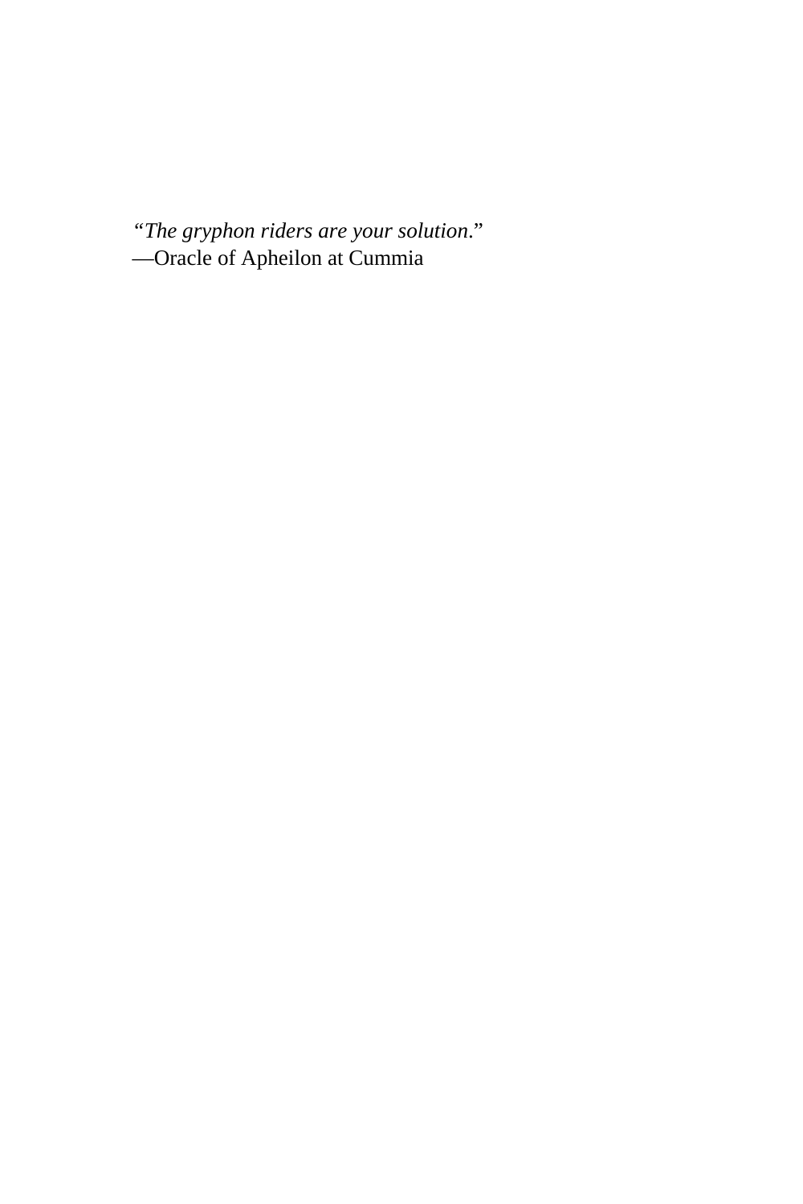*“The gryphon riders are your solution.”*
—Oracle of Apheilon at Cummia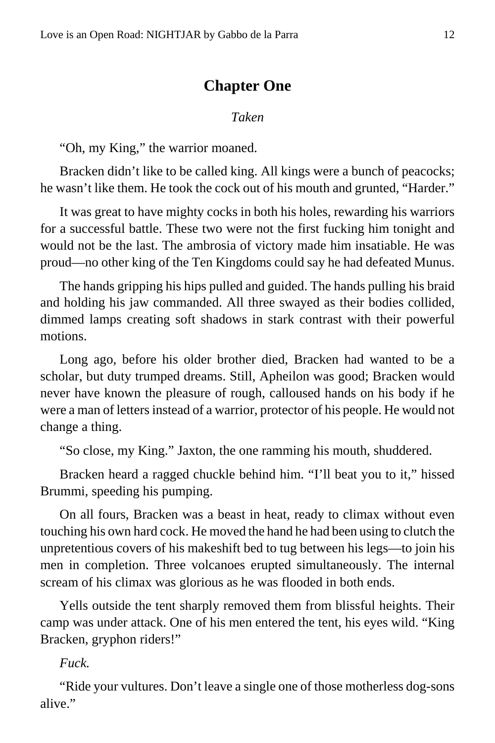## Chapter One

*Taken*

"Oh, my King," the warrior moaned.

Bracken didn't like to be called king. All kings were a bunch of peacocks; he wasn't like them. He took the cock out of his mouth and grunted, "Harder."

It was great to have mighty cocks in both his holes, rewarding his warriors for a successful battle. These two were not the first fucking him tonight and would not be the last. The ambrosia of victory made him insatiable. He was proud—no other king of the Ten Kingdoms could say he had defeated Munus.

The hands gripping his hips pulled and guided. The hands pulling his braid and holding his jaw commanded. All three swayed as their bodies collided, dimmed lamps creating soft shadows in stark contrast with their powerful motions.

Long ago, before his older brother died, Bracken had wanted to be a scholar, but duty trumped dreams. Still, Apheilon was good; Bracken would never have known the pleasure of rough, calloused hands on his body if he were a man of letters instead of a warrior, protector of his people. He would not change a thing.

"So close, my King." Jaxton, the one ramming his mouth, shuddered.

Bracken heard a ragged chuckle behind him. "I'll beat you to it," hissed Brummi, speeding his pumping.

On all fours, Bracken was a beast in heat, ready to climax without even touching his own hard cock. He moved the hand he had been using to clutch the unpretentious covers of his makeshift bed to tug between his legs—to join his men in completion. Three volcanoes erupted simultaneously. The internal scream of his climax was glorious as he was flooded in both ends.

Yells outside the tent sharply removed them from blissful heights. Their camp was under attack. One of his men entered the tent, his eyes wild. "King Bracken, gryphon riders!"

*Fuck.*

"Ride your vultures. Don't leave a single one of those motherless dog-sons alive."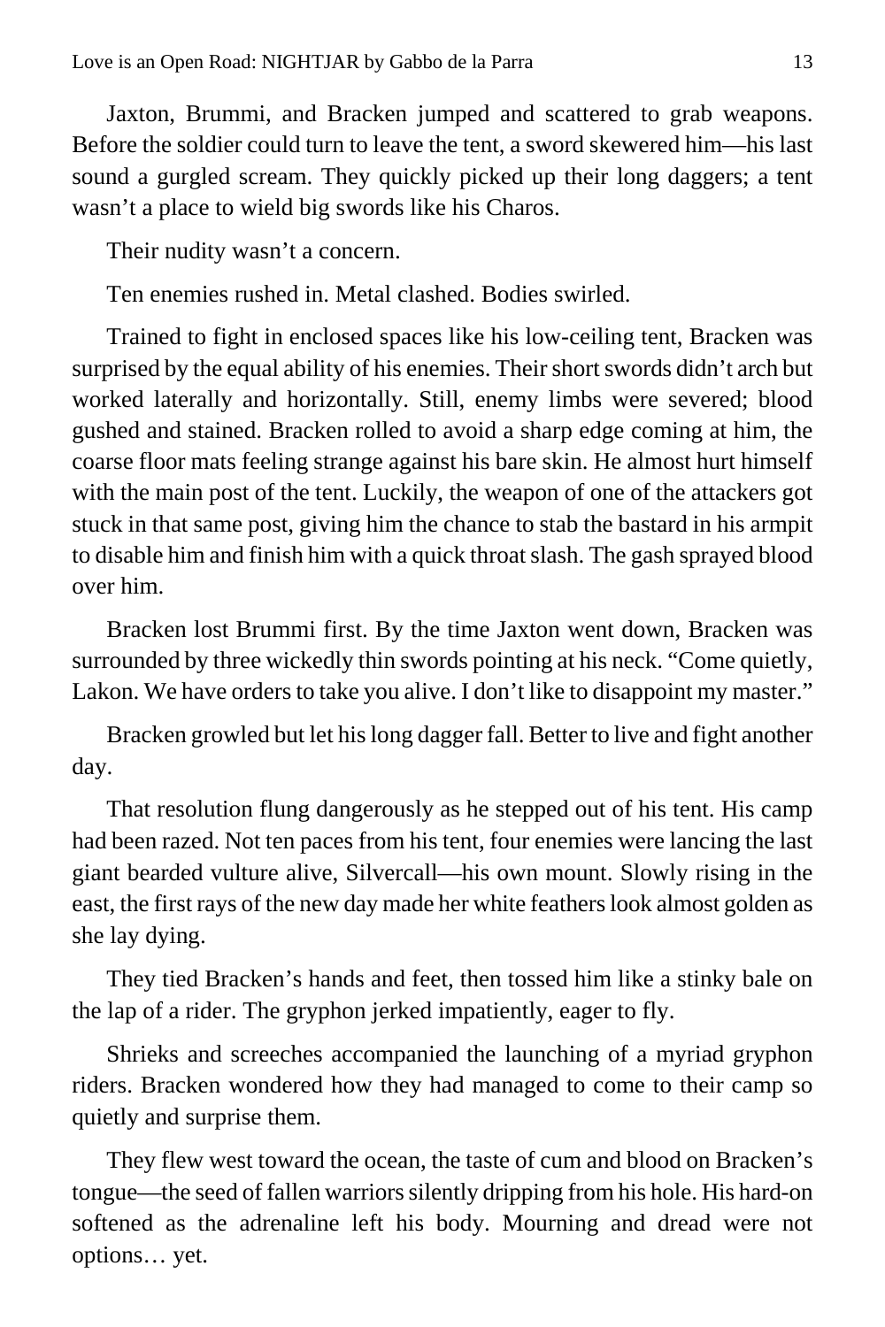Jaxton, Brummi, and Bracken jumped and scattered to grab weapons. Before the soldier could turn to leave the tent, a sword skewered him—his last sound a gurgled scream. They quickly picked up their long daggers; a tent wasn't a place to wield big swords like his Charos.

Their nudity wasn't a concern.

Ten enemies rushed in. Metal clashed. Bodies swirled.

Trained to fight in enclosed spaces like his low-ceiling tent, Bracken was surprised by the equal ability of his enemies. Their short swords didn't arch but worked laterally and horizontally. Still, enemy limbs were severed; blood gushed and stained. Bracken rolled to avoid a sharp edge coming at him, the coarse floor mats feeling strange against his bare skin. He almost hurt himself with the main post of the tent. Luckily, the weapon of one of the attackers got stuck in that same post, giving him the chance to stab the bastard in his armpit to disable him and finish him with a quick throat slash. The gash sprayed blood over him.

Bracken lost Brummi first. By the time Jaxton went down, Bracken was surrounded by three wickedly thin swords pointing at his neck. "Come quietly, Lakon. We have orders to take you alive. I don't like to disappoint my master."

Bracken growled but let his long dagger fall. Better to live and fight another day.

That resolution flung dangerously as he stepped out of his tent. His camp had been razed. Not ten paces from his tent, four enemies were lancing the last giant bearded vulture alive, Silvercall—his own mount. Slowly rising in the east, the first rays of the new day made her white feathers look almost golden as she lay dying.

They tied Bracken's hands and feet, then tossed him like a stinky bale on the lap of a rider. The gryphon jerked impatiently, eager to fly.

Shrieks and screeches accompanied the launching of a myriad gryphon riders. Bracken wondered how they had managed to come to their camp so quietly and surprise them.

They flew west toward the ocean, the taste of cum and blood on Bracken's tongue—the seed of fallen warriors silently dripping from his hole. His hard-on softened as the adrenaline left his body. Mourning and dread were not options… yet.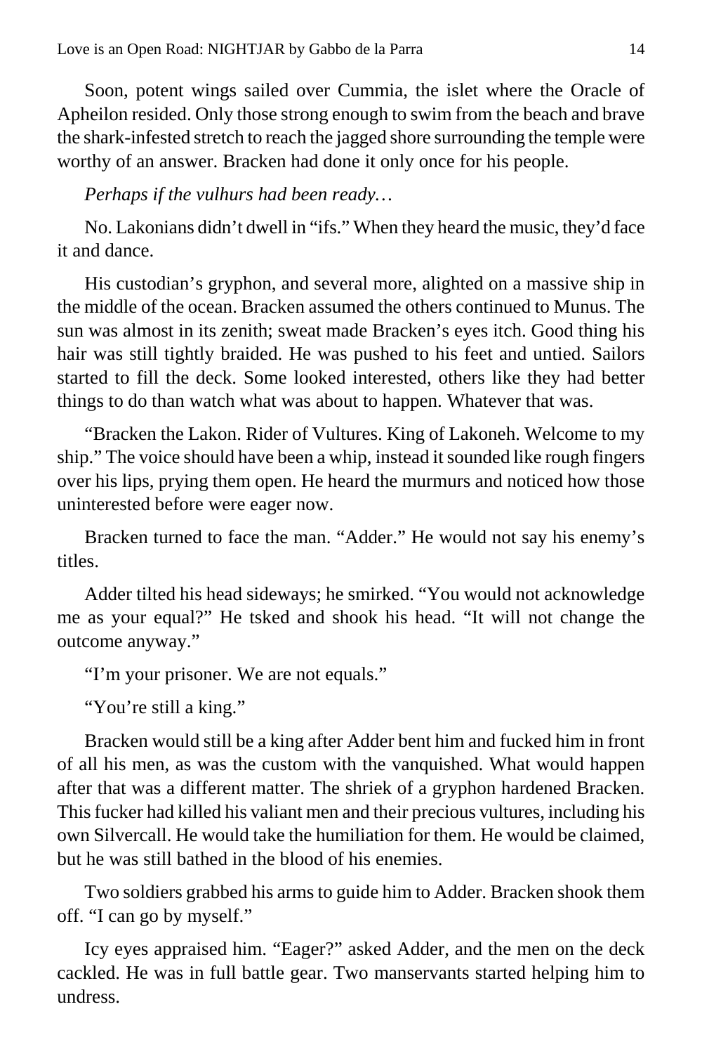Soon, potent wings sailed over Cummia, the islet where the Oracle of Apheilon resided. Only those strong enough to swim from the beach and brave the shark-infested stretch to reach the jagged shore surrounding the temple were worthy of an answer. Bracken had done it only once for his people.

*Perhaps if the vulhurs had been ready…*

No. Lakonians didn't dwell in "ifs." When they heard the music, they'd face it and dance.

His custodian's gryphon, and several more, alighted on a massive ship in the middle of the ocean. Bracken assumed the others continued to Munus. The sun was almost in its zenith; sweat made Bracken's eyes itch. Good thing his hair was still tightly braided. He was pushed to his feet and untied. Sailors started to fill the deck. Some looked interested, others like they had better things to do than watch what was about to happen. Whatever that was.

"Bracken the Lakon. Rider of Vultures. King of Lakoneh. Welcome to my ship." The voice should have been a whip, instead it sounded like rough fingers over his lips, prying them open. He heard the murmurs and noticed how those uninterested before were eager now.

Bracken turned to face the man. "Adder." He would not say his enemy's titles.

Adder tilted his head sideways; he smirked. "You would not acknowledge me as your equal?" He tsked and shook his head. "It will not change the outcome anyway."

"I'm your prisoner. We are not equals."

"You're still a king."

Bracken would still be a king after Adder bent him and fucked him in front of all his men, as was the custom with the vanquished. What would happen after that was a different matter. The shriek of a gryphon hardened Bracken. This fucker had killed his valiant men and their precious vultures, including his own Silvercall. He would take the humiliation for them. He would be claimed, but he was still bathed in the blood of his enemies.

Two soldiers grabbed his arms to guide him to Adder. Bracken shook them off. "I can go by myself."

Icy eyes appraised him. "Eager?" asked Adder, and the men on the deck cackled. He was in full battle gear. Two manservants started helping him to undress.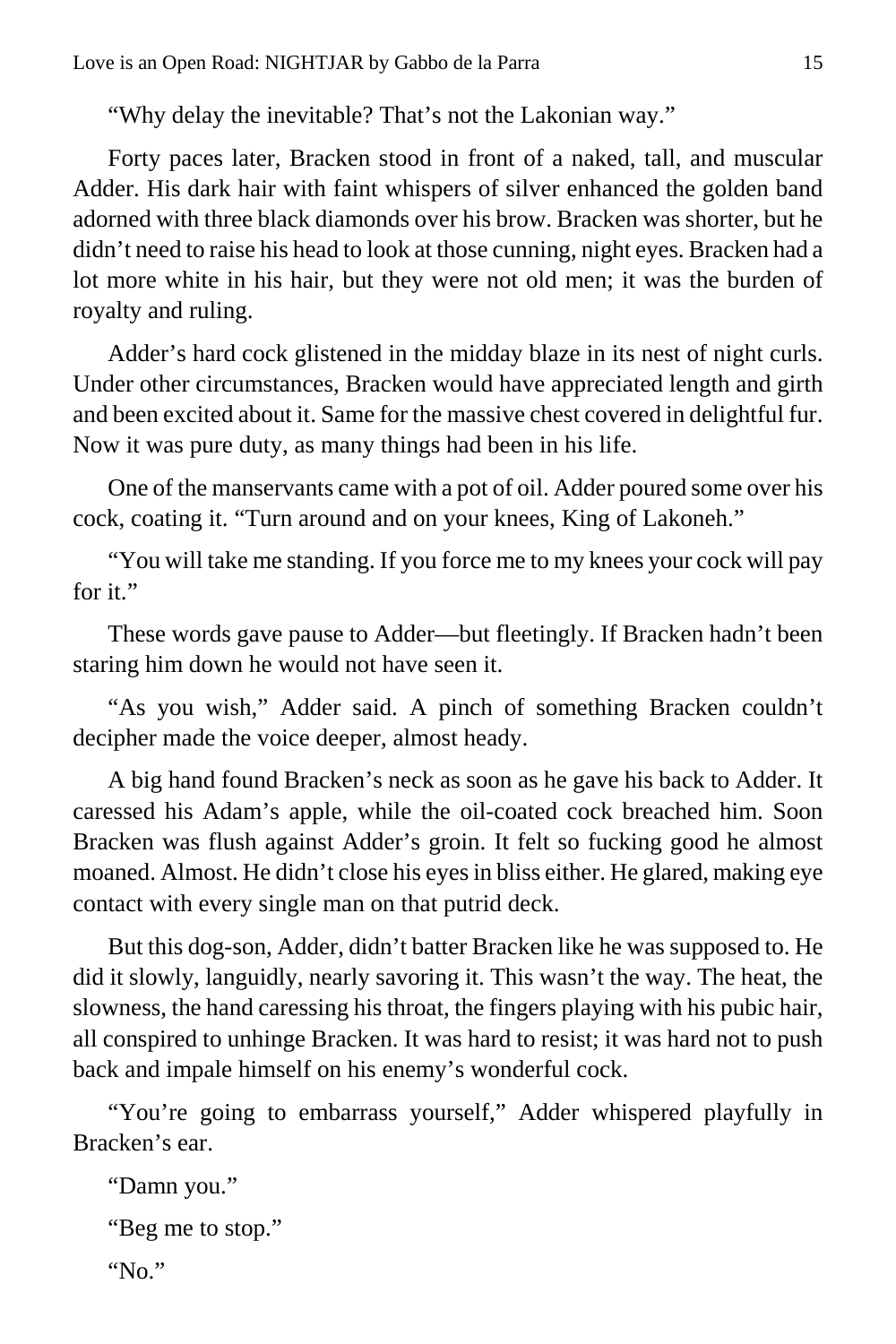"Why delay the inevitable? That's not the Lakonian way."

Forty paces later, Bracken stood in front of a naked, tall, and muscular Adder. His dark hair with faint whispers of silver enhanced the golden band adorned with three black diamonds over his brow. Bracken was shorter, but he didn't need to raise his head to look at those cunning, night eyes. Bracken had a lot more white in his hair, but they were not old men; it was the burden of royalty and ruling.

Adder's hard cock glistened in the midday blaze in its nest of night curls. Under other circumstances, Bracken would have appreciated length and girth and been excited about it. Same for the massive chest covered in delightful fur. Now it was pure duty, as many things had been in his life.

One of the manservants came with a pot of oil. Adder poured some over his cock, coating it. "Turn around and on your knees, King of Lakoneh."

"You will take me standing. If you force me to my knees your cock will pay for it."

These words gave pause to Adder—but fleetingly. If Bracken hadn't been staring him down he would not have seen it.

"As you wish," Adder said. A pinch of something Bracken couldn't decipher made the voice deeper, almost heady.

A big hand found Bracken's neck as soon as he gave his back to Adder. It caressed his Adam's apple, while the oil-coated cock breached him. Soon Bracken was flush against Adder's groin. It felt so fucking good he almost moaned. Almost. He didn't close his eyes in bliss either. He glared, making eye contact with every single man on that putrid deck.

But this dog-son, Adder, didn't batter Bracken like he was supposed to. He did it slowly, languidly, nearly savoring it. This wasn't the way. The heat, the slowness, the hand caressing his throat, the fingers playing with his pubic hair, all conspired to unhinge Bracken. It was hard to resist; it was hard not to push back and impale himself on his enemy's wonderful cock.

"You're going to embarrass yourself," Adder whispered playfully in Bracken's ear.

"Damn you."

"Beg me to stop."

"No."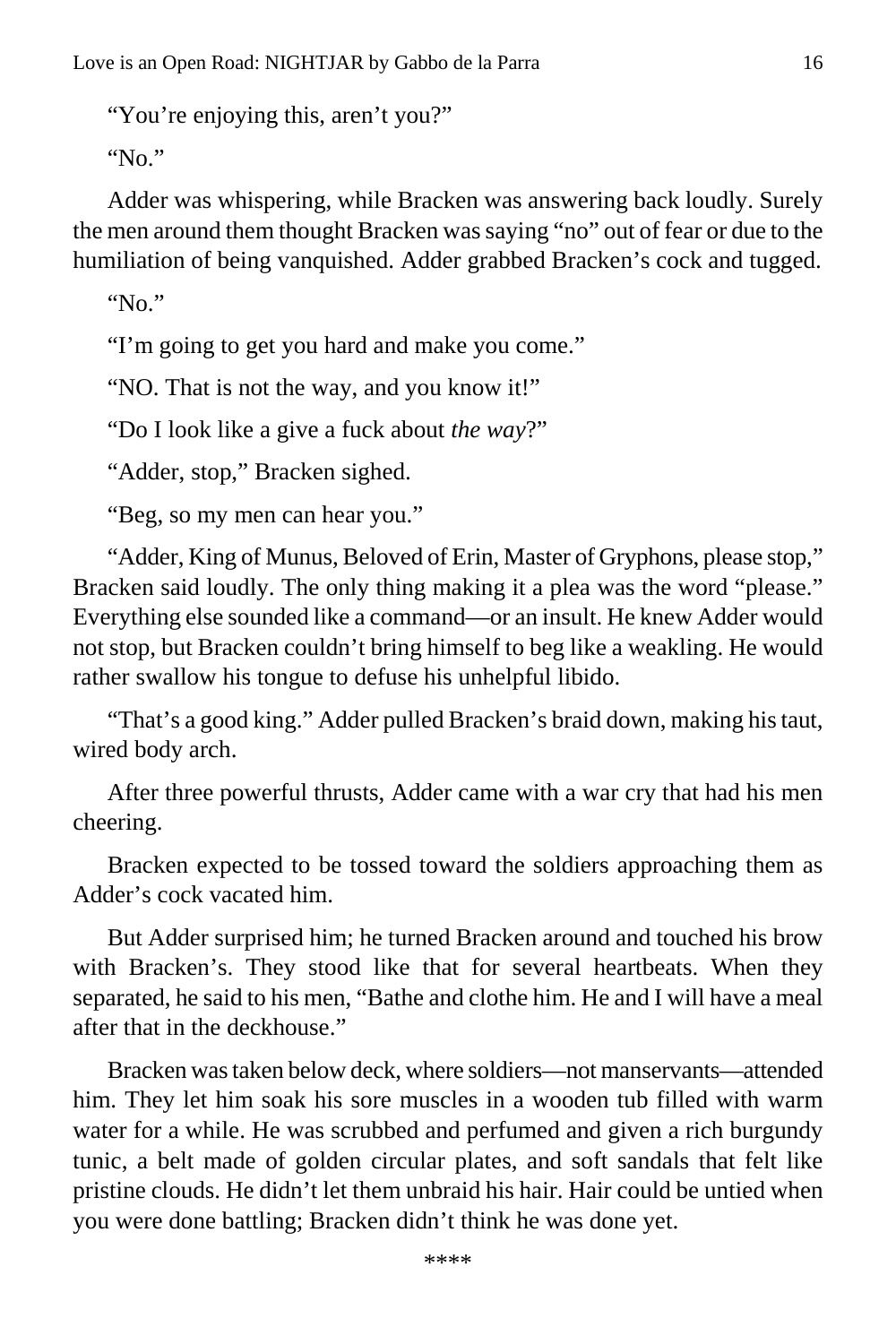"You're enjoying this, aren't you?"

"No."

Adder was whispering, while Bracken was answering back loudly. Surely the men around them thought Bracken was saying "no" out of fear or due to the humiliation of being vanquished. Adder grabbed Bracken's cock and tugged.

"No."

"I'm going to get you hard and make you come."

"NO. That is not the way, and you know it!"

"Do I look like a give a fuck about *the way*?"

"Adder, stop," Bracken sighed.

"Beg, so my men can hear you."

"Adder, King of Munus, Beloved of Erin, Master of Gryphons, please stop," Bracken said loudly. The only thing making it a plea was the word "please." Everything else sounded like a command—or an insult. He knew Adder would not stop, but Bracken couldn't bring himself to beg like a weakling. He would rather swallow his tongue to defuse his unhelpful libido.

"That's a good king." Adder pulled Bracken's braid down, making his taut, wired body arch.

After three powerful thrusts, Adder came with a war cry that had his men cheering.

Bracken expected to be tossed toward the soldiers approaching them as Adder's cock vacated him.

But Adder surprised him; he turned Bracken around and touched his brow with Bracken's. They stood like that for several heartbeats. When they separated, he said to his men, "Bathe and clothe him. He and I will have a meal after that in the deckhouse."

Bracken was taken below deck, where soldiers—not manservants—attended him. They let him soak his sore muscles in a wooden tub filled with warm water for a while. He was scrubbed and perfumed and given a rich burgundy tunic, a belt made of golden circular plates, and soft sandals that felt like pristine clouds. He didn't let them unbraid his hair. Hair could be untied when you were done battling; Bracken didn't think he was done yet.

****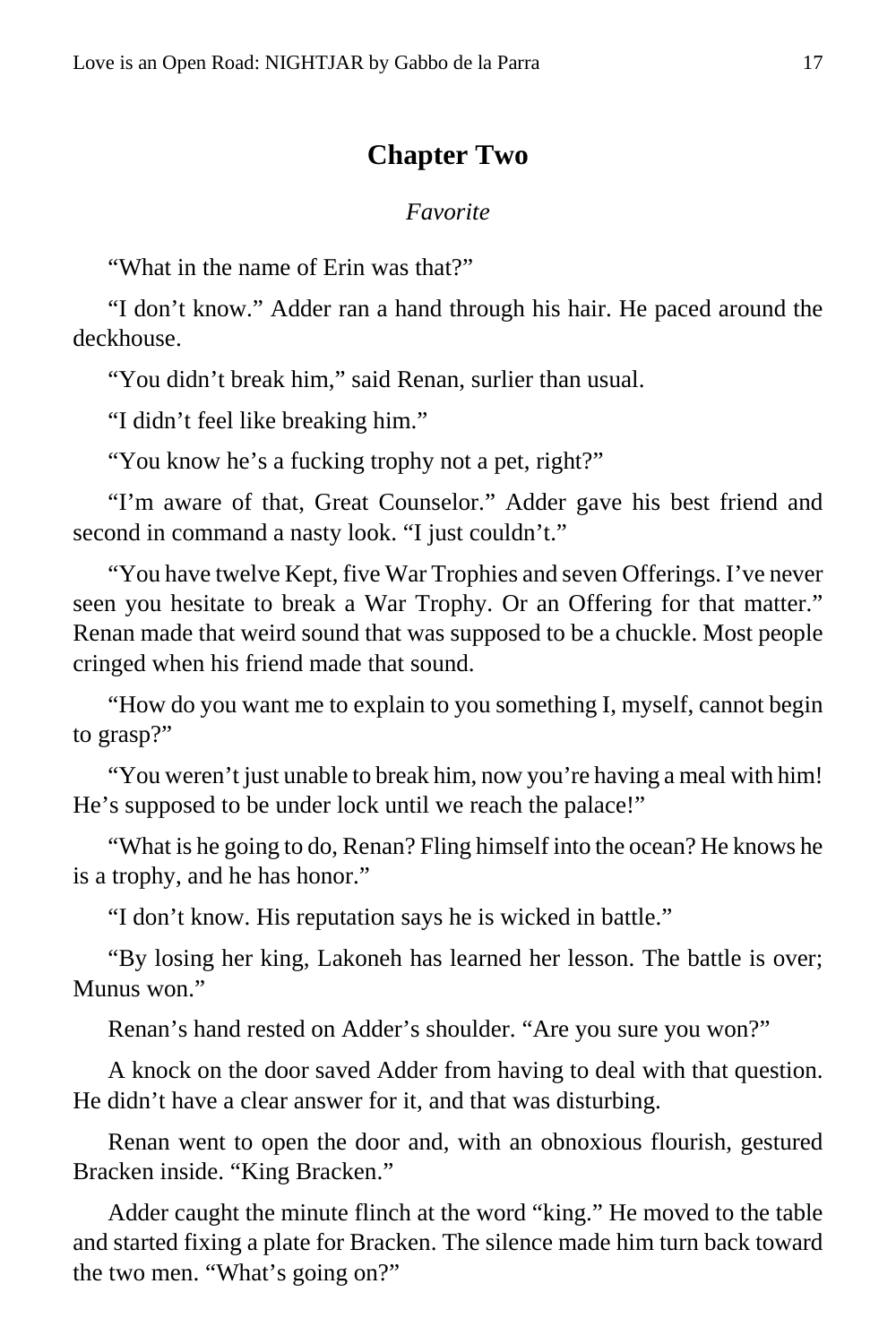## Chapter Two

*Favorite*

"What in the name of Erin was that?"

"I don't know." Adder ran a hand through his hair. He paced around the deckhouse.

"You didn't break him," said Renan, surlier than usual.

"I didn't feel like breaking him."

"You know he's a fucking trophy not a pet, right?"

"I'm aware of that, Great Counselor." Adder gave his best friend and second in command a nasty look. "I just couldn't."

"You have twelve Kept, five War Trophies and seven Offerings. I've never seen you hesitate to break a War Trophy. Or an Offering for that matter." Renan made that weird sound that was supposed to be a chuckle. Most people cringed when his friend made that sound.

"How do you want me to explain to you something I, myself, cannot begin to grasp?"

"You weren't just unable to break him, now you're having a meal with him! He's supposed to be under lock until we reach the palace!"

"What is he going to do, Renan? Fling himself into the ocean? He knows he is a trophy, and he has honor."

"I don't know. His reputation says he is wicked in battle."

"By losing her king, Lakoneh has learned her lesson. The battle is over; Munus won."

Renan's hand rested on Adder's shoulder. "Are you sure you won?"

A knock on the door saved Adder from having to deal with that question. He didn't have a clear answer for it, and that was disturbing.

Renan went to open the door and, with an obnoxious flourish, gestured Bracken inside. "King Bracken."

Adder caught the minute flinch at the word "king." He moved to the table and started fixing a plate for Bracken. The silence made him turn back toward the two men. "What's going on?"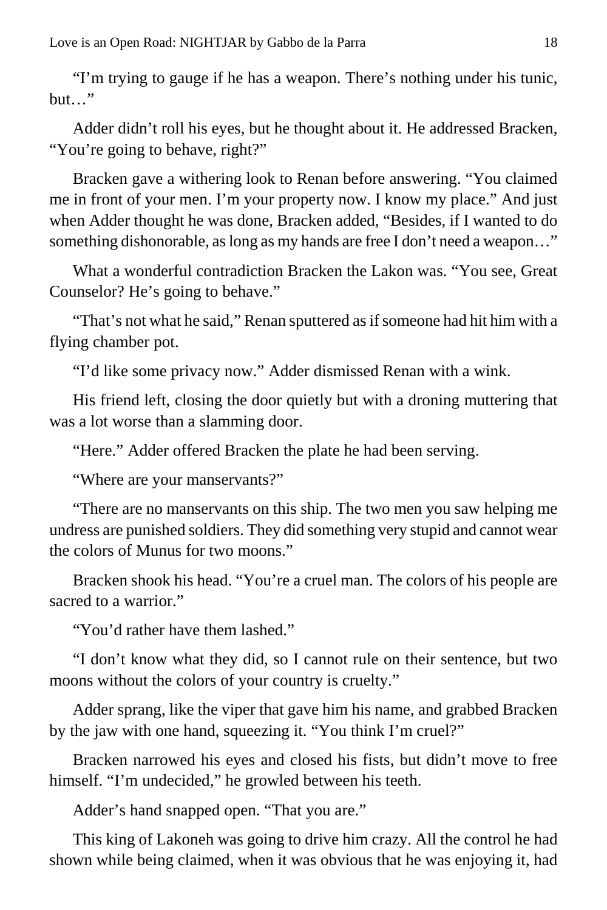"I'm trying to gauge if he has a weapon. There's nothing under his tunic, but…"

Adder didn't roll his eyes, but he thought about it. He addressed Bracken, "You're going to behave, right?"

Bracken gave a withering look to Renan before answering. "You claimed me in front of your men. I'm your property now. I know my place." And just when Adder thought he was done, Bracken added, "Besides, if I wanted to do something dishonorable, as long as my hands are free I don't need a weapon…"

What a wonderful contradiction Bracken the Lakon was. "You see, Great Counselor? He's going to behave."

"That's not what he said," Renan sputtered as if someone had hit him with a flying chamber pot.

"I'd like some privacy now." Adder dismissed Renan with a wink.

His friend left, closing the door quietly but with a droning muttering that was a lot worse than a slamming door.

"Here." Adder offered Bracken the plate he had been serving.

"Where are your manservants?"

"There are no manservants on this ship. The two men you saw helping me undress are punished soldiers. They did something very stupid and cannot wear the colors of Munus for two moons."

Bracken shook his head. "You're a cruel man. The colors of his people are sacred to a warrior."

"You'd rather have them lashed."

"I don't know what they did, so I cannot rule on their sentence, but two moons without the colors of your country is cruelty."

Adder sprang, like the viper that gave him his name, and grabbed Bracken by the jaw with one hand, squeezing it. "You think I'm cruel?"

Bracken narrowed his eyes and closed his fists, but didn't move to free himself. "I'm undecided," he growled between his teeth.

Adder's hand snapped open. "That you are."

This king of Lakoneh was going to drive him crazy. All the control he had shown while being claimed, when it was obvious that he was enjoying it, had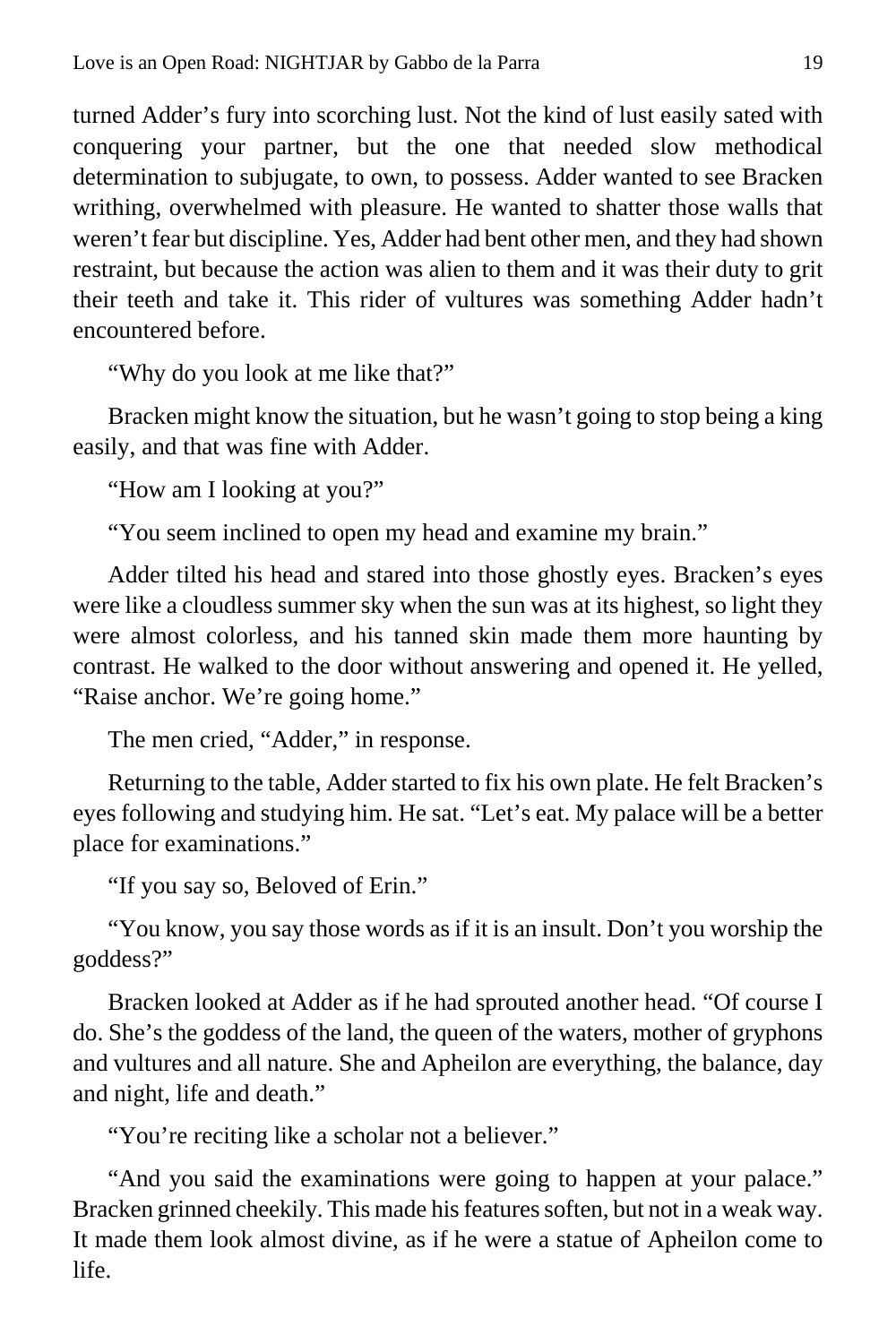turned Adder’s fury into scorching lust. Not the kind of lust easily sated with conquering your partner, but the one that needed slow methodical determination to subjugate, to own, to possess. Adder wanted to see Bracken writhing, overwhelmed with pleasure. He wanted to shatter those walls that weren’t fear but discipline. Yes, Adder had bent other men, and they had shown restraint, but because the action was alien to them and it was their duty to grit their teeth and take it. This rider of vultures was something Adder hadn’t encountered before.

“Why do you look at me like that?”

Bracken might know the situation, but he wasn’t going to stop being a king easily, and that was fine with Adder.

“How am I looking at you?”

“You seem inclined to open my head and examine my brain.”

Adder tilted his head and stared into those ghostly eyes. Bracken’s eyes were like a cloudless summer sky when the sun was at its highest, so light they were almost colorless, and his tanned skin made them more haunting by contrast. He walked to the door without answering and opened it. He yelled, “Raise anchor. We’re going home.”

The men cried, “Adder,” in response.

Returning to the table, Adder started to fix his own plate. He felt Bracken’s eyes following and studying him. He sat. “Let’s eat. My palace will be a better place for examinations.”

“If you say so, Beloved of Erin.”

“You know, you say those words as if it is an insult. Don’t you worship the goddess?”

Bracken looked at Adder as if he had sprouted another head. “Of course I do. She’s the goddess of the land, the queen of the waters, mother of gryphons and vultures and all nature. She and Apheilon are everything, the balance, day and night, life and death.”

“You’re reciting like a scholar not a believer.”

“And you said the examinations were going to happen at your palace.” Bracken grinned cheekily. This made his features soften, but not in a weak way. It made them look almost divine, as if he were a statue of Apheilon come to life.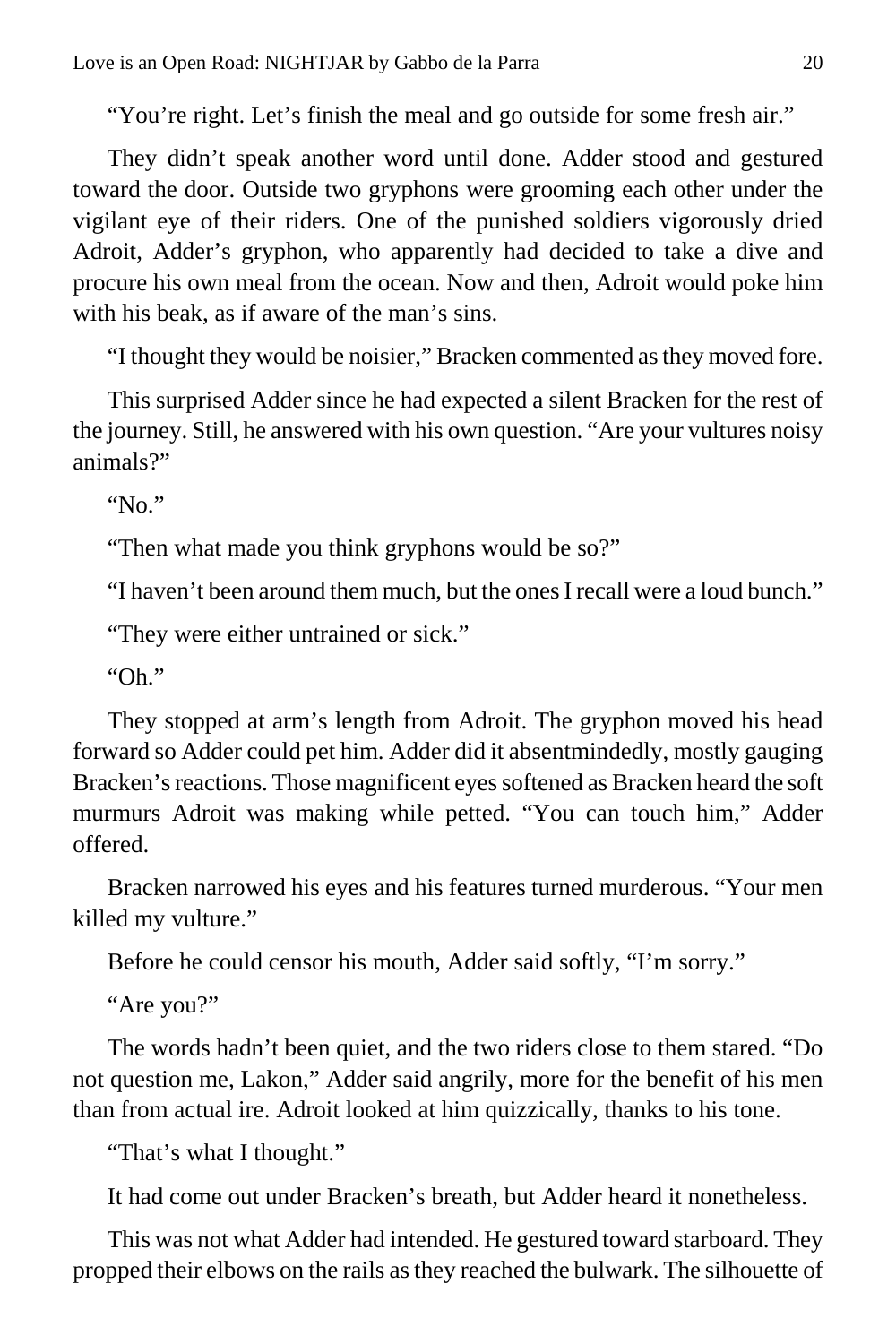"You're right. Let's finish the meal and go outside for some fresh air."

They didn't speak another word until done. Adder stood and gestured toward the door. Outside two gryphons were grooming each other under the vigilant eye of their riders. One of the punished soldiers vigorously dried Adroit, Adder's gryphon, who apparently had decided to take a dive and procure his own meal from the ocean. Now and then, Adroit would poke him with his beak, as if aware of the man's sins.

"I thought they would be noisier," Bracken commented as they moved fore.

This surprised Adder since he had expected a silent Bracken for the rest of the journey. Still, he answered with his own question. "Are your vultures noisy animals?"

"No."

"Then what made you think gryphons would be so?"

"I haven't been around them much, but the ones I recall were a loud bunch."

"They were either untrained or sick."

"Oh."

They stopped at arm's length from Adroit. The gryphon moved his head forward so Adder could pet him. Adder did it absentmindedly, mostly gauging Bracken's reactions. Those magnificent eyes softened as Bracken heard the soft murmurs Adroit was making while petted. "You can touch him," Adder offered.

Bracken narrowed his eyes and his features turned murderous. "Your men killed my vulture."

Before he could censor his mouth, Adder said softly, "I'm sorry."

"Are you?"

The words hadn't been quiet, and the two riders close to them stared. "Do not question me, Lakon," Adder said angrily, more for the benefit of his men than from actual ire. Adroit looked at him quizzically, thanks to his tone.

"That's what I thought."

It had come out under Bracken's breath, but Adder heard it nonetheless.

This was not what Adder had intended. He gestured toward starboard. They propped their elbows on the rails as they reached the bulwark. The silhouette of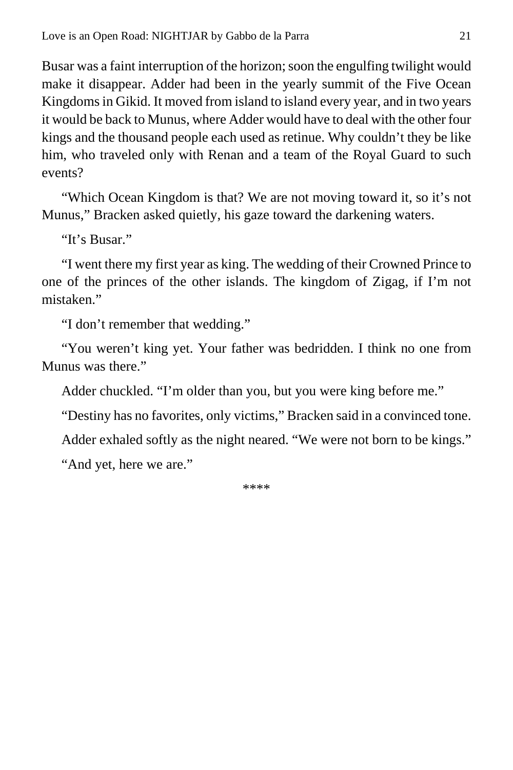Busar was a faint interruption of the horizon; soon the engulfing twilight would make it disappear. Adder had been in the yearly summit of the Five Ocean Kingdoms in Gikid. It moved from island to island every year, and in two years it would be back to Munus, where Adder would have to deal with the other four kings and the thousand people each used as retinue. Why couldn't they be like him, who traveled only with Renan and a team of the Royal Guard to such events?

"Which Ocean Kingdom is that? We are not moving toward it, so it's not Munus," Bracken asked quietly, his gaze toward the darkening waters.

"It's Busar."

"I went there my first year as king. The wedding of their Crowned Prince to one of the princes of the other islands. The kingdom of Zigag, if I'm not mistaken."

"I don't remember that wedding."

"You weren't king yet. Your father was bedridden. I think no one from Munus was there."

Adder chuckled. "I'm older than you, but you were king before me."

"Destiny has no favorites, only victims," Bracken said in a convinced tone.

Adder exhaled softly as the night neared. "We were not born to be kings."

"And yet, here we are."

****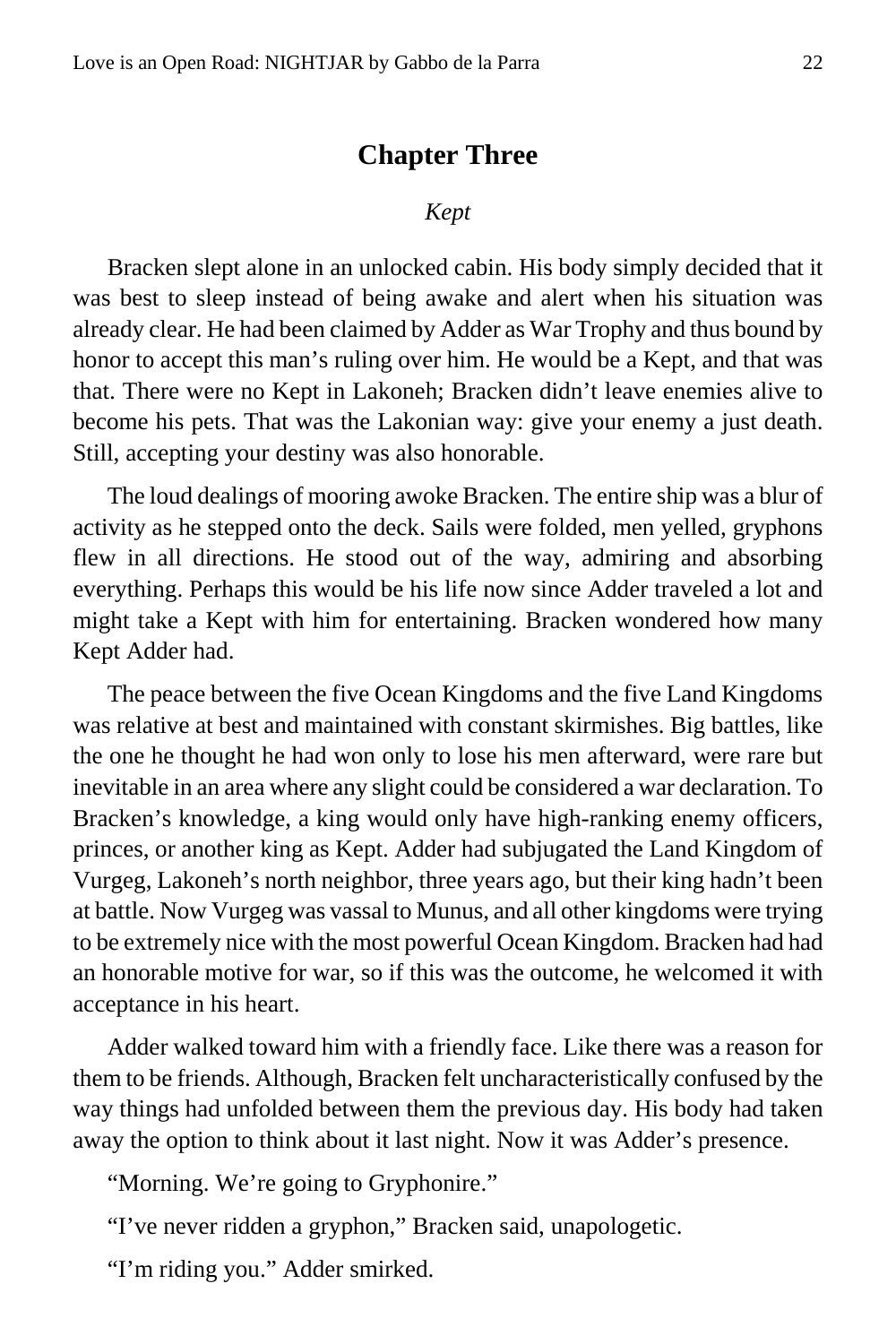## Chapter Three

*Kept*

Bracken slept alone in an unlocked cabin. His body simply decided that it was best to sleep instead of being awake and alert when his situation was already clear. He had been claimed by Adder as War Trophy and thus bound by honor to accept this man's ruling over him. He would be a Kept, and that was that. There were no Kept in Lakoneh; Bracken didn't leave enemies alive to become his pets. That was the Lakonian way: give your enemy a just death. Still, accepting your destiny was also honorable.

The loud dealings of mooring awoke Bracken. The entire ship was a blur of activity as he stepped onto the deck. Sails were folded, men yelled, gryphons flew in all directions. He stood out of the way, admiring and absorbing everything. Perhaps this would be his life now since Adder traveled a lot and might take a Kept with him for entertaining. Bracken wondered how many Kept Adder had.

The peace between the five Ocean Kingdoms and the five Land Kingdoms was relative at best and maintained with constant skirmishes. Big battles, like the one he thought he had won only to lose his men afterward, were rare but inevitable in an area where any slight could be considered a war declaration. To Bracken's knowledge, a king would only have high-ranking enemy officers, princes, or another king as Kept. Adder had subjugated the Land Kingdom of Vurgeg, Lakoneh's north neighbor, three years ago, but their king hadn't been at battle. Now Vurgeg was vassal to Munus, and all other kingdoms were trying to be extremely nice with the most powerful Ocean Kingdom. Bracken had had an honorable motive for war, so if this was the outcome, he welcomed it with acceptance in his heart.

Adder walked toward him with a friendly face. Like there was a reason for them to be friends. Although, Bracken felt uncharacteristically confused by the way things had unfolded between them the previous day. His body had taken away the option to think about it last night. Now it was Adder's presence.

"Morning. We're going to Gryphonire."

"I've never ridden a gryphon," Bracken said, unapologetic.

"I'm riding you." Adder smirked.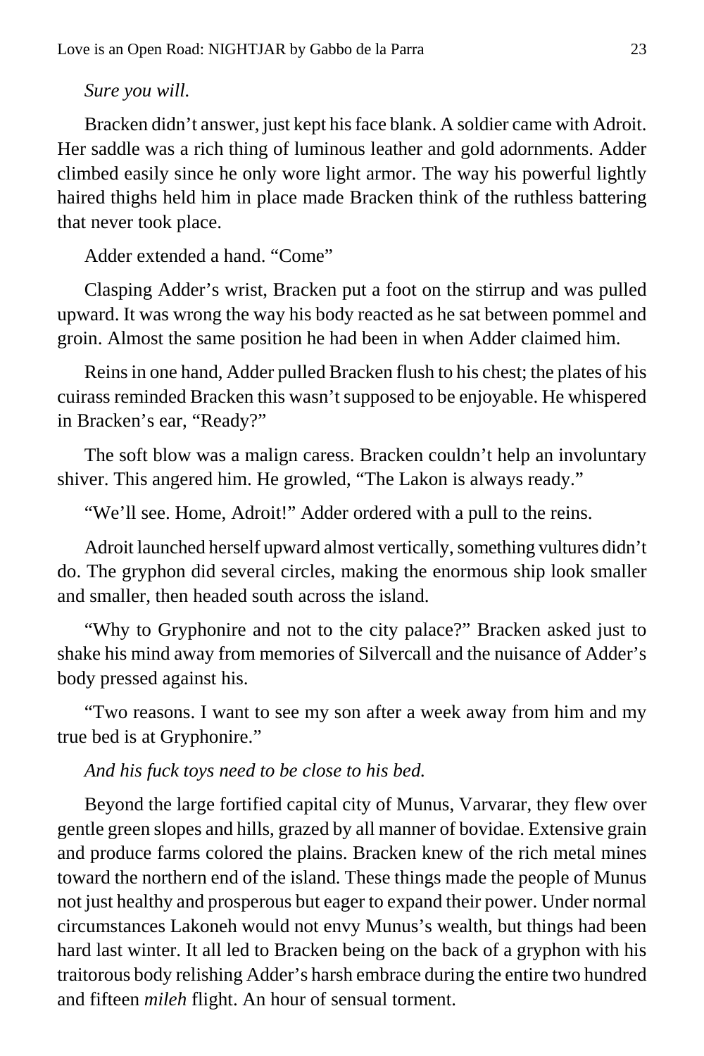*Sure you will.*

Bracken didn't answer, just kept his face blank. A soldier came with Adroit. Her saddle was a rich thing of luminous leather and gold adornments. Adder climbed easily since he only wore light armor. The way his powerful lightly haired thighs held him in place made Bracken think of the ruthless battering that never took place.

Adder extended a hand. "Come"

Clasping Adder's wrist, Bracken put a foot on the stirrup and was pulled upward. It was wrong the way his body reacted as he sat between pommel and groin. Almost the same position he had been in when Adder claimed him.

Reins in one hand, Adder pulled Bracken flush to his chest; the plates of his cuirass reminded Bracken this wasn't supposed to be enjoyable. He whispered in Bracken's ear, "Ready?"

The soft blow was a malign caress. Bracken couldn't help an involuntary shiver. This angered him. He growled, "The Lakon is always ready."

"We'll see. Home, Adroit!" Adder ordered with a pull to the reins.

Adroit launched herself upward almost vertically, something vultures didn't do. The gryphon did several circles, making the enormous ship look smaller and smaller, then headed south across the island.

"Why to Gryphonire and not to the city palace?" Bracken asked just to shake his mind away from memories of Silvercall and the nuisance of Adder's body pressed against his.

"Two reasons. I want to see my son after a week away from him and my true bed is at Gryphonire."

*And his fuck toys need to be close to his bed.*

Beyond the large fortified capital city of Munus, Varvarar, they flew over gentle green slopes and hills, grazed by all manner of bovidae. Extensive grain and produce farms colored the plains. Bracken knew of the rich metal mines toward the northern end of the island. These things made the people of Munus not just healthy and prosperous but eager to expand their power. Under normal circumstances Lakoneh would not envy Munus's wealth, but things had been hard last winter. It all led to Bracken being on the back of a gryphon with his traitorous body relishing Adder's harsh embrace during the entire two hundred and fifteen *mileh* flight. An hour of sensual torment.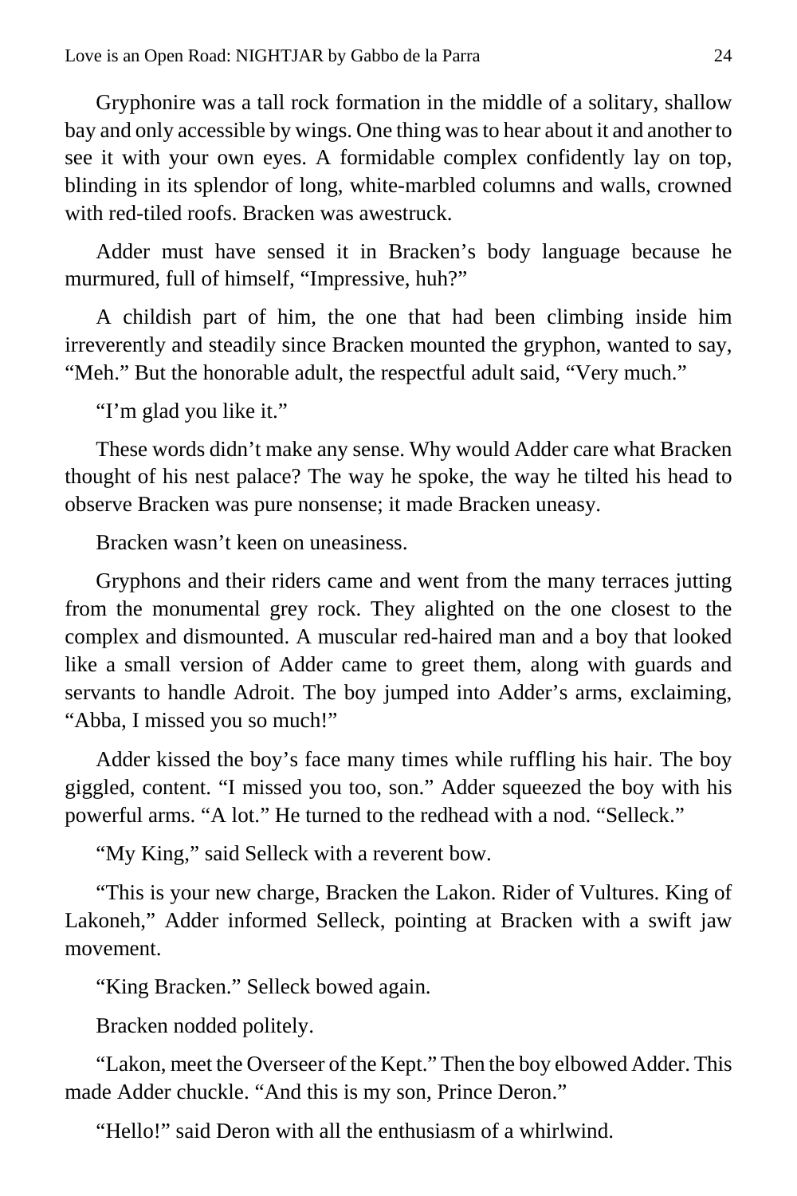Gryphonire was a tall rock formation in the middle of a solitary, shallow bay and only accessible by wings. One thing was to hear about it and another to see it with your own eyes. A formidable complex confidently lay on top, blinding in its splendor of long, white-marbled columns and walls, crowned with red-tiled roofs. Bracken was awestruck.

Adder must have sensed it in Bracken's body language because he murmured, full of himself, "Impressive, huh?"

A childish part of him, the one that had been climbing inside him irreverently and steadily since Bracken mounted the gryphon, wanted to say, "Meh." But the honorable adult, the respectful adult said, "Very much."

"I'm glad you like it."

These words didn't make any sense. Why would Adder care what Bracken thought of his nest palace? The way he spoke, the way he tilted his head to observe Bracken was pure nonsense; it made Bracken uneasy.

Bracken wasn't keen on uneasiness.

Gryphons and their riders came and went from the many terraces jutting from the monumental grey rock. They alighted on the one closest to the complex and dismounted. A muscular red-haired man and a boy that looked like a small version of Adder came to greet them, along with guards and servants to handle Adroit. The boy jumped into Adder's arms, exclaiming, "Abba, I missed you so much!"

Adder kissed the boy's face many times while ruffling his hair. The boy giggled, content. "I missed you too, son." Adder squeezed the boy with his powerful arms. "A lot." He turned to the redhead with a nod. "Selleck."

"My King," said Selleck with a reverent bow.

"This is your new charge, Bracken the Lakon. Rider of Vultures. King of Lakoneh," Adder informed Selleck, pointing at Bracken with a swift jaw movement.

"King Bracken." Selleck bowed again.

Bracken nodded politely.

"Lakon, meet the Overseer of the Kept." Then the boy elbowed Adder. This made Adder chuckle. "And this is my son, Prince Deron."

"Hello!" said Deron with all the enthusiasm of a whirlwind.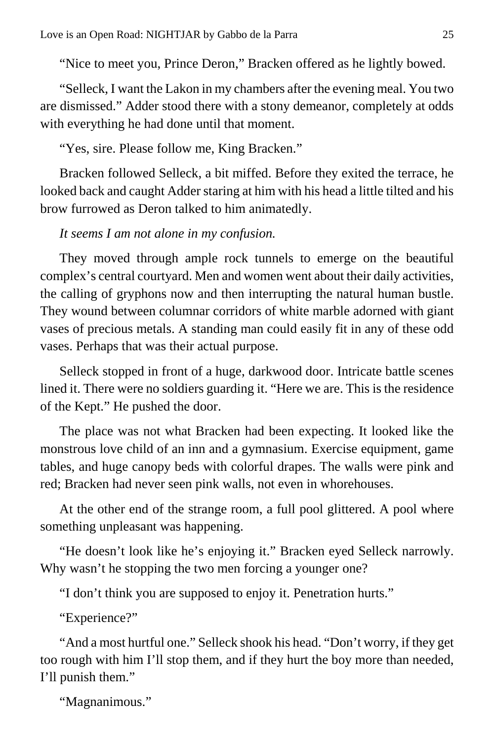"Nice to meet you, Prince Deron," Bracken offered as he lightly bowed.

"Selleck, I want the Lakon in my chambers after the evening meal. You two are dismissed." Adder stood there with a stony demeanor, completely at odds with everything he had done until that moment.

"Yes, sire. Please follow me, King Bracken."

Bracken followed Selleck, a bit miffed. Before they exited the terrace, he looked back and caught Adder staring at him with his head a little tilted and his brow furrowed as Deron talked to him animatedly.

*It seems I am not alone in my confusion.*

They moved through ample rock tunnels to emerge on the beautiful complex's central courtyard. Men and women went about their daily activities, the calling of gryphons now and then interrupting the natural human bustle. They wound between columnar corridors of white marble adorned with giant vases of precious metals. A standing man could easily fit in any of these odd vases. Perhaps that was their actual purpose.

Selleck stopped in front of a huge, darkwood door. Intricate battle scenes lined it. There were no soldiers guarding it. "Here we are. This is the residence of the Kept." He pushed the door.

The place was not what Bracken had been expecting. It looked like the monstrous love child of an inn and a gymnasium. Exercise equipment, game tables, and huge canopy beds with colorful drapes. The walls were pink and red; Bracken had never seen pink walls, not even in whorehouses.

At the other end of the strange room, a full pool glittered. A pool where something unpleasant was happening.

"He doesn't look like he's enjoying it." Bracken eyed Selleck narrowly. Why wasn't he stopping the two men forcing a younger one?

"I don't think you are supposed to enjoy it. Penetration hurts."

"Experience?"

"And a most hurtful one." Selleck shook his head. "Don't worry, if they get too rough with him I'll stop them, and if they hurt the boy more than needed, I'll punish them."

"Magnanimous."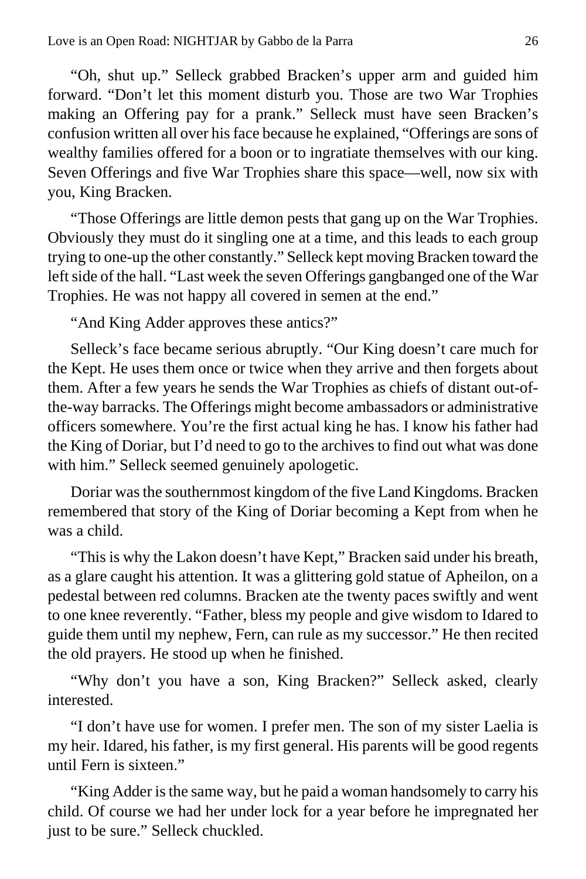"Oh, shut up." Selleck grabbed Bracken's upper arm and guided him forward. "Don't let this moment disturb you. Those are two War Trophies making an Offering pay for a prank." Selleck must have seen Bracken's confusion written all over his face because he explained, "Offerings are sons of wealthy families offered for a boon or to ingratiate themselves with our king. Seven Offerings and five War Trophies share this space—well, now six with you, King Bracken.

"Those Offerings are little demon pests that gang up on the War Trophies. Obviously they must do it singling one at a time, and this leads to each group trying to one-up the other constantly." Selleck kept moving Bracken toward the left side of the hall. "Last week the seven Offerings gangbanged one of the War Trophies. He was not happy all covered in semen at the end."

"And King Adder approves these antics?"

Selleck's face became serious abruptly. "Our King doesn't care much for the Kept. He uses them once or twice when they arrive and then forgets about them. After a few years he sends the War Trophies as chiefs of distant out-of-the-way barracks. The Offerings might become ambassadors or administrative officers somewhere. You're the first actual king he has. I know his father had the King of Doriar, but I'd need to go to the archives to find out what was done with him." Selleck seemed genuinely apologetic.

Doriar was the southernmost kingdom of the five Land Kingdoms. Bracken remembered that story of the King of Doriar becoming a Kept from when he was a child.

"This is why the Lakon doesn't have Kept," Bracken said under his breath, as a glare caught his attention. It was a glittering gold statue of Apheilon, on a pedestal between red columns. Bracken ate the twenty paces swiftly and went to one knee reverently. "Father, bless my people and give wisdom to Idared to guide them until my nephew, Fern, can rule as my successor." He then recited the old prayers. He stood up when he finished.

"Why don't you have a son, King Bracken?" Selleck asked, clearly interested.

"I don't have use for women. I prefer men. The son of my sister Laelia is my heir. Idared, his father, is my first general. His parents will be good regents until Fern is sixteen."

"King Adder is the same way, but he paid a woman handsomely to carry his child. Of course we had her under lock for a year before he impregnated her just to be sure." Selleck chuckled.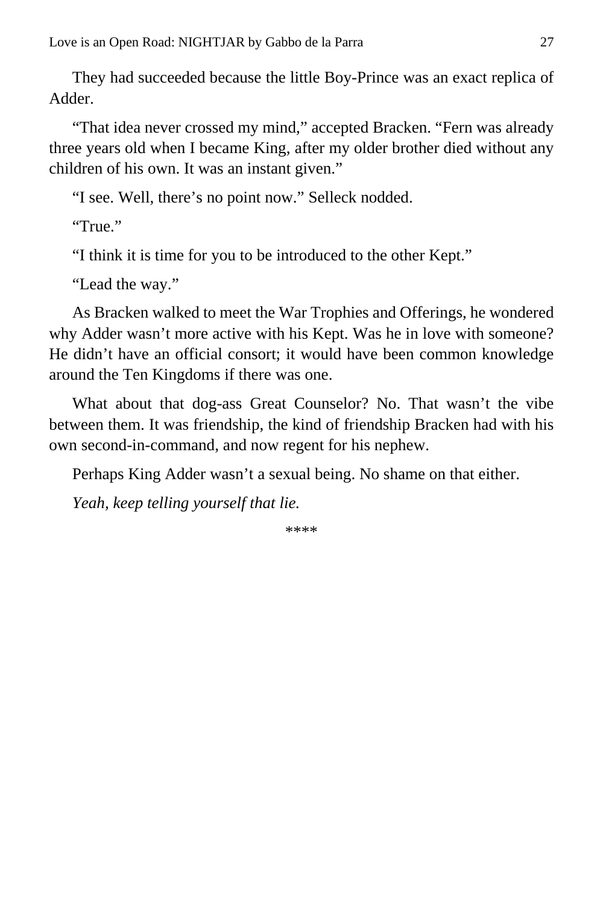They had succeeded because the little Boy-Prince was an exact replica of Adder.

“That idea never crossed my mind,” accepted Bracken. “Fern was already three years old when I became King, after my older brother died without any children of his own. It was an instant given.”

“I see. Well, there’s no point now.” Selleck nodded.

“True.”

“I think it is time for you to be introduced to the other Kept.”

“Lead the way.”

As Bracken walked to meet the War Trophies and Offerings, he wondered why Adder wasn’t more active with his Kept. Was he in love with someone? He didn’t have an official consort; it would have been common knowledge around the Ten Kingdoms if there was one.

What about that dog-ass Great Counselor? No. That wasn’t the vibe between them. It was friendship, the kind of friendship Bracken had with his own second-in-command, and now regent for his nephew.

Perhaps King Adder wasn’t a sexual being. No shame on that either.

*Yeah, keep telling yourself that lie.*

****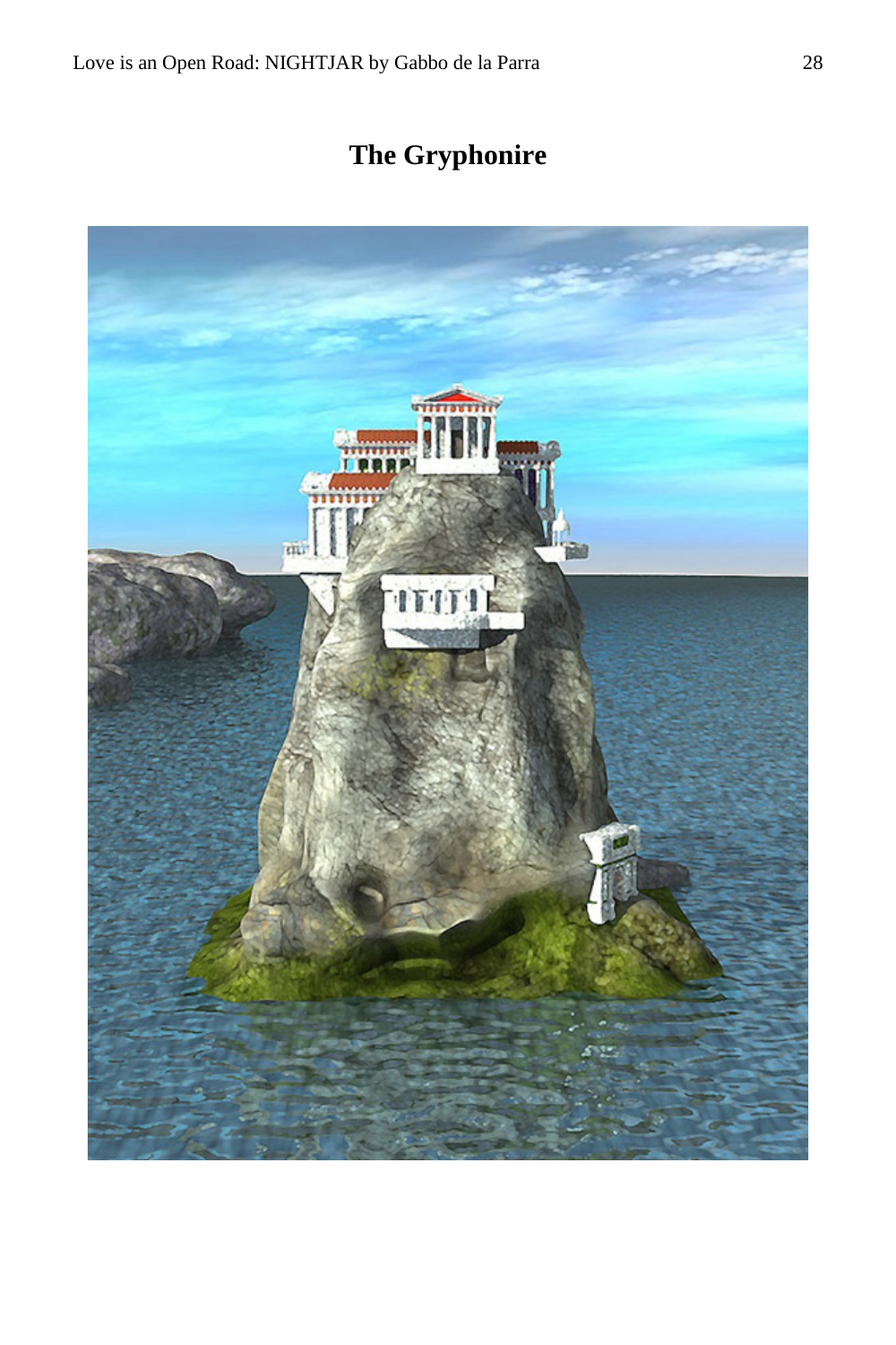## The Gryphonire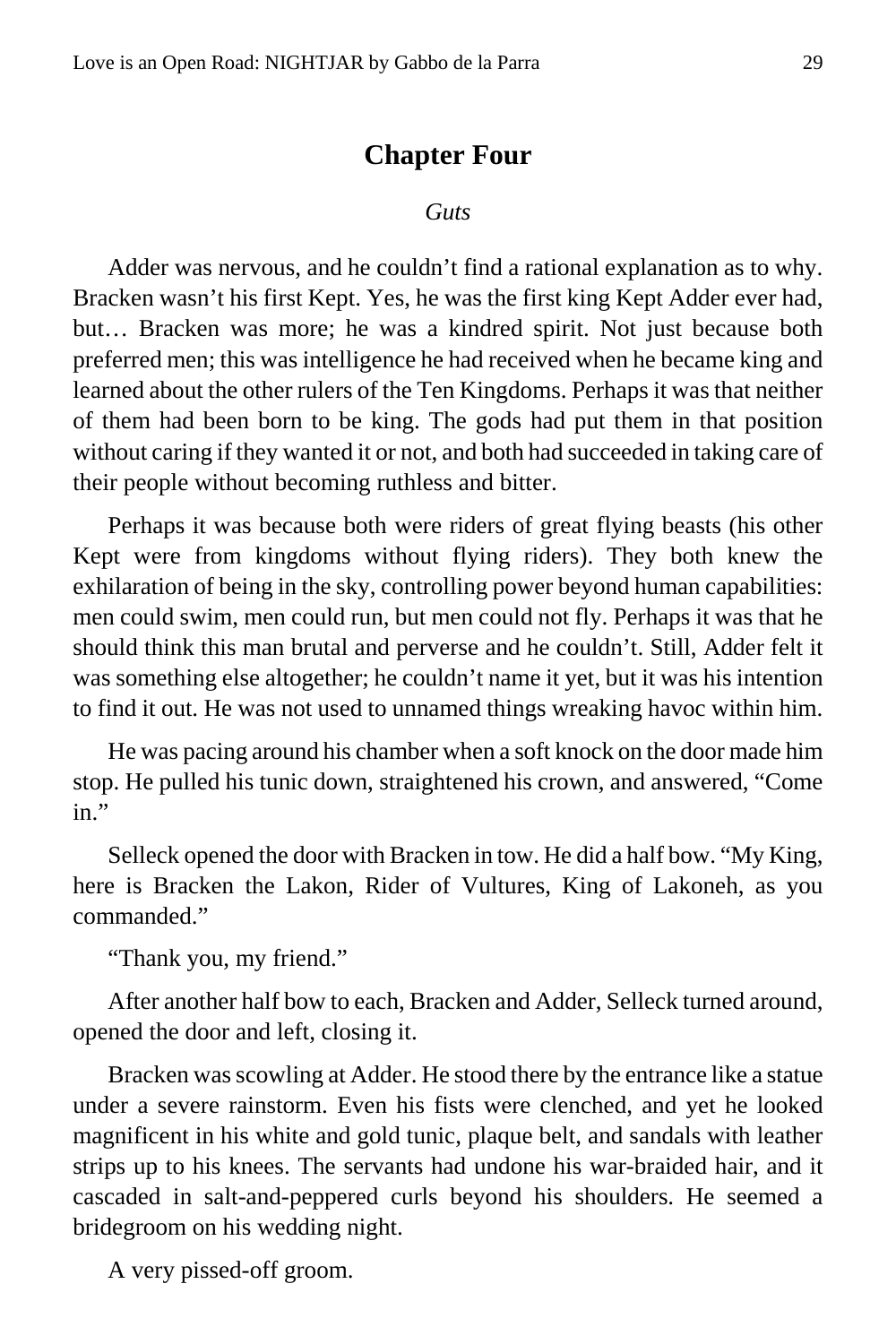# Chapter Four

*Guts*

Adder was nervous, and he couldn't find a rational explanation as to why. Bracken wasn't his first Kept. Yes, he was the first king Kept Adder ever had, but… Bracken was more; he was a kindred spirit. Not just because both preferred men; this was intelligence he had received when he became king and learned about the other rulers of the Ten Kingdoms. Perhaps it was that neither of them had been born to be king. The gods had put them in that position without caring if they wanted it or not, and both had succeeded in taking care of their people without becoming ruthless and bitter.

Perhaps it was because both were riders of great flying beasts (his other Kept were from kingdoms without flying riders). They both knew the exhilaration of being in the sky, controlling power beyond human capabilities: men could swim, men could run, but men could not fly. Perhaps it was that he should think this man brutal and perverse and he couldn't. Still, Adder felt it was something else altogether; he couldn't name it yet, but it was his intention to find it out. He was not used to unnamed things wreaking havoc within him.

He was pacing around his chamber when a soft knock on the door made him stop. He pulled his tunic down, straightened his crown, and answered, "Come in."

Selleck opened the door with Bracken in tow. He did a half bow. "My King, here is Bracken the Lakon, Rider of Vultures, King of Lakoneh, as you commanded."

"Thank you, my friend."

After another half bow to each, Bracken and Adder, Selleck turned around, opened the door and left, closing it.

Bracken was scowling at Adder. He stood there by the entrance like a statue under a severe rainstorm. Even his fists were clenched, and yet he looked magnificent in his white and gold tunic, plaque belt, and sandals with leather strips up to his knees. The servants had undone his war-braided hair, and it cascaded in salt-and-peppered curls beyond his shoulders. He seemed a bridegroom on his wedding night.

A very pissed-off groom.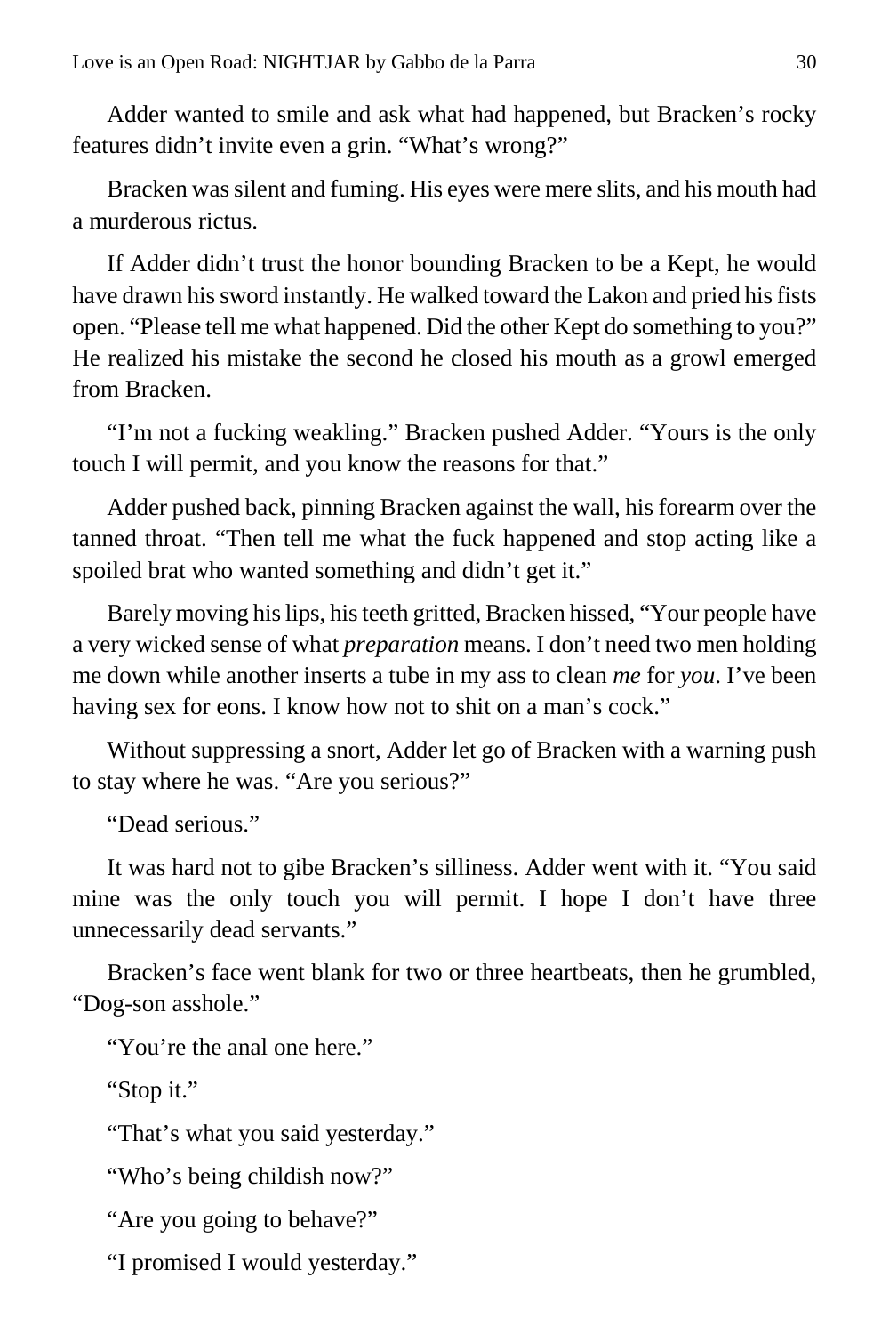Adder wanted to smile and ask what had happened, but Bracken's rocky features didn't invite even a grin. "What's wrong?"

Bracken was silent and fuming. His eyes were mere slits, and his mouth had a murderous rictus.

If Adder didn't trust the honor bounding Bracken to be a Kept, he would have drawn his sword instantly. He walked toward the Lakon and pried his fists open. "Please tell me what happened. Did the other Kept do something to you?" He realized his mistake the second he closed his mouth as a growl emerged from Bracken.

"I'm not a fucking weakling." Bracken pushed Adder. "Yours is the only touch I will permit, and you know the reasons for that."

Adder pushed back, pinning Bracken against the wall, his forearm over the tanned throat. "Then tell me what the fuck happened and stop acting like a spoiled brat who wanted something and didn't get it."

Barely moving his lips, his teeth gritted, Bracken hissed, "Your people have a very wicked sense of what *preparation* means. I don't need two men holding me down while another inserts a tube in my ass to clean *me* for *you*. I've been having sex for eons. I know how not to shit on a man's cock."

Without suppressing a snort, Adder let go of Bracken with a warning push to stay where he was. "Are you serious?"

"Dead serious."

It was hard not to gibe Bracken's silliness. Adder went with it. "You said mine was the only touch you will permit. I hope I don't have three unnecessarily dead servants."

Bracken's face went blank for two or three heartbeats, then he grumbled, "Dog-son asshole."

"You're the anal one here."

"Stop it."

"That's what you said yesterday."

"Who's being childish now?"

"Are you going to behave?"

"I promised I would yesterday."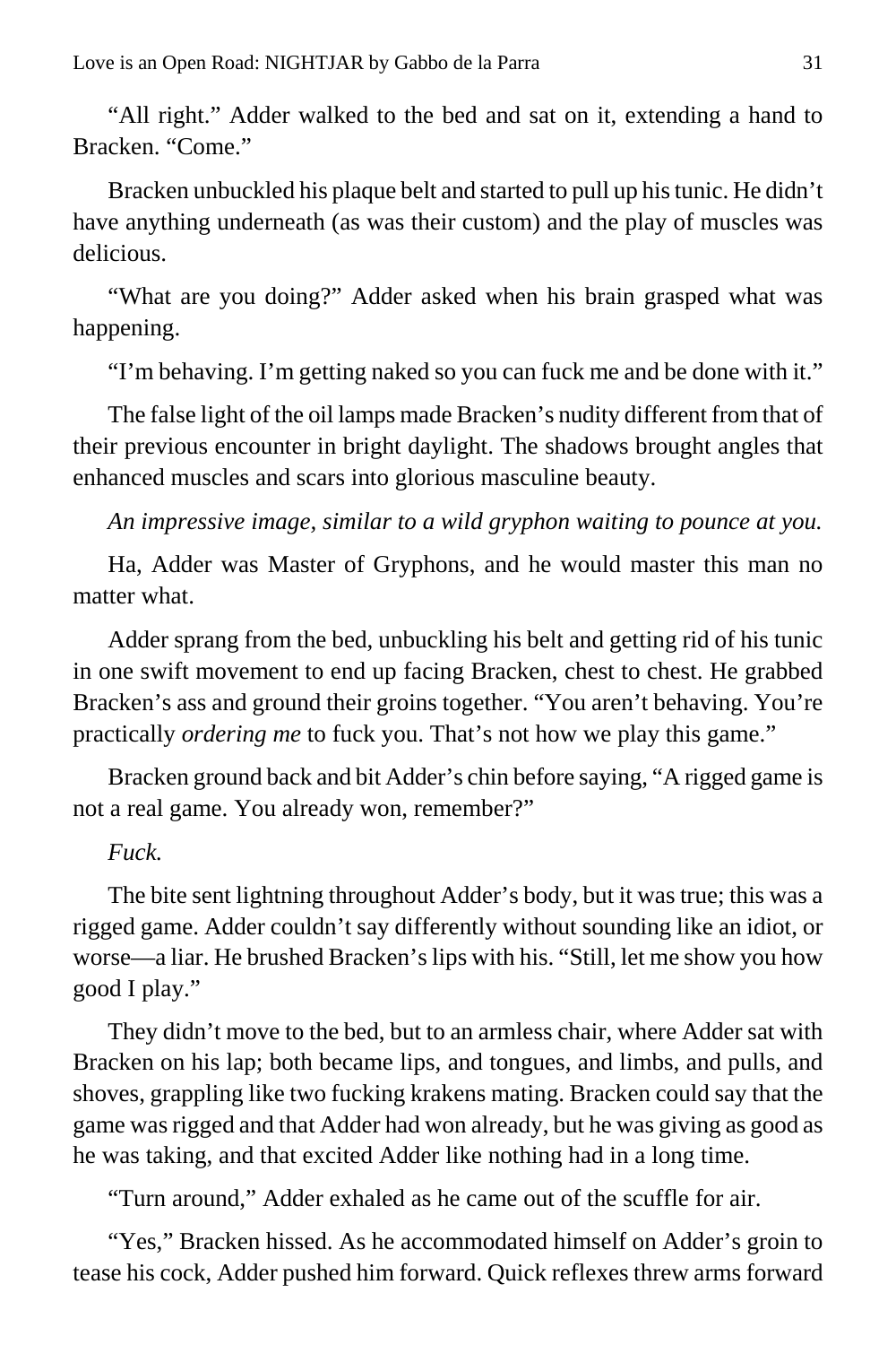"All right." Adder walked to the bed and sat on it, extending a hand to Bracken. "Come."

Bracken unbuckled his plaque belt and started to pull up his tunic. He didn't have anything underneath (as was their custom) and the play of muscles was delicious.

"What are you doing?" Adder asked when his brain grasped what was happening.

"I'm behaving. I'm getting naked so you can fuck me and be done with it."

The false light of the oil lamps made Bracken's nudity different from that of their previous encounter in bright daylight. The shadows brought angles that enhanced muscles and scars into glorious masculine beauty.

*An impressive image, similar to a wild gryphon waiting to pounce at you.*

Ha, Adder was Master of Gryphons, and he would master this man no matter what.

Adder sprang from the bed, unbuckling his belt and getting rid of his tunic in one swift movement to end up facing Bracken, chest to chest. He grabbed Bracken's ass and ground their groins together. "You aren't behaving. You're practically *ordering me* to fuck you. That's not how we play this game."

Bracken ground back and bit Adder's chin before saying, "A rigged game is not a real game. You already won, remember?"

*Fuck.*

The bite sent lightning throughout Adder's body, but it was true; this was a rigged game. Adder couldn't say differently without sounding like an idiot, or worse—a liar. He brushed Bracken's lips with his. "Still, let me show you how good I play."

They didn't move to the bed, but to an armless chair, where Adder sat with Bracken on his lap; both became lips, and tongues, and limbs, and pulls, and shoves, grappling like two fucking krakens mating. Bracken could say that the game was rigged and that Adder had won already, but he was giving as good as he was taking, and that excited Adder like nothing had in a long time.

"Turn around," Adder exhaled as he came out of the scuffle for air.

"Yes," Bracken hissed. As he accommodated himself on Adder's groin to tease his cock, Adder pushed him forward. Quick reflexes threw arms forward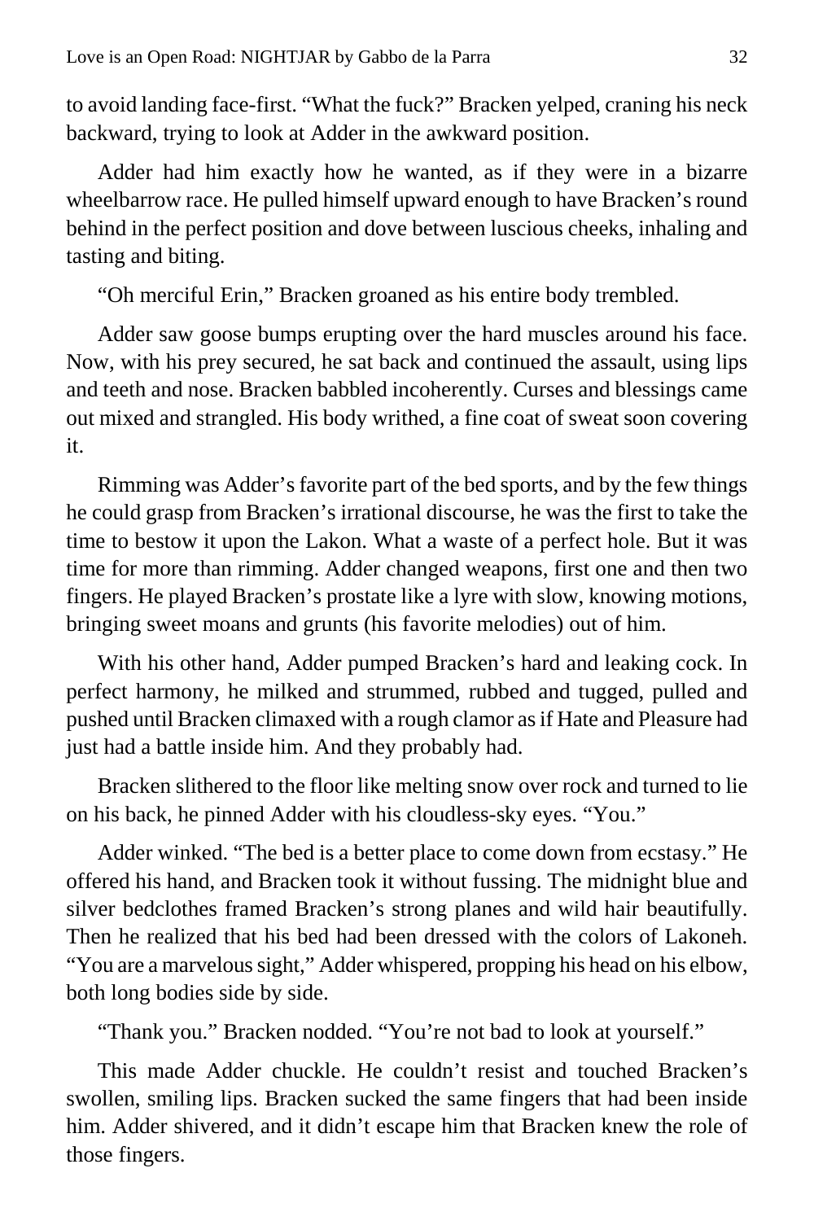to avoid landing face-first. "What the fuck?" Bracken yelped, craning his neck backward, trying to look at Adder in the awkward position.

Adder had him exactly how he wanted, as if they were in a bizarre wheelbarrow race. He pulled himself upward enough to have Bracken's round behind in the perfect position and dove between luscious cheeks, inhaling and tasting and biting.

"Oh merciful Erin," Bracken groaned as his entire body trembled.

Adder saw goose bumps erupting over the hard muscles around his face. Now, with his prey secured, he sat back and continued the assault, using lips and teeth and nose. Bracken babbled incoherently. Curses and blessings came out mixed and strangled. His body writhed, a fine coat of sweat soon covering it.

Rimming was Adder's favorite part of the bed sports, and by the few things he could grasp from Bracken's irrational discourse, he was the first to take the time to bestow it upon the Lakon. What a waste of a perfect hole. But it was time for more than rimming. Adder changed weapons, first one and then two fingers. He played Bracken's prostate like a lyre with slow, knowing motions, bringing sweet moans and grunts (his favorite melodies) out of him.

With his other hand, Adder pumped Bracken's hard and leaking cock. In perfect harmony, he milked and strummed, rubbed and tugged, pulled and pushed until Bracken climaxed with a rough clamor as if Hate and Pleasure had just had a battle inside him. And they probably had.

Bracken slithered to the floor like melting snow over rock and turned to lie on his back, he pinned Adder with his cloudless-sky eyes. "You."

Adder winked. "The bed is a better place to come down from ecstasy." He offered his hand, and Bracken took it without fussing. The midnight blue and silver bedclothes framed Bracken's strong planes and wild hair beautifully. Then he realized that his bed had been dressed with the colors of Lakoneh. "You are a marvelous sight," Adder whispered, propping his head on his elbow, both long bodies side by side.

"Thank you." Bracken nodded. "You're not bad to look at yourself."

This made Adder chuckle. He couldn't resist and touched Bracken's swollen, smiling lips. Bracken sucked the same fingers that had been inside him. Adder shivered, and it didn't escape him that Bracken knew the role of those fingers.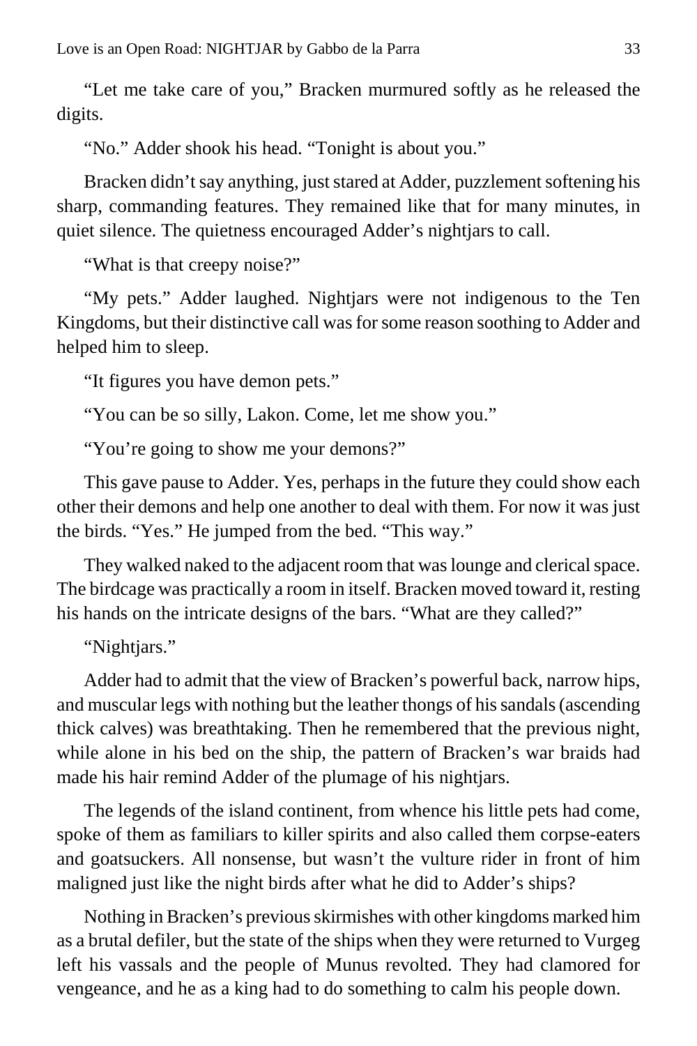"Let me take care of you," Bracken murmured softly as he released the digits.

"No." Adder shook his head. "Tonight is about you."

Bracken didn't say anything, just stared at Adder, puzzlement softening his sharp, commanding features. They remained like that for many minutes, in quiet silence. The quietness encouraged Adder's nightjars to call.

"What is that creepy noise?"

"My pets." Adder laughed. Nightjars were not indigenous to the Ten Kingdoms, but their distinctive call was for some reason soothing to Adder and helped him to sleep.

"It figures you have demon pets."

"You can be so silly, Lakon. Come, let me show you."

"You're going to show me your demons?"

This gave pause to Adder. Yes, perhaps in the future they could show each other their demons and help one another to deal with them. For now it was just the birds. "Yes." He jumped from the bed. "This way."

They walked naked to the adjacent room that was lounge and clerical space. The birdcage was practically a room in itself. Bracken moved toward it, resting his hands on the intricate designs of the bars. "What are they called?"

"Nightjars."

Adder had to admit that the view of Bracken's powerful back, narrow hips, and muscular legs with nothing but the leather thongs of his sandals (ascending thick calves) was breathtaking. Then he remembered that the previous night, while alone in his bed on the ship, the pattern of Bracken's war braids had made his hair remind Adder of the plumage of his nightjars.

The legends of the island continent, from whence his little pets had come, spoke of them as familiars to killer spirits and also called them corpse-eaters and goatsuckers. All nonsense, but wasn't the vulture rider in front of him maligned just like the night birds after what he did to Adder's ships?

Nothing in Bracken's previous skirmishes with other kingdoms marked him as a brutal defiler, but the state of the ships when they were returned to Vurgeg left his vassals and the people of Munus revolted. They had clamored for vengeance, and he as a king had to do something to calm his people down.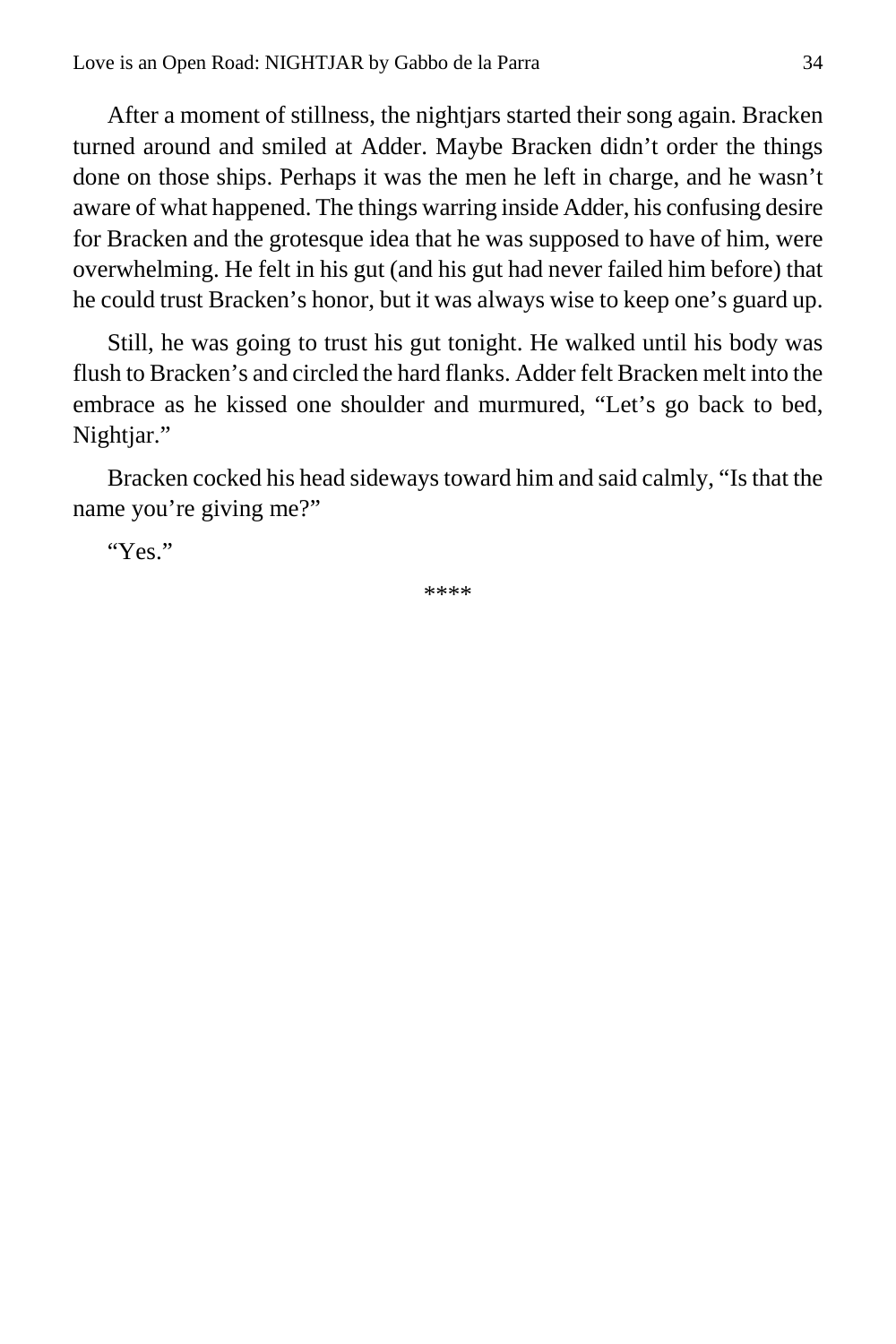After a moment of stillness, the nightjars started their song again. Bracken turned around and smiled at Adder. Maybe Bracken didn't order the things done on those ships. Perhaps it was the men he left in charge, and he wasn't aware of what happened. The things warring inside Adder, his confusing desire for Bracken and the grotesque idea that he was supposed to have of him, were overwhelming. He felt in his gut (and his gut had never failed him before) that he could trust Bracken's honor, but it was always wise to keep one's guard up.

Still, he was going to trust his gut tonight. He walked until his body was flush to Bracken's and circled the hard flanks. Adder felt Bracken melt into the embrace as he kissed one shoulder and murmured, "Let's go back to bed, Nightjar."

Bracken cocked his head sideways toward him and said calmly, "Is that the name you're giving me?"

"Yes."

****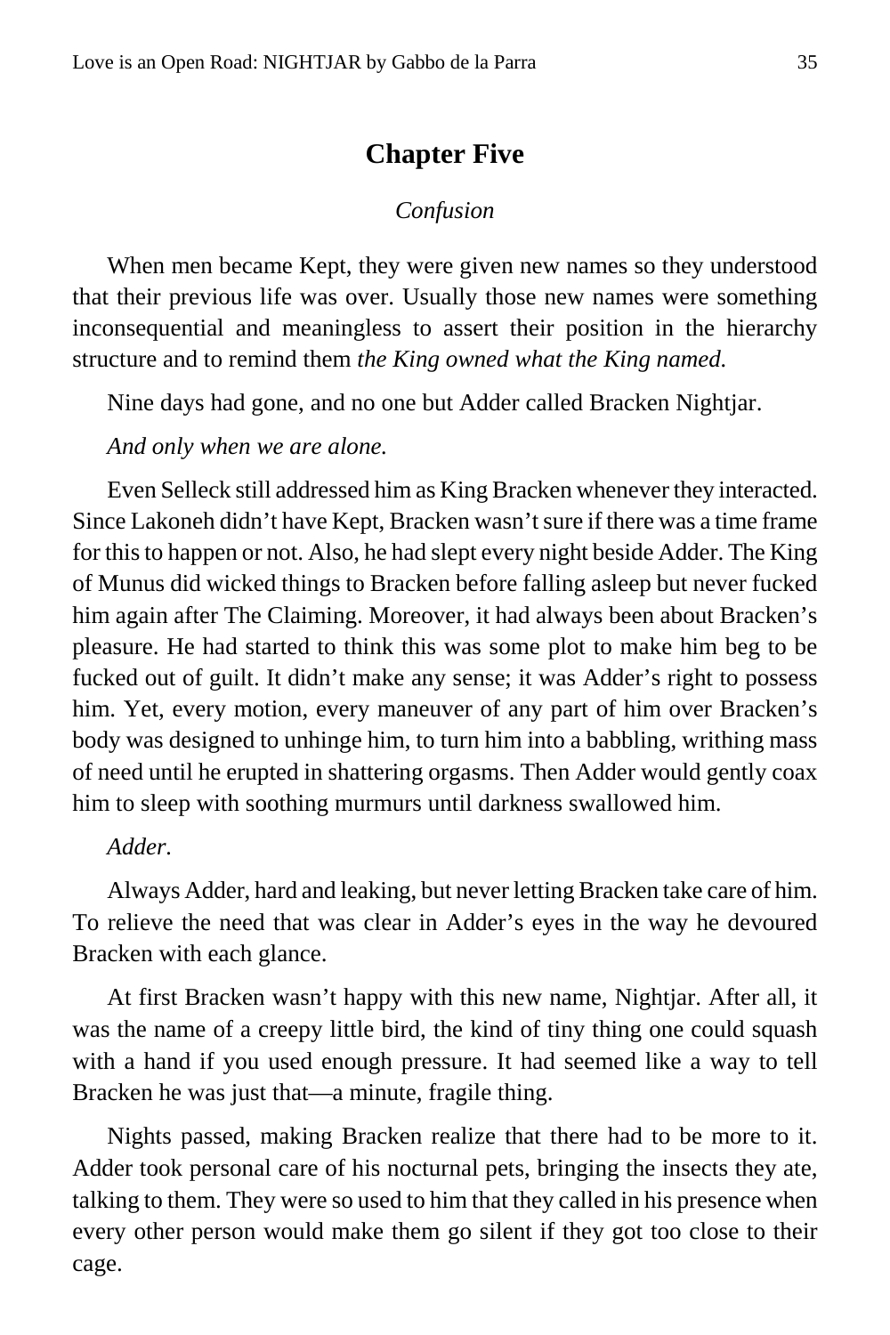# Chapter Five

*Confusion*

When men became Kept, they were given new names so they understood that their previous life was over. Usually those new names were something inconsequential and meaningless to assert their position in the hierarchy structure and to remind them *the King owned what the King named.*

Nine days had gone, and no one but Adder called Bracken Nightjar.

*And only when we are alone.*

Even Selleck still addressed him as King Bracken whenever they interacted. Since Lakoneh didn't have Kept, Bracken wasn't sure if there was a time frame for this to happen or not. Also, he had slept every night beside Adder. The King of Munus did wicked things to Bracken before falling asleep but never fucked him again after The Claiming. Moreover, it had always been about Bracken's pleasure. He had started to think this was some plot to make him beg to be fucked out of guilt. It didn't make any sense; it was Adder's right to possess him. Yet, every motion, every maneuver of any part of him over Bracken's body was designed to unhinge him, to turn him into a babbling, writhing mass of need until he erupted in shattering orgasms. Then Adder would gently coax him to sleep with soothing murmurs until darkness swallowed him.

*Adder*.

Always Adder, hard and leaking, but never letting Bracken take care of him. To relieve the need that was clear in Adder's eyes in the way he devoured Bracken with each glance.

At first Bracken wasn't happy with this new name, Nightjar. After all, it was the name of a creepy little bird, the kind of tiny thing one could squash with a hand if you used enough pressure. It had seemed like a way to tell Bracken he was just that—a minute, fragile thing.

Nights passed, making Bracken realize that there had to be more to it. Adder took personal care of his nocturnal pets, bringing the insects they ate, talking to them. They were so used to him that they called in his presence when every other person would make them go silent if they got too close to their cage.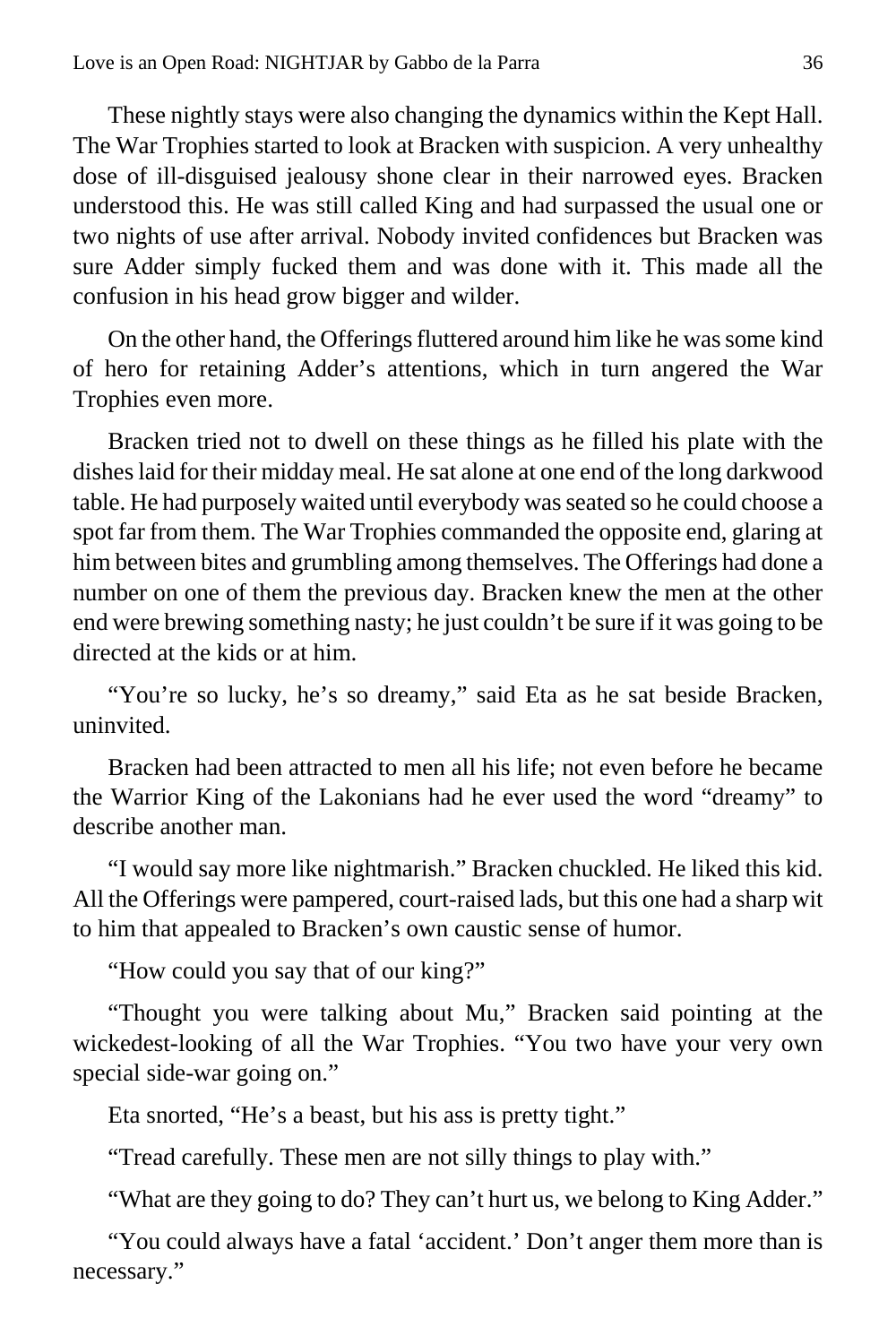These nightly stays were also changing the dynamics within the Kept Hall. The War Trophies started to look at Bracken with suspicion. A very unhealthy dose of ill-disguised jealousy shone clear in their narrowed eyes. Bracken understood this. He was still called King and had surpassed the usual one or two nights of use after arrival. Nobody invited confidences but Bracken was sure Adder simply fucked them and was done with it. This made all the confusion in his head grow bigger and wilder.

On the other hand, the Offerings fluttered around him like he was some kind of hero for retaining Adder's attentions, which in turn angered the War Trophies even more.

Bracken tried not to dwell on these things as he filled his plate with the dishes laid for their midday meal. He sat alone at one end of the long darkwood table. He had purposely waited until everybody was seated so he could choose a spot far from them. The War Trophies commanded the opposite end, glaring at him between bites and grumbling among themselves. The Offerings had done a number on one of them the previous day. Bracken knew the men at the other end were brewing something nasty; he just couldn't be sure if it was going to be directed at the kids or at him.

"You're so lucky, he's so dreamy," said Eta as he sat beside Bracken, uninvited.

Bracken had been attracted to men all his life; not even before he became the Warrior King of the Lakonians had he ever used the word "dreamy" to describe another man.

"I would say more like nightmarish." Bracken chuckled. He liked this kid. All the Offerings were pampered, court-raised lads, but this one had a sharp wit to him that appealed to Bracken's own caustic sense of humor.

"How could you say that of our king?"

"Thought you were talking about Mu," Bracken said pointing at the wickedest-looking of all the War Trophies. "You two have your very own special side-war going on."

Eta snorted, "He's a beast, but his ass is pretty tight."

"Tread carefully. These men are not silly things to play with."

"What are they going to do? They can't hurt us, we belong to King Adder."

"You could always have a fatal 'accident.' Don't anger them more than is necessary."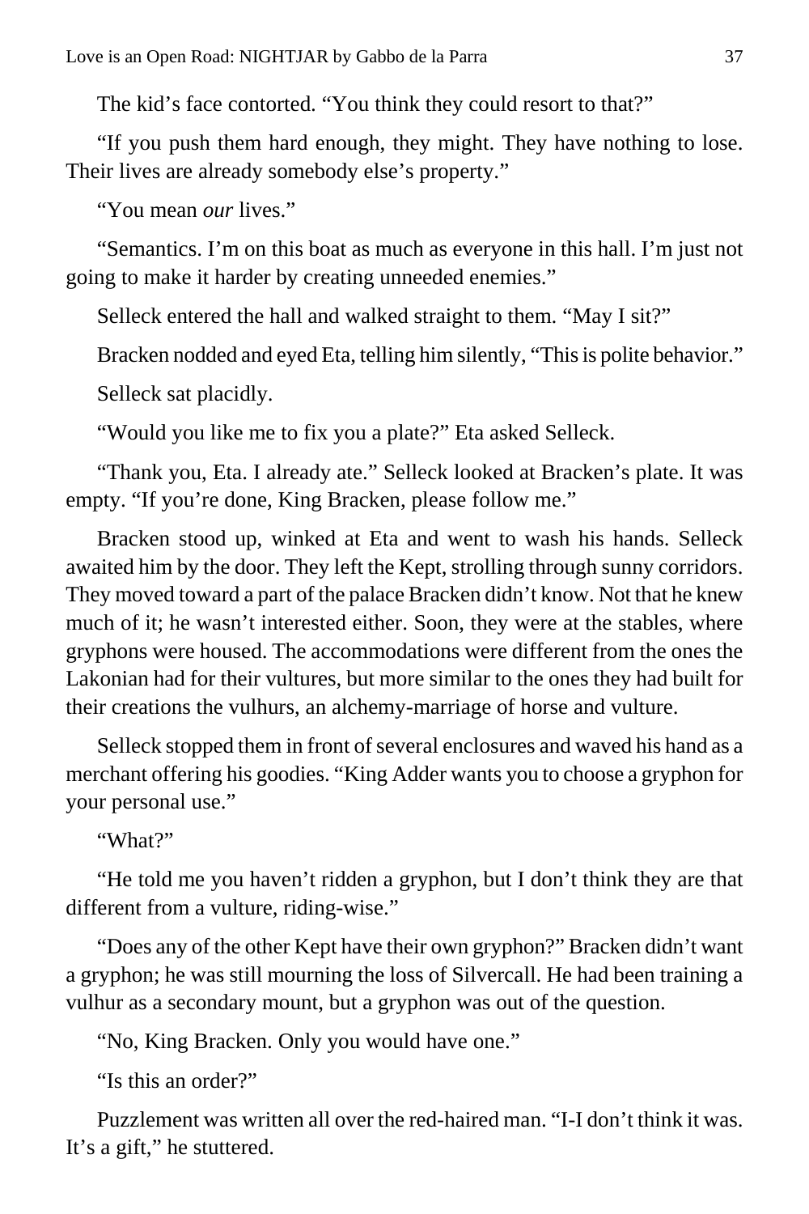The kid's face contorted. "You think they could resort to that?"

"If you push them hard enough, they might. They have nothing to lose. Their lives are already somebody else's property."

"You mean *our* lives."

"Semantics. I'm on this boat as much as everyone in this hall. I'm just not going to make it harder by creating unneeded enemies."

Selleck entered the hall and walked straight to them. "May I sit?"

Bracken nodded and eyed Eta, telling him silently, "This is polite behavior."

Selleck sat placidly.

"Would you like me to fix you a plate?" Eta asked Selleck.

"Thank you, Eta. I already ate." Selleck looked at Bracken's plate. It was empty. "If you're done, King Bracken, please follow me."

Bracken stood up, winked at Eta and went to wash his hands. Selleck awaited him by the door. They left the Kept, strolling through sunny corridors. They moved toward a part of the palace Bracken didn't know. Not that he knew much of it; he wasn't interested either. Soon, they were at the stables, where gryphons were housed. The accommodations were different from the ones the Lakonian had for their vultures, but more similar to the ones they had built for their creations the vulhurs, an alchemy-marriage of horse and vulture.

Selleck stopped them in front of several enclosures and waved his hand as a merchant offering his goodies. "King Adder wants you to choose a gryphon for your personal use."

"What?"

"He told me you haven't ridden a gryphon, but I don't think they are that different from a vulture, riding-wise."

"Does any of the other Kept have their own gryphon?" Bracken didn't want a gryphon; he was still mourning the loss of Silvercall. He had been training a vulhur as a secondary mount, but a gryphon was out of the question.

"No, King Bracken. Only you would have one."

"Is this an order?"

Puzzlement was written all over the red-haired man. "I-I don't think it was. It's a gift," he stuttered.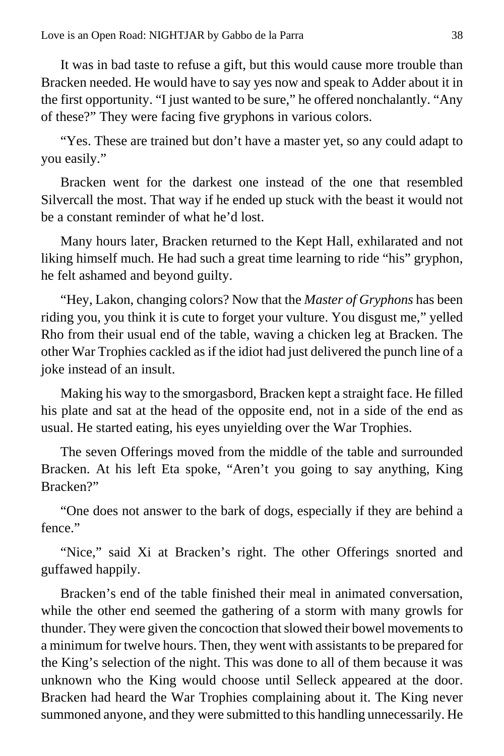It was in bad taste to refuse a gift, but this would cause more trouble than Bracken needed. He would have to say yes now and speak to Adder about it in the first opportunity. “I just wanted to be sure,” he offered nonchalantly. “Any of these?” They were facing five gryphons in various colors.

“Yes. These are trained but don’t have a master yet, so any could adapt to you easily.”

Bracken went for the darkest one instead of the one that resembled Silvercall the most. That way if he ended up stuck with the beast it would not be a constant reminder of what he’d lost.

Many hours later, Bracken returned to the Kept Hall, exhilarated and not liking himself much. He had such a great time learning to ride “his” gryphon, he felt ashamed and beyond guilty.

“Hey, Lakon, changing colors? Now that the *Master of Gryphons* has been riding you, you think it is cute to forget your vulture. You disgust me,” yelled Rho from their usual end of the table, waving a chicken leg at Bracken. The other War Trophies cackled as if the idiot had just delivered the punch line of a joke instead of an insult.

Making his way to the smorgasbord, Bracken kept a straight face. He filled his plate and sat at the head of the opposite end, not in a side of the end as usual. He started eating, his eyes unyielding over the War Trophies.

The seven Offerings moved from the middle of the table and surrounded Bracken. At his left Eta spoke, “Aren’t you going to say anything, King Bracken?”

“One does not answer to the bark of dogs, especially if they are behind a fence.”

“Nice,” said Xi at Bracken’s right. The other Offerings snorted and guffawed happily.

Bracken’s end of the table finished their meal in animated conversation, while the other end seemed the gathering of a storm with many growls for thunder. They were given the concoction that slowed their bowel movements to a minimum for twelve hours. Then, they went with assistants to be prepared for the King’s selection of the night. This was done to all of them because it was unknown who the King would choose until Selleck appeared at the door. Bracken had heard the War Trophies complaining about it. The King never summoned anyone, and they were submitted to this handling unnecessarily. He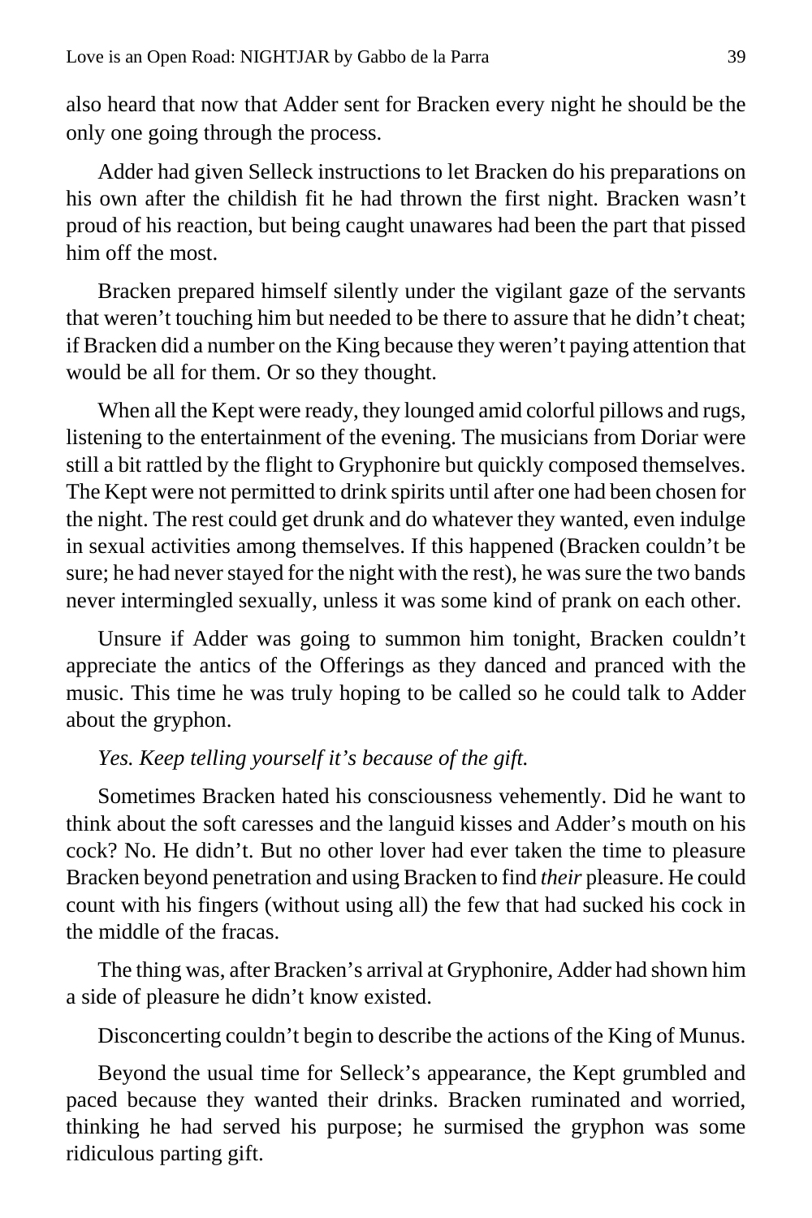also heard that now that Adder sent for Bracken every night he should be the only one going through the process.

Adder had given Selleck instructions to let Bracken do his preparations on his own after the childish fit he had thrown the first night. Bracken wasn't proud of his reaction, but being caught unawares had been the part that pissed him off the most.

Bracken prepared himself silently under the vigilant gaze of the servants that weren't touching him but needed to be there to assure that he didn't cheat; if Bracken did a number on the King because they weren't paying attention that would be all for them. Or so they thought.

When all the Kept were ready, they lounged amid colorful pillows and rugs, listening to the entertainment of the evening. The musicians from Doriar were still a bit rattled by the flight to Gryphonire but quickly composed themselves. The Kept were not permitted to drink spirits until after one had been chosen for the night. The rest could get drunk and do whatever they wanted, even indulge in sexual activities among themselves. If this happened (Bracken couldn't be sure; he had never stayed for the night with the rest), he was sure the two bands never intermingled sexually, unless it was some kind of prank on each other.

Unsure if Adder was going to summon him tonight, Bracken couldn't appreciate the antics of the Offerings as they danced and pranced with the music. This time he was truly hoping to be called so he could talk to Adder about the gryphon.

*Yes. Keep telling yourself it's because of the gift.*

Sometimes Bracken hated his consciousness vehemently. Did he want to think about the soft caresses and the languid kisses and Adder's mouth on his cock? No. He didn't. But no other lover had ever taken the time to pleasure Bracken beyond penetration and using Bracken to find *their* pleasure. He could count with his fingers (without using all) the few that had sucked his cock in the middle of the fracas.

The thing was, after Bracken's arrival at Gryphonire, Adder had shown him a side of pleasure he didn't know existed.

Disconcerting couldn't begin to describe the actions of the King of Munus.

Beyond the usual time for Selleck's appearance, the Kept grumbled and paced because they wanted their drinks. Bracken ruminated and worried, thinking he had served his purpose; he surmised the gryphon was some ridiculous parting gift.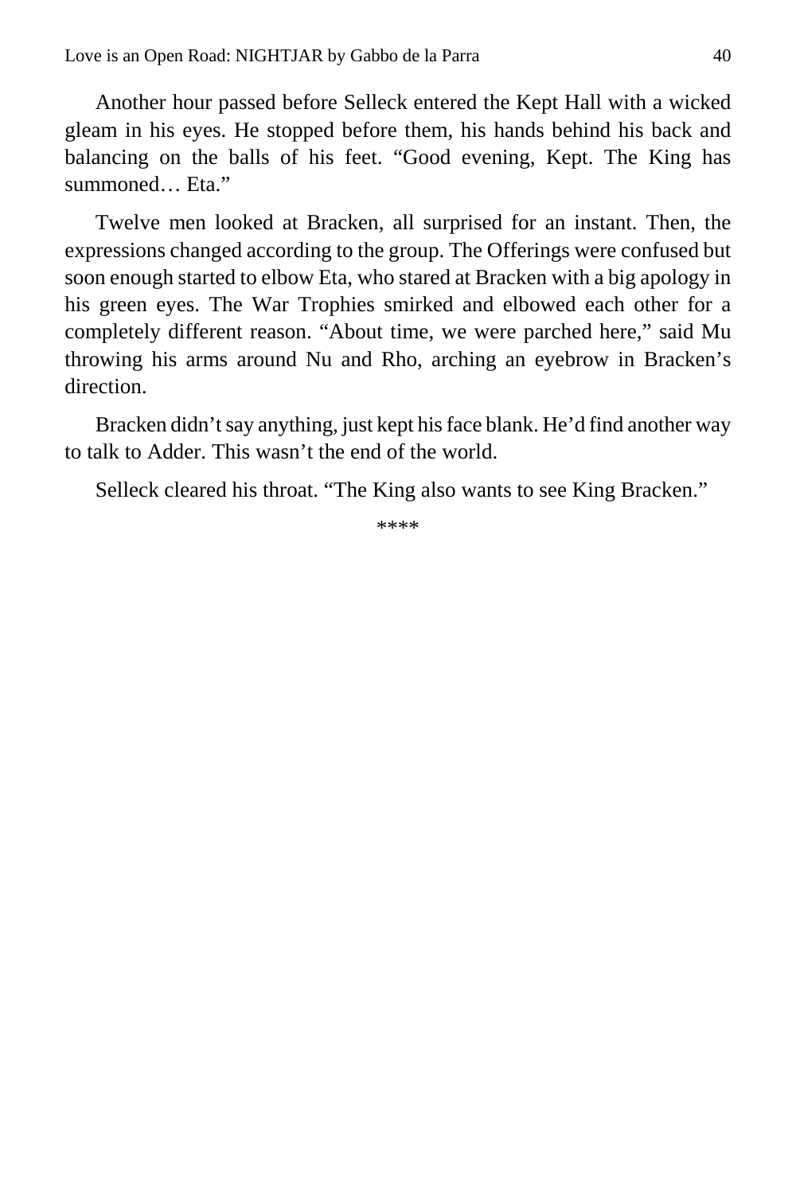Another hour passed before Selleck entered the Kept Hall with a wicked gleam in his eyes. He stopped before them, his hands behind his back and balancing on the balls of his feet. “Good evening, Kept. The King has summoned… Eta.”

Twelve men looked at Bracken, all surprised for an instant. Then, the expressions changed according to the group. The Offerings were confused but soon enough started to elbow Eta, who stared at Bracken with a big apology in his green eyes. The War Trophies smirked and elbowed each other for a completely different reason. “About time, we were parched here,” said Mu throwing his arms around Nu and Rho, arching an eyebrow in Bracken’s direction.

Bracken didn’t say anything, just kept his face blank. He’d find another way to talk to Adder. This wasn’t the end of the world.

Selleck cleared his throat. “The King also wants to see King Bracken.”

****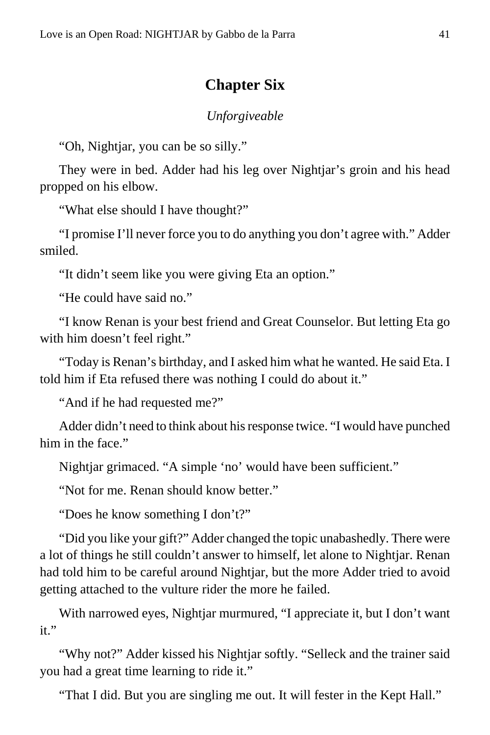## Chapter Six

*Unforgiveable*

"Oh, Nightjar, you can be so silly."

They were in bed. Adder had his leg over Nightjar's groin and his head propped on his elbow.

"What else should I have thought?"

"I promise I'll never force you to do anything you don't agree with." Adder smiled.

"It didn't seem like you were giving Eta an option."

"He could have said no."

"I know Renan is your best friend and Great Counselor. But letting Eta go with him doesn't feel right."

"Today is Renan's birthday, and I asked him what he wanted. He said Eta. I told him if Eta refused there was nothing I could do about it."

"And if he had requested me?"

Adder didn't need to think about his response twice. "I would have punched him in the face."

Nightjar grimaced. "A simple 'no' would have been sufficient."

"Not for me. Renan should know better."

"Does he know something I don't?"

"Did you like your gift?" Adder changed the topic unabashedly. There were a lot of things he still couldn't answer to himself, let alone to Nightjar. Renan had told him to be careful around Nightjar, but the more Adder tried to avoid getting attached to the vulture rider the more he failed.

With narrowed eyes, Nightjar murmured, "I appreciate it, but I don't want it."

"Why not?" Adder kissed his Nightjar softly. "Selleck and the trainer said you had a great time learning to ride it."

"That I did. But you are singling me out. It will fester in the Kept Hall."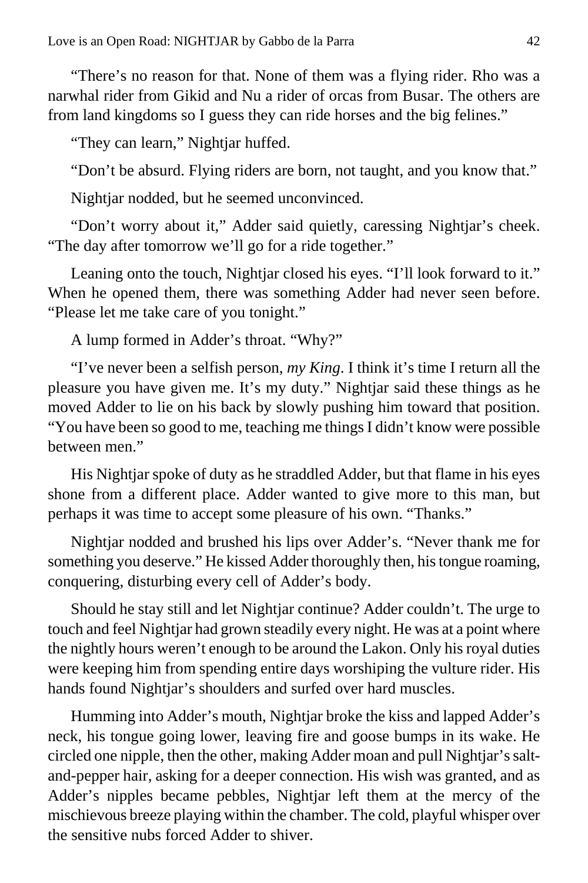"There's no reason for that. None of them was a flying rider. Rho was a narwhal rider from Gikid and Nu a rider of orcas from Busar. The others are from land kingdoms so I guess they can ride horses and the big felines."

"They can learn," Nightjar huffed.

"Don't be absurd. Flying riders are born, not taught, and you know that."

Nightjar nodded, but he seemed unconvinced.

"Don't worry about it," Adder said quietly, caressing Nightjar's cheek. "The day after tomorrow we'll go for a ride together."

Leaning onto the touch, Nightjar closed his eyes. "I'll look forward to it." When he opened them, there was something Adder had never seen before. "Please let me take care of you tonight."

A lump formed in Adder's throat. "Why?"

"I've never been a selfish person, *my King*. I think it's time I return all the pleasure you have given me. It's my duty." Nightjar said these things as he moved Adder to lie on his back by slowly pushing him toward that position. "You have been so good to me, teaching me things I didn't know were possible between men."

His Nightjar spoke of duty as he straddled Adder, but that flame in his eyes shone from a different place. Adder wanted to give more to this man, but perhaps it was time to accept some pleasure of his own. "Thanks."

Nightjar nodded and brushed his lips over Adder's. "Never thank me for something you deserve." He kissed Adder thoroughly then, his tongue roaming, conquering, disturbing every cell of Adder's body.

Should he stay still and let Nightjar continue? Adder couldn't. The urge to touch and feel Nightjar had grown steadily every night. He was at a point where the nightly hours weren't enough to be around the Lakon. Only his royal duties were keeping him from spending entire days worshiping the vulture rider. His hands found Nightjar's shoulders and surfed over hard muscles.

Humming into Adder's mouth, Nightjar broke the kiss and lapped Adder's neck, his tongue going lower, leaving fire and goose bumps in its wake. He circled one nipple, then the other, making Adder moan and pull Nightjar's salt-and-pepper hair, asking for a deeper connection. His wish was granted, and as Adder's nipples became pebbles, Nightjar left them at the mercy of the mischievous breeze playing within the chamber. The cold, playful whisper over the sensitive nubs forced Adder to shiver.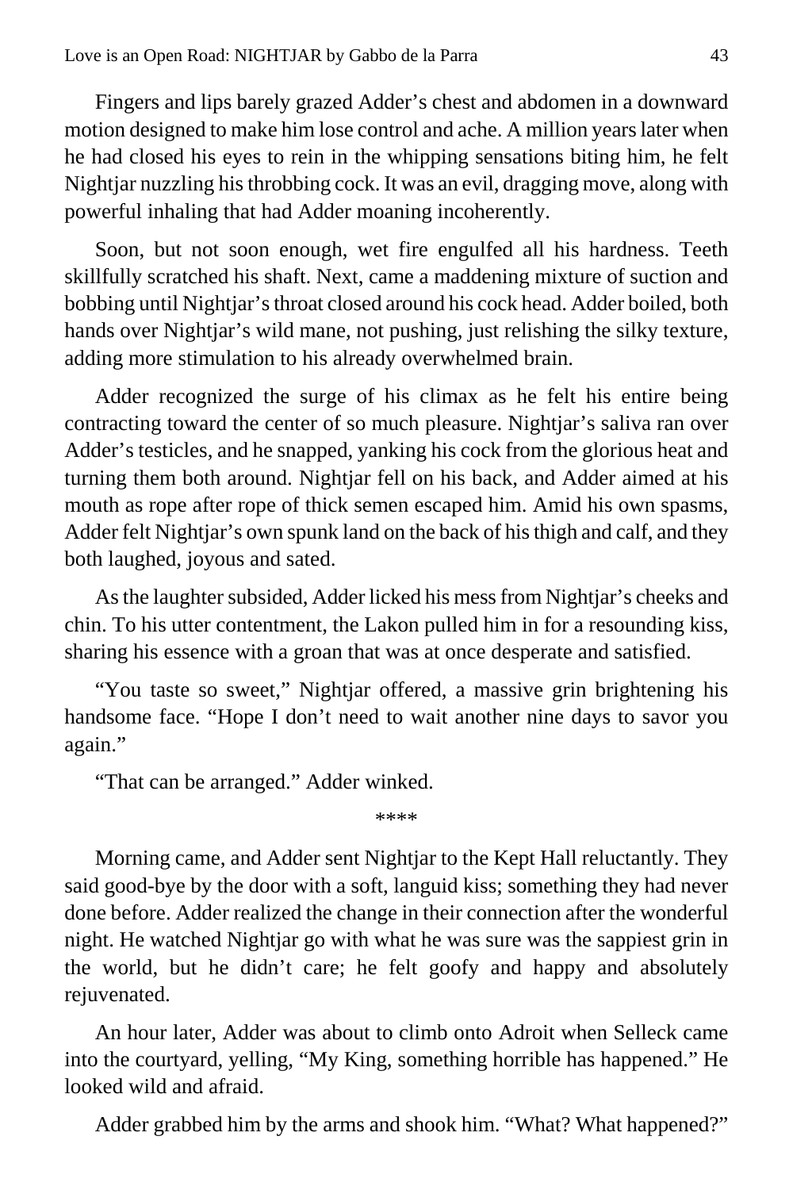Fingers and lips barely grazed Adder's chest and abdomen in a downward motion designed to make him lose control and ache. A million years later when he had closed his eyes to rein in the whipping sensations biting him, he felt Nightjar nuzzling his throbbing cock. It was an evil, dragging move, along with powerful inhaling that had Adder moaning incoherently.

Soon, but not soon enough, wet fire engulfed all his hardness. Teeth skillfully scratched his shaft. Next, came a maddening mixture of suction and bobbing until Nightjar's throat closed around his cock head. Adder boiled, both hands over Nightjar's wild mane, not pushing, just relishing the silky texture, adding more stimulation to his already overwhelmed brain.

Adder recognized the surge of his climax as he felt his entire being contracting toward the center of so much pleasure. Nightjar's saliva ran over Adder's testicles, and he snapped, yanking his cock from the glorious heat and turning them both around. Nightjar fell on his back, and Adder aimed at his mouth as rope after rope of thick semen escaped him. Amid his own spasms, Adder felt Nightjar's own spunk land on the back of his thigh and calf, and they both laughed, joyous and sated.

As the laughter subsided, Adder licked his mess from Nightjar's cheeks and chin. To his utter contentment, the Lakon pulled him in for a resounding kiss, sharing his essence with a groan that was at once desperate and satisfied.

"You taste so sweet," Nightjar offered, a massive grin brightening his handsome face. "Hope I don't need to wait another nine days to savor you again."

"That can be arranged." Adder winked.

****

Morning came, and Adder sent Nightjar to the Kept Hall reluctantly. They said good-bye by the door with a soft, languid kiss; something they had never done before. Adder realized the change in their connection after the wonderful night. He watched Nightjar go with what he was sure was the sappiest grin in the world, but he didn't care; he felt goofy and happy and absolutely rejuvenated.

An hour later, Adder was about to climb onto Adroit when Selleck came into the courtyard, yelling, "My King, something horrible has happened." He looked wild and afraid.

Adder grabbed him by the arms and shook him. "What? What happened?"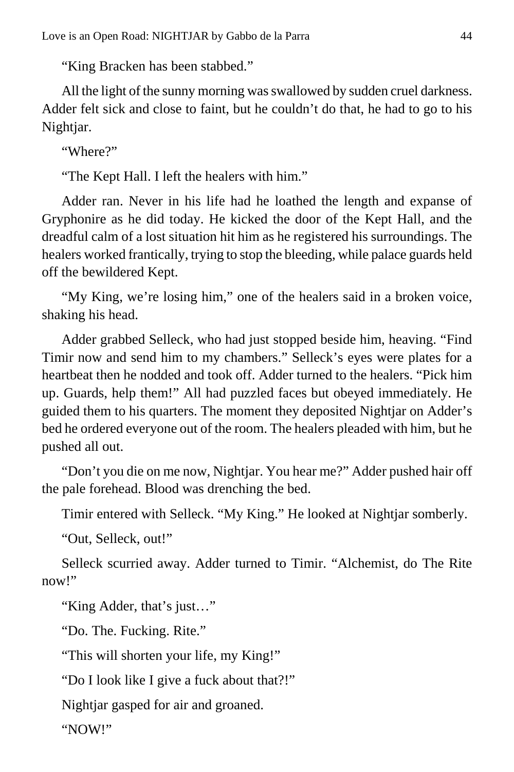"King Bracken has been stabbed."

All the light of the sunny morning was swallowed by sudden cruel darkness. Adder felt sick and close to faint, but he couldn't do that, he had to go to his Nightjar.

"Where?"

"The Kept Hall. I left the healers with him."

Adder ran. Never in his life had he loathed the length and expanse of Gryphonire as he did today. He kicked the door of the Kept Hall, and the dreadful calm of a lost situation hit him as he registered his surroundings. The healers worked frantically, trying to stop the bleeding, while palace guards held off the bewildered Kept.

"My King, we're losing him," one of the healers said in a broken voice, shaking his head.

Adder grabbed Selleck, who had just stopped beside him, heaving. "Find Timir now and send him to my chambers." Selleck's eyes were plates for a heartbeat then he nodded and took off. Adder turned to the healers. "Pick him up. Guards, help them!" All had puzzled faces but obeyed immediately. He guided them to his quarters. The moment they deposited Nightjar on Adder's bed he ordered everyone out of the room. The healers pleaded with him, but he pushed all out.

"Don't you die on me now, Nightjar. You hear me?" Adder pushed hair off the pale forehead. Blood was drenching the bed.

Timir entered with Selleck. "My King." He looked at Nightjar somberly.

"Out, Selleck, out!"

Selleck scurried away. Adder turned to Timir. "Alchemist, do The Rite now!"

"King Adder, that's just…"

"Do. The. Fucking. Rite."

"This will shorten your life, my King!"

"Do I look like I give a fuck about that?!"

Nightjar gasped for air and groaned.

"NOW!"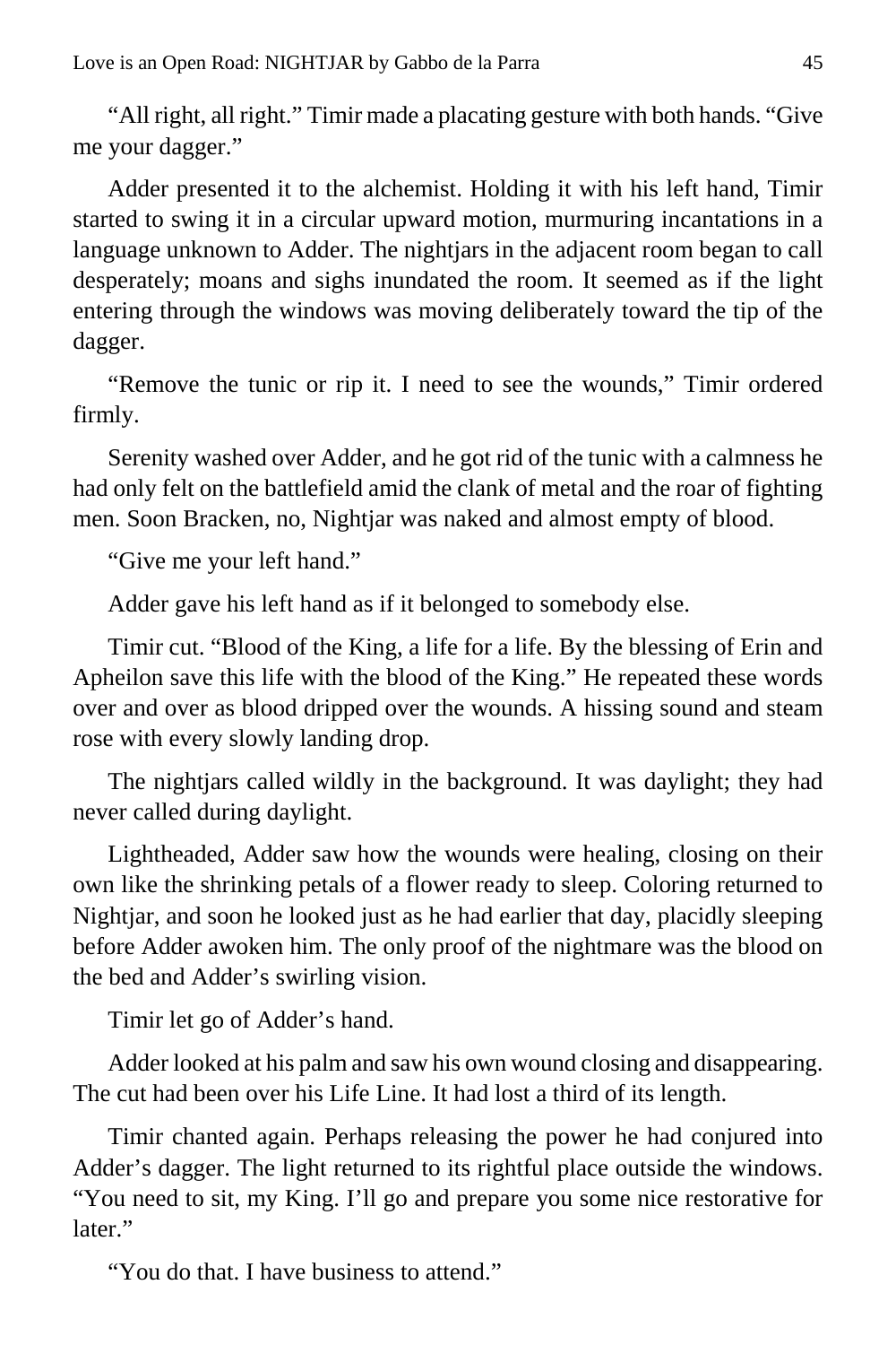"All right, all right." Timir made a placating gesture with both hands. "Give me your dagger."

Adder presented it to the alchemist. Holding it with his left hand, Timir started to swing it in a circular upward motion, murmuring incantations in a language unknown to Adder. The nightjars in the adjacent room began to call desperately; moans and sighs inundated the room. It seemed as if the light entering through the windows was moving deliberately toward the tip of the dagger.

"Remove the tunic or rip it. I need to see the wounds," Timir ordered firmly.

Serenity washed over Adder, and he got rid of the tunic with a calmness he had only felt on the battlefield amid the clank of metal and the roar of fighting men. Soon Bracken, no, Nightjar was naked and almost empty of blood.

"Give me your left hand."

Adder gave his left hand as if it belonged to somebody else.

Timir cut. "Blood of the King, a life for a life. By the blessing of Erin and Apheilon save this life with the blood of the King." He repeated these words over and over as blood dripped over the wounds. A hissing sound and steam rose with every slowly landing drop.

The nightjars called wildly in the background. It was daylight; they had never called during daylight.

Lightheaded, Adder saw how the wounds were healing, closing on their own like the shrinking petals of a flower ready to sleep. Coloring returned to Nightjar, and soon he looked just as he had earlier that day, placidly sleeping before Adder awoken him. The only proof of the nightmare was the blood on the bed and Adder's swirling vision.

Timir let go of Adder's hand.

Adder looked at his palm and saw his own wound closing and disappearing. The cut had been over his Life Line. It had lost a third of its length.

Timir chanted again. Perhaps releasing the power he had conjured into Adder's dagger. The light returned to its rightful place outside the windows. "You need to sit, my King. I'll go and prepare you some nice restorative for later."

"You do that. I have business to attend."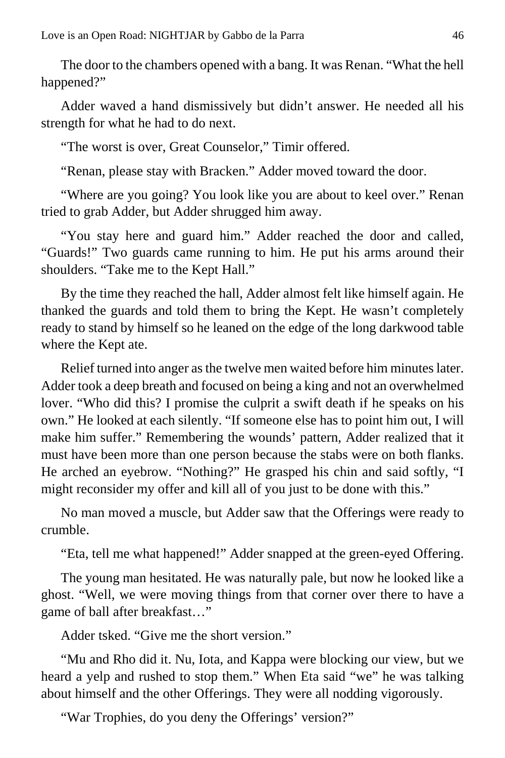The door to the chambers opened with a bang. It was Renan. "What the hell happened?"

Adder waved a hand dismissively but didn't answer. He needed all his strength for what he had to do next.

"The worst is over, Great Counselor," Timir offered.

"Renan, please stay with Bracken." Adder moved toward the door.

"Where are you going? You look like you are about to keel over." Renan tried to grab Adder, but Adder shrugged him away.

"You stay here and guard him." Adder reached the door and called, "Guards!" Two guards came running to him. He put his arms around their shoulders. "Take me to the Kept Hall."

By the time they reached the hall, Adder almost felt like himself again. He thanked the guards and told them to bring the Kept. He wasn't completely ready to stand by himself so he leaned on the edge of the long darkwood table where the Kept ate.

Relief turned into anger as the twelve men waited before him minutes later. Adder took a deep breath and focused on being a king and not an overwhelmed lover. "Who did this? I promise the culprit a swift death if he speaks on his own." He looked at each silently. "If someone else has to point him out, I will make him suffer." Remembering the wounds' pattern, Adder realized that it must have been more than one person because the stabs were on both flanks. He arched an eyebrow. "Nothing?" He grasped his chin and said softly, "I might reconsider my offer and kill all of you just to be done with this."

No man moved a muscle, but Adder saw that the Offerings were ready to crumble.

"Eta, tell me what happened!" Adder snapped at the green-eyed Offering.

The young man hesitated. He was naturally pale, but now he looked like a ghost. "Well, we were moving things from that corner over there to have a game of ball after breakfast…"

Adder tsked. "Give me the short version."

"Mu and Rho did it. Nu, Iota, and Kappa were blocking our view, but we heard a yelp and rushed to stop them." When Eta said "we" he was talking about himself and the other Offerings. They were all nodding vigorously.

"War Trophies, do you deny the Offerings' version?"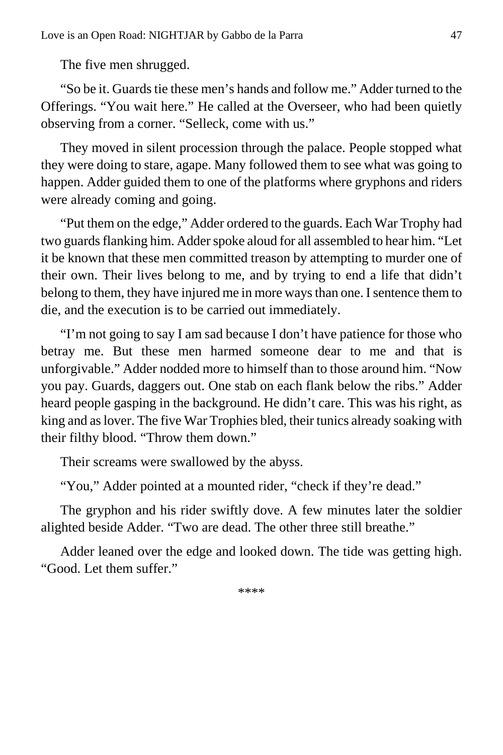The five men shrugged.

"So be it. Guards tie these men's hands and follow me." Adder turned to the Offerings. "You wait here." He called at the Overseer, who had been quietly observing from a corner. "Selleck, come with us."

They moved in silent procession through the palace. People stopped what they were doing to stare, agape. Many followed them to see what was going to happen. Adder guided them to one of the platforms where gryphons and riders were already coming and going.

"Put them on the edge," Adder ordered to the guards. Each War Trophy had two guards flanking him. Adder spoke aloud for all assembled to hear him. "Let it be known that these men committed treason by attempting to murder one of their own. Their lives belong to me, and by trying to end a life that didn't belong to them, they have injured me in more ways than one. I sentence them to die, and the execution is to be carried out immediately.

"I'm not going to say I am sad because I don't have patience for those who betray me. But these men harmed someone dear to me and that is unforgivable." Adder nodded more to himself than to those around him. "Now you pay. Guards, daggers out. One stab on each flank below the ribs." Adder heard people gasping in the background. He didn't care. This was his right, as king and as lover. The five War Trophies bled, their tunics already soaking with their filthy blood. "Throw them down."

Their screams were swallowed by the abyss.

"You," Adder pointed at a mounted rider, "check if they're dead."

The gryphon and his rider swiftly dove. A few minutes later the soldier alighted beside Adder. "Two are dead. The other three still breathe."

Adder leaned over the edge and looked down. The tide was getting high. "Good. Let them suffer."

****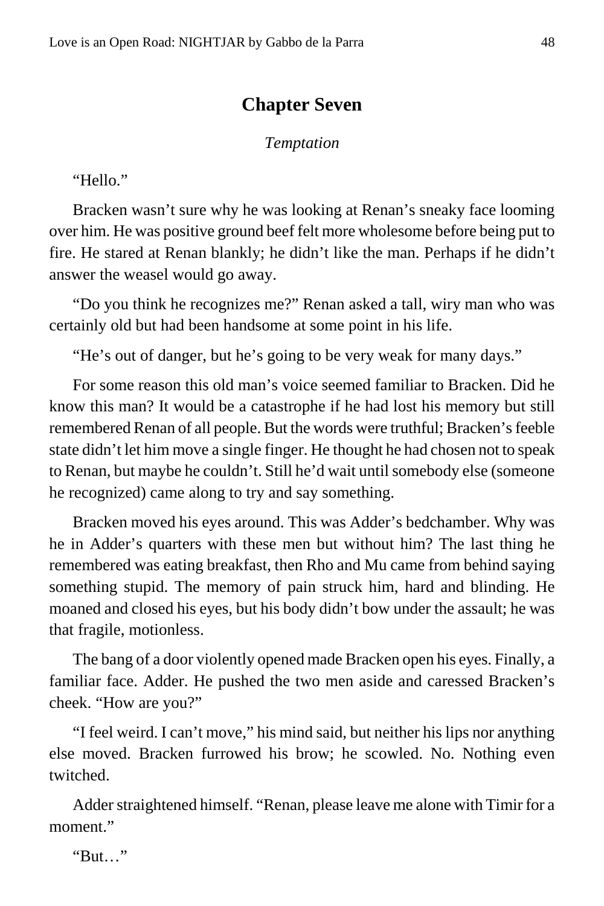## Chapter Seven

*Temptation*

“Hello.”

Bracken wasn’t sure why he was looking at Renan’s sneaky face looming over him. He was positive ground beef felt more wholesome before being put to fire. He stared at Renan blankly; he didn’t like the man. Perhaps if he didn’t answer the weasel would go away.

“Do you think he recognizes me?” Renan asked a tall, wiry man who was certainly old but had been handsome at some point in his life.

“He’s out of danger, but he’s going to be very weak for many days.”

For some reason this old man’s voice seemed familiar to Bracken. Did he know this man? It would be a catastrophe if he had lost his memory but still remembered Renan of all people. But the words were truthful; Bracken’s feeble state didn’t let him move a single finger. He thought he had chosen not to speak to Renan, but maybe he couldn’t. Still he’d wait until somebody else (someone he recognized) came along to try and say something.

Bracken moved his eyes around. This was Adder’s bedchamber. Why was he in Adder’s quarters with these men but without him? The last thing he remembered was eating breakfast, then Rho and Mu came from behind saying something stupid. The memory of pain struck him, hard and blinding. He moaned and closed his eyes, but his body didn’t bow under the assault; he was that fragile, motionless.

The bang of a door violently opened made Bracken open his eyes. Finally, a familiar face. Adder. He pushed the two men aside and caressed Bracken’s cheek. “How are you?”

“I feel weird. I can’t move,” his mind said, but neither his lips nor anything else moved. Bracken furrowed his brow; he scowled. No. Nothing even twitched.

Adder straightened himself. “Renan, please leave me alone with Timir for a moment.”

“But…”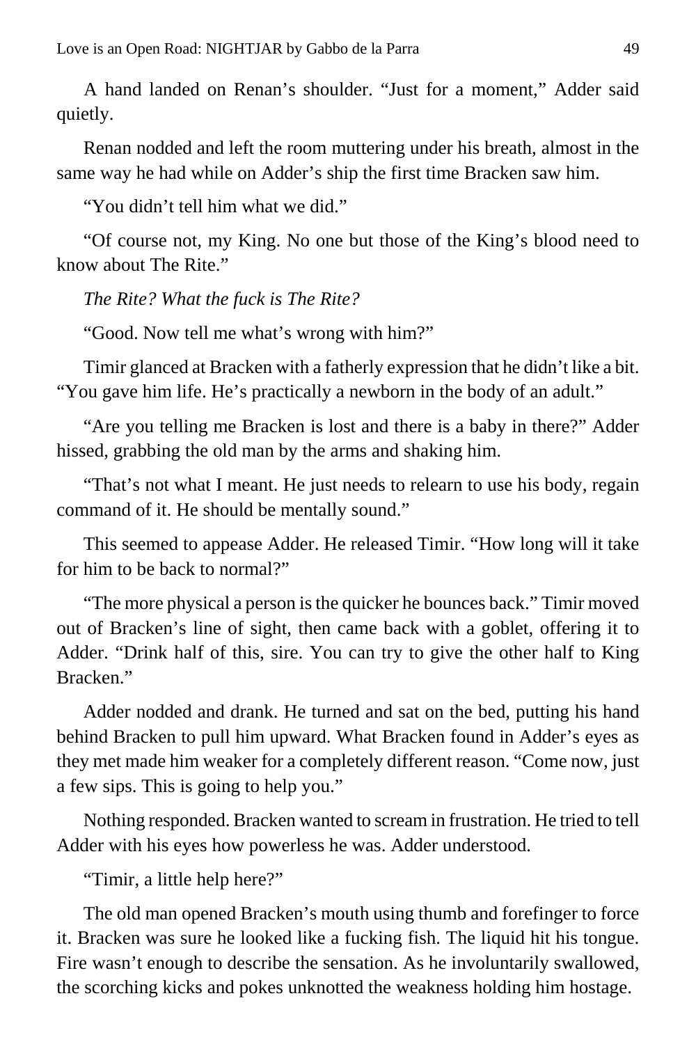A hand landed on Renan's shoulder. "Just for a moment," Adder said quietly.

Renan nodded and left the room muttering under his breath, almost in the same way he had while on Adder's ship the first time Bracken saw him.

"You didn't tell him what we did."

"Of course not, my King. No one but those of the King's blood need to know about The Rite."

*The Rite? What the fuck is The Rite?*

"Good. Now tell me what's wrong with him?"

Timir glanced at Bracken with a fatherly expression that he didn't like a bit. "You gave him life. He's practically a newborn in the body of an adult."

"Are you telling me Bracken is lost and there is a baby in there?" Adder hissed, grabbing the old man by the arms and shaking him.

"That's not what I meant. He just needs to relearn to use his body, regain command of it. He should be mentally sound."

This seemed to appease Adder. He released Timir. "How long will it take for him to be back to normal?"

"The more physical a person is the quicker he bounces back." Timir moved out of Bracken's line of sight, then came back with a goblet, offering it to Adder. "Drink half of this, sire. You can try to give the other half to King Bracken."

Adder nodded and drank. He turned and sat on the bed, putting his hand behind Bracken to pull him upward. What Bracken found in Adder's eyes as they met made him weaker for a completely different reason. "Come now, just a few sips. This is going to help you."

Nothing responded. Bracken wanted to scream in frustration. He tried to tell Adder with his eyes how powerless he was. Adder understood.

"Timir, a little help here?"

The old man opened Bracken's mouth using thumb and forefinger to force it. Bracken was sure he looked like a fucking fish. The liquid hit his tongue. Fire wasn't enough to describe the sensation. As he involuntarily swallowed, the scorching kicks and pokes unknotted the weakness holding him hostage.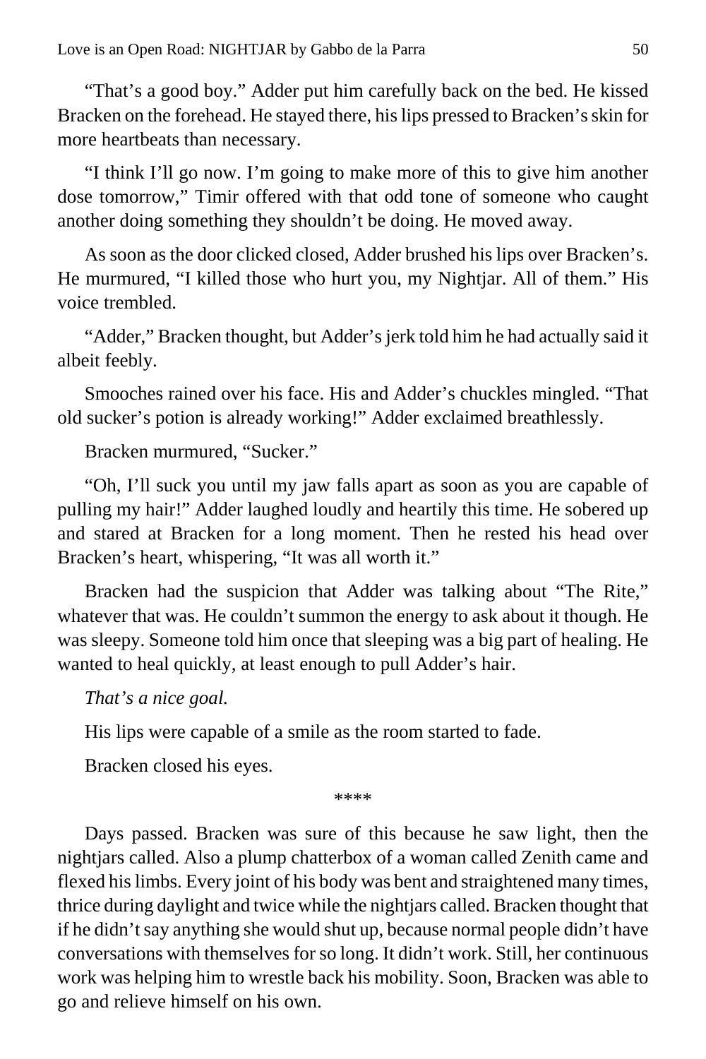"That's a good boy." Adder put him carefully back on the bed. He kissed Bracken on the forehead. He stayed there, his lips pressed to Bracken's skin for more heartbeats than necessary.

"I think I'll go now. I'm going to make more of this to give him another dose tomorrow," Timir offered with that odd tone of someone who caught another doing something they shouldn't be doing. He moved away.

As soon as the door clicked closed, Adder brushed his lips over Bracken's. He murmured, "I killed those who hurt you, my Nightjar. All of them." His voice trembled.

"Adder," Bracken thought, but Adder's jerk told him he had actually said it albeit feebly.

Smooches rained over his face. His and Adder's chuckles mingled. "That old sucker's potion is already working!" Adder exclaimed breathlessly.

Bracken murmured, "Sucker."

"Oh, I'll suck you until my jaw falls apart as soon as you are capable of pulling my hair!" Adder laughed loudly and heartily this time. He sobered up and stared at Bracken for a long moment. Then he rested his head over Bracken's heart, whispering, "It was all worth it."

Bracken had the suspicion that Adder was talking about "The Rite," whatever that was. He couldn't summon the energy to ask about it though. He was sleepy. Someone told him once that sleeping was a big part of healing. He wanted to heal quickly, at least enough to pull Adder's hair.

*That's a nice goal.*

His lips were capable of a smile as the room started to fade.

Bracken closed his eyes.

****

Days passed. Bracken was sure of this because he saw light, then the nightjars called. Also a plump chatterbox of a woman called Zenith came and flexed his limbs. Every joint of his body was bent and straightened many times, thrice during daylight and twice while the nightjars called. Bracken thought that if he didn't say anything she would shut up, because normal people didn't have conversations with themselves for so long. It didn't work. Still, her continuous work was helping him to wrestle back his mobility. Soon, Bracken was able to go and relieve himself on his own.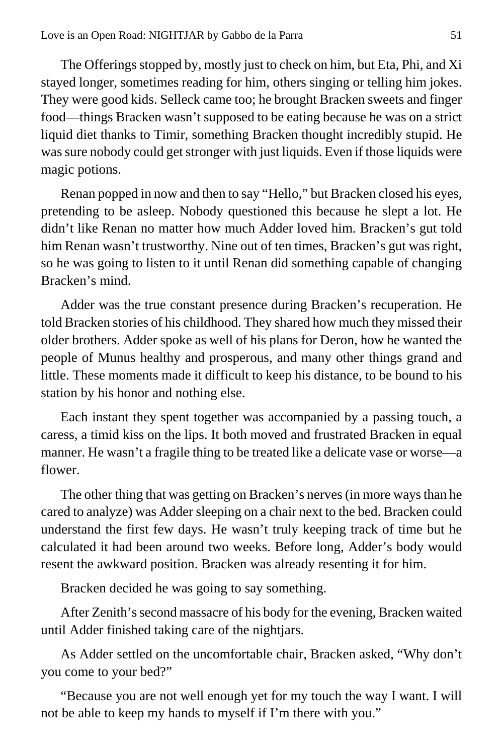The Offerings stopped by, mostly just to check on him, but Eta, Phi, and Xi stayed longer, sometimes reading for him, others singing or telling him jokes. They were good kids. Selleck came too; he brought Bracken sweets and finger food—things Bracken wasn't supposed to be eating because he was on a strict liquid diet thanks to Timir, something Bracken thought incredibly stupid. He was sure nobody could get stronger with just liquids. Even if those liquids were magic potions.

Renan popped in now and then to say "Hello," but Bracken closed his eyes, pretending to be asleep. Nobody questioned this because he slept a lot. He didn't like Renan no matter how much Adder loved him. Bracken's gut told him Renan wasn't trustworthy. Nine out of ten times, Bracken's gut was right, so he was going to listen to it until Renan did something capable of changing Bracken's mind.

Adder was the true constant presence during Bracken's recuperation. He told Bracken stories of his childhood. They shared how much they missed their older brothers. Adder spoke as well of his plans for Deron, how he wanted the people of Munus healthy and prosperous, and many other things grand and little. These moments made it difficult to keep his distance, to be bound to his station by his honor and nothing else.

Each instant they spent together was accompanied by a passing touch, a caress, a timid kiss on the lips. It both moved and frustrated Bracken in equal manner. He wasn't a fragile thing to be treated like a delicate vase or worse—a flower.

The other thing that was getting on Bracken's nerves (in more ways than he cared to analyze) was Adder sleeping on a chair next to the bed. Bracken could understand the first few days. He wasn't truly keeping track of time but he calculated it had been around two weeks. Before long, Adder's body would resent the awkward position. Bracken was already resenting it for him.

Bracken decided he was going to say something.

After Zenith's second massacre of his body for the evening, Bracken waited until Adder finished taking care of the nightjars.

As Adder settled on the uncomfortable chair, Bracken asked, "Why don't you come to your bed?"

"Because you are not well enough yet for my touch the way I want. I will not be able to keep my hands to myself if I'm there with you."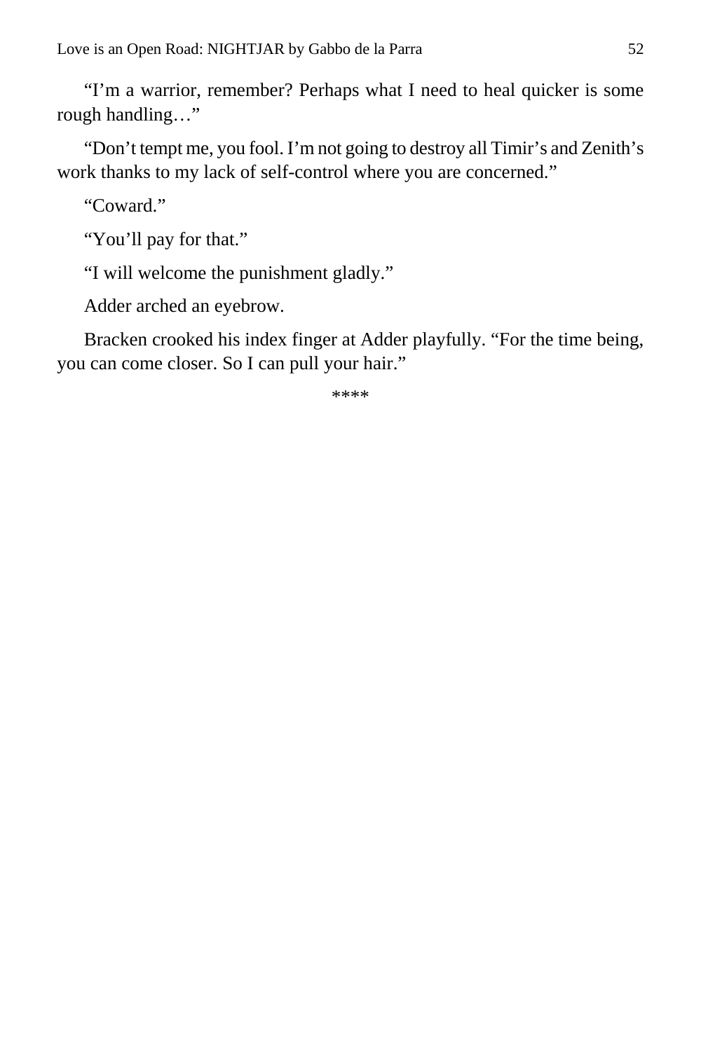"I'm a warrior, remember? Perhaps what I need to heal quicker is some rough handling…"

"Don't tempt me, you fool. I'm not going to destroy all Timir's and Zenith's work thanks to my lack of self-control where you are concerned."

"Coward."

"You'll pay for that."

"I will welcome the punishment gladly."

Adder arched an eyebrow.

Bracken crooked his index finger at Adder playfully. "For the time being, you can come closer. So I can pull your hair."

****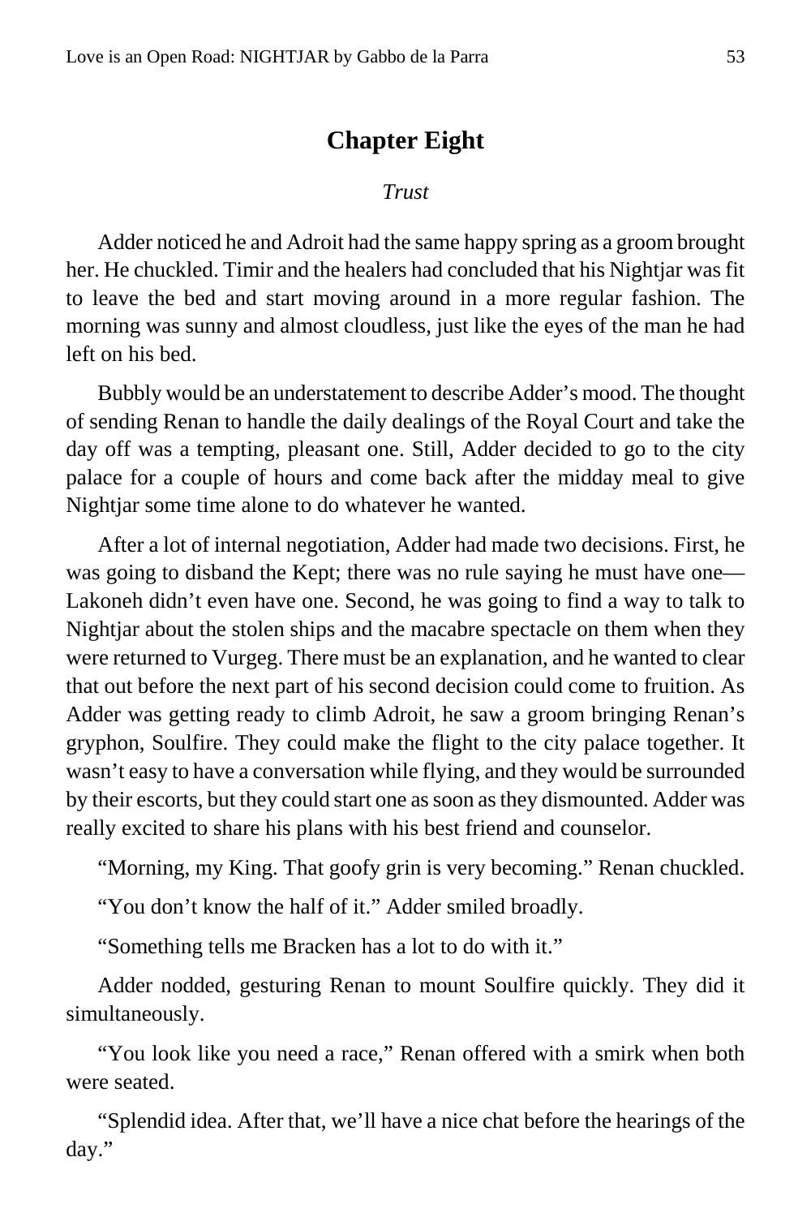## Chapter Eight

*Trust*

Adder noticed he and Adroit had the same happy spring as a groom brought her. He chuckled. Timir and the healers had concluded that his Nightjar was fit to leave the bed and start moving around in a more regular fashion. The morning was sunny and almost cloudless, just like the eyes of the man he had left on his bed.

Bubbly would be an understatement to describe Adder's mood. The thought of sending Renan to handle the daily dealings of the Royal Court and take the day off was a tempting, pleasant one. Still, Adder decided to go to the city palace for a couple of hours and come back after the midday meal to give Nightjar some time alone to do whatever he wanted.

After a lot of internal negotiation, Adder had made two decisions. First, he was going to disband the Kept; there was no rule saying he must have one—Lakoneh didn't even have one. Second, he was going to find a way to talk to Nightjar about the stolen ships and the macabre spectacle on them when they were returned to Vurgeg. There must be an explanation, and he wanted to clear that out before the next part of his second decision could come to fruition. As Adder was getting ready to climb Adroit, he saw a groom bringing Renan's gryphon, Soulfire. They could make the flight to the city palace together. It wasn't easy to have a conversation while flying, and they would be surrounded by their escorts, but they could start one as soon as they dismounted. Adder was really excited to share his plans with his best friend and counselor.

"Morning, my King. That goofy grin is very becoming." Renan chuckled.

"You don't know the half of it." Adder smiled broadly.

"Something tells me Bracken has a lot to do with it."

Adder nodded, gesturing Renan to mount Soulfire quickly. They did it simultaneously.

"You look like you need a race," Renan offered with a smirk when both were seated.

"Splendid idea. After that, we'll have a nice chat before the hearings of the day."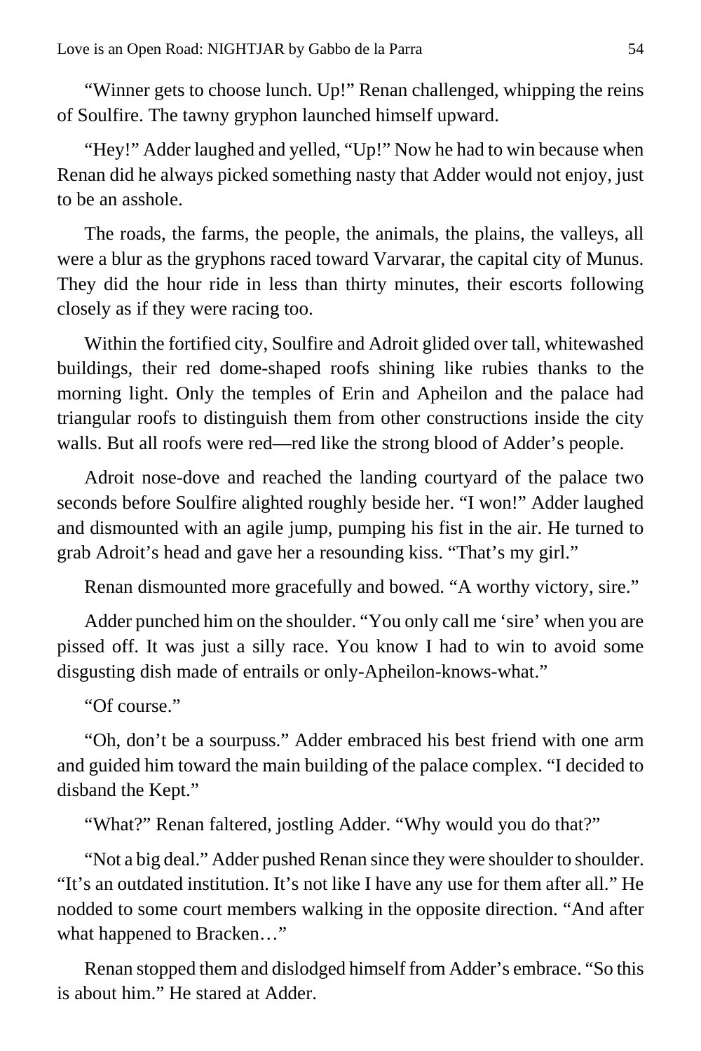"Winner gets to choose lunch. Up!" Renan challenged, whipping the reins of Soulfire. The tawny gryphon launched himself upward.

"Hey!" Adder laughed and yelled, "Up!" Now he had to win because when Renan did he always picked something nasty that Adder would not enjoy, just to be an asshole.

The roads, the farms, the people, the animals, the plains, the valleys, all were a blur as the gryphons raced toward Varvarar, the capital city of Munus. They did the hour ride in less than thirty minutes, their escorts following closely as if they were racing too.

Within the fortified city, Soulfire and Adroit glided over tall, whitewashed buildings, their red dome-shaped roofs shining like rubies thanks to the morning light. Only the temples of Erin and Apheilon and the palace had triangular roofs to distinguish them from other constructions inside the city walls. But all roofs were red—red like the strong blood of Adder's people.

Adroit nose-dove and reached the landing courtyard of the palace two seconds before Soulfire alighted roughly beside her. "I won!" Adder laughed and dismounted with an agile jump, pumping his fist in the air. He turned to grab Adroit's head and gave her a resounding kiss. "That's my girl."

Renan dismounted more gracefully and bowed. "A worthy victory, sire."

Adder punched him on the shoulder. "You only call me 'sire' when you are pissed off. It was just a silly race. You know I had to win to avoid some disgusting dish made of entrails or only-Apheilon-knows-what."

"Of course."

"Oh, don't be a sourpuss." Adder embraced his best friend with one arm and guided him toward the main building of the palace complex. "I decided to disband the Kept."

"What?" Renan faltered, jostling Adder. "Why would you do that?"

"Not a big deal." Adder pushed Renan since they were shoulder to shoulder. "It's an outdated institution. It's not like I have any use for them after all." He nodded to some court members walking in the opposite direction. "And after what happened to Bracken…"

Renan stopped them and dislodged himself from Adder's embrace. "So this is about him." He stared at Adder.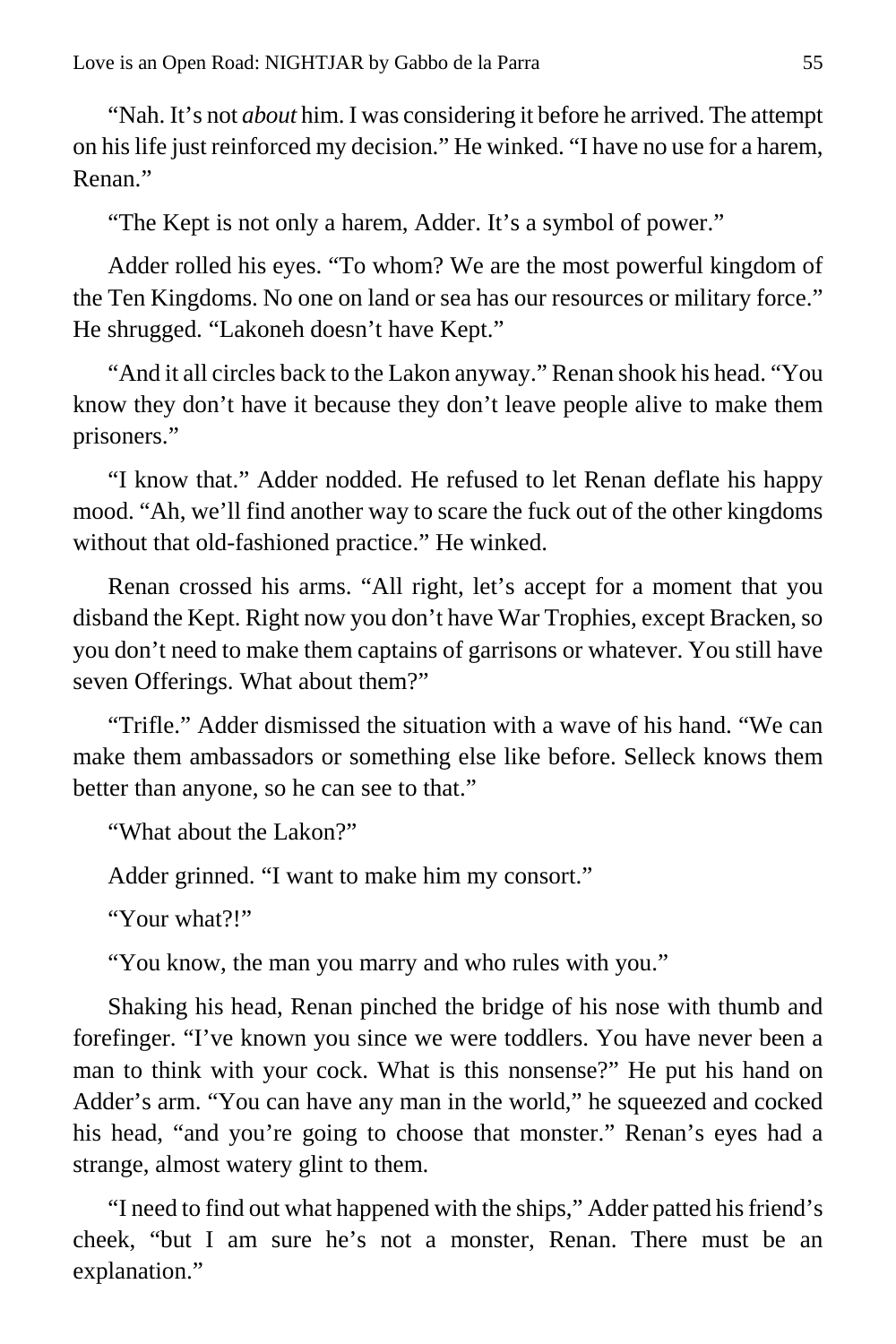"Nah. It's not *about* him. I was considering it before he arrived. The attempt on his life just reinforced my decision." He winked. "I have no use for a harem, Renan."

"The Kept is not only a harem, Adder. It's a symbol of power."

Adder rolled his eyes. "To whom? We are the most powerful kingdom of the Ten Kingdoms. No one on land or sea has our resources or military force." He shrugged. "Lakoneh doesn't have Kept."

"And it all circles back to the Lakon anyway." Renan shook his head. "You know they don't have it because they don't leave people alive to make them prisoners."

"I know that." Adder nodded. He refused to let Renan deflate his happy mood. "Ah, we'll find another way to scare the fuck out of the other kingdoms without that old-fashioned practice." He winked.

Renan crossed his arms. "All right, let's accept for a moment that you disband the Kept. Right now you don't have War Trophies, except Bracken, so you don't need to make them captains of garrisons or whatever. You still have seven Offerings. What about them?"

"Trifle." Adder dismissed the situation with a wave of his hand. "We can make them ambassadors or something else like before. Selleck knows them better than anyone, so he can see to that."

"What about the Lakon?"

Adder grinned. "I want to make him my consort."

"Your what?!"

"You know, the man you marry and who rules with you."

Shaking his head, Renan pinched the bridge of his nose with thumb and forefinger. "I've known you since we were toddlers. You have never been a man to think with your cock. What is this nonsense?" He put his hand on Adder's arm. "You can have any man in the world," he squeezed and cocked his head, "and you're going to choose that monster." Renan's eyes had a strange, almost watery glint to them.

"I need to find out what happened with the ships," Adder patted his friend's cheek, "but I am sure he's not a monster, Renan. There must be an explanation."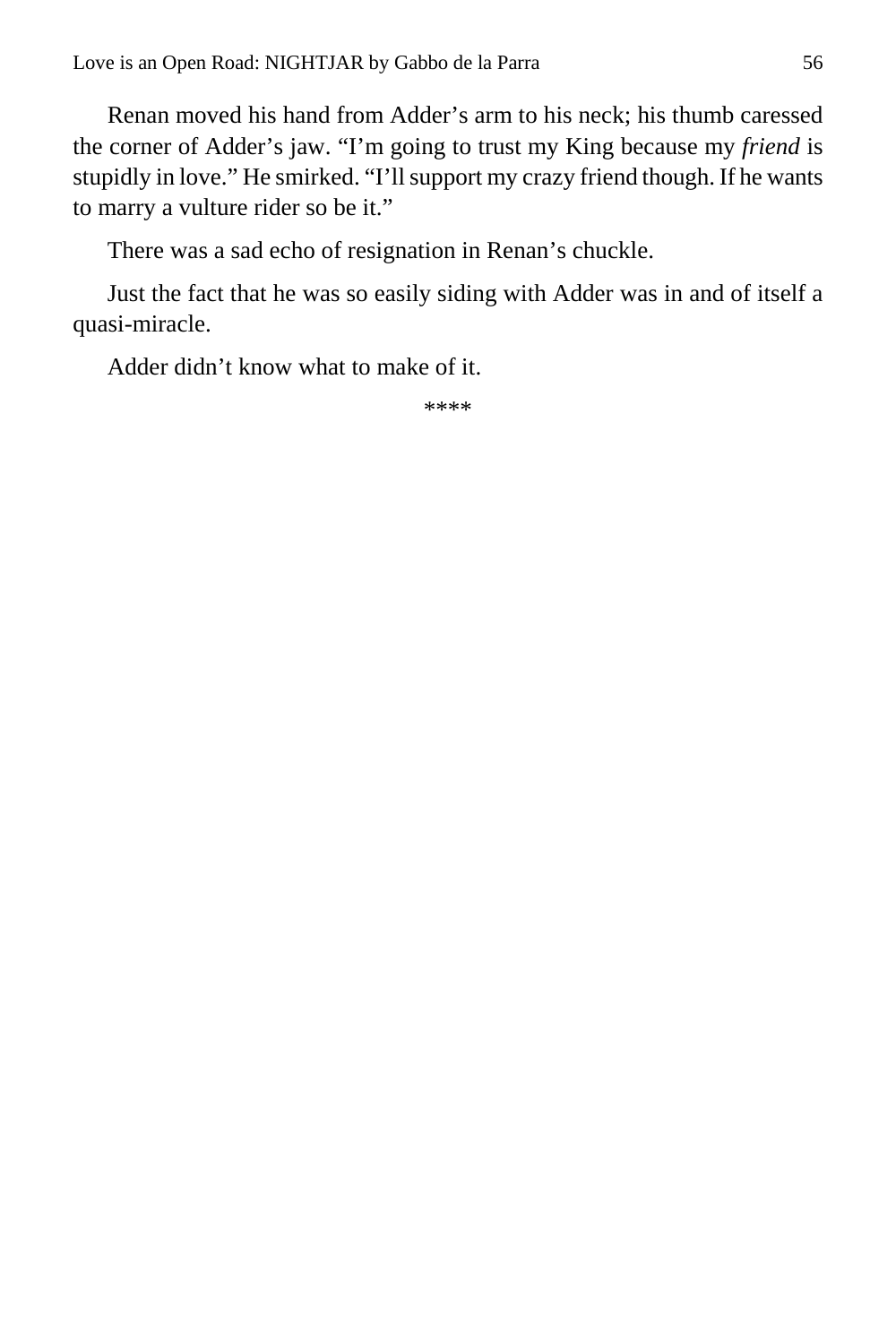Renan moved his hand from Adder's arm to his neck; his thumb caressed the corner of Adder's jaw. "I'm going to trust my King because my *friend* is stupidly in love." He smirked. "I'll support my crazy friend though. If he wants to marry a vulture rider so be it."

There was a sad echo of resignation in Renan's chuckle.

Just the fact that he was so easily siding with Adder was in and of itself a quasi-miracle.

Adder didn't know what to make of it.

****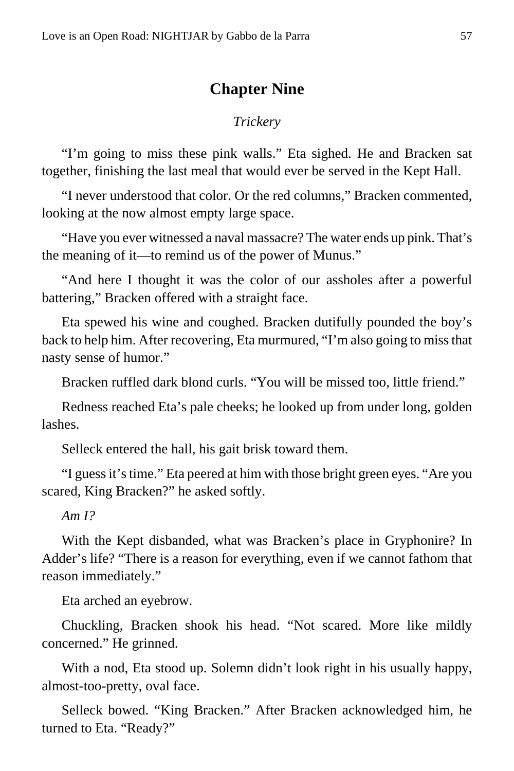## Chapter Nine

*Trickery*

"I'm going to miss these pink walls." Eta sighed. He and Bracken sat together, finishing the last meal that would ever be served in the Kept Hall.

"I never understood that color. Or the red columns," Bracken commented, looking at the now almost empty large space.

"Have you ever witnessed a naval massacre? The water ends up pink. That's the meaning of it—to remind us of the power of Munus."

"And here I thought it was the color of our assholes after a powerful battering," Bracken offered with a straight face.

Eta spewed his wine and coughed. Bracken dutifully pounded the boy's back to help him. After recovering, Eta murmured, "I'm also going to miss that nasty sense of humor."

Bracken ruffled dark blond curls. "You will be missed too, little friend."

Redness reached Eta's pale cheeks; he looked up from under long, golden lashes.

Selleck entered the hall, his gait brisk toward them.

"I guess it's time." Eta peered at him with those bright green eyes. "Are you scared, King Bracken?" he asked softly.

*Am I?*

With the Kept disbanded, what was Bracken's place in Gryphonire? In Adder's life? "There is a reason for everything, even if we cannot fathom that reason immediately."

Eta arched an eyebrow.

Chuckling, Bracken shook his head. "Not scared. More like mildly concerned." He grinned.

With a nod, Eta stood up. Solemn didn't look right in his usually happy, almost-too-pretty, oval face.

Selleck bowed. "King Bracken." After Bracken acknowledged him, he turned to Eta. "Ready?"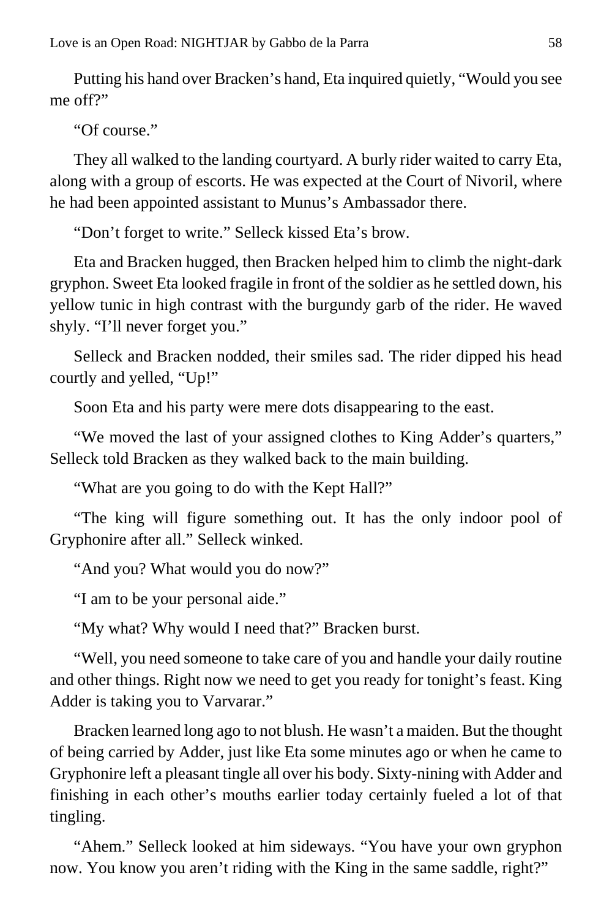Putting his hand over Bracken's hand, Eta inquired quietly, "Would you see me off?"

"Of course."

They all walked to the landing courtyard. A burly rider waited to carry Eta, along with a group of escorts. He was expected at the Court of Nivoril, where he had been appointed assistant to Munus's Ambassador there.

"Don't forget to write." Selleck kissed Eta's brow.

Eta and Bracken hugged, then Bracken helped him to climb the night-dark gryphon. Sweet Eta looked fragile in front of the soldier as he settled down, his yellow tunic in high contrast with the burgundy garb of the rider. He waved shyly. "I'll never forget you."

Selleck and Bracken nodded, their smiles sad. The rider dipped his head courtly and yelled, "Up!"

Soon Eta and his party were mere dots disappearing to the east.

"We moved the last of your assigned clothes to King Adder's quarters," Selleck told Bracken as they walked back to the main building.

"What are you going to do with the Kept Hall?"

"The king will figure something out. It has the only indoor pool of Gryphonire after all." Selleck winked.

"And you? What would you do now?"

"I am to be your personal aide."

"My what? Why would I need that?" Bracken burst.

"Well, you need someone to take care of you and handle your daily routine and other things. Right now we need to get you ready for tonight's feast. King Adder is taking you to Varvarar."

Bracken learned long ago to not blush. He wasn't a maiden. But the thought of being carried by Adder, just like Eta some minutes ago or when he came to Gryphonire left a pleasant tingle all over his body. Sixty-nining with Adder and finishing in each other's mouths earlier today certainly fueled a lot of that tingling.

"Ahem." Selleck looked at him sideways. "You have your own gryphon now. You know you aren't riding with the King in the same saddle, right?"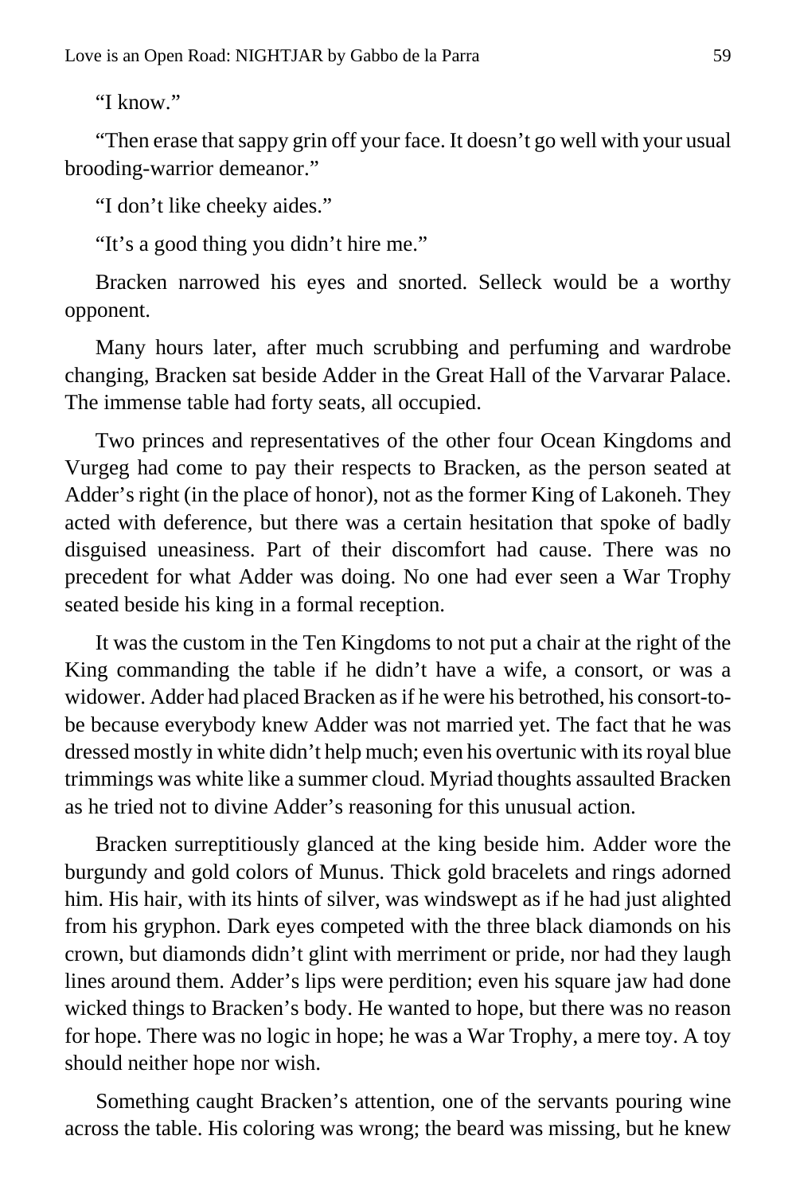"I know."

"Then erase that sappy grin off your face. It doesn't go well with your usual brooding-warrior demeanor."

"I don't like cheeky aides."

"It's a good thing you didn't hire me."

Bracken narrowed his eyes and snorted. Selleck would be a worthy opponent.

Many hours later, after much scrubbing and perfuming and wardrobe changing, Bracken sat beside Adder in the Great Hall of the Varvarar Palace. The immense table had forty seats, all occupied.

Two princes and representatives of the other four Ocean Kingdoms and Vurgeg had come to pay their respects to Bracken, as the person seated at Adder's right (in the place of honor), not as the former King of Lakoneh. They acted with deference, but there was a certain hesitation that spoke of badly disguised uneasiness. Part of their discomfort had cause. There was no precedent for what Adder was doing. No one had ever seen a War Trophy seated beside his king in a formal reception.

It was the custom in the Ten Kingdoms to not put a chair at the right of the King commanding the table if he didn't have a wife, a consort, or was a widower. Adder had placed Bracken as if he were his betrothed, his consort-to-be because everybody knew Adder was not married yet. The fact that he was dressed mostly in white didn't help much; even his overtunic with its royal blue trimmings was white like a summer cloud. Myriad thoughts assaulted Bracken as he tried not to divine Adder's reasoning for this unusual action.

Bracken surreptitiously glanced at the king beside him. Adder wore the burgundy and gold colors of Munus. Thick gold bracelets and rings adorned him. His hair, with its hints of silver, was windswept as if he had just alighted from his gryphon. Dark eyes competed with the three black diamonds on his crown, but diamonds didn't glint with merriment or pride, nor had they laugh lines around them. Adder's lips were perdition; even his square jaw had done wicked things to Bracken's body. He wanted to hope, but there was no reason for hope. There was no logic in hope; he was a War Trophy, a mere toy. A toy should neither hope nor wish.

Something caught Bracken's attention, one of the servants pouring wine across the table. His coloring was wrong; the beard was missing, but he knew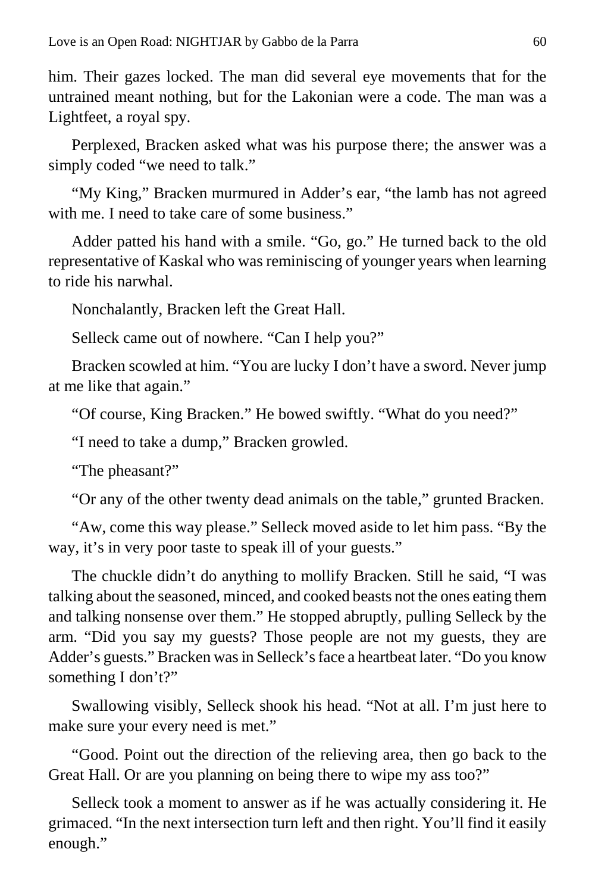him. Their gazes locked. The man did several eye movements that for the untrained meant nothing, but for the Lakonian were a code. The man was a Lightfeet, a royal spy.

Perplexed, Bracken asked what was his purpose there; the answer was a simply coded "we need to talk."

"My King," Bracken murmured in Adder's ear, "the lamb has not agreed with me. I need to take care of some business."

Adder patted his hand with a smile. "Go, go." He turned back to the old representative of Kaskal who was reminiscing of younger years when learning to ride his narwhal.

Nonchalantly, Bracken left the Great Hall.

Selleck came out of nowhere. "Can I help you?"

Bracken scowled at him. "You are lucky I don't have a sword. Never jump at me like that again."

"Of course, King Bracken." He bowed swiftly. "What do you need?"

"I need to take a dump," Bracken growled.

"The pheasant?"

"Or any of the other twenty dead animals on the table," grunted Bracken.

"Aw, come this way please." Selleck moved aside to let him pass. "By the way, it's in very poor taste to speak ill of your guests."

The chuckle didn't do anything to mollify Bracken. Still he said, "I was talking about the seasoned, minced, and cooked beasts not the ones eating them and talking nonsense over them." He stopped abruptly, pulling Selleck by the arm. "Did you say my guests? Those people are not my guests, they are Adder's guests." Bracken was in Selleck's face a heartbeat later. "Do you know something I don't?"

Swallowing visibly, Selleck shook his head. "Not at all. I'm just here to make sure your every need is met."

"Good. Point out the direction of the relieving area, then go back to the Great Hall. Or are you planning on being there to wipe my ass too?"

Selleck took a moment to answer as if he was actually considering it. He grimaced. "In the next intersection turn left and then right. You'll find it easily enough."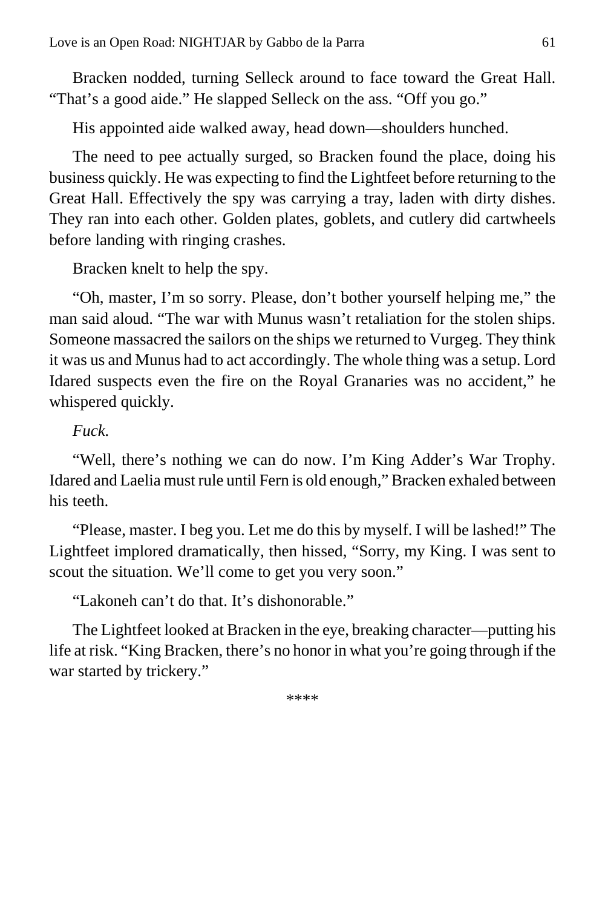Bracken nodded, turning Selleck around to face toward the Great Hall. “That’s a good aide.” He slapped Selleck on the ass. “Off you go.”

His appointed aide walked away, head down—shoulders hunched.

The need to pee actually surged, so Bracken found the place, doing his business quickly. He was expecting to find the Lightfeet before returning to the Great Hall. Effectively the spy was carrying a tray, laden with dirty dishes. They ran into each other. Golden plates, goblets, and cutlery did cartwheels before landing with ringing crashes.

Bracken knelt to help the spy.

“Oh, master, I’m so sorry. Please, don’t bother yourself helping me,” the man said aloud. “The war with Munus wasn’t retaliation for the stolen ships. Someone massacred the sailors on the ships we returned to Vurgeg. They think it was us and Munus had to act accordingly. The whole thing was a setup. Lord Idared suspects even the fire on the Royal Granaries was no accident,” he whispered quickly.

*Fuck.*

“Well, there’s nothing we can do now. I’m King Adder’s War Trophy. Idared and Laelia must rule until Fern is old enough,” Bracken exhaled between his teeth.

“Please, master. I beg you. Let me do this by myself. I will be lashed!” The Lightfeet implored dramatically, then hissed, “Sorry, my King. I was sent to scout the situation. We’ll come to get you very soon.”

“Lakoneh can’t do that. It’s dishonorable.”

The Lightfeet looked at Bracken in the eye, breaking character—putting his life at risk. “King Bracken, there’s no honor in what you’re going through if the war started by trickery.”

****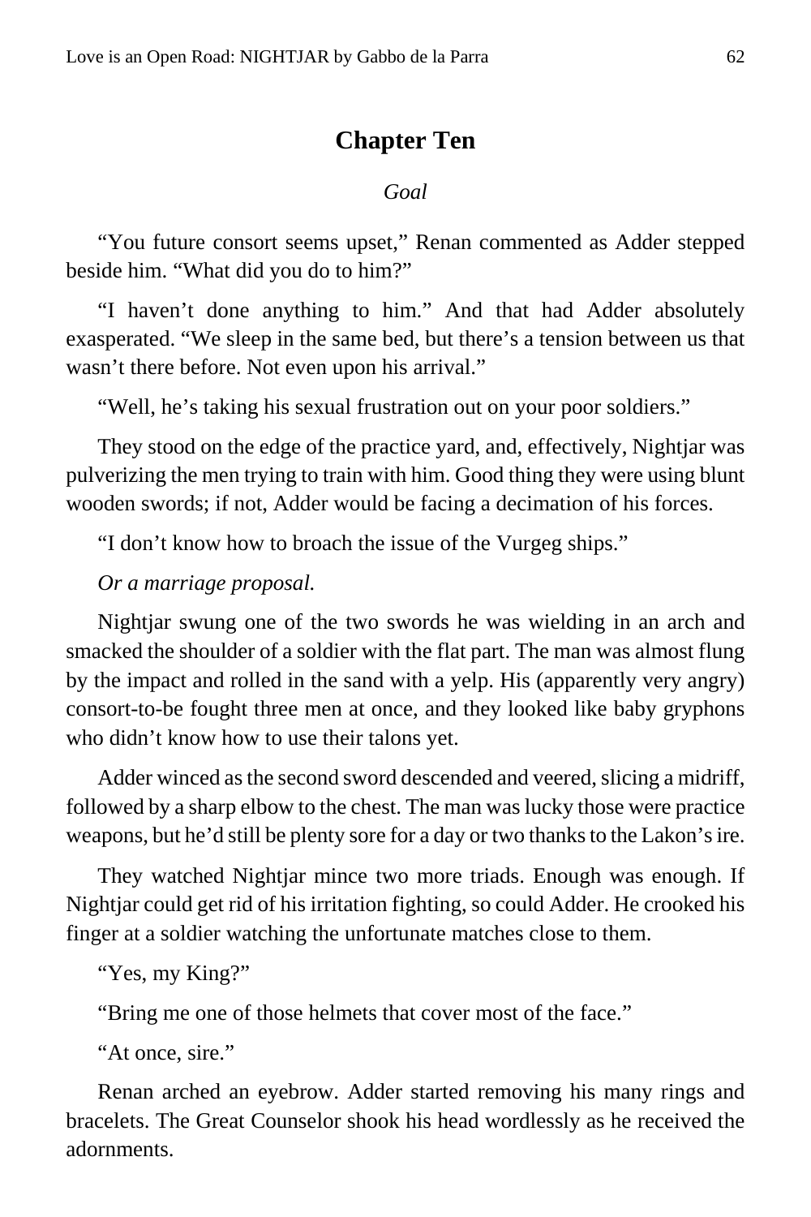# Chapter Ten

*Goal*

"You future consort seems upset," Renan commented as Adder stepped beside him. "What did you do to him?"

"I haven't done anything to him." And that had Adder absolutely exasperated. "We sleep in the same bed, but there's a tension between us that wasn't there before. Not even upon his arrival."

"Well, he's taking his sexual frustration out on your poor soldiers."

They stood on the edge of the practice yard, and, effectively, Nightjar was pulverizing the men trying to train with him. Good thing they were using blunt wooden swords; if not, Adder would be facing a decimation of his forces.

"I don't know how to broach the issue of the Vurgeg ships."

*Or a marriage proposal.*

Nightjar swung one of the two swords he was wielding in an arch and smacked the shoulder of a soldier with the flat part. The man was almost flung by the impact and rolled in the sand with a yelp. His (apparently very angry) consort-to-be fought three men at once, and they looked like baby gryphons who didn't know how to use their talons yet.

Adder winced as the second sword descended and veered, slicing a midriff, followed by a sharp elbow to the chest. The man was lucky those were practice weapons, but he'd still be plenty sore for a day or two thanks to the Lakon's ire.

They watched Nightjar mince two more triads. Enough was enough. If Nightjar could get rid of his irritation fighting, so could Adder. He crooked his finger at a soldier watching the unfortunate matches close to them.

"Yes, my King?"

"Bring me one of those helmets that cover most of the face."

"At once, sire."

Renan arched an eyebrow. Adder started removing his many rings and bracelets. The Great Counselor shook his head wordlessly as he received the adornments.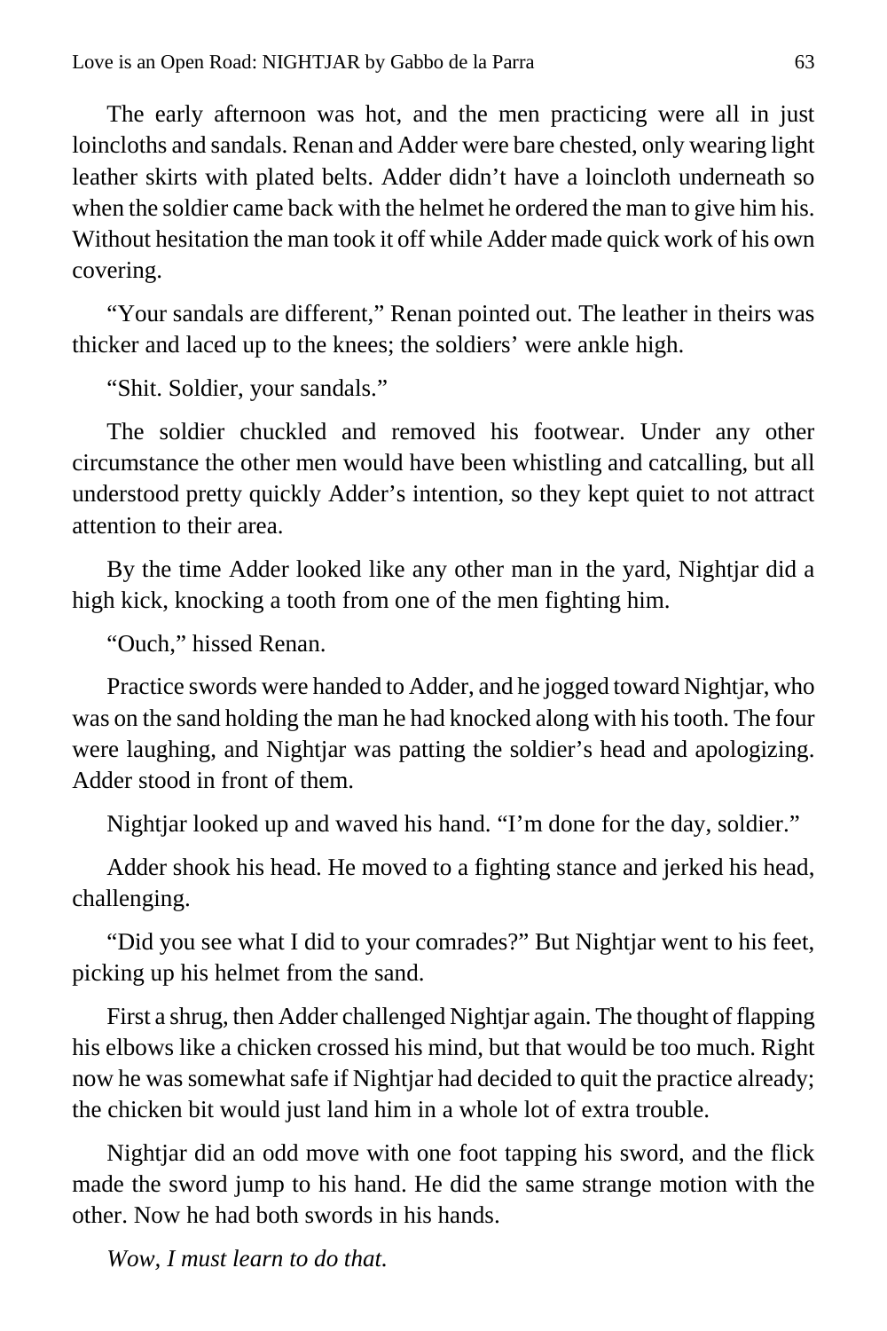The early afternoon was hot, and the men practicing were all in just loincloths and sandals. Renan and Adder were bare chested, only wearing light leather skirts with plated belts. Adder didn't have a loincloth underneath so when the soldier came back with the helmet he ordered the man to give him his. Without hesitation the man took it off while Adder made quick work of his own covering.

"Your sandals are different," Renan pointed out. The leather in theirs was thicker and laced up to the knees; the soldiers' were ankle high.

"Shit. Soldier, your sandals."

The soldier chuckled and removed his footwear. Under any other circumstance the other men would have been whistling and catcalling, but all understood pretty quickly Adder's intention, so they kept quiet to not attract attention to their area.

By the time Adder looked like any other man in the yard, Nightjar did a high kick, knocking a tooth from one of the men fighting him.

"Ouch," hissed Renan.

Practice swords were handed to Adder, and he jogged toward Nightjar, who was on the sand holding the man he had knocked along with his tooth. The four were laughing, and Nightjar was patting the soldier's head and apologizing. Adder stood in front of them.

Nightjar looked up and waved his hand. "I'm done for the day, soldier."

Adder shook his head. He moved to a fighting stance and jerked his head, challenging.

"Did you see what I did to your comrades?" But Nightjar went to his feet, picking up his helmet from the sand.

First a shrug, then Adder challenged Nightjar again. The thought of flapping his elbows like a chicken crossed his mind, but that would be too much. Right now he was somewhat safe if Nightjar had decided to quit the practice already; the chicken bit would just land him in a whole lot of extra trouble.

Nightjar did an odd move with one foot tapping his sword, and the flick made the sword jump to his hand. He did the same strange motion with the other. Now he had both swords in his hands.

*Wow, I must learn to do that.*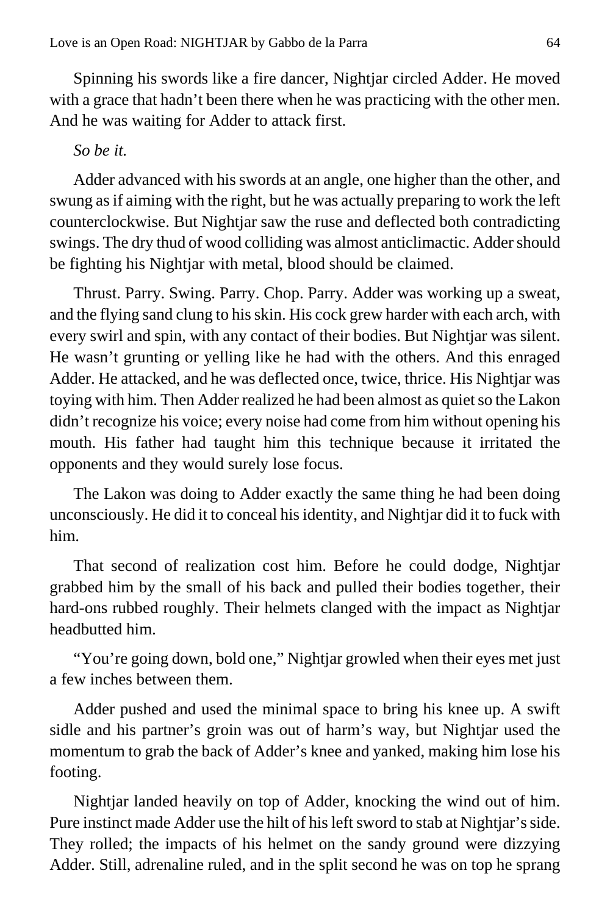Spinning his swords like a fire dancer, Nightjar circled Adder. He moved with a grace that hadn't been there when he was practicing with the other men. And he was waiting for Adder to attack first.

*So be it.*

Adder advanced with his swords at an angle, one higher than the other, and swung as if aiming with the right, but he was actually preparing to work the left counterclockwise. But Nightjar saw the ruse and deflected both contradicting swings. The dry thud of wood colliding was almost anticlimactic. Adder should be fighting his Nightjar with metal, blood should be claimed.

Thrust. Parry. Swing. Parry. Chop. Parry. Adder was working up a sweat, and the flying sand clung to his skin. His cock grew harder with each arch, with every swirl and spin, with any contact of their bodies. But Nightjar was silent. He wasn't grunting or yelling like he had with the others. And this enraged Adder. He attacked, and he was deflected once, twice, thrice. His Nightjar was toying with him. Then Adder realized he had been almost as quiet so the Lakon didn't recognize his voice; every noise had come from him without opening his mouth. His father had taught him this technique because it irritated the opponents and they would surely lose focus.

The Lakon was doing to Adder exactly the same thing he had been doing unconsciously. He did it to conceal his identity, and Nightjar did it to fuck with him.

That second of realization cost him. Before he could dodge, Nightjar grabbed him by the small of his back and pulled their bodies together, their hard-ons rubbed roughly. Their helmets clanged with the impact as Nightjar headbutted him.

"You're going down, bold one," Nightjar growled when their eyes met just a few inches between them.

Adder pushed and used the minimal space to bring his knee up. A swift sidle and his partner's groin was out of harm's way, but Nightjar used the momentum to grab the back of Adder's knee and yanked, making him lose his footing.

Nightjar landed heavily on top of Adder, knocking the wind out of him. Pure instinct made Adder use the hilt of his left sword to stab at Nightjar's side. They rolled; the impacts of his helmet on the sandy ground were dizzying Adder. Still, adrenaline ruled, and in the split second he was on top he sprang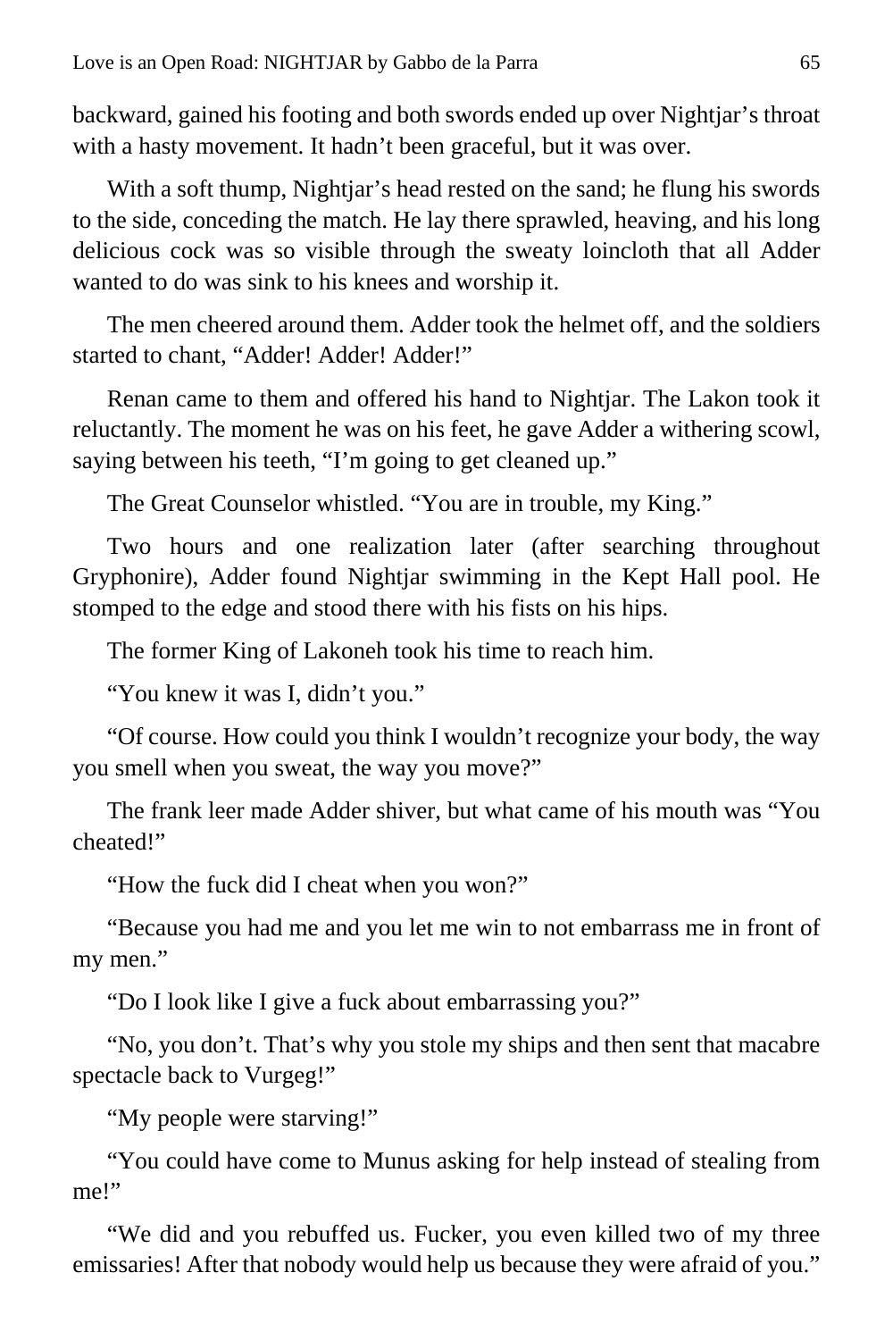backward, gained his footing and both swords ended up over Nightjar's throat with a hasty movement. It hadn't been graceful, but it was over.

With a soft thump, Nightjar's head rested on the sand; he flung his swords to the side, conceding the match. He lay there sprawled, heaving, and his long delicious cock was so visible through the sweaty loincloth that all Adder wanted to do was sink to his knees and worship it.

The men cheered around them. Adder took the helmet off, and the soldiers started to chant, "Adder! Adder! Adder!"

Renan came to them and offered his hand to Nightjar. The Lakon took it reluctantly. The moment he was on his feet, he gave Adder a withering scowl, saying between his teeth, "I'm going to get cleaned up."

The Great Counselor whistled. "You are in trouble, my King."

Two hours and one realization later (after searching throughout Gryphonire), Adder found Nightjar swimming in the Kept Hall pool. He stomped to the edge and stood there with his fists on his hips.

The former King of Lakoneh took his time to reach him.

"You knew it was I, didn't you."

"Of course. How could you think I wouldn't recognize your body, the way you smell when you sweat, the way you move?"

The frank leer made Adder shiver, but what came of his mouth was "You cheated!"

"How the fuck did I cheat when you won?"

"Because you had me and you let me win to not embarrass me in front of my men."

"Do I look like I give a fuck about embarrassing you?"

"No, you don't. That's why you stole my ships and then sent that macabre spectacle back to Vurgeg!"

"My people were starving!"

"You could have come to Munus asking for help instead of stealing from me!"

"We did and you rebuffed us. Fucker, you even killed two of my three emissaries! After that nobody would help us because they were afraid of you."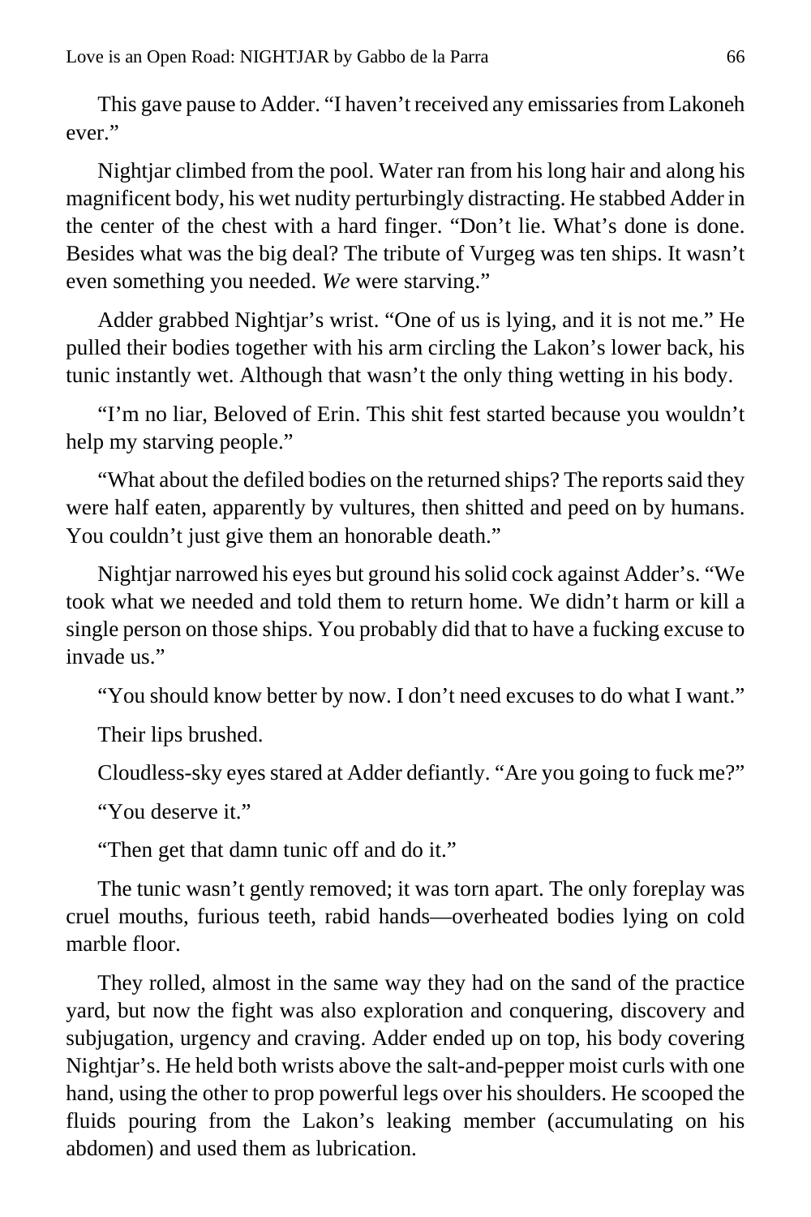This gave pause to Adder. "I haven't received any emissaries from Lakoneh ever."

Nightjar climbed from the pool. Water ran from his long hair and along his magnificent body, his wet nudity perturbingly distracting. He stabbed Adder in the center of the chest with a hard finger. "Don't lie. What's done is done. Besides what was the big deal? The tribute of Vurgeg was ten ships. It wasn't even something you needed. *We* were starving."

Adder grabbed Nightjar's wrist. "One of us is lying, and it is not me." He pulled their bodies together with his arm circling the Lakon's lower back, his tunic instantly wet. Although that wasn't the only thing wetting in his body.

"I'm no liar, Beloved of Erin. This shit fest started because you wouldn't help my starving people."

"What about the defiled bodies on the returned ships? The reports said they were half eaten, apparently by vultures, then shitted and peed on by humans. You couldn't just give them an honorable death."

Nightjar narrowed his eyes but ground his solid cock against Adder's. "We took what we needed and told them to return home. We didn't harm or kill a single person on those ships. You probably did that to have a fucking excuse to invade us."

"You should know better by now. I don't need excuses to do what I want."

Their lips brushed.

Cloudless-sky eyes stared at Adder defiantly. "Are you going to fuck me?"

"You deserve it."

"Then get that damn tunic off and do it."

The tunic wasn't gently removed; it was torn apart. The only foreplay was cruel mouths, furious teeth, rabid hands—overheated bodies lying on cold marble floor.

They rolled, almost in the same way they had on the sand of the practice yard, but now the fight was also exploration and conquering, discovery and subjugation, urgency and craving. Adder ended up on top, his body covering Nightjar's. He held both wrists above the salt-and-pepper moist curls with one hand, using the other to prop powerful legs over his shoulders. He scooped the fluids pouring from the Lakon's leaking member (accumulating on his abdomen) and used them as lubrication.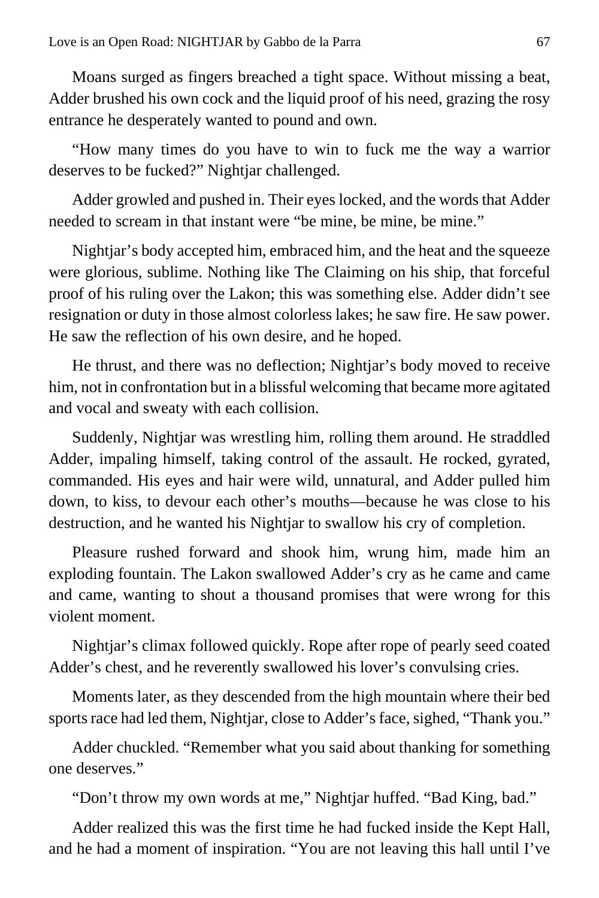Moans surged as fingers breached a tight space. Without missing a beat, Adder brushed his own cock and the liquid proof of his need, grazing the rosy entrance he desperately wanted to pound and own.

"How many times do you have to win to fuck me the way a warrior deserves to be fucked?" Nightjar challenged.

Adder growled and pushed in. Their eyes locked, and the words that Adder needed to scream in that instant were "be mine, be mine, be mine."

Nightjar's body accepted him, embraced him, and the heat and the squeeze were glorious, sublime. Nothing like The Claiming on his ship, that forceful proof of his ruling over the Lakon; this was something else. Adder didn't see resignation or duty in those almost colorless lakes; he saw fire. He saw power. He saw the reflection of his own desire, and he hoped.

He thrust, and there was no deflection; Nightjar's body moved to receive him, not in confrontation but in a blissful welcoming that became more agitated and vocal and sweaty with each collision.

Suddenly, Nightjar was wrestling him, rolling them around. He straddled Adder, impaling himself, taking control of the assault. He rocked, gyrated, commanded. His eyes and hair were wild, unnatural, and Adder pulled him down, to kiss, to devour each other's mouths—because he was close to his destruction, and he wanted his Nightjar to swallow his cry of completion.

Pleasure rushed forward and shook him, wrung him, made him an exploding fountain. The Lakon swallowed Adder's cry as he came and came and came, wanting to shout a thousand promises that were wrong for this violent moment.

Nightjar's climax followed quickly. Rope after rope of pearly seed coated Adder's chest, and he reverently swallowed his lover's convulsing cries.

Moments later, as they descended from the high mountain where their bed sports race had led them, Nightjar, close to Adder's face, sighed, "Thank you."

Adder chuckled. "Remember what you said about thanking for something one deserves."

"Don't throw my own words at me," Nightjar huffed. "Bad King, bad."

Adder realized this was the first time he had fucked inside the Kept Hall, and he had a moment of inspiration. "You are not leaving this hall until I've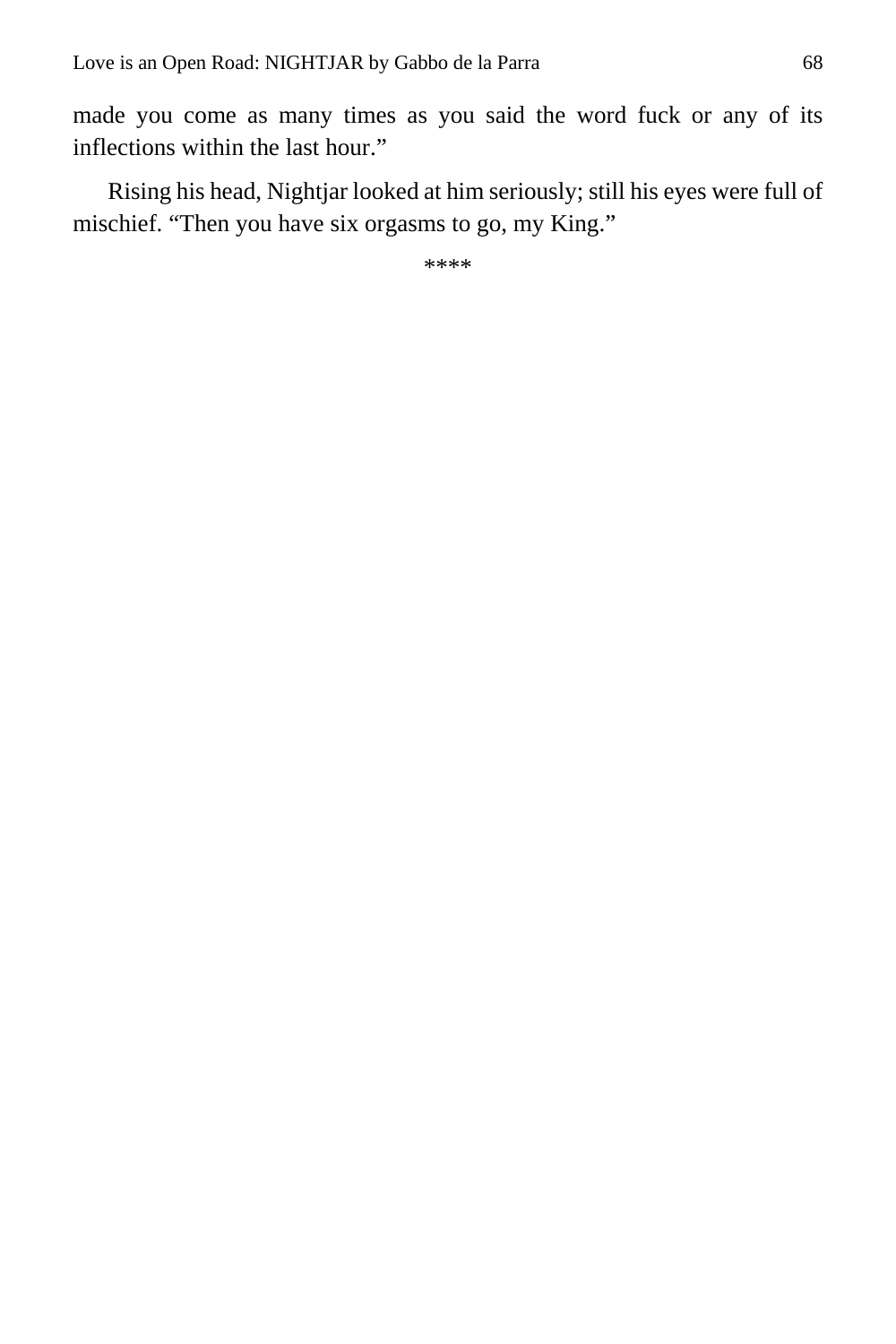made you come as many times as you said the word fuck or any of its inflections within the last hour."

Rising his head, Nightjar looked at him seriously; still his eyes were full of mischief. "Then you have six orgasms to go, my King."

****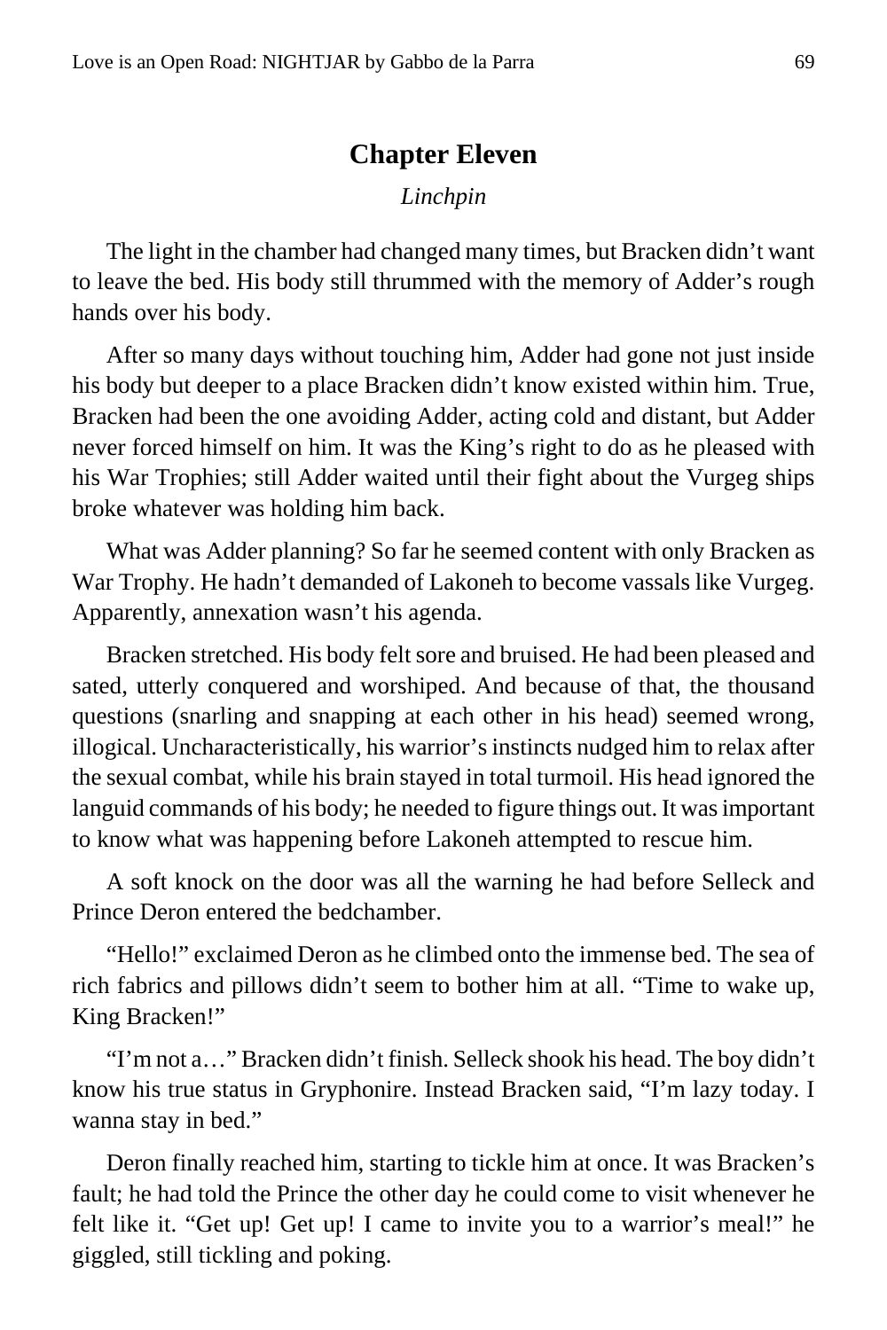# Chapter Eleven

*Linchpin*

The light in the chamber had changed many times, but Bracken didn't want to leave the bed. His body still thrummed with the memory of Adder's rough hands over his body.

After so many days without touching him, Adder had gone not just inside his body but deeper to a place Bracken didn't know existed within him. True, Bracken had been the one avoiding Adder, acting cold and distant, but Adder never forced himself on him. It was the King's right to do as he pleased with his War Trophies; still Adder waited until their fight about the Vurgeg ships broke whatever was holding him back.

What was Adder planning? So far he seemed content with only Bracken as War Trophy. He hadn't demanded of Lakoneh to become vassals like Vurgeg. Apparently, annexation wasn't his agenda.

Bracken stretched. His body felt sore and bruised. He had been pleased and sated, utterly conquered and worshiped. And because of that, the thousand questions (snarling and snapping at each other in his head) seemed wrong, illogical. Uncharacteristically, his warrior's instincts nudged him to relax after the sexual combat, while his brain stayed in total turmoil. His head ignored the languid commands of his body; he needed to figure things out. It was important to know what was happening before Lakoneh attempted to rescue him.

A soft knock on the door was all the warning he had before Selleck and Prince Deron entered the bedchamber.

"Hello!" exclaimed Deron as he climbed onto the immense bed. The sea of rich fabrics and pillows didn't seem to bother him at all. "Time to wake up, King Bracken!"

"I'm not a…" Bracken didn't finish. Selleck shook his head. The boy didn't know his true status in Gryphonire. Instead Bracken said, "I'm lazy today. I wanna stay in bed."

Deron finally reached him, starting to tickle him at once. It was Bracken's fault; he had told the Prince the other day he could come to visit whenever he felt like it. "Get up! Get up! I came to invite you to a warrior's meal!" he giggled, still tickling and poking.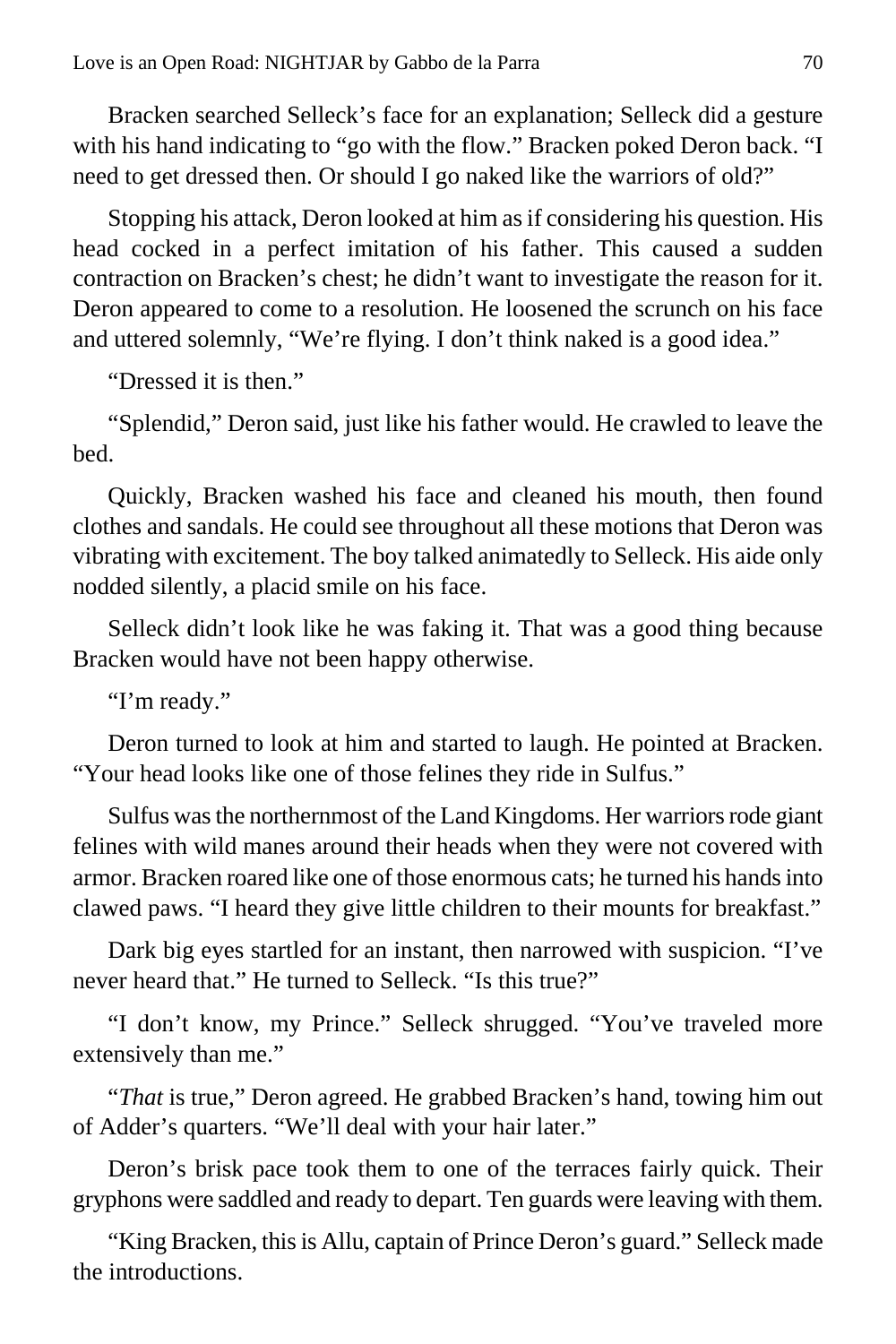Bracken searched Selleck's face for an explanation; Selleck did a gesture with his hand indicating to "go with the flow." Bracken poked Deron back. "I need to get dressed then. Or should I go naked like the warriors of old?"

Stopping his attack, Deron looked at him as if considering his question. His head cocked in a perfect imitation of his father. This caused a sudden contraction on Bracken's chest; he didn't want to investigate the reason for it. Deron appeared to come to a resolution. He loosened the scrunch on his face and uttered solemnly, "We're flying. I don't think naked is a good idea."

"Dressed it is then."

"Splendid," Deron said, just like his father would. He crawled to leave the bed.

Quickly, Bracken washed his face and cleaned his mouth, then found clothes and sandals. He could see throughout all these motions that Deron was vibrating with excitement. The boy talked animatedly to Selleck. His aide only nodded silently, a placid smile on his face.

Selleck didn't look like he was faking it. That was a good thing because Bracken would have not been happy otherwise.

"I'm ready."

Deron turned to look at him and started to laugh. He pointed at Bracken. "Your head looks like one of those felines they ride in Sulfus."

Sulfus was the northernmost of the Land Kingdoms. Her warriors rode giant felines with wild manes around their heads when they were not covered with armor. Bracken roared like one of those enormous cats; he turned his hands into clawed paws. "I heard they give little children to their mounts for breakfast."

Dark big eyes startled for an instant, then narrowed with suspicion. "I've never heard that." He turned to Selleck. "Is this true?"

"I don't know, my Prince." Selleck shrugged. "You've traveled more extensively than me."

"*That* is true," Deron agreed. He grabbed Bracken's hand, towing him out of Adder's quarters. "We'll deal with your hair later."

Deron's brisk pace took them to one of the terraces fairly quick. Their gryphons were saddled and ready to depart. Ten guards were leaving with them.

"King Bracken, this is Allu, captain of Prince Deron's guard." Selleck made the introductions.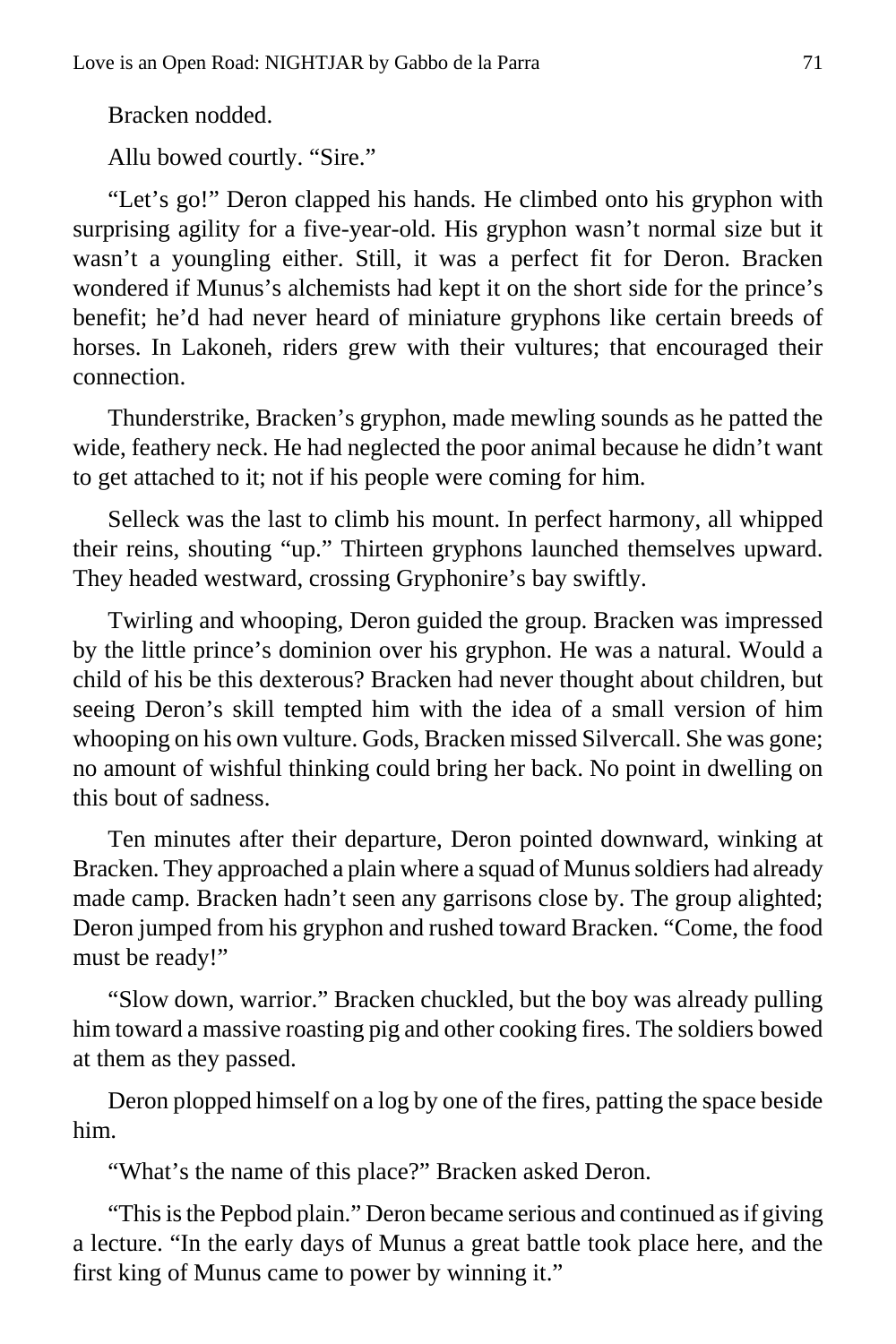Bracken nodded.

Allu bowed courtly. “Sire.”

“Let’s go!” Deron clapped his hands. He climbed onto his gryphon with surprising agility for a five-year-old. His gryphon wasn’t normal size but it wasn’t a youngling either. Still, it was a perfect fit for Deron. Bracken wondered if Munus’s alchemists had kept it on the short side for the prince’s benefit; he’d had never heard of miniature gryphons like certain breeds of horses. In Lakoneh, riders grew with their vultures; that encouraged their connection.

Thunderstrike, Bracken’s gryphon, made mewling sounds as he patted the wide, feathery neck. He had neglected the poor animal because he didn’t want to get attached to it; not if his people were coming for him.

Selleck was the last to climb his mount. In perfect harmony, all whipped their reins, shouting “up.” Thirteen gryphons launched themselves upward. They headed westward, crossing Gryphonire’s bay swiftly.

Twirling and whooping, Deron guided the group. Bracken was impressed by the little prince’s dominion over his gryphon. He was a natural. Would a child of his be this dexterous? Bracken had never thought about children, but seeing Deron’s skill tempted him with the idea of a small version of him whooping on his own vulture. Gods, Bracken missed Silvercall. She was gone; no amount of wishful thinking could bring her back. No point in dwelling on this bout of sadness.

Ten minutes after their departure, Deron pointed downward, winking at Bracken. They approached a plain where a squad of Munus soldiers had already made camp. Bracken hadn’t seen any garrisons close by. The group alighted; Deron jumped from his gryphon and rushed toward Bracken. “Come, the food must be ready!”

“Slow down, warrior.” Bracken chuckled, but the boy was already pulling him toward a massive roasting pig and other cooking fires. The soldiers bowed at them as they passed.

Deron plopped himself on a log by one of the fires, patting the space beside him.

“What’s the name of this place?” Bracken asked Deron.

“This is the Pepbod plain.” Deron became serious and continued as if giving a lecture. “In the early days of Munus a great battle took place here, and the first king of Munus came to power by winning it.”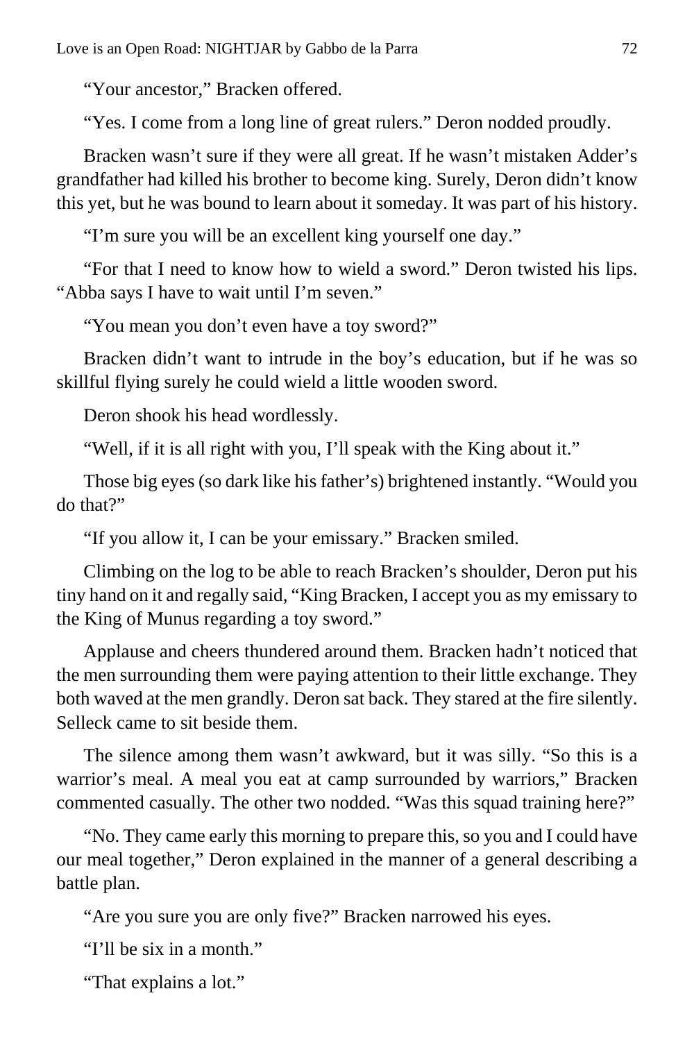"Your ancestor," Bracken offered.

"Yes. I come from a long line of great rulers." Deron nodded proudly.

Bracken wasn't sure if they were all great. If he wasn't mistaken Adder's grandfather had killed his brother to become king. Surely, Deron didn't know this yet, but he was bound to learn about it someday. It was part of his history.

"I'm sure you will be an excellent king yourself one day."

"For that I need to know how to wield a sword." Deron twisted his lips. "Abba says I have to wait until I'm seven."

"You mean you don't even have a toy sword?"

Bracken didn't want to intrude in the boy's education, but if he was so skillful flying surely he could wield a little wooden sword.

Deron shook his head wordlessly.

"Well, if it is all right with you, I'll speak with the King about it."

Those big eyes (so dark like his father's) brightened instantly. "Would you do that?"

"If you allow it, I can be your emissary." Bracken smiled.

Climbing on the log to be able to reach Bracken's shoulder, Deron put his tiny hand on it and regally said, "King Bracken, I accept you as my emissary to the King of Munus regarding a toy sword."

Applause and cheers thundered around them. Bracken hadn't noticed that the men surrounding them were paying attention to their little exchange. They both waved at the men grandly. Deron sat back. They stared at the fire silently. Selleck came to sit beside them.

The silence among them wasn't awkward, but it was silly. "So this is a warrior's meal. A meal you eat at camp surrounded by warriors," Bracken commented casually. The other two nodded. "Was this squad training here?"

"No. They came early this morning to prepare this, so you and I could have our meal together," Deron explained in the manner of a general describing a battle plan.

"Are you sure you are only five?" Bracken narrowed his eyes.

"I'll be six in a month."

"That explains a lot."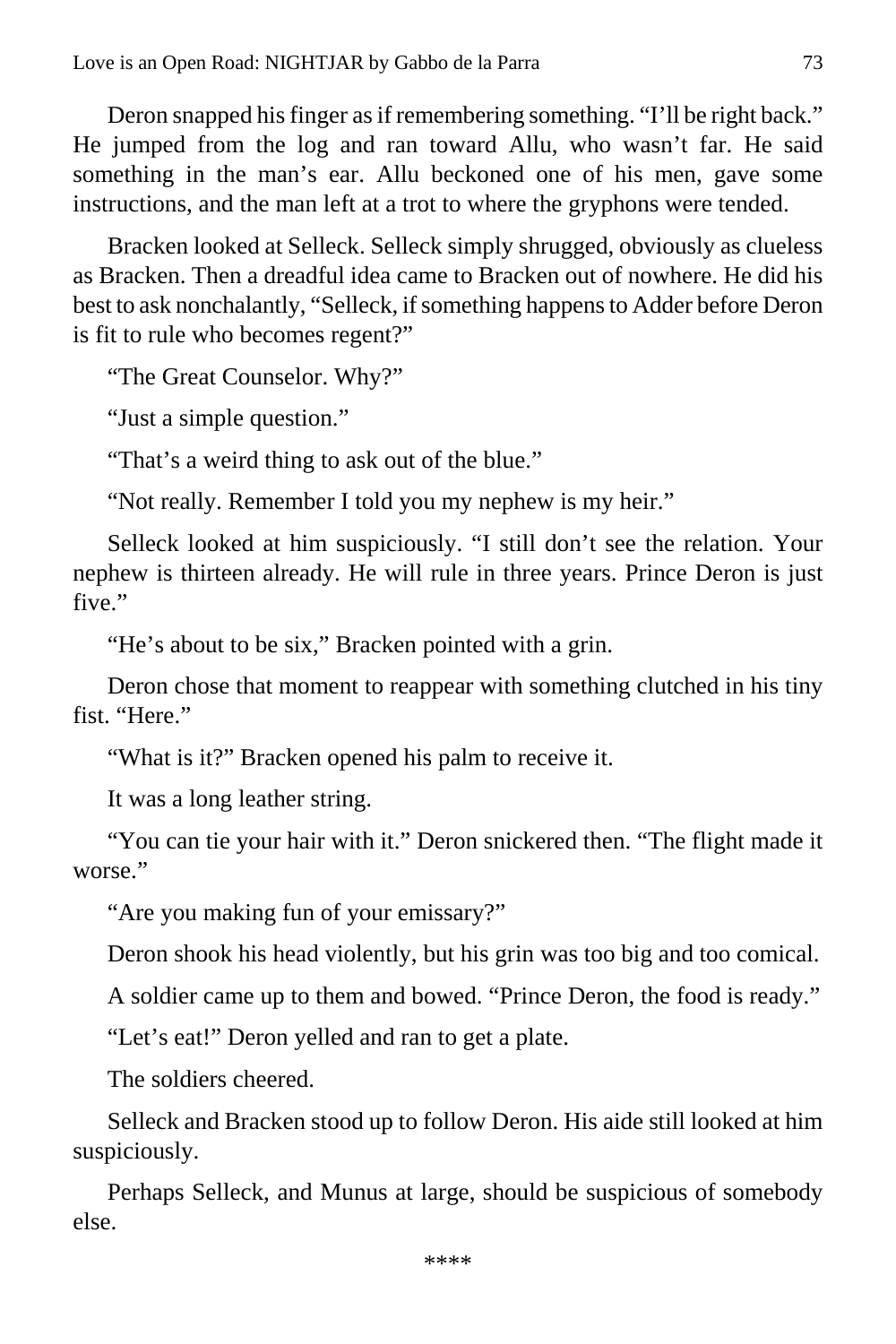Deron snapped his finger as if remembering something. "I'll be right back." He jumped from the log and ran toward Allu, who wasn't far. He said something in the man's ear. Allu beckoned one of his men, gave some instructions, and the man left at a trot to where the gryphons were tended.

Bracken looked at Selleck. Selleck simply shrugged, obviously as clueless as Bracken. Then a dreadful idea came to Bracken out of nowhere. He did his best to ask nonchalantly, "Selleck, if something happens to Adder before Deron is fit to rule who becomes regent?"

"The Great Counselor. Why?"

"Just a simple question."

"That's a weird thing to ask out of the blue."

"Not really. Remember I told you my nephew is my heir."

Selleck looked at him suspiciously. "I still don't see the relation. Your nephew is thirteen already. He will rule in three years. Prince Deron is just five."

"He's about to be six," Bracken pointed with a grin.

Deron chose that moment to reappear with something clutched in his tiny fist. "Here."

"What is it?" Bracken opened his palm to receive it.

It was a long leather string.

"You can tie your hair with it." Deron snickered then. "The flight made it worse."

"Are you making fun of your emissary?"

Deron shook his head violently, but his grin was too big and too comical.

A soldier came up to them and bowed. "Prince Deron, the food is ready."

"Let's eat!" Deron yelled and ran to get a plate.

The soldiers cheered.

Selleck and Bracken stood up to follow Deron. His aide still looked at him suspiciously.

Perhaps Selleck, and Munus at large, should be suspicious of somebody else.

****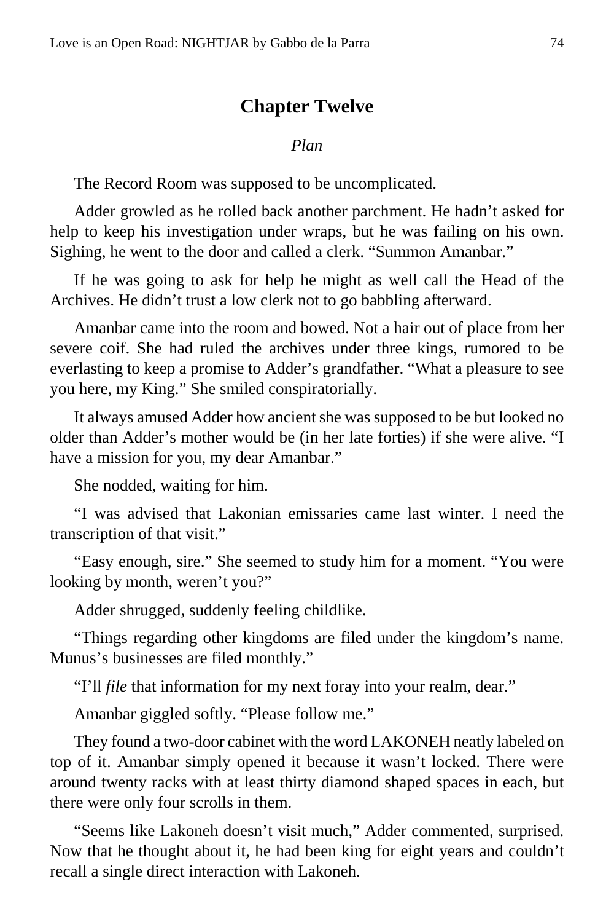## Chapter Twelve

*Plan*

The Record Room was supposed to be uncomplicated.

Adder growled as he rolled back another parchment. He hadn't asked for help to keep his investigation under wraps, but he was failing on his own. Sighing, he went to the door and called a clerk. "Summon Amanbar."

If he was going to ask for help he might as well call the Head of the Archives. He didn't trust a low clerk not to go babbling afterward.

Amanbar came into the room and bowed. Not a hair out of place from her severe coif. She had ruled the archives under three kings, rumored to be everlasting to keep a promise to Adder's grandfather. "What a pleasure to see you here, my King." She smiled conspiratorially.

It always amused Adder how ancient she was supposed to be but looked no older than Adder's mother would be (in her late forties) if she were alive. "I have a mission for you, my dear Amanbar."

She nodded, waiting for him.

"I was advised that Lakonian emissaries came last winter. I need the transcription of that visit."

"Easy enough, sire." She seemed to study him for a moment. "You were looking by month, weren't you?"

Adder shrugged, suddenly feeling childlike.

"Things regarding other kingdoms are filed under the kingdom's name. Munus's businesses are filed monthly."

"I'll *file* that information for my next foray into your realm, dear."

Amanbar giggled softly. "Please follow me."

They found a two-door cabinet with the word LAKONEH neatly labeled on top of it. Amanbar simply opened it because it wasn't locked. There were around twenty racks with at least thirty diamond shaped spaces in each, but there were only four scrolls in them.

"Seems like Lakoneh doesn't visit much," Adder commented, surprised. Now that he thought about it, he had been king for eight years and couldn't recall a single direct interaction with Lakoneh.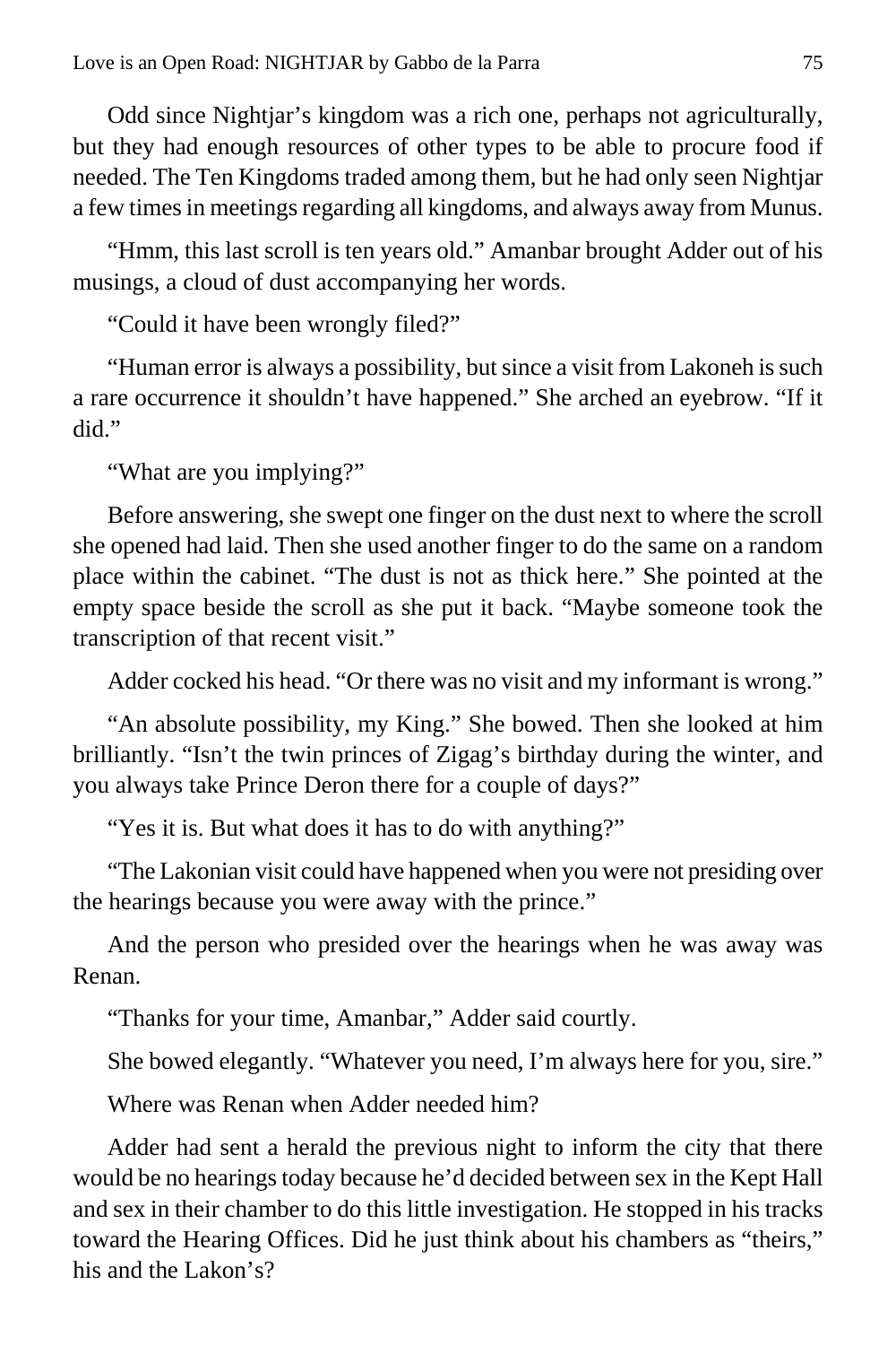Odd since Nightjar's kingdom was a rich one, perhaps not agriculturally, but they had enough resources of other types to be able to procure food if needed. The Ten Kingdoms traded among them, but he had only seen Nightjar a few times in meetings regarding all kingdoms, and always away from Munus.

"Hmm, this last scroll is ten years old." Amanbar brought Adder out of his musings, a cloud of dust accompanying her words.

"Could it have been wrongly filed?"

"Human error is always a possibility, but since a visit from Lakoneh is such a rare occurrence it shouldn't have happened." She arched an eyebrow. "If it did."

"What are you implying?"

Before answering, she swept one finger on the dust next to where the scroll she opened had laid. Then she used another finger to do the same on a random place within the cabinet. "The dust is not as thick here." She pointed at the empty space beside the scroll as she put it back. "Maybe someone took the transcription of that recent visit."

Adder cocked his head. "Or there was no visit and my informant is wrong."

"An absolute possibility, my King." She bowed. Then she looked at him brilliantly. "Isn't the twin princes of Zigag's birthday during the winter, and you always take Prince Deron there for a couple of days?"

"Yes it is. But what does it has to do with anything?"

"The Lakonian visit could have happened when you were not presiding over the hearings because you were away with the prince."

And the person who presided over the hearings when he was away was Renan.

"Thanks for your time, Amanbar," Adder said courtly.

She bowed elegantly. "Whatever you need, I'm always here for you, sire."

Where was Renan when Adder needed him?

Adder had sent a herald the previous night to inform the city that there would be no hearings today because he'd decided between sex in the Kept Hall and sex in their chamber to do this little investigation. He stopped in his tracks toward the Hearing Offices. Did he just think about his chambers as "theirs," his and the Lakon's?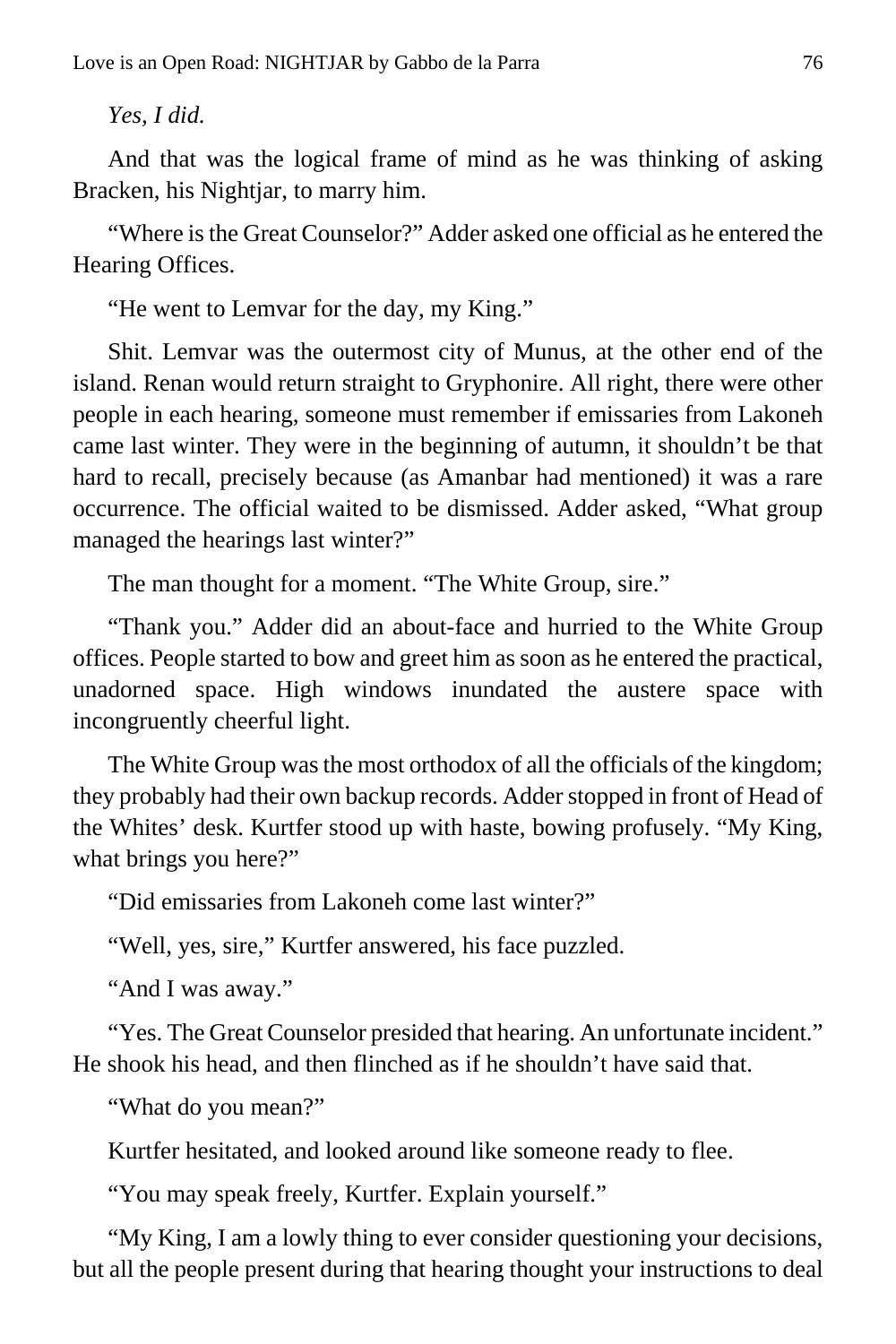*Yes, I did.*

And that was the logical frame of mind as he was thinking of asking Bracken, his Nightjar, to marry him.

"Where is the Great Counselor?" Adder asked one official as he entered the Hearing Offices.

"He went to Lemvar for the day, my King."

Shit. Lemvar was the outermost city of Munus, at the other end of the island. Renan would return straight to Gryphonire. All right, there were other people in each hearing, someone must remember if emissaries from Lakoneh came last winter. They were in the beginning of autumn, it shouldn't be that hard to recall, precisely because (as Amanbar had mentioned) it was a rare occurrence. The official waited to be dismissed. Adder asked, "What group managed the hearings last winter?"

The man thought for a moment. "The White Group, sire."

"Thank you." Adder did an about-face and hurried to the White Group offices. People started to bow and greet him as soon as he entered the practical, unadorned space. High windows inundated the austere space with incongruently cheerful light.

The White Group was the most orthodox of all the officials of the kingdom; they probably had their own backup records. Adder stopped in front of Head of the Whites' desk. Kurtfer stood up with haste, bowing profusely. "My King, what brings you here?"

"Did emissaries from Lakoneh come last winter?"

"Well, yes, sire," Kurtfer answered, his face puzzled.

"And I was away."

"Yes. The Great Counselor presided that hearing. An unfortunate incident." He shook his head, and then flinched as if he shouldn't have said that.

"What do you mean?"

Kurtfer hesitated, and looked around like someone ready to flee.

"You may speak freely, Kurtfer. Explain yourself."

"My King, I am a lowly thing to ever consider questioning your decisions, but all the people present during that hearing thought your instructions to deal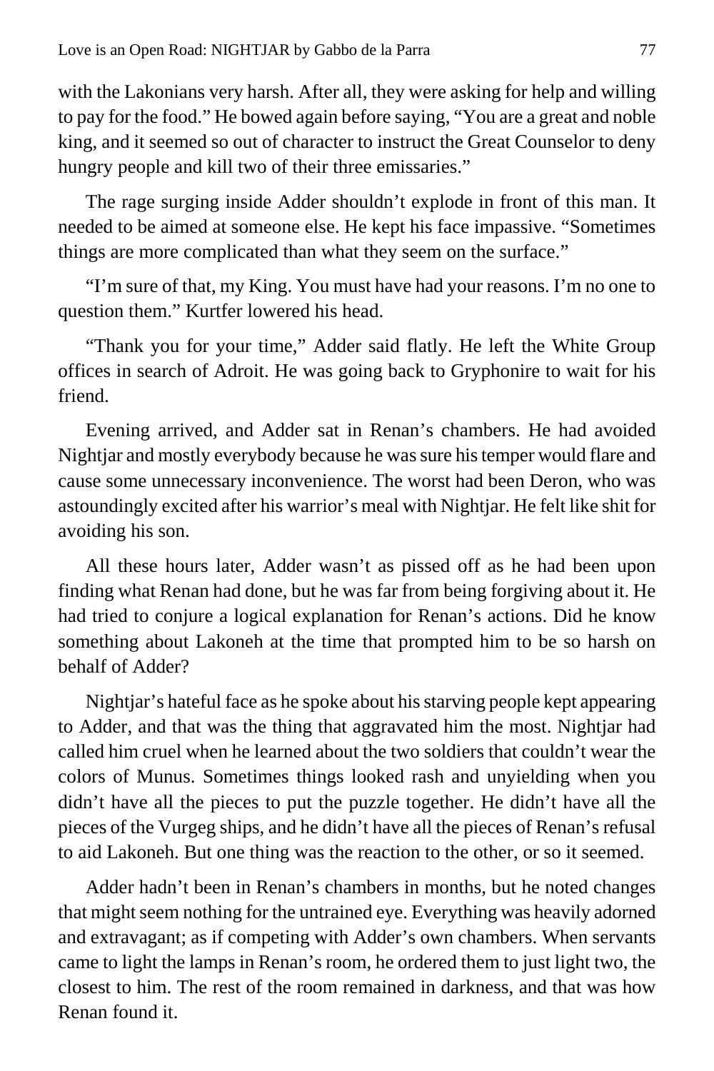with the Lakonians very harsh. After all, they were asking for help and willing to pay for the food." He bowed again before saying, "You are a great and noble king, and it seemed so out of character to instruct the Great Counselor to deny hungry people and kill two of their three emissaries."

The rage surging inside Adder shouldn't explode in front of this man. It needed to be aimed at someone else. He kept his face impassive. "Sometimes things are more complicated than what they seem on the surface."

"I'm sure of that, my King. You must have had your reasons. I'm no one to question them." Kurtfer lowered his head.

"Thank you for your time," Adder said flatly. He left the White Group offices in search of Adroit. He was going back to Gryphonire to wait for his friend.

Evening arrived, and Adder sat in Renan's chambers. He had avoided Nightjar and mostly everybody because he was sure his temper would flare and cause some unnecessary inconvenience. The worst had been Deron, who was astoundingly excited after his warrior's meal with Nightjar. He felt like shit for avoiding his son.

All these hours later, Adder wasn't as pissed off as he had been upon finding what Renan had done, but he was far from being forgiving about it. He had tried to conjure a logical explanation for Renan's actions. Did he know something about Lakoneh at the time that prompted him to be so harsh on behalf of Adder?

Nightjar's hateful face as he spoke about his starving people kept appearing to Adder, and that was the thing that aggravated him the most. Nightjar had called him cruel when he learned about the two soldiers that couldn't wear the colors of Munus. Sometimes things looked rash and unyielding when you didn't have all the pieces to put the puzzle together. He didn't have all the pieces of the Vurgeg ships, and he didn't have all the pieces of Renan's refusal to aid Lakoneh. But one thing was the reaction to the other, or so it seemed.

Adder hadn't been in Renan's chambers in months, but he noted changes that might seem nothing for the untrained eye. Everything was heavily adorned and extravagant; as if competing with Adder's own chambers. When servants came to light the lamps in Renan's room, he ordered them to just light two, the closest to him. The rest of the room remained in darkness, and that was how Renan found it.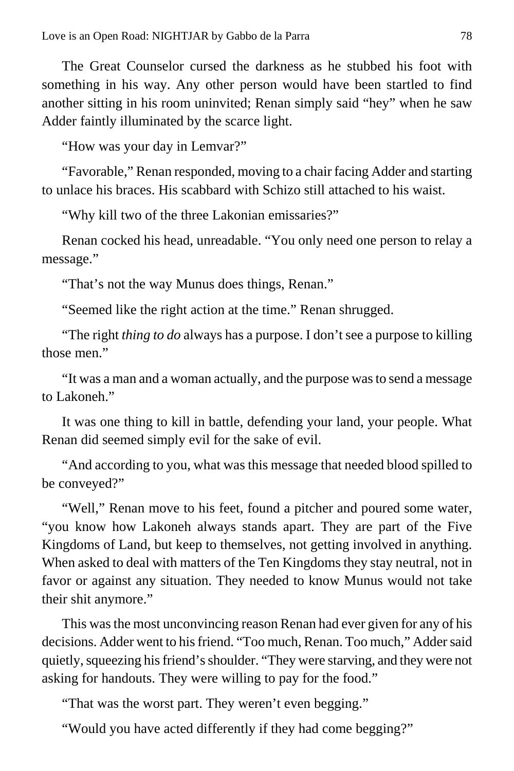The Great Counselor cursed the darkness as he stubbed his foot with something in his way. Any other person would have been startled to find another sitting in his room uninvited; Renan simply said "hey" when he saw Adder faintly illuminated by the scarce light.

"How was your day in Lemvar?"

"Favorable," Renan responded, moving to a chair facing Adder and starting to unlace his braces. His scabbard with Schizo still attached to his waist.

"Why kill two of the three Lakonian emissaries?"

Renan cocked his head, unreadable. "You only need one person to relay a message."

"That's not the way Munus does things, Renan."

"Seemed like the right action at the time." Renan shrugged.

"The right *thing to do* always has a purpose. I don't see a purpose to killing those men."

"It was a man and a woman actually, and the purpose was to send a message to Lakoneh."

It was one thing to kill in battle, defending your land, your people. What Renan did seemed simply evil for the sake of evil.

"And according to you, what was this message that needed blood spilled to be conveyed?"

"Well," Renan move to his feet, found a pitcher and poured some water, "you know how Lakoneh always stands apart. They are part of the Five Kingdoms of Land, but keep to themselves, not getting involved in anything. When asked to deal with matters of the Ten Kingdoms they stay neutral, not in favor or against any situation. They needed to know Munus would not take their shit anymore."

This was the most unconvincing reason Renan had ever given for any of his decisions. Adder went to his friend. "Too much, Renan. Too much," Adder said quietly, squeezing his friend's shoulder. "They were starving, and they were not asking for handouts. They were willing to pay for the food."

"That was the worst part. They weren't even begging."

"Would you have acted differently if they had come begging?"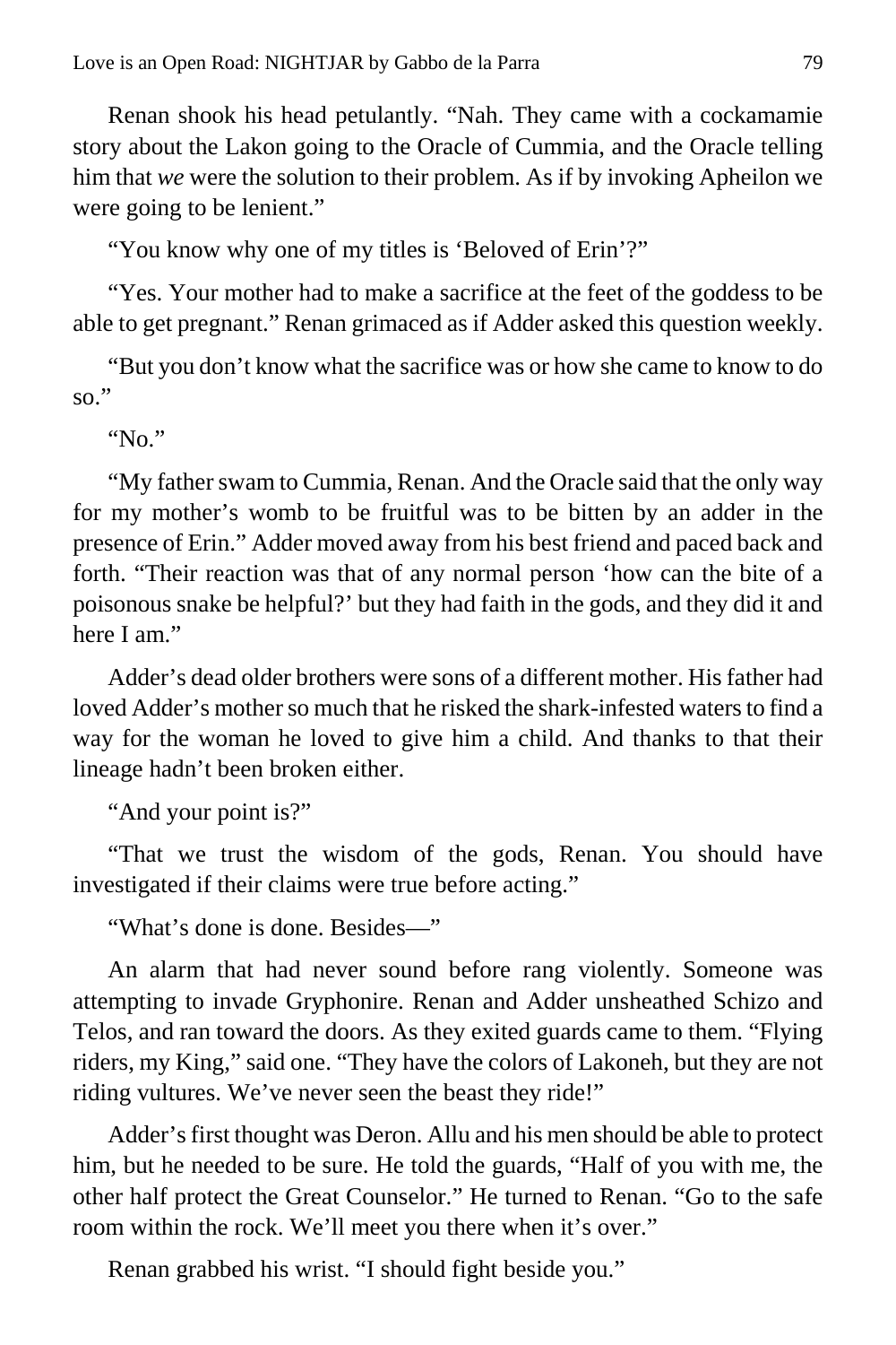Renan shook his head petulantly. “Nah. They came with a cockamamie story about the Lakon going to the Oracle of Cummia, and the Oracle telling him that *we* were the solution to their problem. As if by invoking Apheilon we were going to be lenient.”

“You know why one of my titles is ‘Beloved of Erin’?”

“Yes. Your mother had to make a sacrifice at the feet of the goddess to be able to get pregnant.” Renan grimaced as if Adder asked this question weekly.

“But you don’t know what the sacrifice was or how she came to know to do so.”

“No.”

“My father swam to Cummia, Renan. And the Oracle said that the only way for my mother’s womb to be fruitful was to be bitten by an adder in the presence of Erin.” Adder moved away from his best friend and paced back and forth. “Their reaction was that of any normal person ‘how can the bite of a poisonous snake be helpful?’ but they had faith in the gods, and they did it and here I am.”

Adder’s dead older brothers were sons of a different mother. His father had loved Adder’s mother so much that he risked the shark-infested waters to find a way for the woman he loved to give him a child. And thanks to that their lineage hadn’t been broken either.

“And your point is?”

“That we trust the wisdom of the gods, Renan. You should have investigated if their claims were true before acting.”

“What’s done is done. Besides—”

An alarm that had never sound before rang violently. Someone was attempting to invade Gryphonire. Renan and Adder unsheathed Schizo and Telos, and ran toward the doors. As they exited guards came to them. “Flying riders, my King,” said one. “They have the colors of Lakoneh, but they are not riding vultures. We’ve never seen the beast they ride!”

Adder’s first thought was Deron. Allu and his men should be able to protect him, but he needed to be sure. He told the guards, “Half of you with me, the other half protect the Great Counselor.” He turned to Renan. “Go to the safe room within the rock. We’ll meet you there when it’s over.”

Renan grabbed his wrist. “I should fight beside you.”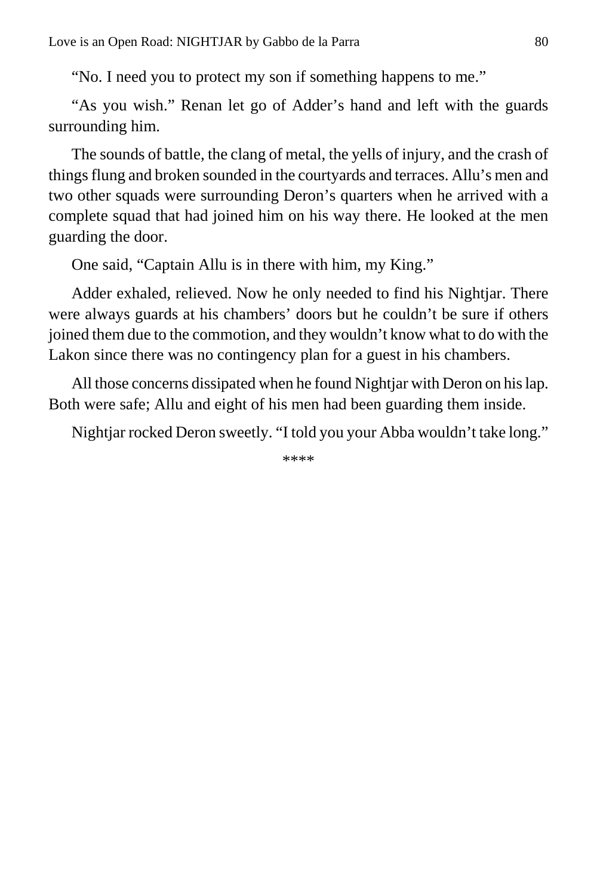“No. I need you to protect my son if something happens to me.”

“As you wish.” Renan let go of Adder’s hand and left with the guards surrounding him.

The sounds of battle, the clang of metal, the yells of injury, and the crash of things flung and broken sounded in the courtyards and terraces. Allu’s men and two other squads were surrounding Deron’s quarters when he arrived with a complete squad that had joined him on his way there. He looked at the men guarding the door.

One said, “Captain Allu is in there with him, my King.”

Adder exhaled, relieved. Now he only needed to find his Nightjar. There were always guards at his chambers’ doors but he couldn’t be sure if others joined them due to the commotion, and they wouldn’t know what to do with the Lakon since there was no contingency plan for a guest in his chambers.

All those concerns dissipated when he found Nightjar with Deron on his lap. Both were safe; Allu and eight of his men had been guarding them inside.

Nightjar rocked Deron sweetly. “I told you your Abba wouldn’t take long.”

****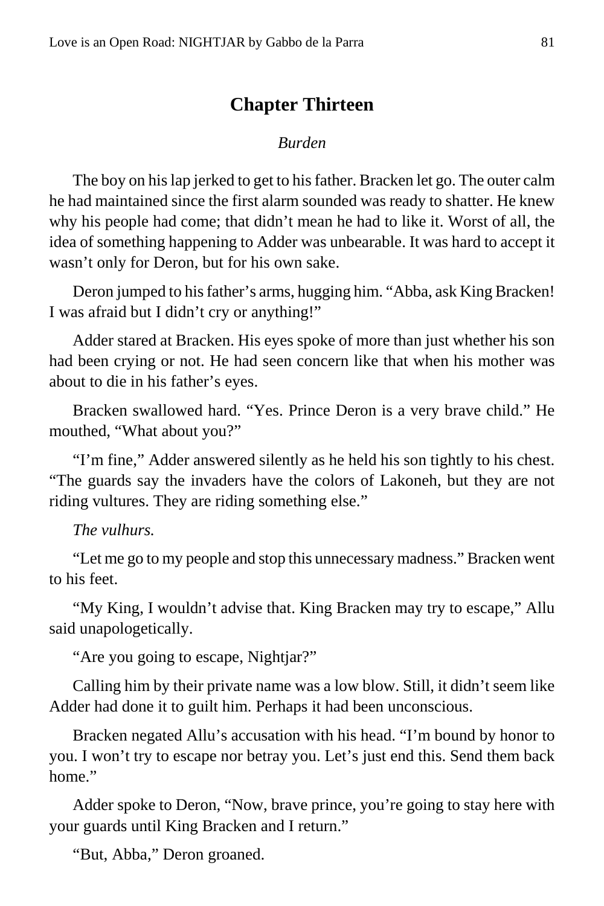# Chapter Thirteen

*Burden*

The boy on his lap jerked to get to his father. Bracken let go. The outer calm he had maintained since the first alarm sounded was ready to shatter. He knew why his people had come; that didn't mean he had to like it. Worst of all, the idea of something happening to Adder was unbearable. It was hard to accept it wasn't only for Deron, but for his own sake.

Deron jumped to his father's arms, hugging him. "Abba, ask King Bracken! I was afraid but I didn't cry or anything!"

Adder stared at Bracken. His eyes spoke of more than just whether his son had been crying or not. He had seen concern like that when his mother was about to die in his father's eyes.

Bracken swallowed hard. "Yes. Prince Deron is a very brave child." He mouthed, "What about you?"

"I'm fine," Adder answered silently as he held his son tightly to his chest. "The guards say the invaders have the colors of Lakoneh, but they are not riding vultures. They are riding something else."

*The vulhurs.*

"Let me go to my people and stop this unnecessary madness." Bracken went to his feet.

"My King, I wouldn't advise that. King Bracken may try to escape," Allu said unapologetically.

"Are you going to escape, Nightjar?"

Calling him by their private name was a low blow. Still, it didn't seem like Adder had done it to guilt him. Perhaps it had been unconscious.

Bracken negated Allu's accusation with his head. "I'm bound by honor to you. I won't try to escape nor betray you. Let's just end this. Send them back home."

Adder spoke to Deron, "Now, brave prince, you're going to stay here with your guards until King Bracken and I return."

"But, Abba," Deron groaned.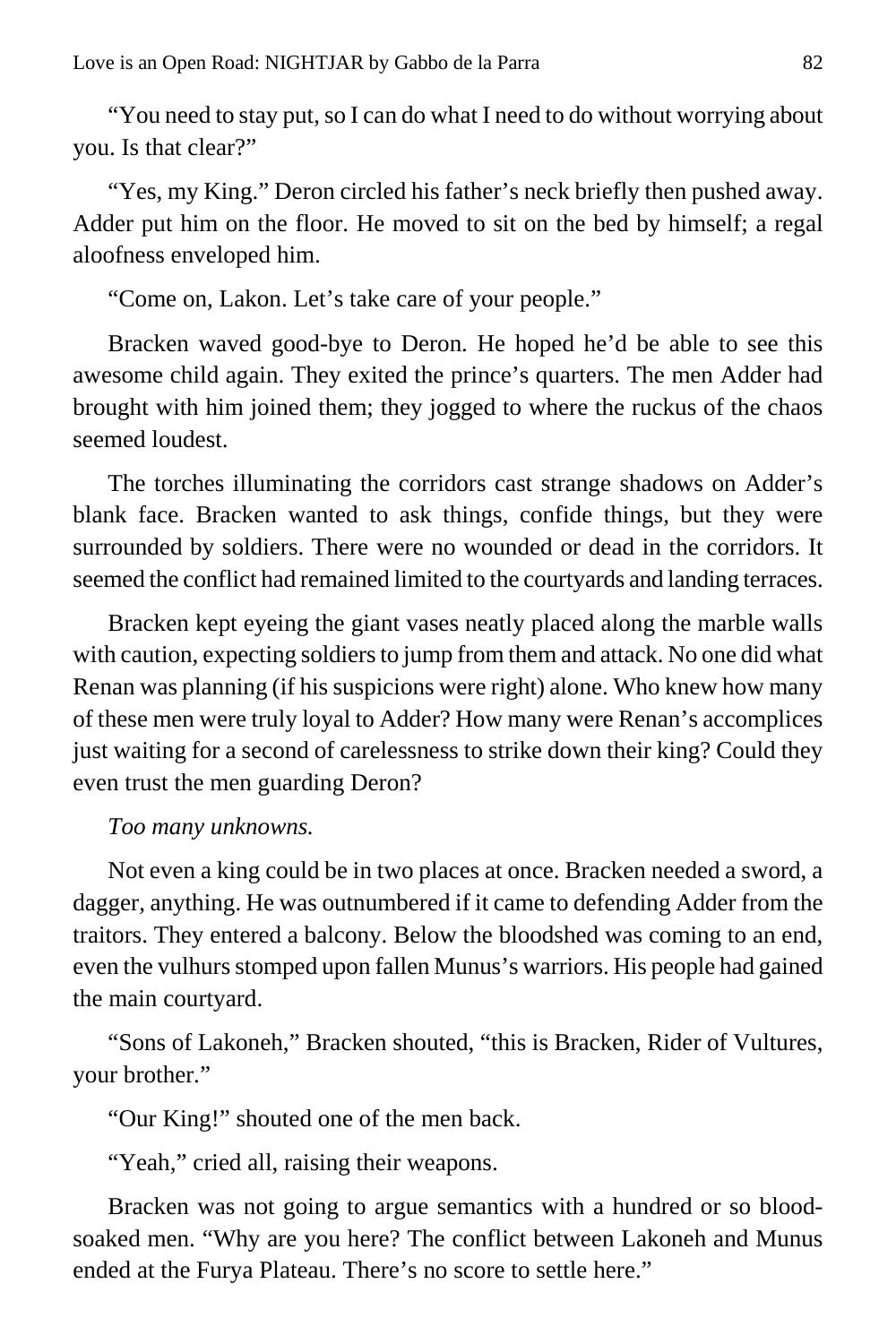"You need to stay put, so I can do what I need to do without worrying about you. Is that clear?"

"Yes, my King." Deron circled his father's neck briefly then pushed away. Adder put him on the floor. He moved to sit on the bed by himself; a regal aloofness enveloped him.

"Come on, Lakon. Let's take care of your people."

Bracken waved good-bye to Deron. He hoped he'd be able to see this awesome child again. They exited the prince's quarters. The men Adder had brought with him joined them; they jogged to where the ruckus of the chaos seemed loudest.

The torches illuminating the corridors cast strange shadows on Adder's blank face. Bracken wanted to ask things, confide things, but they were surrounded by soldiers. There were no wounded or dead in the corridors. It seemed the conflict had remained limited to the courtyards and landing terraces.

Bracken kept eyeing the giant vases neatly placed along the marble walls with caution, expecting soldiers to jump from them and attack. No one did what Renan was planning (if his suspicions were right) alone. Who knew how many of these men were truly loyal to Adder? How many were Renan's accomplices just waiting for a second of carelessness to strike down their king? Could they even trust the men guarding Deron?

*Too many unknowns.*

Not even a king could be in two places at once. Bracken needed a sword, a dagger, anything. He was outnumbered if it came to defending Adder from the traitors. They entered a balcony. Below the bloodshed was coming to an end, even the vulhurs stomped upon fallen Munus's warriors. His people had gained the main courtyard.

"Sons of Lakoneh," Bracken shouted, "this is Bracken, Rider of Vultures, your brother."

"Our King!" shouted one of the men back.

"Yeah," cried all, raising their weapons.

Bracken was not going to argue semantics with a hundred or so blood-soaked men. "Why are you here? The conflict between Lakoneh and Munus ended at the Furya Plateau. There's no score to settle here."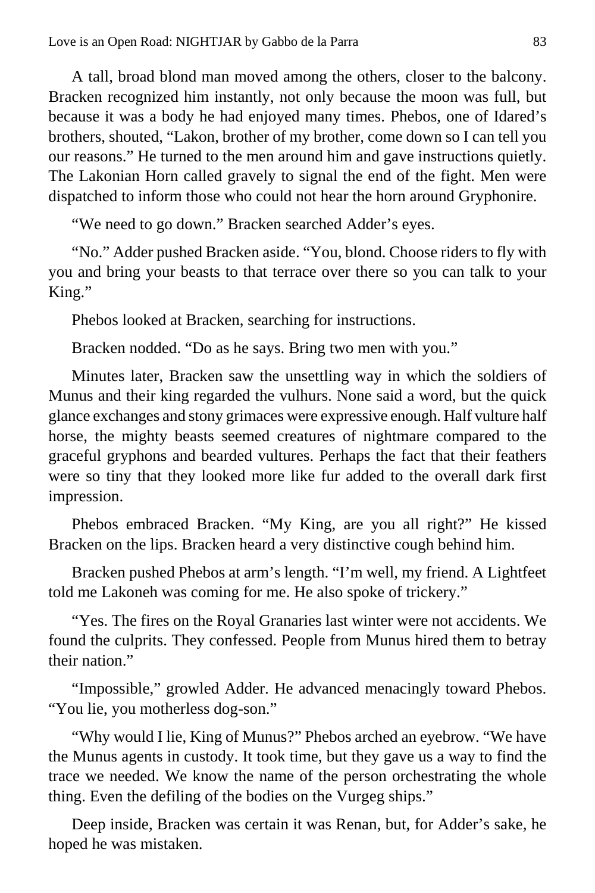A tall, broad blond man moved among the others, closer to the balcony. Bracken recognized him instantly, not only because the moon was full, but because it was a body he had enjoyed many times. Phebos, one of Idared's brothers, shouted, "Lakon, brother of my brother, come down so I can tell you our reasons." He turned to the men around him and gave instructions quietly. The Lakonian Horn called gravely to signal the end of the fight. Men were dispatched to inform those who could not hear the horn around Gryphonire.

"We need to go down." Bracken searched Adder's eyes.

"No." Adder pushed Bracken aside. "You, blond. Choose riders to fly with you and bring your beasts to that terrace over there so you can talk to your King."

Phebos looked at Bracken, searching for instructions.

Bracken nodded. "Do as he says. Bring two men with you."

Minutes later, Bracken saw the unsettling way in which the soldiers of Munus and their king regarded the vulhurs. None said a word, but the quick glance exchanges and stony grimaces were expressive enough. Half vulture half horse, the mighty beasts seemed creatures of nightmare compared to the graceful gryphons and bearded vultures. Perhaps the fact that their feathers were so tiny that they looked more like fur added to the overall dark first impression.

Phebos embraced Bracken. "My King, are you all right?" He kissed Bracken on the lips. Bracken heard a very distinctive cough behind him.

Bracken pushed Phebos at arm's length. "I'm well, my friend. A Lightfeet told me Lakoneh was coming for me. He also spoke of trickery."

"Yes. The fires on the Royal Granaries last winter were not accidents. We found the culprits. They confessed. People from Munus hired them to betray their nation."

"Impossible," growled Adder. He advanced menacingly toward Phebos. "You lie, you motherless dog-son."

"Why would I lie, King of Munus?" Phebos arched an eyebrow. "We have the Munus agents in custody. It took time, but they gave us a way to find the trace we needed. We know the name of the person orchestrating the whole thing. Even the defiling of the bodies on the Vurgeg ships."

Deep inside, Bracken was certain it was Renan, but, for Adder's sake, he hoped he was mistaken.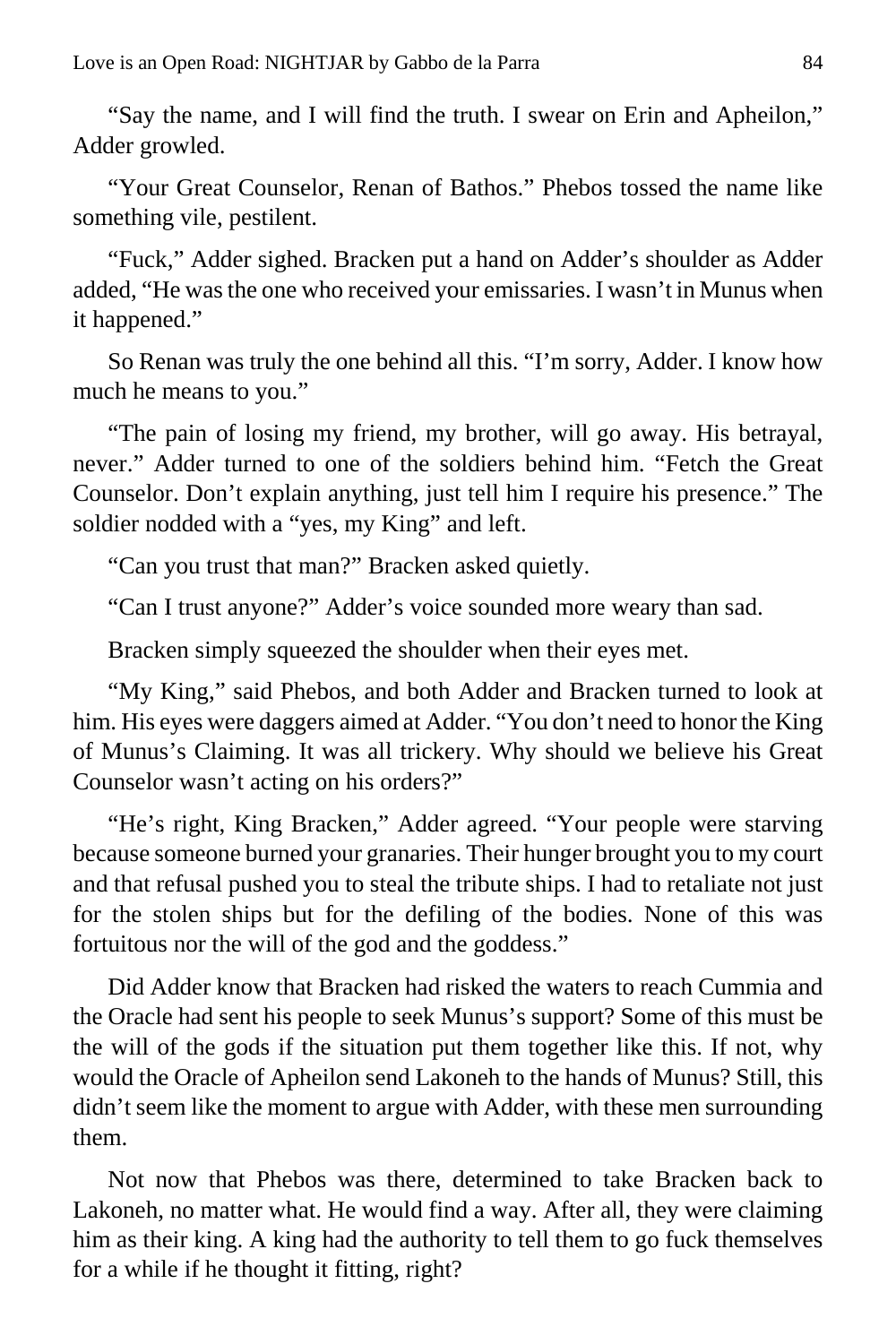"Say the name, and I will find the truth. I swear on Erin and Apheilon," Adder growled.

"Your Great Counselor, Renan of Bathos." Phebos tossed the name like something vile, pestilent.

"Fuck," Adder sighed. Bracken put a hand on Adder's shoulder as Adder added, "He was the one who received your emissaries. I wasn't in Munus when it happened."

So Renan was truly the one behind all this. "I'm sorry, Adder. I know how much he means to you."

"The pain of losing my friend, my brother, will go away. His betrayal, never." Adder turned to one of the soldiers behind him. "Fetch the Great Counselor. Don't explain anything, just tell him I require his presence." The soldier nodded with a "yes, my King" and left.

"Can you trust that man?" Bracken asked quietly.

"Can I trust anyone?" Adder's voice sounded more weary than sad.

Bracken simply squeezed the shoulder when their eyes met.

"My King," said Phebos, and both Adder and Bracken turned to look at him. His eyes were daggers aimed at Adder. "You don't need to honor the King of Munus's Claiming. It was all trickery. Why should we believe his Great Counselor wasn't acting on his orders?"

"He's right, King Bracken," Adder agreed. "Your people were starving because someone burned your granaries. Their hunger brought you to my court and that refusal pushed you to steal the tribute ships. I had to retaliate not just for the stolen ships but for the defiling of the bodies. None of this was fortuitous nor the will of the god and the goddess."

Did Adder know that Bracken had risked the waters to reach Cummia and the Oracle had sent his people to seek Munus's support? Some of this must be the will of the gods if the situation put them together like this. If not, why would the Oracle of Apheilon send Lakoneh to the hands of Munus? Still, this didn't seem like the moment to argue with Adder, with these men surrounding them.

Not now that Phebos was there, determined to take Bracken back to Lakoneh, no matter what. He would find a way. After all, they were claiming him as their king. A king had the authority to tell them to go fuck themselves for a while if he thought it fitting, right?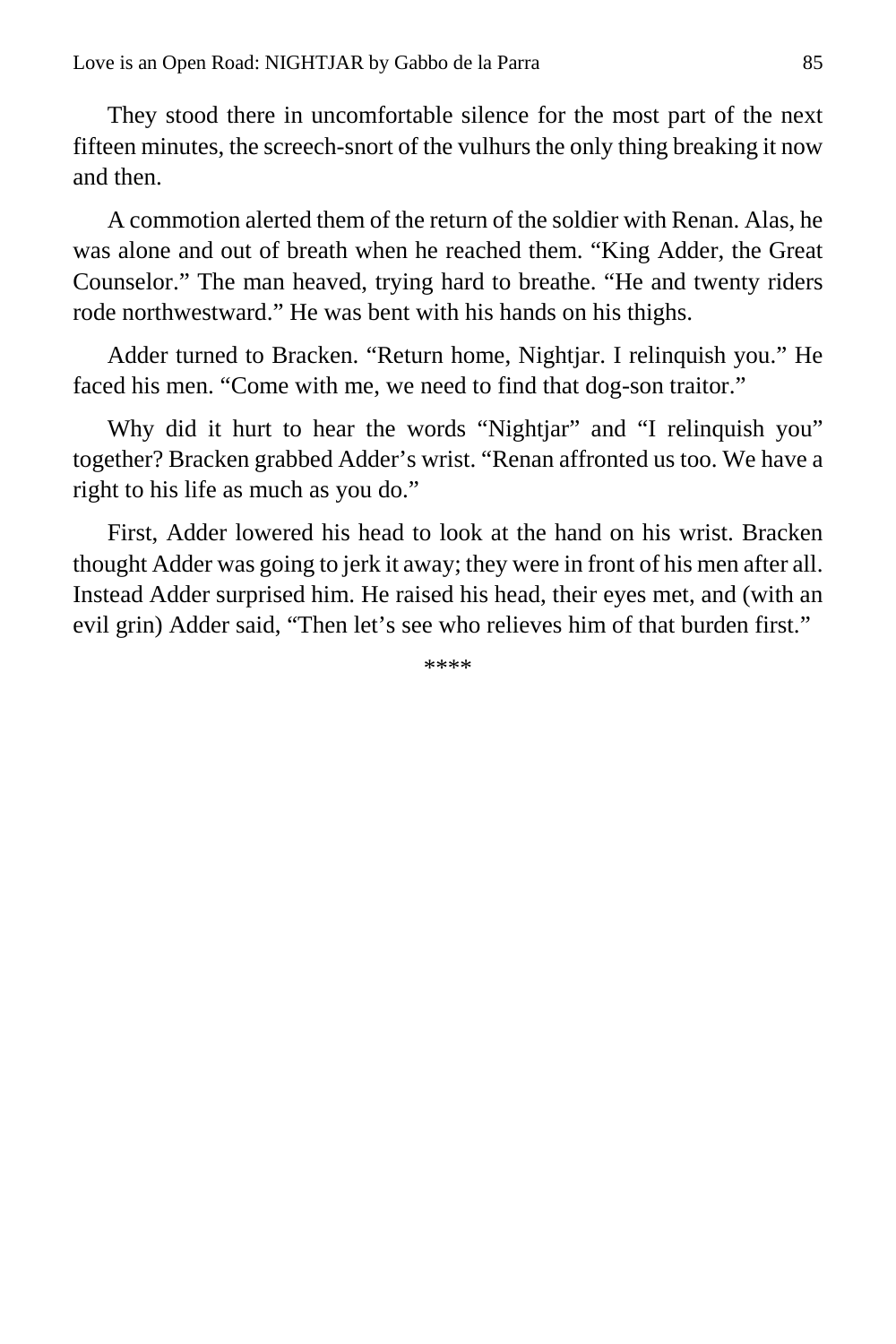They stood there in uncomfortable silence for the most part of the next fifteen minutes, the screech-snort of the vulhurs the only thing breaking it now and then.

A commotion alerted them of the return of the soldier with Renan. Alas, he was alone and out of breath when he reached them. “King Adder, the Great Counselor.” The man heaved, trying hard to breathe. “He and twenty riders rode northwestward.” He was bent with his hands on his thighs.

Adder turned to Bracken. “Return home, Nightjar. I relinquish you.” He faced his men. “Come with me, we need to find that dog-son traitor.”

Why did it hurt to hear the words “Nightjar” and “I relinquish you” together? Bracken grabbed Adder’s wrist. “Renan affronted us too. We have a right to his life as much as you do.”

First, Adder lowered his head to look at the hand on his wrist. Bracken thought Adder was going to jerk it away; they were in front of his men after all. Instead Adder surprised him. He raised his head, their eyes met, and (with an evil grin) Adder said, “Then let’s see who relieves him of that burden first.”

****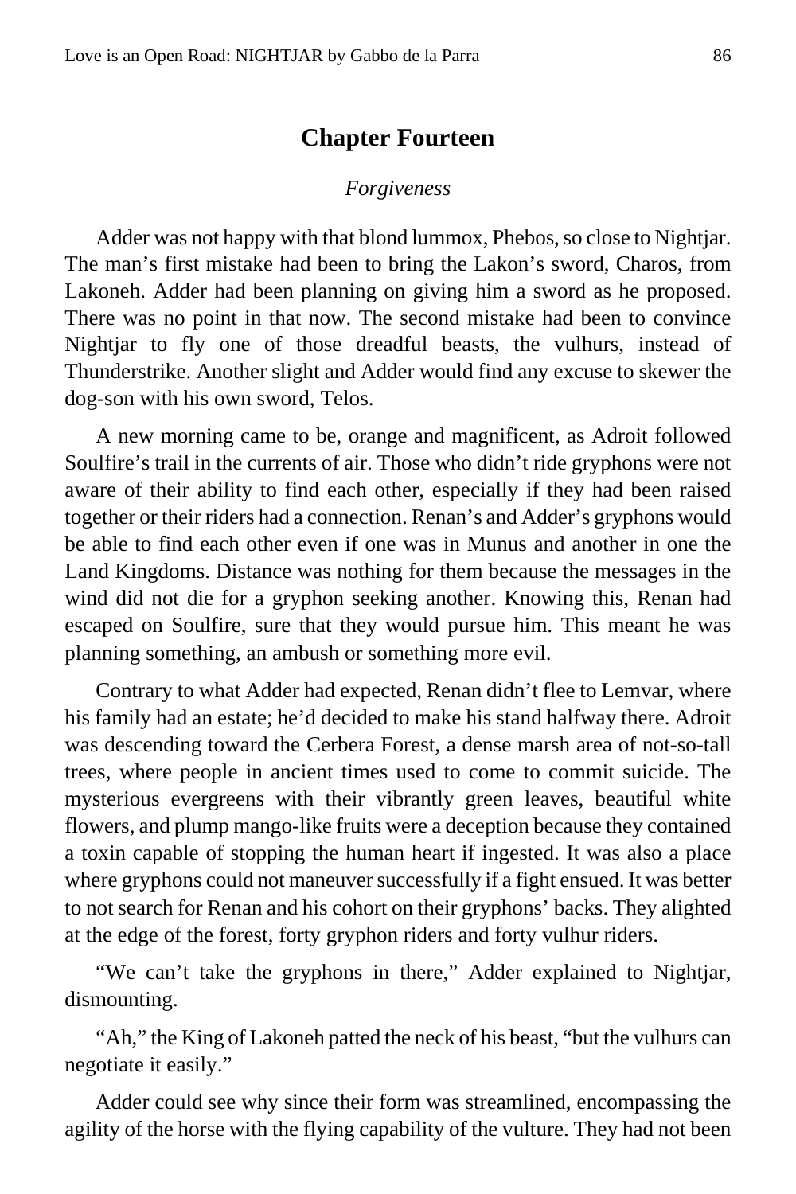## Chapter Fourteen

*Forgiveness*

Adder was not happy with that blond lummox, Phebos, so close to Nightjar. The man's first mistake had been to bring the Lakon's sword, Charos, from Lakoneh. Adder had been planning on giving him a sword as he proposed. There was no point in that now. The second mistake had been to convince Nightjar to fly one of those dreadful beasts, the vulhurs, instead of Thunderstrike. Another slight and Adder would find any excuse to skewer the dog-son with his own sword, Telos.

A new morning came to be, orange and magnificent, as Adroit followed Soulfire's trail in the currents of air. Those who didn't ride gryphons were not aware of their ability to find each other, especially if they had been raised together or their riders had a connection. Renan's and Adder's gryphons would be able to find each other even if one was in Munus and another in one the Land Kingdoms. Distance was nothing for them because the messages in the wind did not die for a gryphon seeking another. Knowing this, Renan had escaped on Soulfire, sure that they would pursue him. This meant he was planning something, an ambush or something more evil.

Contrary to what Adder had expected, Renan didn't flee to Lemvar, where his family had an estate; he'd decided to make his stand halfway there. Adroit was descending toward the Cerbera Forest, a dense marsh area of not-so-tall trees, where people in ancient times used to come to commit suicide. The mysterious evergreens with their vibrantly green leaves, beautiful white flowers, and plump mango-like fruits were a deception because they contained a toxin capable of stopping the human heart if ingested. It was also a place where gryphons could not maneuver successfully if a fight ensued. It was better to not search for Renan and his cohort on their gryphons' backs. They alighted at the edge of the forest, forty gryphon riders and forty vulhur riders.

"We can't take the gryphons in there," Adder explained to Nightjar, dismounting.

"Ah," the King of Lakoneh patted the neck of his beast, "but the vulhurs can negotiate it easily."

Adder could see why since their form was streamlined, encompassing the agility of the horse with the flying capability of the vulture. They had not been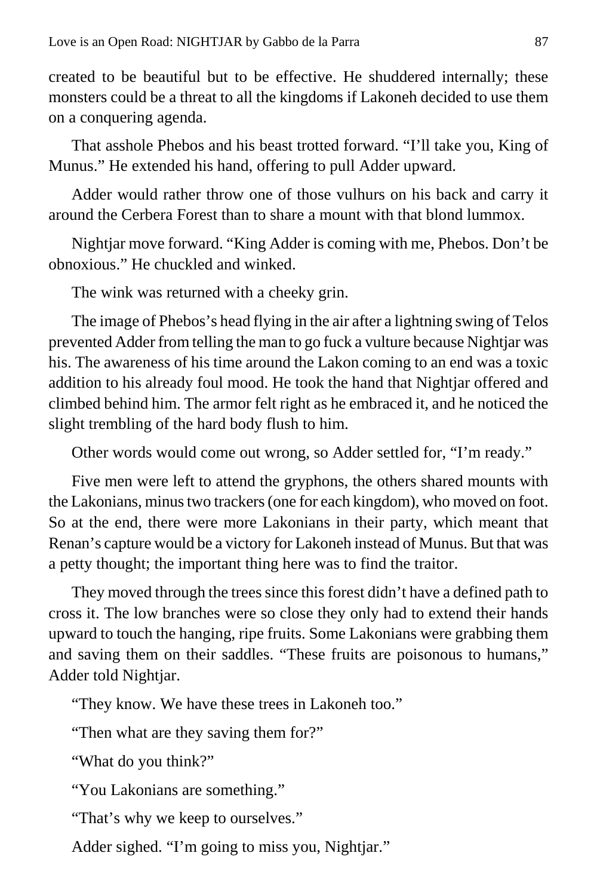created to be beautiful but to be effective. He shuddered internally; these monsters could be a threat to all the kingdoms if Lakoneh decided to use them on a conquering agenda.

That asshole Phebos and his beast trotted forward. “I’ll take you, King of Munus.” He extended his hand, offering to pull Adder upward.

Adder would rather throw one of those vulhurs on his back and carry it around the Cerbera Forest than to share a mount with that blond lummox.

Nightjar move forward. “King Adder is coming with me, Phebos. Don’t be obnoxious.” He chuckled and winked.

The wink was returned with a cheeky grin.

The image of Phebos’s head flying in the air after a lightning swing of Telos prevented Adder from telling the man to go fuck a vulture because Nightjar was his. The awareness of his time around the Lakon coming to an end was a toxic addition to his already foul mood. He took the hand that Nightjar offered and climbed behind him. The armor felt right as he embraced it, and he noticed the slight trembling of the hard body flush to him.

Other words would come out wrong, so Adder settled for, “I’m ready.”

Five men were left to attend the gryphons, the others shared mounts with the Lakonians, minus two trackers (one for each kingdom), who moved on foot. So at the end, there were more Lakonians in their party, which meant that Renan’s capture would be a victory for Lakoneh instead of Munus. But that was a petty thought; the important thing here was to find the traitor.

They moved through the trees since this forest didn’t have a defined path to cross it. The low branches were so close they only had to extend their hands upward to touch the hanging, ripe fruits. Some Lakonians were grabbing them and saving them on their saddles. “These fruits are poisonous to humans,” Adder told Nightjar.

“They know. We have these trees in Lakoneh too.”

“Then what are they saving them for?”

“What do you think?”

“You Lakonians are something.”

“That’s why we keep to ourselves.”

Adder sighed. “I’m going to miss you, Nightjar.”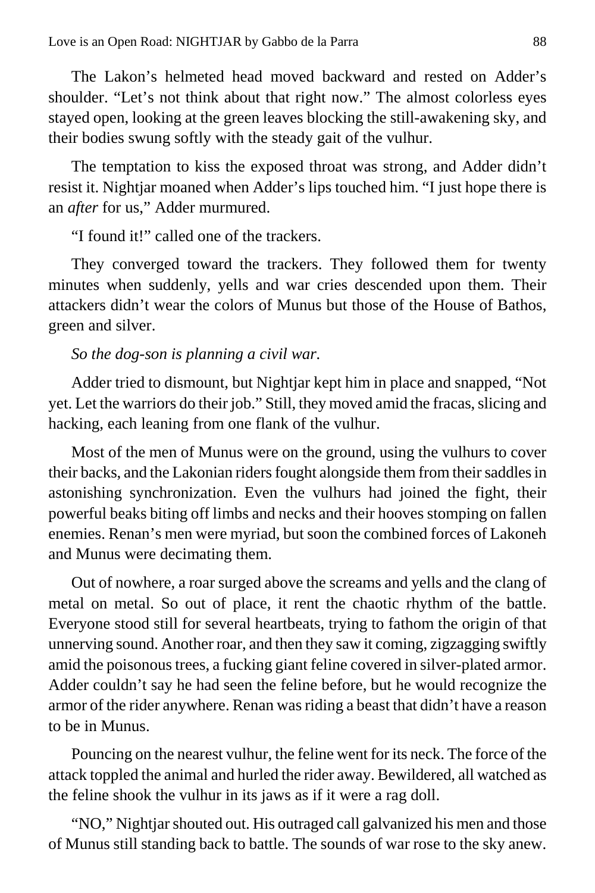The Lakon's helmeted head moved backward and rested on Adder's shoulder. "Let's not think about that right now." The almost colorless eyes stayed open, looking at the green leaves blocking the still-awakening sky, and their bodies swung softly with the steady gait of the vulhur.

The temptation to kiss the exposed throat was strong, and Adder didn't resist it. Nightjar moaned when Adder's lips touched him. "I just hope there is an *after* for us," Adder murmured.

"I found it!" called one of the trackers.

They converged toward the trackers. They followed them for twenty minutes when suddenly, yells and war cries descended upon them. Their attackers didn't wear the colors of Munus but those of the House of Bathos, green and silver.

*So the dog-son is planning a civil war.*

Adder tried to dismount, but Nightjar kept him in place and snapped, "Not yet. Let the warriors do their job." Still, they moved amid the fracas, slicing and hacking, each leaning from one flank of the vulhur.

Most of the men of Munus were on the ground, using the vulhurs to cover their backs, and the Lakonian riders fought alongside them from their saddles in astonishing synchronization. Even the vulhurs had joined the fight, their powerful beaks biting off limbs and necks and their hooves stomping on fallen enemies. Renan's men were myriad, but soon the combined forces of Lakoneh and Munus were decimating them.

Out of nowhere, a roar surged above the screams and yells and the clang of metal on metal. So out of place, it rent the chaotic rhythm of the battle. Everyone stood still for several heartbeats, trying to fathom the origin of that unnerving sound. Another roar, and then they saw it coming, zigzagging swiftly amid the poisonous trees, a fucking giant feline covered in silver-plated armor. Adder couldn't say he had seen the feline before, but he would recognize the armor of the rider anywhere. Renan was riding a beast that didn't have a reason to be in Munus.

Pouncing on the nearest vulhur, the feline went for its neck. The force of the attack toppled the animal and hurled the rider away. Bewildered, all watched as the feline shook the vulhur in its jaws as if it were a rag doll.

"NO," Nightjar shouted out. His outraged call galvanized his men and those of Munus still standing back to battle. The sounds of war rose to the sky anew.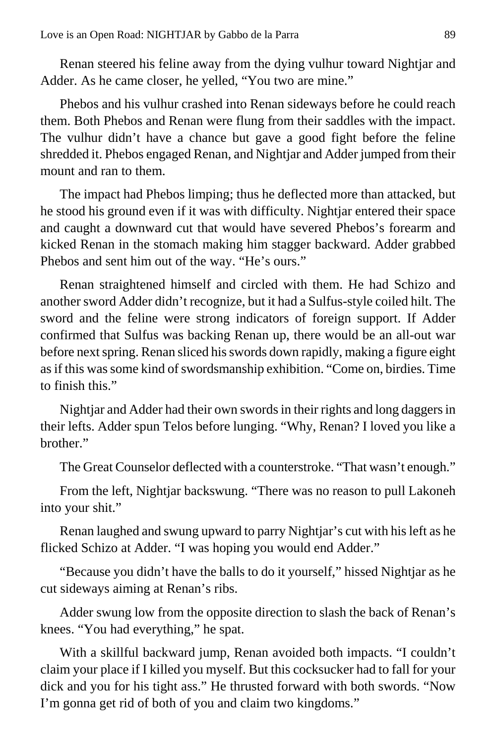Renan steered his feline away from the dying vulhur toward Nightjar and Adder. As he came closer, he yelled, "You two are mine."

Phebos and his vulhur crashed into Renan sideways before he could reach them. Both Phebos and Renan were flung from their saddles with the impact. The vulhur didn't have a chance but gave a good fight before the feline shredded it. Phebos engaged Renan, and Nightjar and Adder jumped from their mount and ran to them.

The impact had Phebos limping; thus he deflected more than attacked, but he stood his ground even if it was with difficulty. Nightjar entered their space and caught a downward cut that would have severed Phebos's forearm and kicked Renan in the stomach making him stagger backward. Adder grabbed Phebos and sent him out of the way. "He's ours."

Renan straightened himself and circled with them. He had Schizo and another sword Adder didn't recognize, but it had a Sulfus-style coiled hilt. The sword and the feline were strong indicators of foreign support. If Adder confirmed that Sulfus was backing Renan up, there would be an all-out war before next spring. Renan sliced his swords down rapidly, making a figure eight as if this was some kind of swordsmanship exhibition. "Come on, birdies. Time to finish this."

Nightjar and Adder had their own swords in their rights and long daggers in their lefts. Adder spun Telos before lunging. "Why, Renan? I loved you like a brother."

The Great Counselor deflected with a counterstroke. "That wasn't enough."

From the left, Nightjar backswung. "There was no reason to pull Lakoneh into your shit."

Renan laughed and swung upward to parry Nightjar's cut with his left as he flicked Schizo at Adder. "I was hoping you would end Adder."

"Because you didn't have the balls to do it yourself," hissed Nightjar as he cut sideways aiming at Renan's ribs.

Adder swung low from the opposite direction to slash the back of Renan's knees. "You had everything," he spat.

With a skillful backward jump, Renan avoided both impacts. "I couldn't claim your place if I killed you myself. But this cocksucker had to fall for your dick and you for his tight ass." He thrusted forward with both swords. "Now I'm gonna get rid of both of you and claim two kingdoms."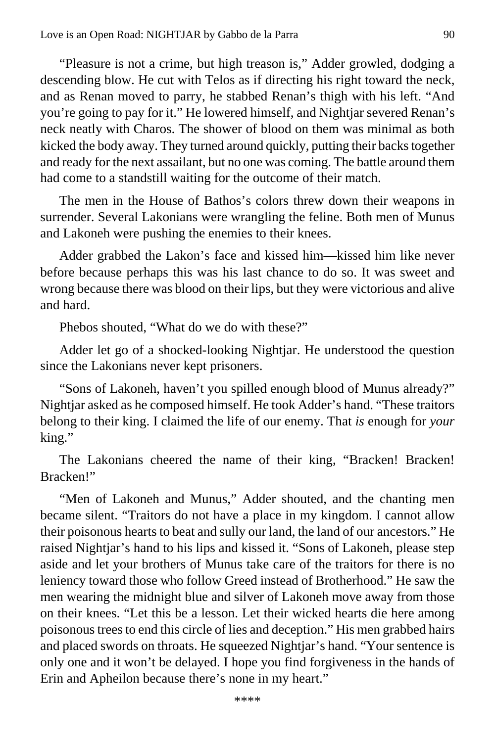“Pleasure is not a crime, but high treason is,” Adder growled, dodging a descending blow. He cut with Telos as if directing his right toward the neck, and as Renan moved to parry, he stabbed Renan’s thigh with his left. “And you’re going to pay for it.” He lowered himself, and Nightjar severed Renan’s neck neatly with Charos. The shower of blood on them was minimal as both kicked the body away. They turned around quickly, putting their backs together and ready for the next assailant, but no one was coming. The battle around them had come to a standstill waiting for the outcome of their match.

The men in the House of Bathos’s colors threw down their weapons in surrender. Several Lakonians were wrangling the feline. Both men of Munus and Lakoneh were pushing the enemies to their knees.

Adder grabbed the Lakon’s face and kissed him—kissed him like never before because perhaps this was his last chance to do so. It was sweet and wrong because there was blood on their lips, but they were victorious and alive and hard.

Phebos shouted, “What do we do with these?”

Adder let go of a shocked-looking Nightjar. He understood the question since the Lakonians never kept prisoners.

“Sons of Lakoneh, haven’t you spilled enough blood of Munus already?” Nightjar asked as he composed himself. He took Adder’s hand. “These traitors belong to their king. I claimed the life of our enemy. That *is* enough for *your* king.”

The Lakonians cheered the name of their king, “Bracken! Bracken! Bracken!”

“Men of Lakoneh and Munus,” Adder shouted, and the chanting men became silent. “Traitors do not have a place in my kingdom. I cannot allow their poisonous hearts to beat and sully our land, the land of our ancestors.” He raised Nightjar’s hand to his lips and kissed it. “Sons of Lakoneh, please step aside and let your brothers of Munus take care of the traitors for there is no leniency toward those who follow Greed instead of Brotherhood.” He saw the men wearing the midnight blue and silver of Lakoneh move away from those on their knees. “Let this be a lesson. Let their wicked hearts die here among poisonous trees to end this circle of lies and deception.” His men grabbed hairs and placed swords on throats. He squeezed Nightjar’s hand. “Your sentence is only one and it won’t be delayed. I hope you find forgiveness in the hands of Erin and Apheilon because there’s none in my heart.”

****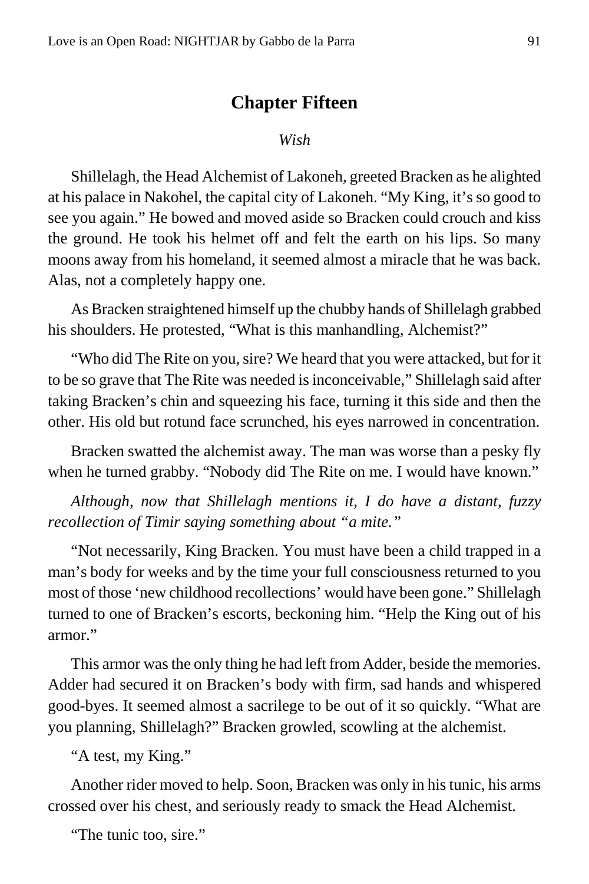## Chapter Fifteen

*Wish*

Shillelagh, the Head Alchemist of Lakoneh, greeted Bracken as he alighted at his palace in Nakohel, the capital city of Lakoneh. “My King, it’s so good to see you again.” He bowed and moved aside so Bracken could crouch and kiss the ground. He took his helmet off and felt the earth on his lips. So many moons away from his homeland, it seemed almost a miracle that he was back. Alas, not a completely happy one.

As Bracken straightened himself up the chubby hands of Shillelagh grabbed his shoulders. He protested, “What is this manhandling, Alchemist?”

“Who did The Rite on you, sire? We heard that you were attacked, but for it to be so grave that The Rite was needed is inconceivable,” Shillelagh said after taking Bracken’s chin and squeezing his face, turning it this side and then the other. His old but rotund face scrunched, his eyes narrowed in concentration.

Bracken swatted the alchemist away. The man was worse than a pesky fly when he turned grabby. “Nobody did The Rite on me. I would have known.”

*Although, now that Shillelagh mentions it, I do have a distant, fuzzy recollection of Timir saying something about “a mite.”*

“Not necessarily, King Bracken. You must have been a child trapped in a man’s body for weeks and by the time your full consciousness returned to you most of those ‘new childhood recollections’ would have been gone.” Shillelagh turned to one of Bracken’s escorts, beckoning him. “Help the King out of his armor.”

This armor was the only thing he had left from Adder, beside the memories. Adder had secured it on Bracken’s body with firm, sad hands and whispered good-byes. It seemed almost a sacrilege to be out of it so quickly. “What are you planning, Shillelagh?” Bracken growled, scowling at the alchemist.

“A test, my King.”

Another rider moved to help. Soon, Bracken was only in his tunic, his arms crossed over his chest, and seriously ready to smack the Head Alchemist.

“The tunic too, sire.”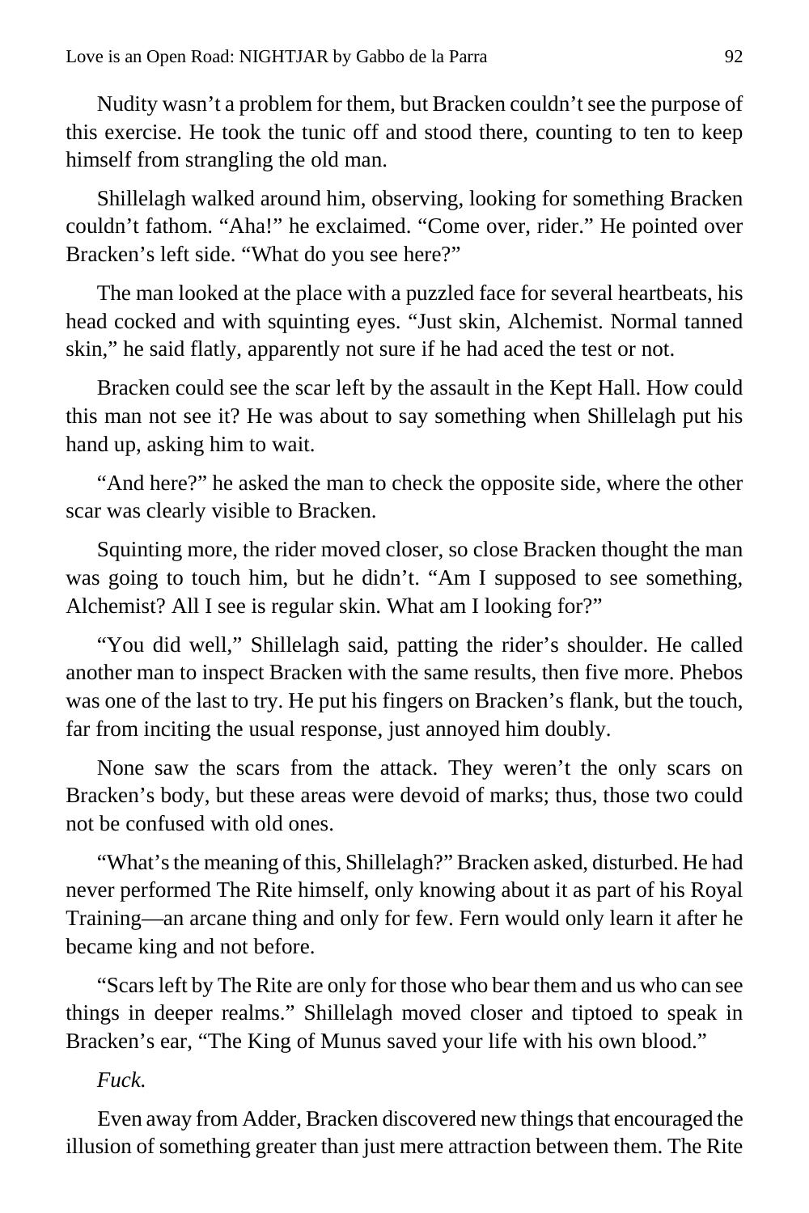Nudity wasn't a problem for them, but Bracken couldn't see the purpose of this exercise. He took the tunic off and stood there, counting to ten to keep himself from strangling the old man.

Shillelagh walked around him, observing, looking for something Bracken couldn't fathom. "Aha!" he exclaimed. "Come over, rider." He pointed over Bracken's left side. "What do you see here?"

The man looked at the place with a puzzled face for several heartbeats, his head cocked and with squinting eyes. "Just skin, Alchemist. Normal tanned skin," he said flatly, apparently not sure if he had aced the test or not.

Bracken could see the scar left by the assault in the Kept Hall. How could this man not see it? He was about to say something when Shillelagh put his hand up, asking him to wait.

"And here?" he asked the man to check the opposite side, where the other scar was clearly visible to Bracken.

Squinting more, the rider moved closer, so close Bracken thought the man was going to touch him, but he didn't. "Am I supposed to see something, Alchemist? All I see is regular skin. What am I looking for?"

"You did well," Shillelagh said, patting the rider's shoulder. He called another man to inspect Bracken with the same results, then five more. Phebos was one of the last to try. He put his fingers on Bracken's flank, but the touch, far from inciting the usual response, just annoyed him doubly.

None saw the scars from the attack. They weren't the only scars on Bracken's body, but these areas were devoid of marks; thus, those two could not be confused with old ones.

"What's the meaning of this, Shillelagh?" Bracken asked, disturbed. He had never performed The Rite himself, only knowing about it as part of his Royal Training—an arcane thing and only for few. Fern would only learn it after he became king and not before.

"Scars left by The Rite are only for those who bear them and us who can see things in deeper realms." Shillelagh moved closer and tiptoed to speak in Bracken's ear, "The King of Munus saved your life with his own blood."

*Fuck.*

Even away from Adder, Bracken discovered new things that encouraged the illusion of something greater than just mere attraction between them. The Rite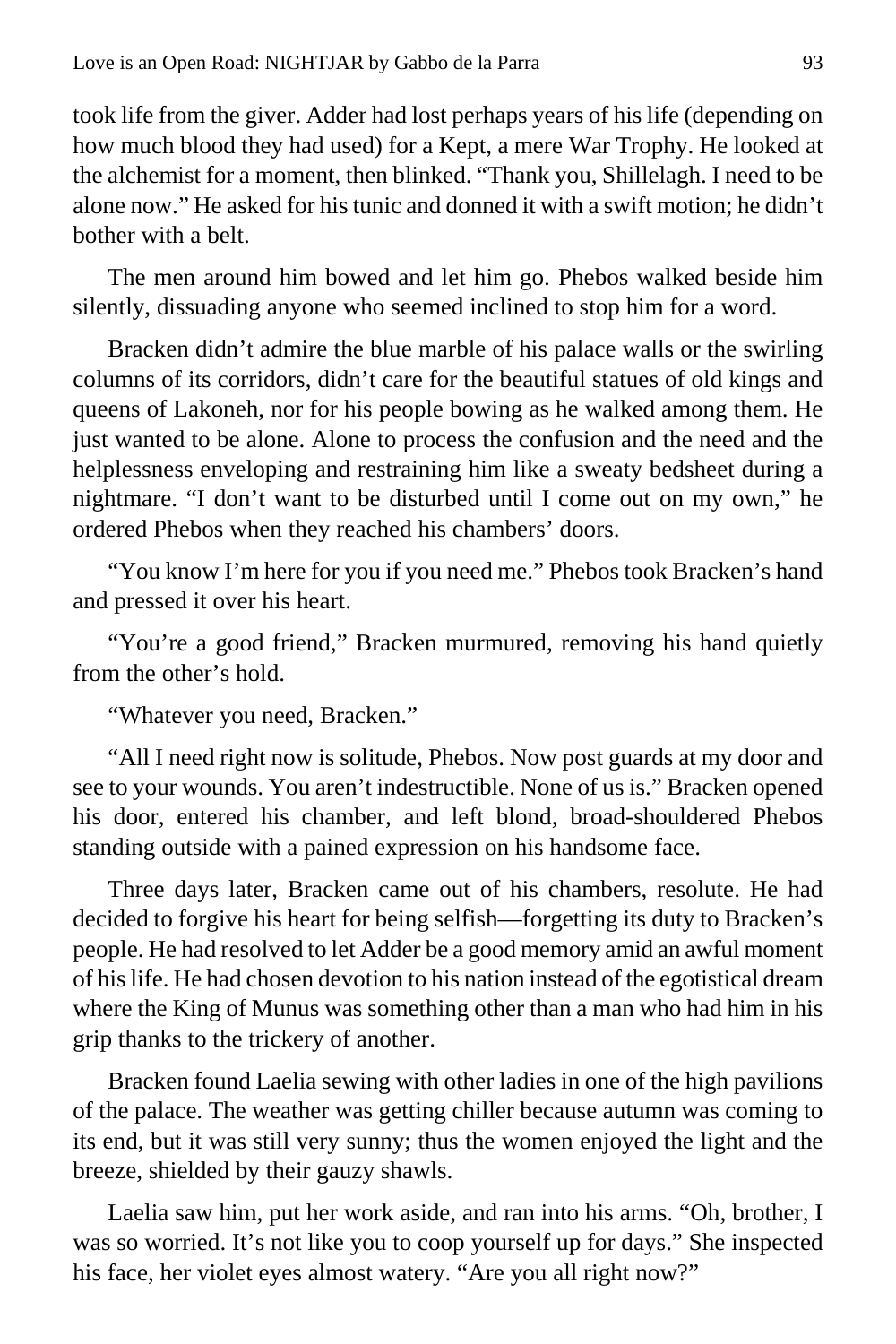took life from the giver. Adder had lost perhaps years of his life (depending on how much blood they had used) for a Kept, a mere War Trophy. He looked at the alchemist for a moment, then blinked. "Thank you, Shillelagh. I need to be alone now." He asked for his tunic and donned it with a swift motion; he didn't bother with a belt.

The men around him bowed and let him go. Phebos walked beside him silently, dissuading anyone who seemed inclined to stop him for a word.

Bracken didn't admire the blue marble of his palace walls or the swirling columns of its corridors, didn't care for the beautiful statues of old kings and queens of Lakoneh, nor for his people bowing as he walked among them. He just wanted to be alone. Alone to process the confusion and the need and the helplessness enveloping and restraining him like a sweaty bedsheet during a nightmare. "I don't want to be disturbed until I come out on my own," he ordered Phebos when they reached his chambers' doors.

"You know I'm here for you if you need me." Phebos took Bracken's hand and pressed it over his heart.

"You're a good friend," Bracken murmured, removing his hand quietly from the other's hold.

"Whatever you need, Bracken."

"All I need right now is solitude, Phebos. Now post guards at my door and see to your wounds. You aren't indestructible. None of us is." Bracken opened his door, entered his chamber, and left blond, broad-shouldered Phebos standing outside with a pained expression on his handsome face.

Three days later, Bracken came out of his chambers, resolute. He had decided to forgive his heart for being selfish—forgetting its duty to Bracken's people. He had resolved to let Adder be a good memory amid an awful moment of his life. He had chosen devotion to his nation instead of the egotistical dream where the King of Munus was something other than a man who had him in his grip thanks to the trickery of another.

Bracken found Laelia sewing with other ladies in one of the high pavilions of the palace. The weather was getting chiller because autumn was coming to its end, but it was still very sunny; thus the women enjoyed the light and the breeze, shielded by their gauzy shawls.

Laelia saw him, put her work aside, and ran into his arms. "Oh, brother, I was so worried. It's not like you to coop yourself up for days." She inspected his face, her violet eyes almost watery. "Are you all right now?"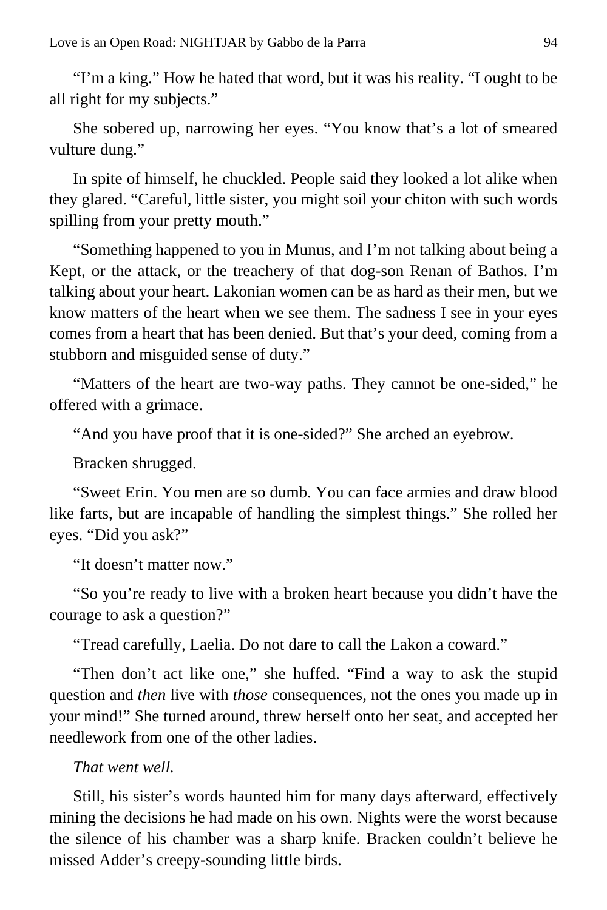"I'm a king." How he hated that word, but it was his reality. "I ought to be all right for my subjects."

She sobered up, narrowing her eyes. "You know that's a lot of smeared vulture dung."

In spite of himself, he chuckled. People said they looked a lot alike when they glared. "Careful, little sister, you might soil your chiton with such words spilling from your pretty mouth."

"Something happened to you in Munus, and I'm not talking about being a Kept, or the attack, or the treachery of that dog-son Renan of Bathos. I'm talking about your heart. Lakonian women can be as hard as their men, but we know matters of the heart when we see them. The sadness I see in your eyes comes from a heart that has been denied. But that's your deed, coming from a stubborn and misguided sense of duty."

"Matters of the heart are two-way paths. They cannot be one-sided," he offered with a grimace.

"And you have proof that it is one-sided?" She arched an eyebrow.

Bracken shrugged.

"Sweet Erin. You men are so dumb. You can face armies and draw blood like farts, but are incapable of handling the simplest things." She rolled her eyes. "Did you ask?"

"It doesn't matter now."

"So you're ready to live with a broken heart because you didn't have the courage to ask a question?"

"Tread carefully, Laelia. Do not dare to call the Lakon a coward."

"Then don't act like one," she huffed. "Find a way to ask the stupid question and *then* live with *those* consequences, not the ones you made up in your mind!" She turned around, threw herself onto her seat, and accepted her needlework from one of the other ladies.

*That went well.*

Still, his sister's words haunted him for many days afterward, effectively mining the decisions he had made on his own. Nights were the worst because the silence of his chamber was a sharp knife. Bracken couldn't believe he missed Adder's creepy-sounding little birds.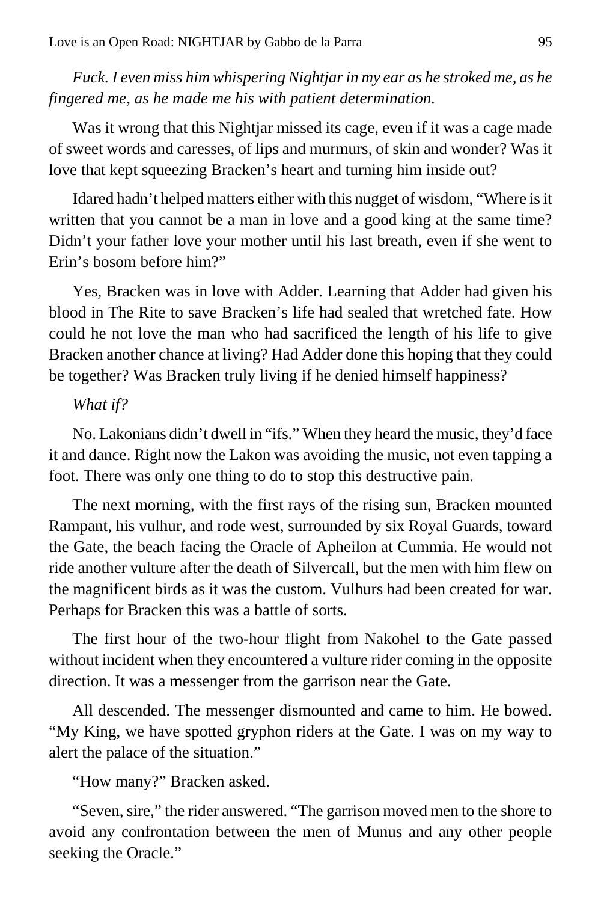*Fuck. I even miss him whispering Nightjar in my ear as he stroked me, as he fingered me, as he made me his with patient determination.*

Was it wrong that this Nightjar missed its cage, even if it was a cage made of sweet words and caresses, of lips and murmurs, of skin and wonder? Was it love that kept squeezing Bracken's heart and turning him inside out?

Idared hadn't helped matters either with this nugget of wisdom, "Where is it written that you cannot be a man in love and a good king at the same time? Didn't your father love your mother until his last breath, even if she went to Erin's bosom before him?"

Yes, Bracken was in love with Adder. Learning that Adder had given his blood in The Rite to save Bracken's life had sealed that wretched fate. How could he not love the man who had sacrificed the length of his life to give Bracken another chance at living? Had Adder done this hoping that they could be together? Was Bracken truly living if he denied himself happiness?

*What if?*

No. Lakonians didn't dwell in "ifs." When they heard the music, they'd face it and dance. Right now the Lakon was avoiding the music, not even tapping a foot. There was only one thing to do to stop this destructive pain.

The next morning, with the first rays of the rising sun, Bracken mounted Rampant, his vulhur, and rode west, surrounded by six Royal Guards, toward the Gate, the beach facing the Oracle of Apheilon at Cummia. He would not ride another vulture after the death of Silvercall, but the men with him flew on the magnificent birds as it was the custom. Vulhurs had been created for war. Perhaps for Bracken this was a battle of sorts.

The first hour of the two-hour flight from Nakohel to the Gate passed without incident when they encountered a vulture rider coming in the opposite direction. It was a messenger from the garrison near the Gate.

All descended. The messenger dismounted and came to him. He bowed. "My King, we have spotted gryphon riders at the Gate. I was on my way to alert the palace of the situation."

"How many?" Bracken asked.

"Seven, sire," the rider answered. "The garrison moved men to the shore to avoid any confrontation between the men of Munus and any other people seeking the Oracle."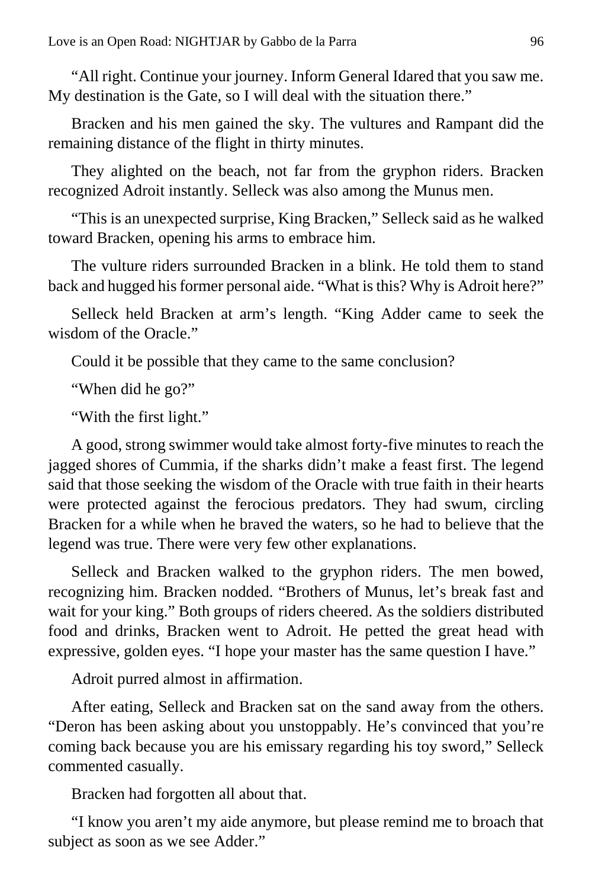"All right. Continue your journey. Inform General Idared that you saw me. My destination is the Gate, so I will deal with the situation there."

Bracken and his men gained the sky. The vultures and Rampant did the remaining distance of the flight in thirty minutes.

They alighted on the beach, not far from the gryphon riders. Bracken recognized Adroit instantly. Selleck was also among the Munus men.

"This is an unexpected surprise, King Bracken," Selleck said as he walked toward Bracken, opening his arms to embrace him.

The vulture riders surrounded Bracken in a blink. He told them to stand back and hugged his former personal aide. "What is this? Why is Adroit here?"

Selleck held Bracken at arm's length. "King Adder came to seek the wisdom of the Oracle."

Could it be possible that they came to the same conclusion?

"When did he go?"

"With the first light."

A good, strong swimmer would take almost forty-five minutes to reach the jagged shores of Cummia, if the sharks didn't make a feast first. The legend said that those seeking the wisdom of the Oracle with true faith in their hearts were protected against the ferocious predators. They had swum, circling Bracken for a while when he braved the waters, so he had to believe that the legend was true. There were very few other explanations.

Selleck and Bracken walked to the gryphon riders. The men bowed, recognizing him. Bracken nodded. "Brothers of Munus, let's break fast and wait for your king." Both groups of riders cheered. As the soldiers distributed food and drinks, Bracken went to Adroit. He petted the great head with expressive, golden eyes. "I hope your master has the same question I have."

Adroit purred almost in affirmation.

After eating, Selleck and Bracken sat on the sand away from the others. "Deron has been asking about you unstoppably. He's convinced that you're coming back because you are his emissary regarding his toy sword," Selleck commented casually.

Bracken had forgotten all about that.

"I know you aren't my aide anymore, but please remind me to broach that subject as soon as we see Adder."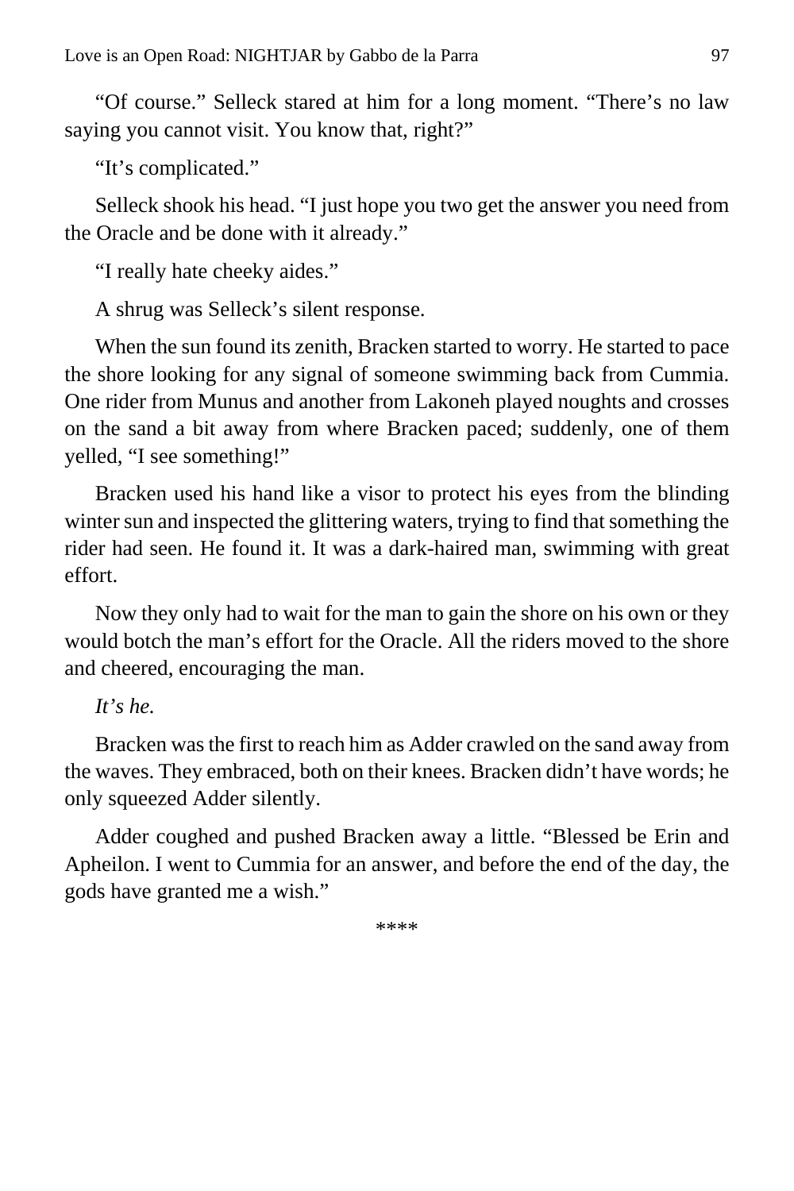“Of course.” Selleck stared at him for a long moment. “There’s no law saying you cannot visit. You know that, right?”

“It’s complicated.”

Selleck shook his head. “I just hope you two get the answer you need from the Oracle and be done with it already.”

“I really hate cheeky aides.”

A shrug was Selleck’s silent response.

When the sun found its zenith, Bracken started to worry. He started to pace the shore looking for any signal of someone swimming back from Cummia. One rider from Munus and another from Lakoneh played noughts and crosses on the sand a bit away from where Bracken paced; suddenly, one of them yelled, “I see something!”

Bracken used his hand like a visor to protect his eyes from the blinding winter sun and inspected the glittering waters, trying to find that something the rider had seen. He found it. It was a dark-haired man, swimming with great effort.

Now they only had to wait for the man to gain the shore on his own or they would botch the man’s effort for the Oracle. All the riders moved to the shore and cheered, encouraging the man.

*It’s he.*

Bracken was the first to reach him as Adder crawled on the sand away from the waves. They embraced, both on their knees. Bracken didn’t have words; he only squeezed Adder silently.

Adder coughed and pushed Bracken away a little. “Blessed be Erin and Apheilon. I went to Cummia for an answer, and before the end of the day, the gods have granted me a wish.”

****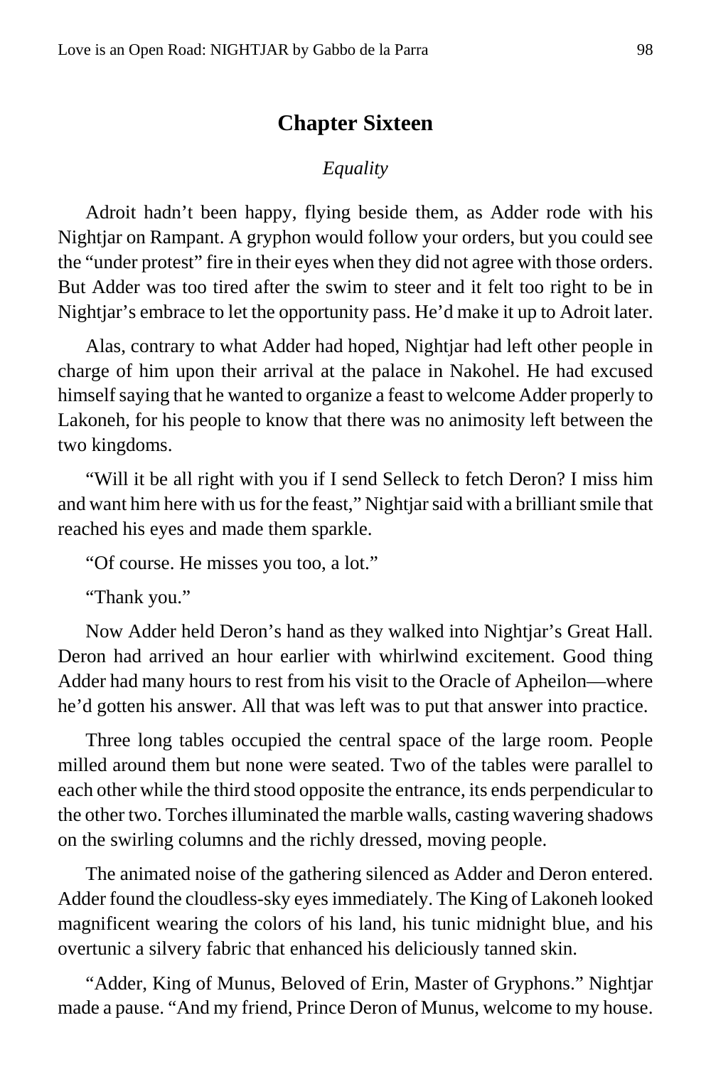## Chapter Sixteen

*Equality*

Adroit hadn't been happy, flying beside them, as Adder rode with his Nightjar on Rampant. A gryphon would follow your orders, but you could see the "under protest" fire in their eyes when they did not agree with those orders. But Adder was too tired after the swim to steer and it felt too right to be in Nightjar's embrace to let the opportunity pass. He'd make it up to Adroit later.

Alas, contrary to what Adder had hoped, Nightjar had left other people in charge of him upon their arrival at the palace in Nakohel. He had excused himself saying that he wanted to organize a feast to welcome Adder properly to Lakoneh, for his people to know that there was no animosity left between the two kingdoms.

"Will it be all right with you if I send Selleck to fetch Deron? I miss him and want him here with us for the feast," Nightjar said with a brilliant smile that reached his eyes and made them sparkle.

"Of course. He misses you too, a lot."

"Thank you."

Now Adder held Deron's hand as they walked into Nightjar's Great Hall. Deron had arrived an hour earlier with whirlwind excitement. Good thing Adder had many hours to rest from his visit to the Oracle of Apheilon—where he'd gotten his answer. All that was left was to put that answer into practice.

Three long tables occupied the central space of the large room. People milled around them but none were seated. Two of the tables were parallel to each other while the third stood opposite the entrance, its ends perpendicular to the other two. Torches illuminated the marble walls, casting wavering shadows on the swirling columns and the richly dressed, moving people.

The animated noise of the gathering silenced as Adder and Deron entered. Adder found the cloudless-sky eyes immediately. The King of Lakoneh looked magnificent wearing the colors of his land, his tunic midnight blue, and his overtunic a silvery fabric that enhanced his deliciously tanned skin.

"Adder, King of Munus, Beloved of Erin, Master of Gryphons." Nightjar made a pause. "And my friend, Prince Deron of Munus, welcome to my house.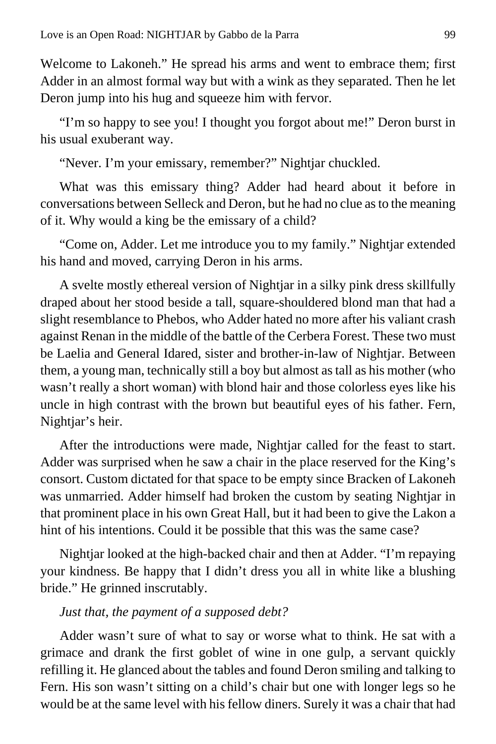Welcome to Lakoneh." He spread his arms and went to embrace them; first Adder in an almost formal way but with a wink as they separated. Then he let Deron jump into his hug and squeeze him with fervor.

"I'm so happy to see you! I thought you forgot about me!" Deron burst in his usual exuberant way.

"Never. I'm your emissary, remember?" Nightjar chuckled.

What was this emissary thing? Adder had heard about it before in conversations between Selleck and Deron, but he had no clue as to the meaning of it. Why would a king be the emissary of a child?

"Come on, Adder. Let me introduce you to my family." Nightjar extended his hand and moved, carrying Deron in his arms.

A svelte mostly ethereal version of Nightjar in a silky pink dress skillfully draped about her stood beside a tall, square-shouldered blond man that had a slight resemblance to Phebos, who Adder hated no more after his valiant crash against Renan in the middle of the battle of the Cerbera Forest. These two must be Laelia and General Idared, sister and brother-in-law of Nightjar. Between them, a young man, technically still a boy but almost as tall as his mother (who wasn't really a short woman) with blond hair and those colorless eyes like his uncle in high contrast with the brown but beautiful eyes of his father. Fern, Nightjar's heir.

After the introductions were made, Nightjar called for the feast to start. Adder was surprised when he saw a chair in the place reserved for the King's consort. Custom dictated for that space to be empty since Bracken of Lakoneh was unmarried. Adder himself had broken the custom by seating Nightjar in that prominent place in his own Great Hall, but it had been to give the Lakon a hint of his intentions. Could it be possible that this was the same case?

Nightjar looked at the high-backed chair and then at Adder. "I'm repaying your kindness. Be happy that I didn't dress you all in white like a blushing bride." He grinned inscrutably.

*Just that, the payment of a supposed debt?*

Adder wasn't sure of what to say or worse what to think. He sat with a grimace and drank the first goblet of wine in one gulp, a servant quickly refilling it. He glanced about the tables and found Deron smiling and talking to Fern. His son wasn't sitting on a child's chair but one with longer legs so he would be at the same level with his fellow diners. Surely it was a chair that had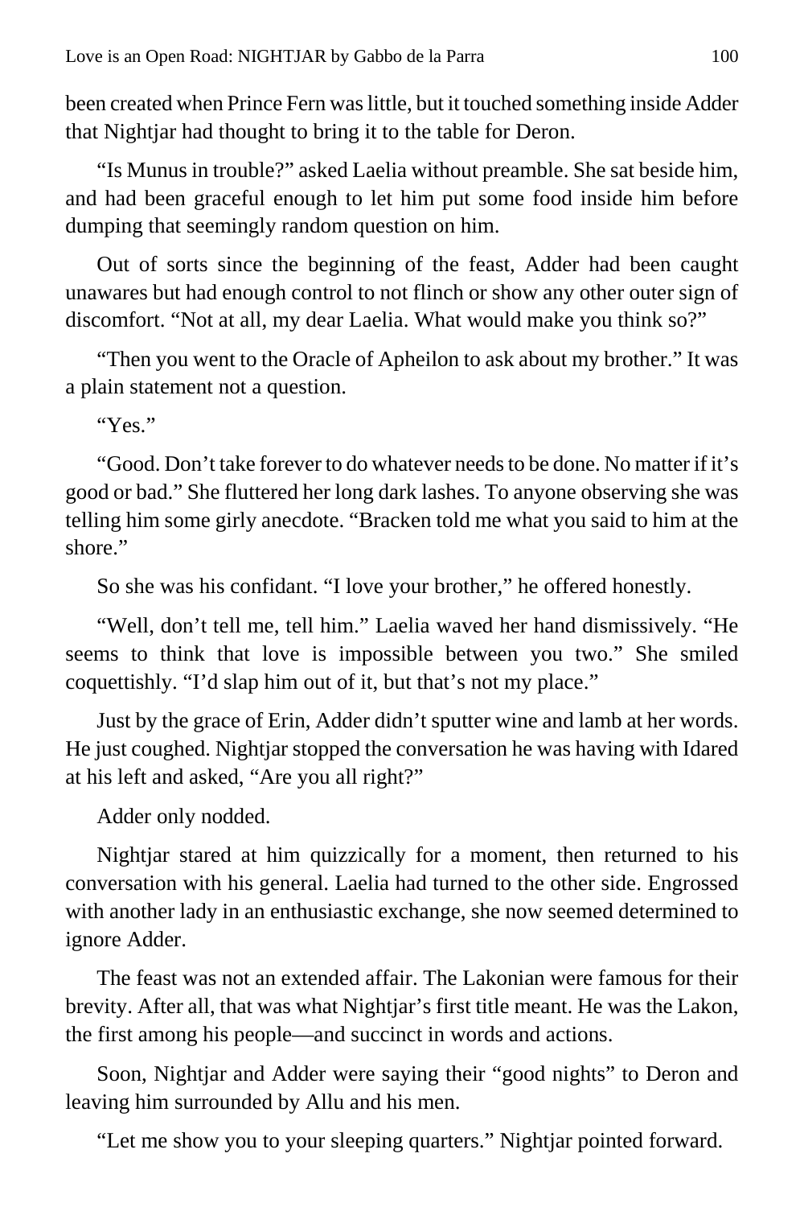been created when Prince Fern was little, but it touched something inside Adder that Nightjar had thought to bring it to the table for Deron.

"Is Munus in trouble?" asked Laelia without preamble. She sat beside him, and had been graceful enough to let him put some food inside him before dumping that seemingly random question on him.

Out of sorts since the beginning of the feast, Adder had been caught unawares but had enough control to not flinch or show any other outer sign of discomfort. "Not at all, my dear Laelia. What would make you think so?"

"Then you went to the Oracle of Apheilon to ask about my brother." It was a plain statement not a question.

"Yes."

"Good. Don't take forever to do whatever needs to be done. No matter if it's good or bad." She fluttered her long dark lashes. To anyone observing she was telling him some girly anecdote. "Bracken told me what you said to him at the shore."

So she was his confidant. "I love your brother," he offered honestly.

"Well, don't tell me, tell him." Laelia waved her hand dismissively. "He seems to think that love is impossible between you two." She smiled coquettishly. "I'd slap him out of it, but that's not my place."

Just by the grace of Erin, Adder didn't sputter wine and lamb at her words. He just coughed. Nightjar stopped the conversation he was having with Idared at his left and asked, "Are you all right?"

Adder only nodded.

Nightjar stared at him quizzically for a moment, then returned to his conversation with his general. Laelia had turned to the other side. Engrossed with another lady in an enthusiastic exchange, she now seemed determined to ignore Adder.

The feast was not an extended affair. The Lakonian were famous for their brevity. After all, that was what Nightjar's first title meant. He was the Lakon, the first among his people—and succinct in words and actions.

Soon, Nightjar and Adder were saying their "good nights" to Deron and leaving him surrounded by Allu and his men.

"Let me show you to your sleeping quarters." Nightjar pointed forward.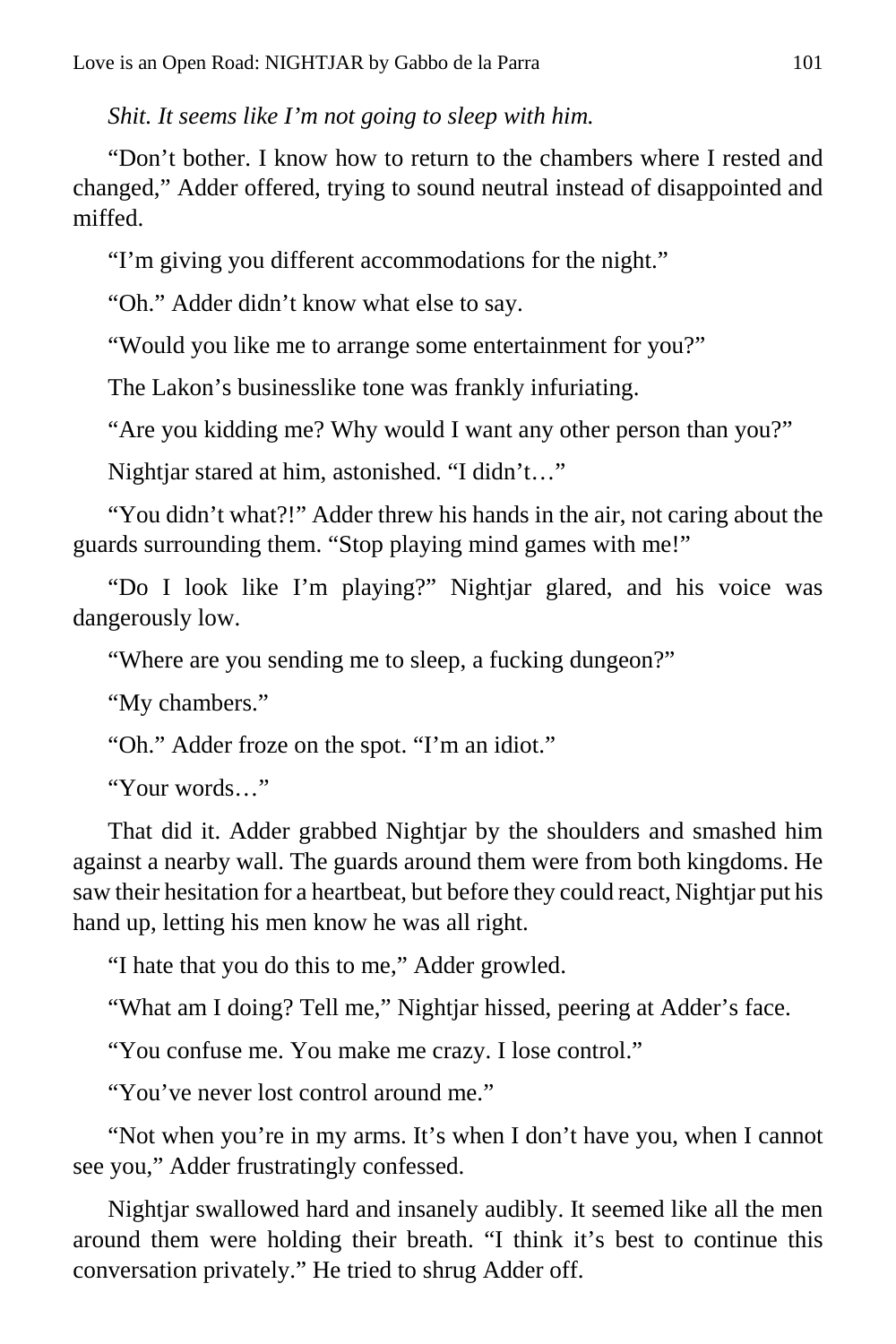*Shit. It seems like I'm not going to sleep with him.*

"Don't bother. I know how to return to the chambers where I rested and changed," Adder offered, trying to sound neutral instead of disappointed and miffed.

"I'm giving you different accommodations for the night."

"Oh." Adder didn't know what else to say.

"Would you like me to arrange some entertainment for you?"

The Lakon's businesslike tone was frankly infuriating.

"Are you kidding me? Why would I want any other person than you?"

Nightjar stared at him, astonished. "I didn't…"

"You didn't what?!" Adder threw his hands in the air, not caring about the guards surrounding them. "Stop playing mind games with me!"

"Do I look like I'm playing?" Nightjar glared, and his voice was dangerously low.

"Where are you sending me to sleep, a fucking dungeon?"

"My chambers."

"Oh." Adder froze on the spot. "I'm an idiot."

"Your words…"

That did it. Adder grabbed Nightjar by the shoulders and smashed him against a nearby wall. The guards around them were from both kingdoms. He saw their hesitation for a heartbeat, but before they could react, Nightjar put his hand up, letting his men know he was all right.

"I hate that you do this to me," Adder growled.

"What am I doing? Tell me," Nightjar hissed, peering at Adder's face.

"You confuse me. You make me crazy. I lose control."

"You've never lost control around me."

"Not when you're in my arms. It's when I don't have you, when I cannot see you," Adder frustratingly confessed.

Nightjar swallowed hard and insanely audibly. It seemed like all the men around them were holding their breath. "I think it's best to continue this conversation privately." He tried to shrug Adder off.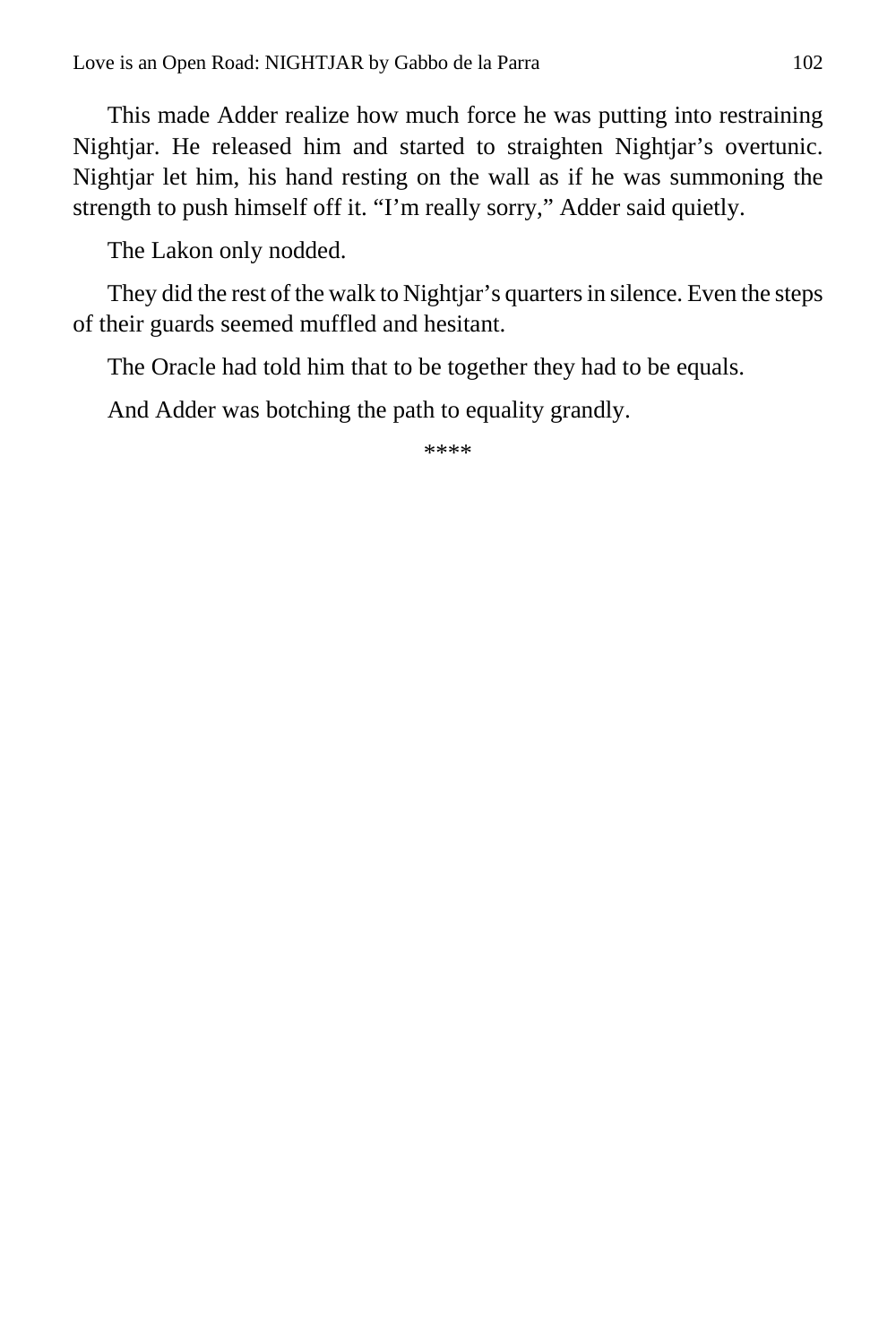This made Adder realize how much force he was putting into restraining Nightjar. He released him and started to straighten Nightjar's overtunic. Nightjar let him, his hand resting on the wall as if he was summoning the strength to push himself off it. "I'm really sorry," Adder said quietly.

The Lakon only nodded.

They did the rest of the walk to Nightjar's quarters in silence. Even the steps of their guards seemed muffled and hesitant.

The Oracle had told him that to be together they had to be equals.

And Adder was botching the path to equality grandly.

****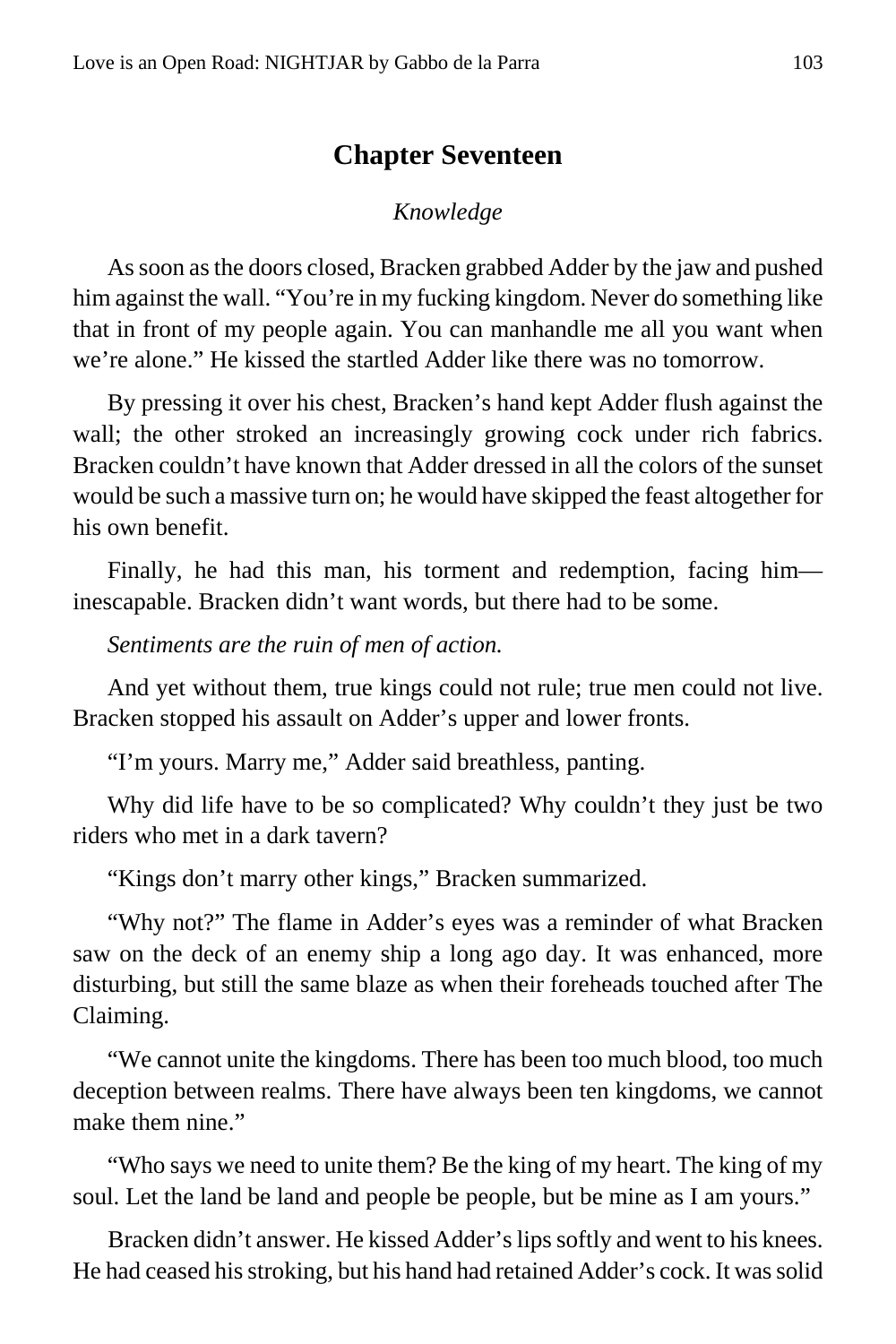## Chapter Seventeen

*Knowledge*

As soon as the doors closed, Bracken grabbed Adder by the jaw and pushed him against the wall. "You're in my fucking kingdom. Never do something like that in front of my people again. You can manhandle me all you want when we're alone." He kissed the startled Adder like there was no tomorrow.

By pressing it over his chest, Bracken's hand kept Adder flush against the wall; the other stroked an increasingly growing cock under rich fabrics. Bracken couldn't have known that Adder dressed in all the colors of the sunset would be such a massive turn on; he would have skipped the feast altogether for his own benefit.

Finally, he had this man, his torment and redemption, facing him—inescapable. Bracken didn't want words, but there had to be some.

*Sentiments are the ruin of men of action.*

And yet without them, true kings could not rule; true men could not live. Bracken stopped his assault on Adder's upper and lower fronts.

"I'm yours. Marry me," Adder said breathless, panting.

Why did life have to be so complicated? Why couldn't they just be two riders who met in a dark tavern?

"Kings don't marry other kings," Bracken summarized.

"Why not?" The flame in Adder's eyes was a reminder of what Bracken saw on the deck of an enemy ship a long ago day. It was enhanced, more disturbing, but still the same blaze as when their foreheads touched after The Claiming.

"We cannot unite the kingdoms. There has been too much blood, too much deception between realms. There have always been ten kingdoms, we cannot make them nine."

"Who says we need to unite them? Be the king of my heart. The king of my soul. Let the land be land and people be people, but be mine as I am yours."

Bracken didn't answer. He kissed Adder's lips softly and went to his knees. He had ceased his stroking, but his hand had retained Adder's cock. It was solid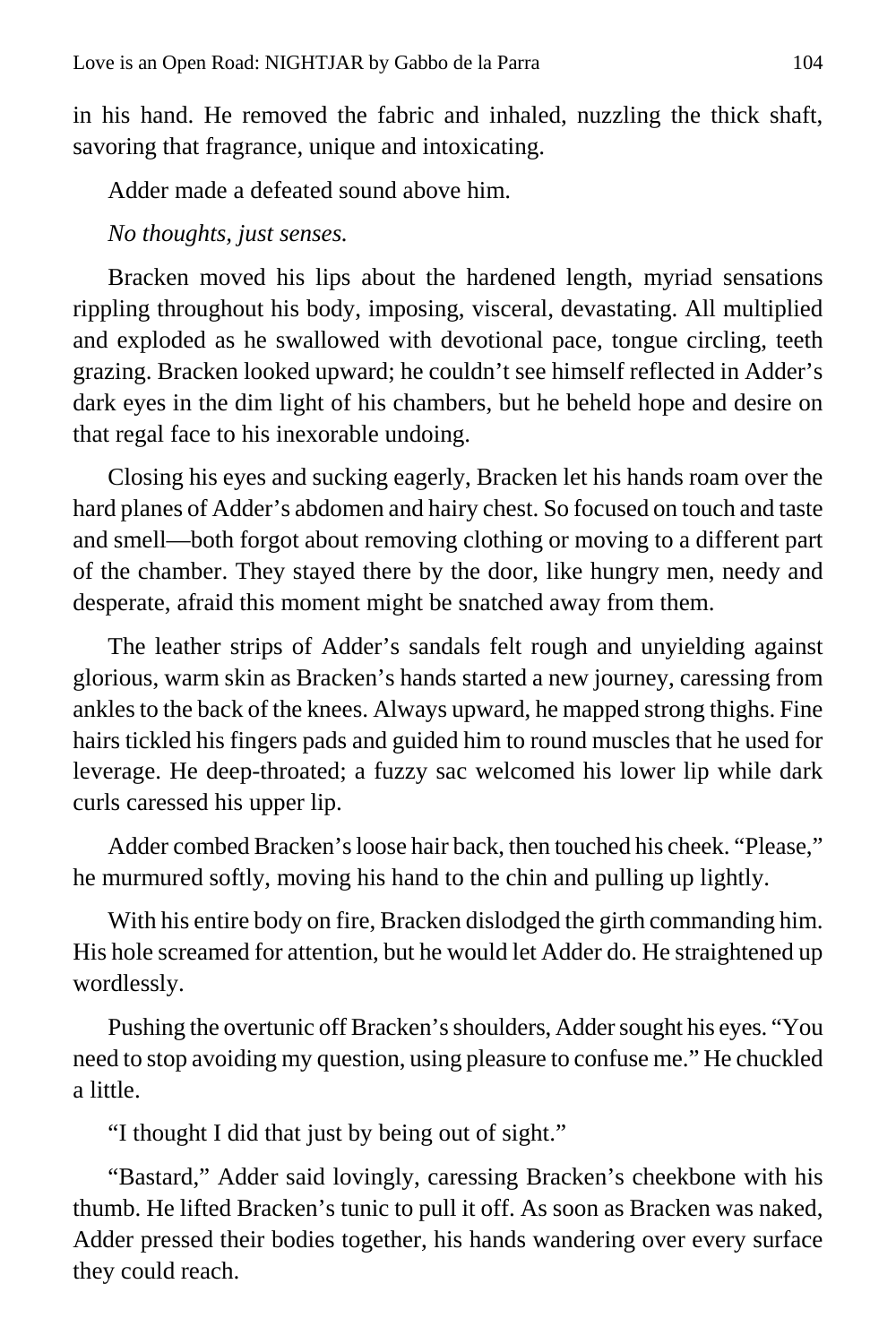in his hand. He removed the fabric and inhaled, nuzzling the thick shaft, savoring that fragrance, unique and intoxicating.

Adder made a defeated sound above him.

*No thoughts, just senses.*

Bracken moved his lips about the hardened length, myriad sensations rippling throughout his body, imposing, visceral, devastating. All multiplied and exploded as he swallowed with devotional pace, tongue circling, teeth grazing. Bracken looked upward; he couldn't see himself reflected in Adder's dark eyes in the dim light of his chambers, but he beheld hope and desire on that regal face to his inexorable undoing.

Closing his eyes and sucking eagerly, Bracken let his hands roam over the hard planes of Adder's abdomen and hairy chest. So focused on touch and taste and smell—both forgot about removing clothing or moving to a different part of the chamber. They stayed there by the door, like hungry men, needy and desperate, afraid this moment might be snatched away from them.

The leather strips of Adder's sandals felt rough and unyielding against glorious, warm skin as Bracken's hands started a new journey, caressing from ankles to the back of the knees. Always upward, he mapped strong thighs. Fine hairs tickled his fingers pads and guided him to round muscles that he used for leverage. He deep-throated; a fuzzy sac welcomed his lower lip while dark curls caressed his upper lip.

Adder combed Bracken's loose hair back, then touched his cheek. "Please," he murmured softly, moving his hand to the chin and pulling up lightly.

With his entire body on fire, Bracken dislodged the girth commanding him. His hole screamed for attention, but he would let Adder do. He straightened up wordlessly.

Pushing the overtunic off Bracken's shoulders, Adder sought his eyes. "You need to stop avoiding my question, using pleasure to confuse me." He chuckled a little.

"I thought I did that just by being out of sight."

"Bastard," Adder said lovingly, caressing Bracken's cheekbone with his thumb. He lifted Bracken's tunic to pull it off. As soon as Bracken was naked, Adder pressed their bodies together, his hands wandering over every surface they could reach.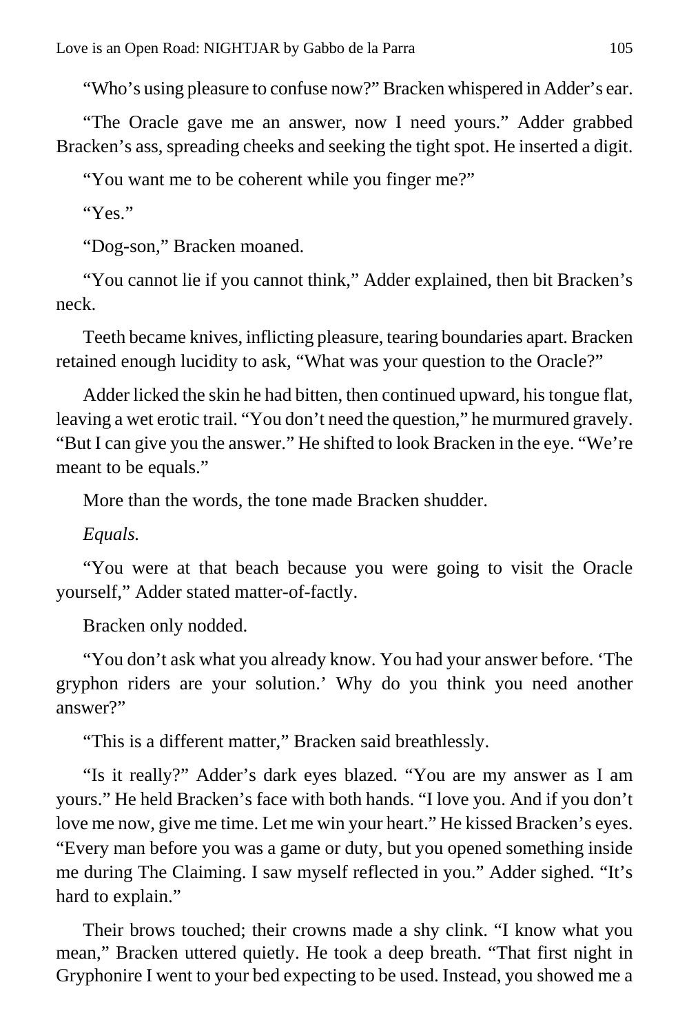"Who's using pleasure to confuse now?" Bracken whispered in Adder's ear.

"The Oracle gave me an answer, now I need yours." Adder grabbed Bracken's ass, spreading cheeks and seeking the tight spot. He inserted a digit.

"You want me to be coherent while you finger me?"

"Yes."

"Dog-son," Bracken moaned.

"You cannot lie if you cannot think," Adder explained, then bit Bracken's neck.

Teeth became knives, inflicting pleasure, tearing boundaries apart. Bracken retained enough lucidity to ask, "What was your question to the Oracle?"

Adder licked the skin he had bitten, then continued upward, his tongue flat, leaving a wet erotic trail. "You don't need the question," he murmured gravely. "But I can give you the answer." He shifted to look Bracken in the eye. "We're meant to be equals."

More than the words, the tone made Bracken shudder.

*Equals.*

"You were at that beach because you were going to visit the Oracle yourself," Adder stated matter-of-factly.

Bracken only nodded.

"You don't ask what you already know. You had your answer before. 'The gryphon riders are your solution.' Why do you think you need another answer?"

"This is a different matter," Bracken said breathlessly.

"Is it really?" Adder's dark eyes blazed. "You are my answer as I am yours." He held Bracken's face with both hands. "I love you. And if you don't love me now, give me time. Let me win your heart." He kissed Bracken's eyes. "Every man before you was a game or duty, but you opened something inside me during The Claiming. I saw myself reflected in you." Adder sighed. "It's hard to explain."

Their brows touched; their crowns made a shy clink. "I know what you mean," Bracken uttered quietly. He took a deep breath. "That first night in Gryphonire I went to your bed expecting to be used. Instead, you showed me a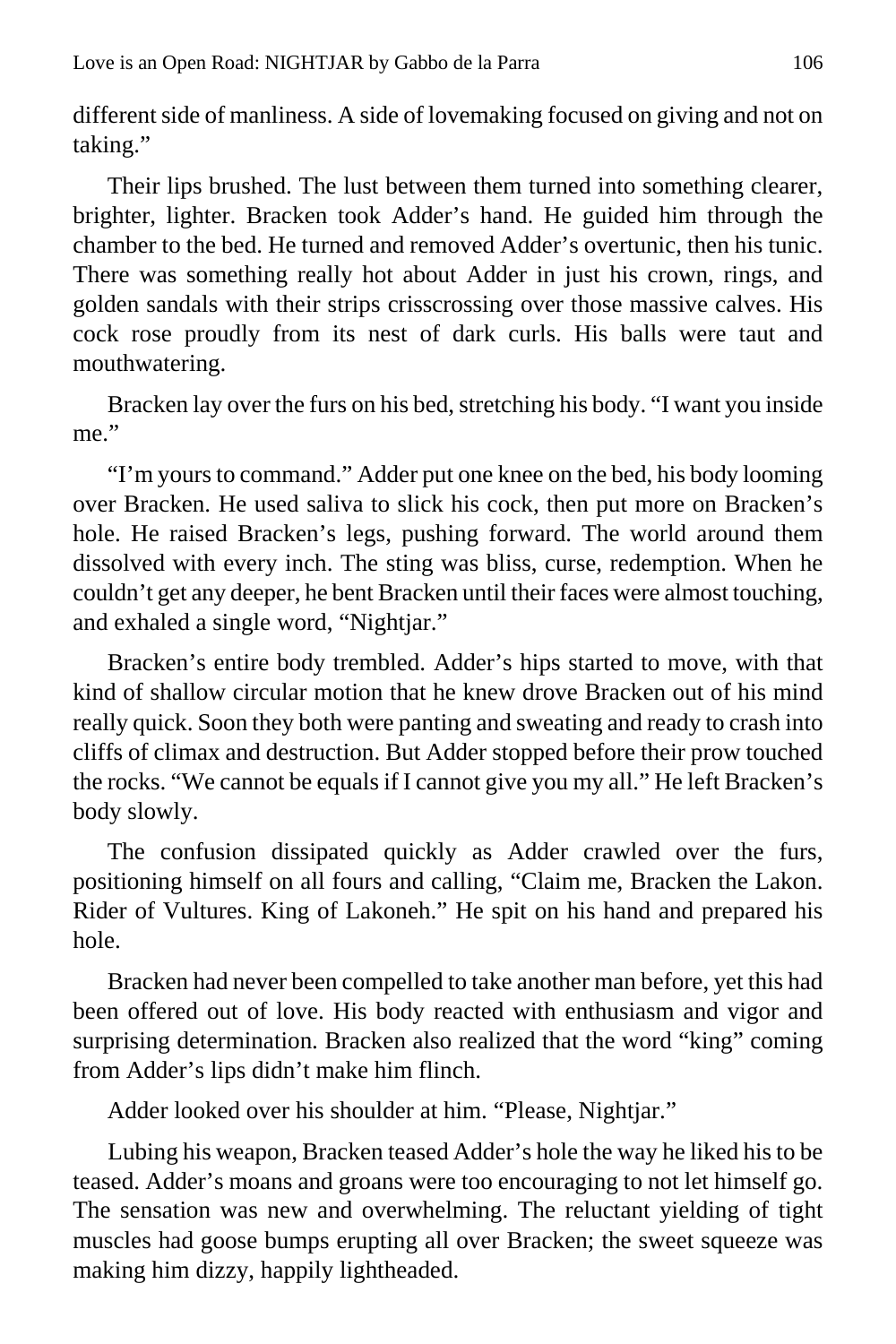different side of manliness. A side of lovemaking focused on giving and not on taking."

Their lips brushed. The lust between them turned into something clearer, brighter, lighter. Bracken took Adder's hand. He guided him through the chamber to the bed. He turned and removed Adder's overtunic, then his tunic. There was something really hot about Adder in just his crown, rings, and golden sandals with their strips crisscrossing over those massive calves. His cock rose proudly from its nest of dark curls. His balls were taut and mouthwatering.

Bracken lay over the furs on his bed, stretching his body. "I want you inside me."

"I'm yours to command." Adder put one knee on the bed, his body looming over Bracken. He used saliva to slick his cock, then put more on Bracken's hole. He raised Bracken's legs, pushing forward. The world around them dissolved with every inch. The sting was bliss, curse, redemption. When he couldn't get any deeper, he bent Bracken until their faces were almost touching, and exhaled a single word, "Nightjar."

Bracken's entire body trembled. Adder's hips started to move, with that kind of shallow circular motion that he knew drove Bracken out of his mind really quick. Soon they both were panting and sweating and ready to crash into cliffs of climax and destruction. But Adder stopped before their prow touched the rocks. "We cannot be equals if I cannot give you my all." He left Bracken's body slowly.

The confusion dissipated quickly as Adder crawled over the furs, positioning himself on all fours and calling, "Claim me, Bracken the Lakon. Rider of Vultures. King of Lakoneh." He spit on his hand and prepared his hole.

Bracken had never been compelled to take another man before, yet this had been offered out of love. His body reacted with enthusiasm and vigor and surprising determination. Bracken also realized that the word "king" coming from Adder's lips didn't make him flinch.

Adder looked over his shoulder at him. "Please, Nightjar."

Lubing his weapon, Bracken teased Adder's hole the way he liked his to be teased. Adder's moans and groans were too encouraging to not let himself go. The sensation was new and overwhelming. The reluctant yielding of tight muscles had goose bumps erupting all over Bracken; the sweet squeeze was making him dizzy, happily lightheaded.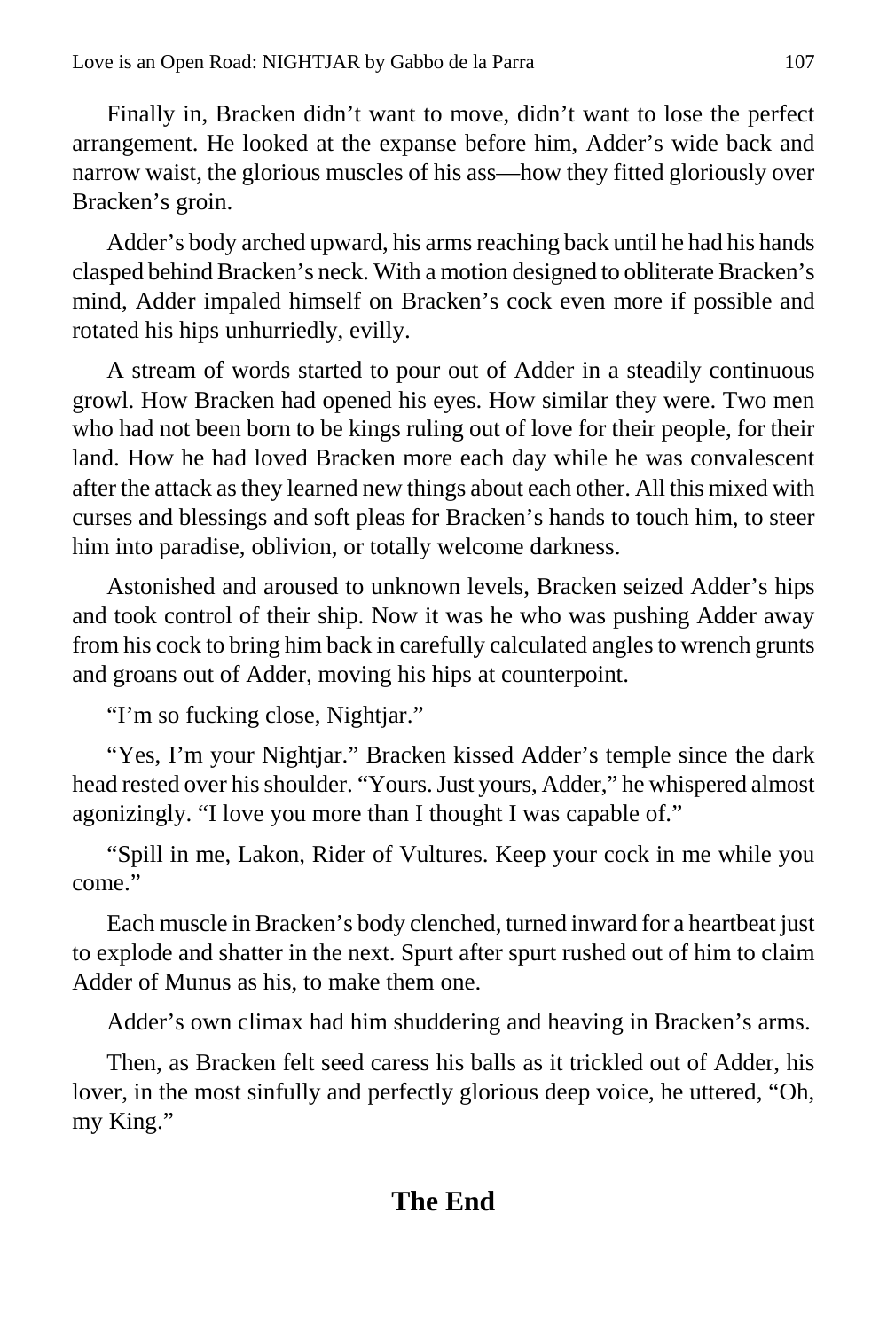Finally in, Bracken didn't want to move, didn't want to lose the perfect arrangement. He looked at the expanse before him, Adder's wide back and narrow waist, the glorious muscles of his ass—how they fitted gloriously over Bracken's groin.

Adder's body arched upward, his arms reaching back until he had his hands clasped behind Bracken's neck. With a motion designed to obliterate Bracken's mind, Adder impaled himself on Bracken's cock even more if possible and rotated his hips unhurriedly, evilly.

A stream of words started to pour out of Adder in a steadily continuous growl. How Bracken had opened his eyes. How similar they were. Two men who had not been born to be kings ruling out of love for their people, for their land. How he had loved Bracken more each day while he was convalescent after the attack as they learned new things about each other. All this mixed with curses and blessings and soft pleas for Bracken's hands to touch him, to steer him into paradise, oblivion, or totally welcome darkness.

Astonished and aroused to unknown levels, Bracken seized Adder's hips and took control of their ship. Now it was he who was pushing Adder away from his cock to bring him back in carefully calculated angles to wrench grunts and groans out of Adder, moving his hips at counterpoint.

"I'm so fucking close, Nightjar."

"Yes, I'm your Nightjar." Bracken kissed Adder's temple since the dark head rested over his shoulder. "Yours. Just yours, Adder," he whispered almost agonizingly. "I love you more than I thought I was capable of."

"Spill in me, Lakon, Rider of Vultures. Keep your cock in me while you come."

Each muscle in Bracken's body clenched, turned inward for a heartbeat just to explode and shatter in the next. Spurt after spurt rushed out of him to claim Adder of Munus as his, to make them one.

Adder's own climax had him shuddering and heaving in Bracken's arms.

Then, as Bracken felt seed caress his balls as it trickled out of Adder, his lover, in the most sinfully and perfectly glorious deep voice, he uttered, "Oh, my King."

## The End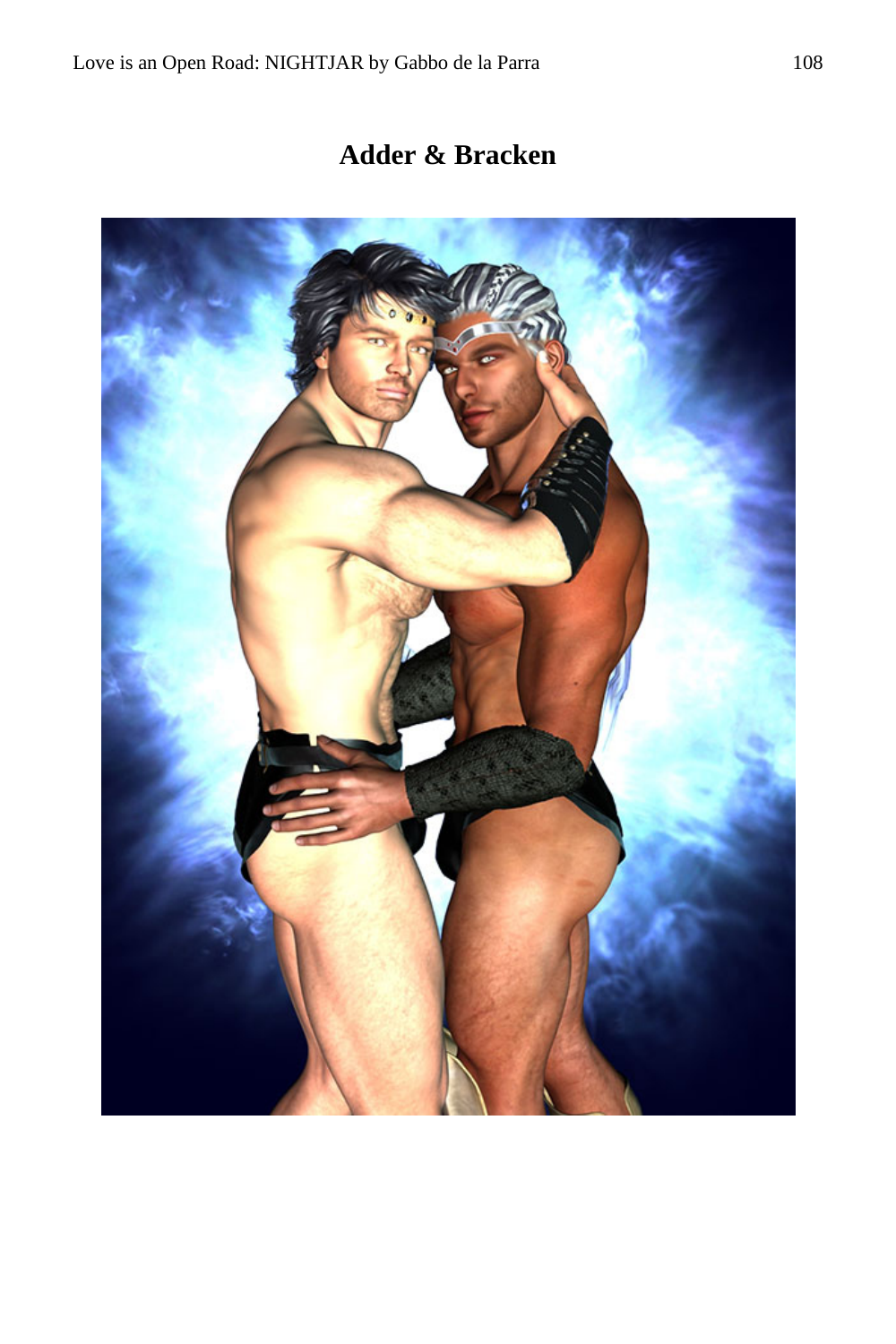**Adder & Bracken**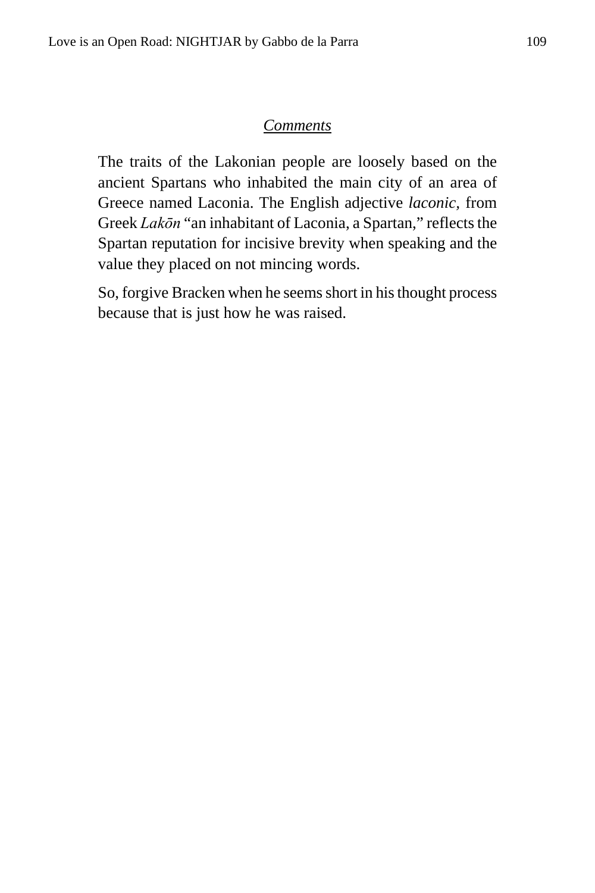## *Comments*

The traits of the Lakonian people are loosely based on the ancient Spartans who inhabited the main city of an area of Greece named Laconia. The English adjective *laconic*, from Greek *Lakōn* "an inhabitant of Laconia, a Spartan," reflects the Spartan reputation for incisive brevity when speaking and the value they placed on not mincing words.

So, forgive Bracken when he seems short in his thought process because that is just how he was raised.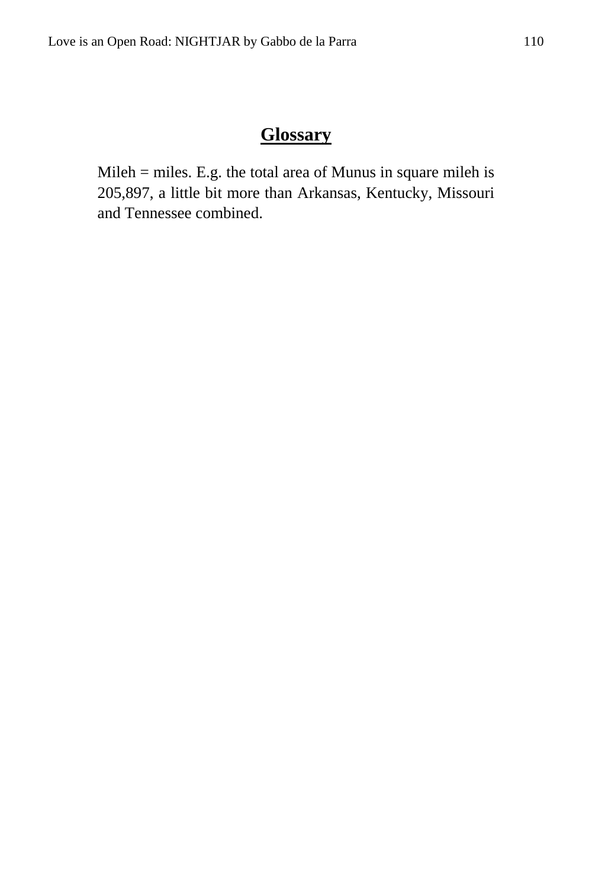## Glossary

Mileh = miles. E.g. the total area of Munus in square mileh is 205,897, a little bit more than Arkansas, Kentucky, Missouri and Tennessee combined.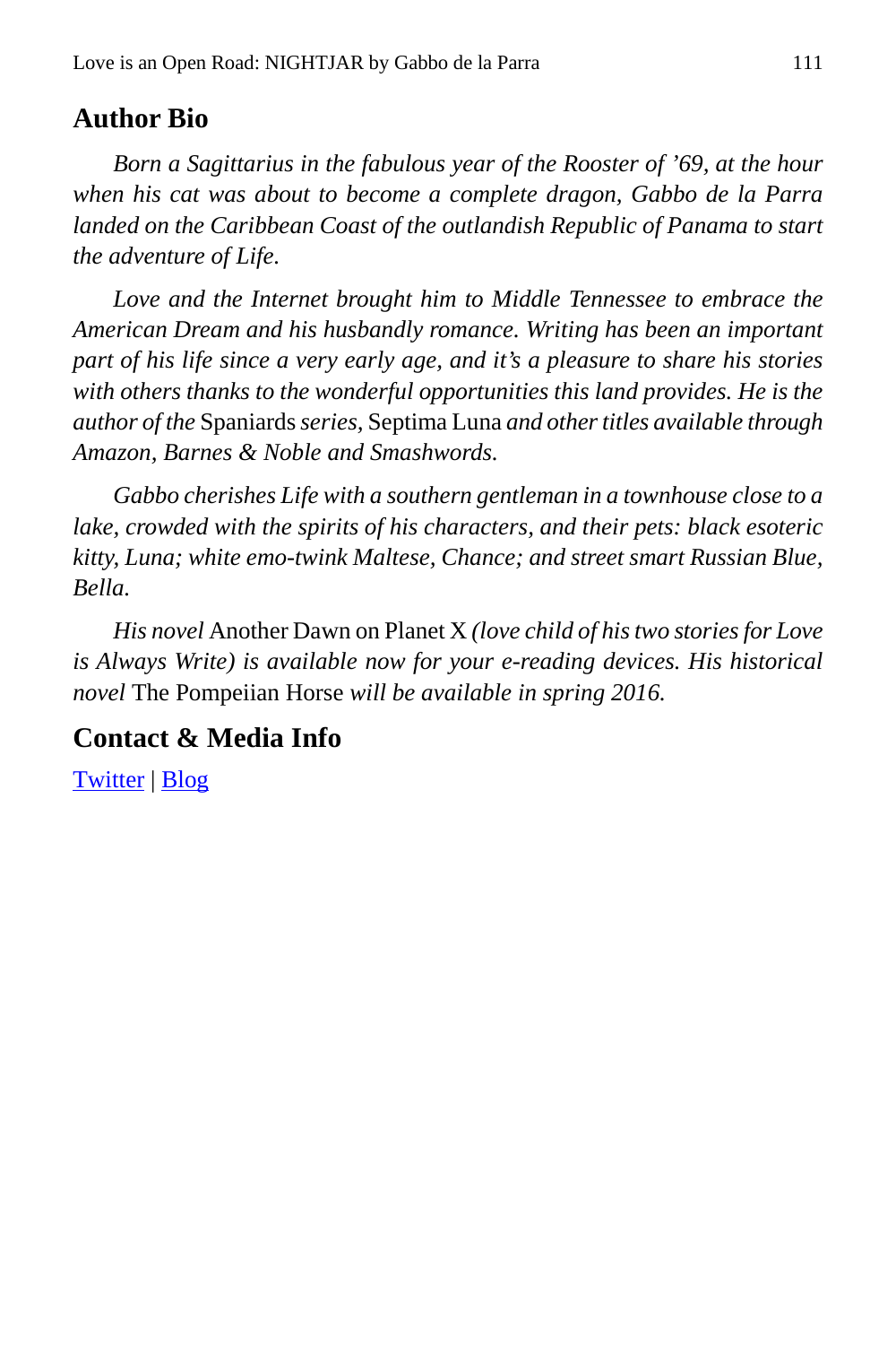## Author Bio

*Born a Sagittarius in the fabulous year of the Rooster of '69, at the hour when his cat was about to become a complete dragon, Gabbo de la Parra landed on the Caribbean Coast of the outlandish Republic of Panama to start the adventure of Life.*

*Love and the Internet brought him to Middle Tennessee to embrace the American Dream and his husbandly romance. Writing has been an important part of his life since a very early age, and it's a pleasure to share his stories with others thanks to the wonderful opportunities this land provides. He is the author of the* Spaniards *series,* Septima Luna *and other titles available through Amazon, Barnes & Noble and Smashwords.*

*Gabbo cherishes Life with a southern gentleman in a townhouse close to a lake, crowded with the spirits of his characters, and their pets: black esoteric kitty, Luna; white emo-twink Maltese, Chance; and street smart Russian Blue, Bella.*

*His novel* Another Dawn on Planet X *(love child of his two stories for Love is Always Write) is available now for your e-reading devices. His historical novel* The Pompeiian Horse *will be available in spring 2016.*

## Contact & Media Info

Twitter | Blog